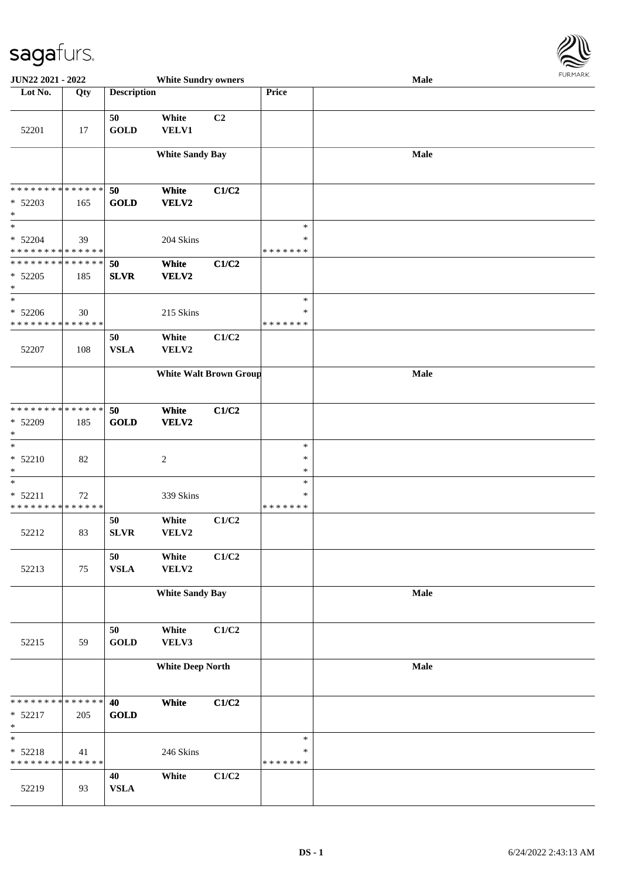sagafurs.

JUN22 2021 - 2022 — White Sundry owners — Male

| Lot No. | Qty | Description | | | Price | |
|---|---|---|---|---|---|---|
| 52201 | 17 | 50 GOLD | White VELV1 | C2 | | |
| | | White Sandy Bay | | | | Male |
| * * * * * * * * * * * * * * * 52203 * | 165 | 50 GOLD | White VELV2 | C1/C2 | | |
| * * 52204 * * * * * * * * * * * * * * | 39 | | 204 Skins | | * * * * * * * * * | |
| * * * * * * * * * * * * * * * 52205 * | 185 | 50 SLVR | White VELV2 | C1/C2 | | |
| * * 52206 * * * * * * * * * * * * * * | 30 | | 215 Skins | | * * * * * * * * * | |
| 52207 | 108 | 50 VSLA | White VELV2 | C1/C2 | | |
| | | White Walt Brown Group | | | | Male |
| * * * * * * * * * * * * * * * 52209 * | 185 | 50 GOLD | White VELV2 | C1/C2 | | |
| * * 52210 * | 82 | | 2 | | * * * | |
| * * 52211 * * * * * * * * * * * * * * | 72 | | 339 Skins | | * * * * * * * * * | |
| 52212 | 83 | 50 SLVR | White VELV2 | C1/C2 | | |
| 52213 | 75 | 50 VSLA | White VELV2 | C1/C2 | | |
| | | White Sandy Bay | | | | Male |
| 52215 | 59 | 50 GOLD | White VELV3 | C1/C2 | | |
| | | White Deep North | | | | Male |
| * * * * * * * * * * * * * * * 52217 * | 205 | 40 GOLD | White | C1/C2 | | |
| * * 52218 * * * * * * * * * * * * * * | 41 | | 246 Skins | | * * * * * * * * * | |
| 52219 | 93 | 40 VSLA | White | C1/C2 | | |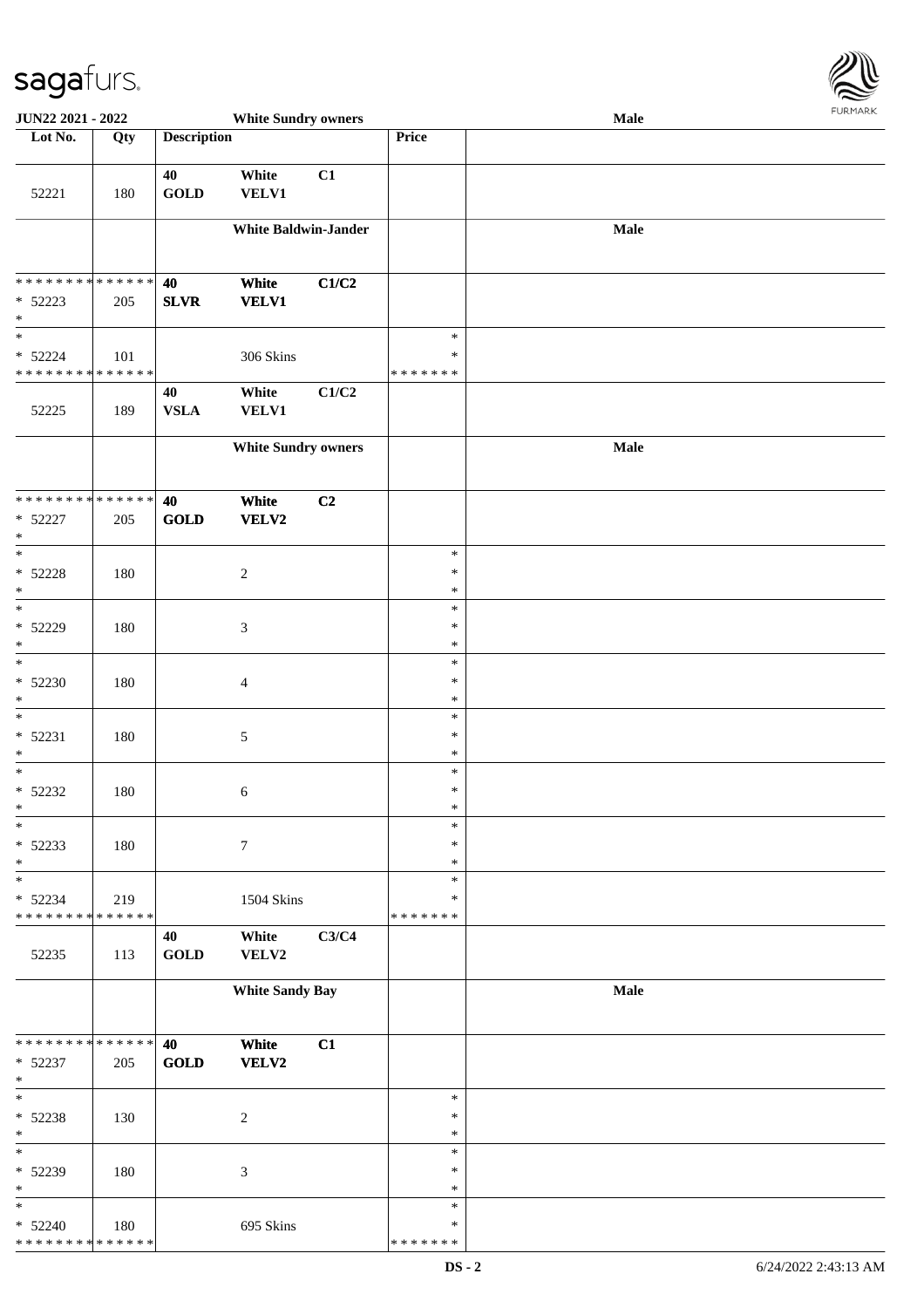| Lot No. | Qty | Description | | | Price | |
|---|---|---|---|---|---|---|
| 52221 | 180 | 40 GOLD | White VELV1 | C1 | | |
| | | White Baldwin-Jander | | | | Male |
| * * * * * * * * * * * * * * * 52223 * | 205 | 40 SLVR | White VELV1 | C1/C2 | | |
| * * 52224 * * * * * * * * * * * * * * | 101 | | 306 Skins | | * * * * * * * * * | |
| 52225 | 189 | 40 VSLA | White VELV1 | C1/C2 | | |
| | | White Sundry owners | | | | Male |
| * * * * * * * * * * * * * * * 52227 * | 205 | 40 GOLD | White VELV2 | C2 | | |
| * * 52228 * | 180 | | 2 | | * * * | |
| * * 52229 * | 180 | | 3 | | * * * | |
| * * 52230 * | 180 | | 4 | | * * * | |
| * * 52231 * | 180 | | 5 | | * * * | |
| * * 52232 * | 180 | | 6 | | * * * | |
| * * 52233 * | 180 | | 7 | | * * * | |
| * * 52234 * * * * * * * * * * * * * * | 219 | | 1504 Skins | | * * * * * * * * * | |
| 52235 | 113 | 40 GOLD | White VELV2 | C3/C4 | | |
| | | White Sandy Bay | | | | Male |
| * * * * * * * * * * * * * * * 52237 * | 205 | 40 GOLD | White VELV2 | C1 | | |
| * * 52238 * | 130 | | 2 | | * * * | |
| * * 52239 * | 180 | | 3 | | * * * | |
| * * 52240 * * * * * * * * * * * * * * | 180 | | 695 Skins | | * * * * * * * * * | |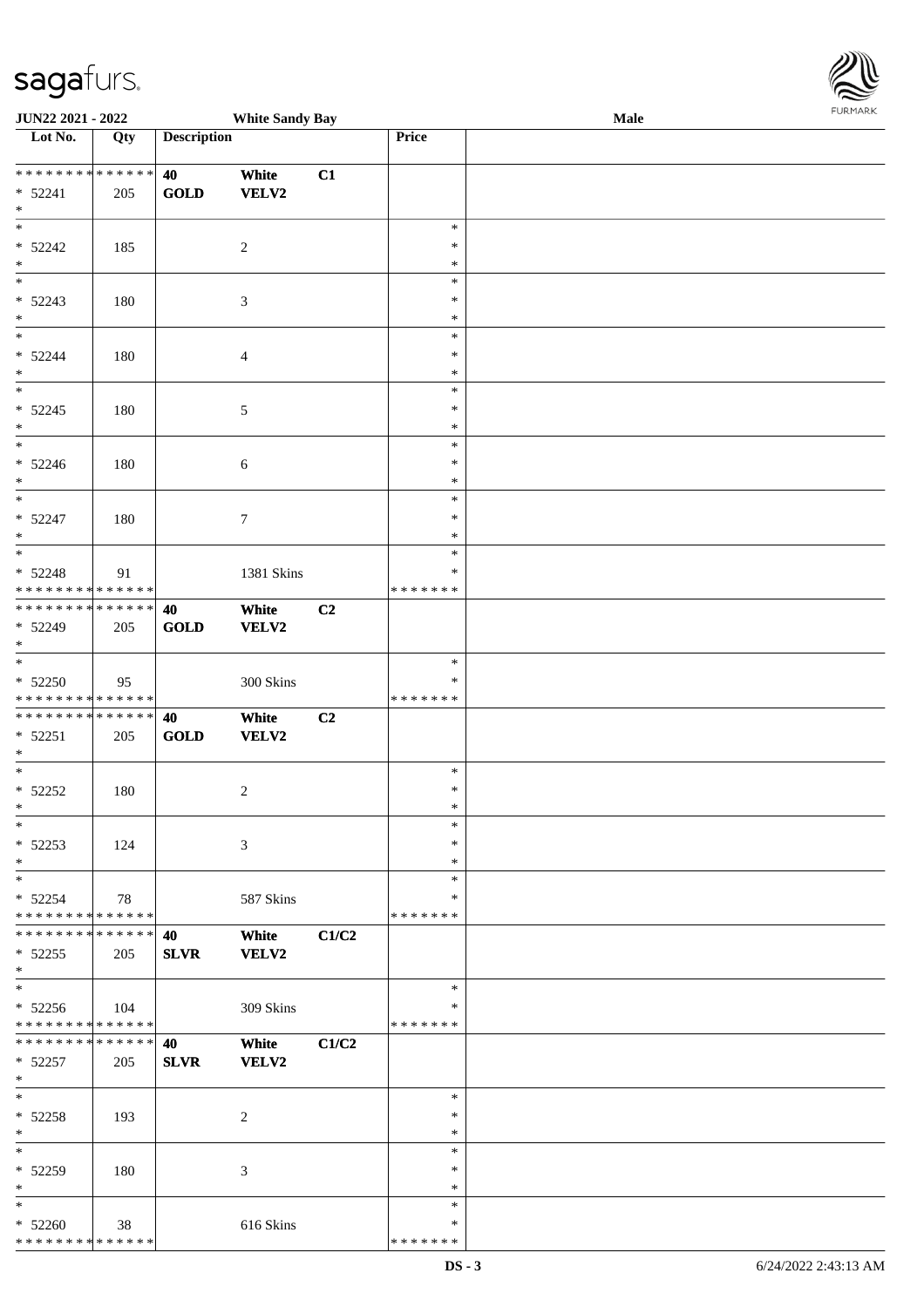JUN22 2021 - 2022 White Sandy Bay Male

| Lot No. | Qty | Description | | | Price | |
|---|---|---|---|---|---|---|
| * * * * * * * * * * * * * * | | 40 | White | C1 | | |
| * 52241 | 205 | GOLD | VELV2 | | | |
| * | | | | | | |
| * 52242 | 185 | | 2 | | * | |
| * 52243 | 180 | | 3 | | * | |
| * 52244 | 180 | | 4 | | * | |
| * 52245 | 180 | | 5 | | * | |
| * 52246 | 180 | | 6 | | * | |
| * 52247 | 180 | | 7 | | * | |
| * 52248 | 91 | | 1381 Skins | | * | |
| * * * * * * * * * * * * * * | | | | | * * * * * * * | |
| * * * * * * * * * * * * * * | | 40 | White | C2 | | |
| * 52249 | 205 | GOLD | VELV2 | | | |
| * 52250 | 95 | | 300 Skins | | * | |
| * * * * * * * * * * * * * * | | | | | * * * * * * * | |
| * * * * * * * * * * * * * * | | 40 | White | C2 | | |
| * 52251 | 205 | GOLD | VELV2 | | | |
| * 52252 | 180 | | 2 | | * | |
| * 52253 | 124 | | 3 | | * | |
| * 52254 | 78 | | 587 Skins | | * | |
| * * * * * * * * * * * * * * | | | | | * * * * * * * | |
| * * * * * * * * * * * * * * | | 40 | White | C1/C2 | | |
| * 52255 | 205 | SLVR | VELV2 | | | |
| * 52256 | 104 | | 309 Skins | | * | |
| * * * * * * * * * * * * * * | | | | | * * * * * * * | |
| * * * * * * * * * * * * * * | | 40 | White | C1/C2 | | |
| * 52257 | 205 | SLVR | VELV2 | | | |
| * 52258 | 193 | | 2 | | * | |
| * 52259 | 180 | | 3 | | * | |
| * 52260 | 38 | | 616 Skins | | * | |
| * * * * * * * * * * * * * * | | | | | * * * * * * * | |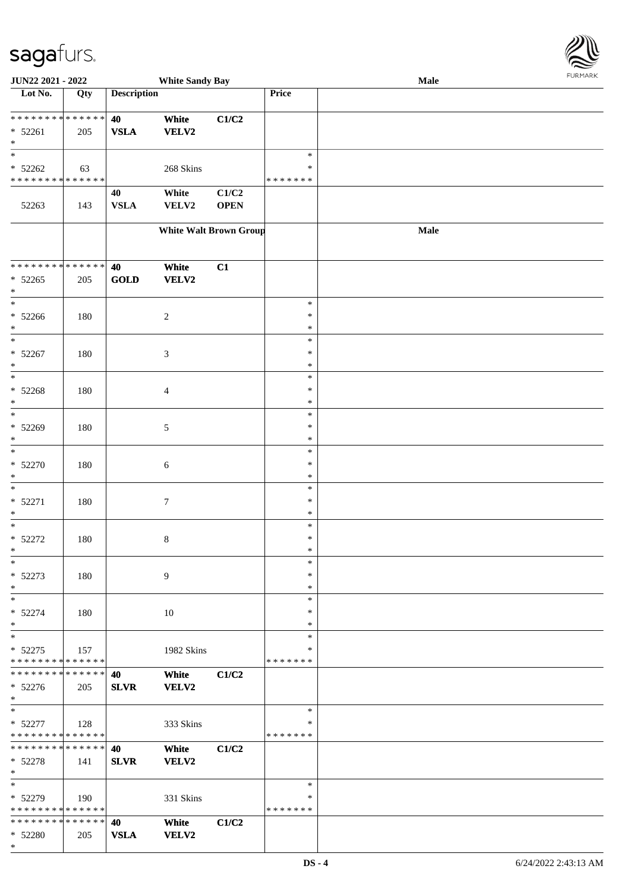JUN22 2021 - 2022 — White Sandy Bay — Male

| Lot No. | Qty | Description | | | Price | |
|---|---|---|---|---|---|---|
| * * * * * * * * * * * * * * | | 40 | White | C1/C2 | | |
| * 52261 | 205 | VSLA | VELV2 | | | |
| * | | | | | | |
| * | | | | | * | |
| * 52262 | 63 | | 268 Skins | | * | |
| * * * * * * * * * * * * * * | | | | | * * * * * * * | |
| | | 40 | White | C1/C2 | | |
| 52263 | 143 | VSLA | VELV2 | OPEN | | |
| | | | White Walt Brown Group | | | Male |
| * * * * * * * * * * * * * * | | 40 | White | C1 | | |
| * 52265 | 205 | GOLD | VELV2 | | | |
| * | | | | | | |
| * 52266 | 180 | | 2 | | * | |
| * 52267 | 180 | | 3 | | * | |
| * 52268 | 180 | | 4 | | * | |
| * 52269 | 180 | | 5 | | * | |
| * 52270 | 180 | | 6 | | * | |
| * 52271 | 180 | | 7 | | * | |
| * 52272 | 180 | | 8 | | * | |
| * 52273 | 180 | | 9 | | * | |
| * 52274 | 180 | | 10 | | * | |
| * 52275 | 157 | | 1982 Skins | | * | |
| * * * * * * * * * * * * * * | | | | | * * * * * * * | |
| * * * * * * * * * * * * * * | | 40 | White | C1/C2 | | |
| * 52276 | 205 | SLVR | VELV2 | | | |
| * | | | | | * | |
| * 52277 | 128 | | 333 Skins | | * | |
| * * * * * * * * * * * * * * | | | | | * * * * * * * | |
| * * * * * * * * * * * * * * | | 40 | White | C1/C2 | | |
| * 52278 | 141 | SLVR | VELV2 | | | |
| * | | | | | * | |
| * 52279 | 190 | | 331 Skins | | * | |
| * * * * * * * * * * * * * * | | | | | * * * * * * * | |
| * * * * * * * * * * * * * * | | 40 | White | C1/C2 | | |
| * 52280 | 205 | VSLA | VELV2 | | | |
| * | | | | | | |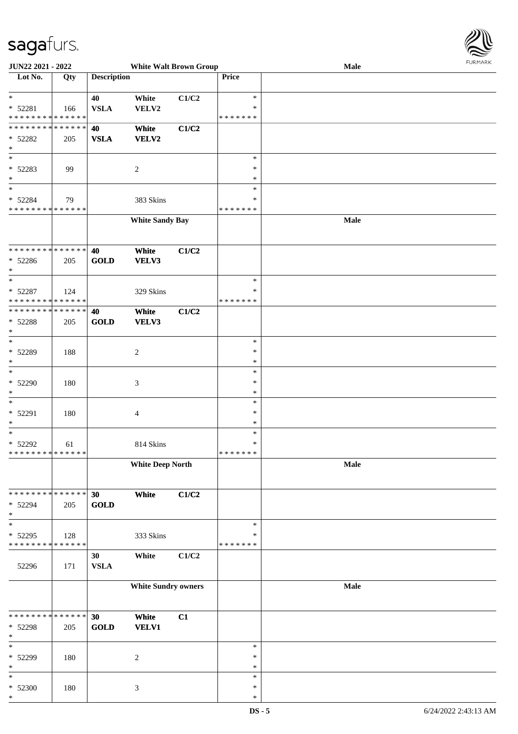**JUN22 2021 - 2022** — **White Walt Brown Group** — **Male**

| Lot No. | Qty | Description | | | Price | |
|---|---|---|---|---|---|---|
| * | | 40 | White | C1/C2 | * | |
| * 52281 | 166 | VSLA | VELV2 | | * | |
| * * * * * * * * * * * * * * | | | | | * * * * * * * | |
| * * * * * * * * * * * * * * | | 40 | White | C1/C2 | | |
| * 52282 | 205 | VSLA | VELV2 | | | |
| * | | | | | | |
| * | | | | | * | |
| * 52283 | 99 | | 2 | | * | |
| * | | | | | * | |
| * | | | | | * | |
| * 52284 | 79 | | 383 Skins | | * | |
| * * * * * * * * * * * * * * | | | | | * * * * * * * | |
| | | | White Sandy Bay | | | Male |
| * * * * * * * * * * * * * * | | 40 | White | C1/C2 | | |
| * 52286 | 205 | GOLD | VELV3 | | | |
| * | | | | | | |
| * | | | | | * | |
| * 52287 | 124 | | 329 Skins | | * | |
| * * * * * * * * * * * * * * | | | | | * * * * * * * | |
| * * * * * * * * * * * * * * | | 40 | White | C1/C2 | | |
| * 52288 | 205 | GOLD | VELV3 | | | |
| * | | | | | | |
| * | | | | | * | |
| * 52289 | 188 | | 2 | | * | |
| * | | | | | * | |
| * | | | | | * | |
| * 52290 | 180 | | 3 | | * | |
| * | | | | | * | |
| * | | | | | * | |
| * 52291 | 180 | | 4 | | * | |
| * | | | | | * | |
| * | | | | | * | |
| * 52292 | 61 | | 814 Skins | | * | |
| * * * * * * * * * * * * * * | | | | | * * * * * * * | |
| | | | White Deep North | | | Male |
| * * * * * * * * * * * * * * | | 30 | White | C1/C2 | | |
| * 52294 | 205 | GOLD | | | | |
| * | | | | | | |
| * | | | | | * | |
| * 52295 | 128 | | 333 Skins | | * | |
| * * * * * * * * * * * * * * | | | | | * * * * * * * | |
| | | 30 | White | C1/C2 | | |
| 52296 | 171 | VSLA | | | | |
| | | | White Sundry owners | | | Male |
| * * * * * * * * * * * * * * | | 30 | White | C1 | | |
| * 52298 | 205 | GOLD | VELV1 | | | |
| * | | | | | | |
| * | | | | | * | |
| * 52299 | 180 | | 2 | | * | |
| * | | | | | * | |
| * | | | | | * | |
| * 52300 | 180 | | 3 | | * | |
| * | | | | | * | |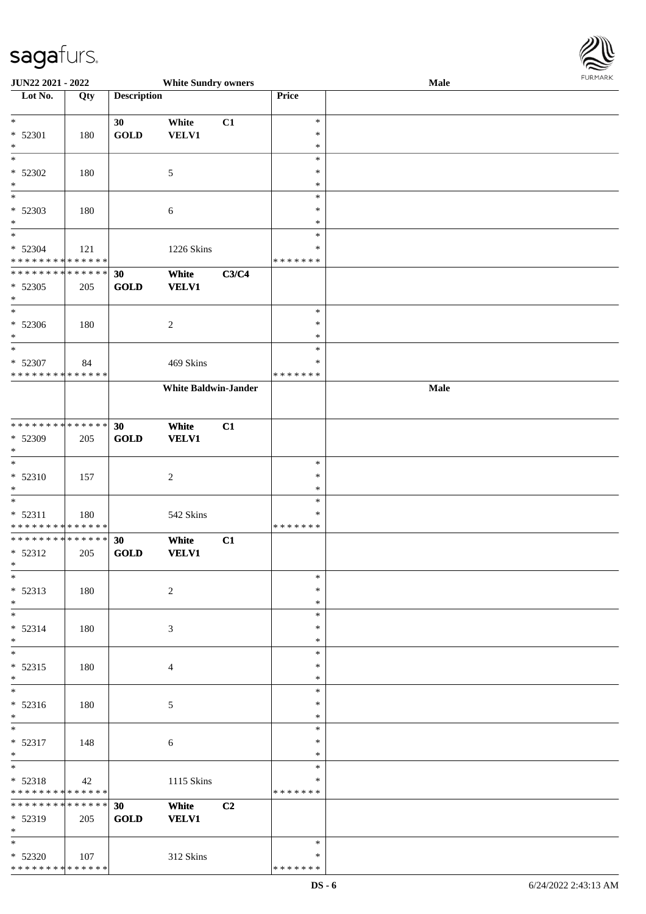**JUN22 2021 - 2022** — **White Sundry owners** — **Male**

| Lot No. | Qty | Description | | | Price | |
|---|---|---|---|---|---|---|
| * | | 30 | White | C1 | * | |
| * 52301 | 180 | GOLD | VELV1 | | * | |
| * | | | | | * | |
| * | | | | | * | |
| * 52302 | 180 | | 5 | | * | |
| * | | | | | * | |
| * | | | | | * | |
| * 52303 | 180 | | 6 | | * | |
| * | | | | | * | |
| * | | | | | * | |
| * 52304 | 121 | | 1226 Skins | | * | |
| * * * * * * * * * * * * * * | | | | | * * * * * * * | |
| * * * * * * * * * * * * * * | | 30 | White | C3/C4 | | |
| * 52305 | 205 | GOLD | VELV1 | | | |
| * | | | | | | |
| * | | | | | * | |
| * 52306 | 180 | | 2 | | * | |
| * | | | | | * | |
| * | | | | | * | |
| * 52307 | 84 | | 469 Skins | | * | |
| * * * * * * * * * * * * * * | | | | | * * * * * * * | |
| | | | **White Baldwin-Jander** | | | **Male** |
| * * * * * * * * * * * * * * | | 30 | White | C1 | | |
| * 52309 | 205 | GOLD | VELV1 | | | |
| * | | | | | | |
| * | | | | | * | |
| * 52310 | 157 | | 2 | | * | |
| * | | | | | * | |
| * | | | | | * | |
| * 52311 | 180 | | 542 Skins | | * | |
| * * * * * * * * * * * * * * | | | | | * * * * * * * | |
| * * * * * * * * * * * * * * | | 30 | White | C1 | | |
| * 52312 | 205 | GOLD | VELV1 | | | |
| * | | | | | | |
| * | | | | | * | |
| * 52313 | 180 | | 2 | | * | |
| * | | | | | * | |
| * | | | | | * | |
| * 52314 | 180 | | 3 | | * | |
| * | | | | | * | |
| * | | | | | * | |
| * 52315 | 180 | | 4 | | * | |
| * | | | | | * | |
| * | | | | | * | |
| * 52316 | 180 | | 5 | | * | |
| * | | | | | * | |
| * | | | | | * | |
| * 52317 | 148 | | 6 | | * | |
| * | | | | | * | |
| * | | | | | * | |
| * 52318 | 42 | | 1115 Skins | | * | |
| * * * * * * * * * * * * * * | | | | | * * * * * * * | |
| * * * * * * * * * * * * * * | | 30 | White | C2 | | |
| * 52319 | 205 | GOLD | VELV1 | | | |
| * | | | | | | |
| * | | | | | * | |
| * 52320 | 107 | | 312 Skins | | * | |
| * * * * * * * * * * * * * * | | | | | * * * * * * * | |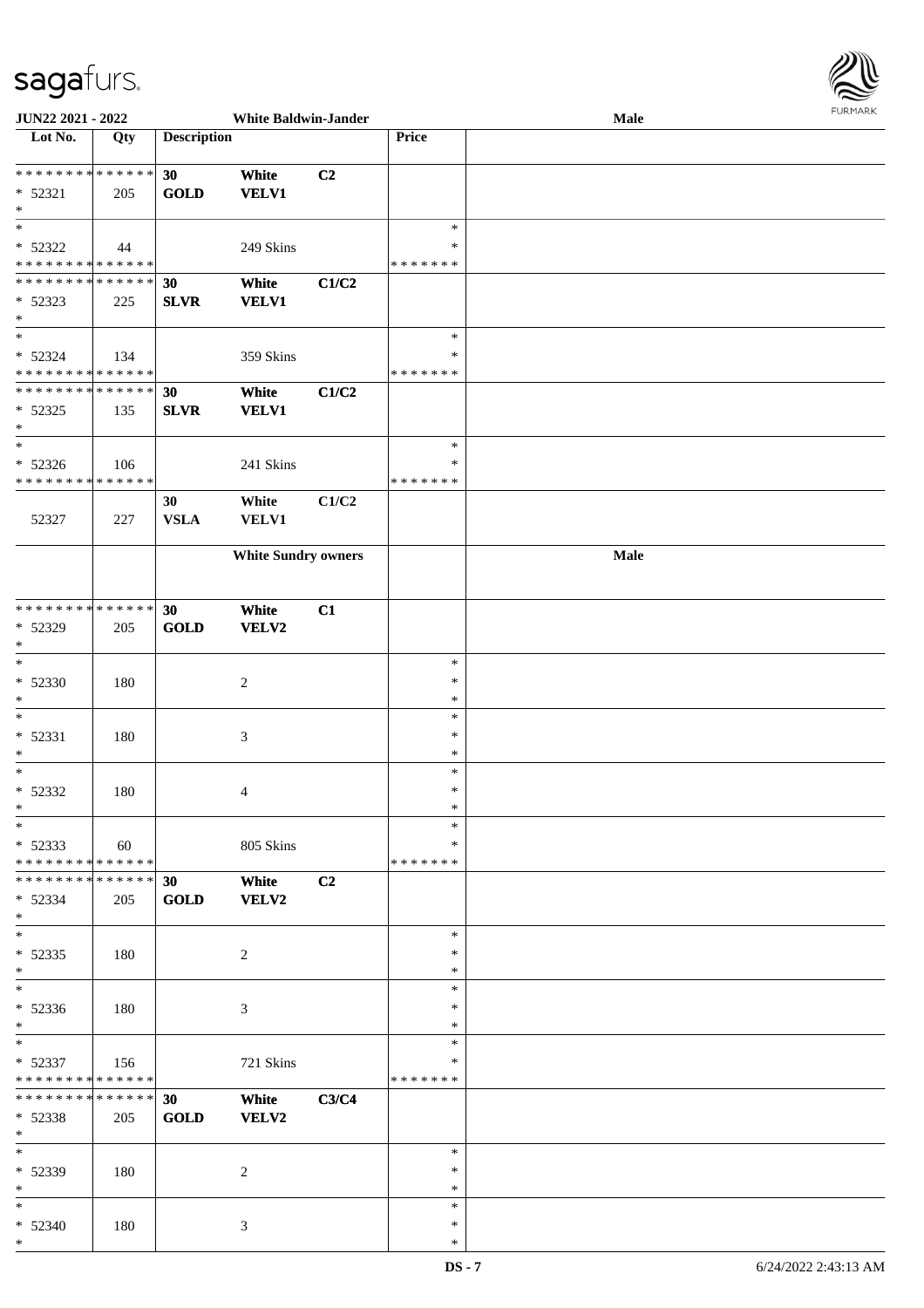**JUN22 2021 - 2022** **White Baldwin-Jander** **Male**

| Lot No. | Qty | Description | | | Price | |
|---|---|---|---|---|---|---|
| * * * * * * * * * * * * * * | | 30 | White | C2 | | |
| * 52321 | 205 | GOLD | VELV1 | | | |
| * | | | | | | |
| * | | | | | * | |
| * 52322 | 44 | | 249 Skins | | * | |
| * * * * * * * * * * * * * * | | | | | * * * * * * * | |
| * * * * * * * * * * * * * * | | 30 | White | C1/C2 | | |
| * 52323 | 225 | SLVR | VELV1 | | | |
| * | | | | | | |
| * | | | | | * | |
| * 52324 | 134 | | 359 Skins | | * | |
| * * * * * * * * * * * * * * | | | | | * * * * * * * | |
| * * * * * * * * * * * * * * | | 30 | White | C1/C2 | | |
| * 52325 | 135 | SLVR | VELV1 | | | |
| * | | | | | | |
| * | | | | | * | |
| * 52326 | 106 | | 241 Skins | | * | |
| * * * * * * * * * * * * * * | | | | | * * * * * * * | |
| | | 30 | White | C1/C2 | | |
| 52327 | 227 | VSLA | VELV1 | | | |
| | | | **White Sundry owners** | | | **Male** |
| * * * * * * * * * * * * * * | | 30 | White | C1 | | |
| * 52329 | 205 | GOLD | VELV2 | | | |
| * | | | | | | |
| * | | | | | * | |
| * 52330 | 180 | | 2 | | * | |
| * | | | | | * | |
| * | | | | | * | |
| * 52331 | 180 | | 3 | | * | |
| * | | | | | * | |
| * | | | | | * | |
| * 52332 | 180 | | 4 | | * | |
| * | | | | | * | |
| * | | | | | * | |
| * 52333 | 60 | | 805 Skins | | * | |
| * * * * * * * * * * * * * * | | | | | * * * * * * * | |
| * * * * * * * * * * * * * * | | 30 | White | C2 | | |
| * 52334 | 205 | GOLD | VELV2 | | | |
| * | | | | | | |
| * | | | | | * | |
| * 52335 | 180 | | 2 | | * | |
| * | | | | | * | |
| * | | | | | * | |
| * 52336 | 180 | | 3 | | * | |
| * | | | | | * | |
| * | | | | | * | |
| * 52337 | 156 | | 721 Skins | | * | |
| * * * * * * * * * * * * * * | | | | | * * * * * * * | |
| * * * * * * * * * * * * * * | | 30 | White | C3/C4 | | |
| * 52338 | 205 | GOLD | VELV2 | | | |
| * | | | | | | |
| * | | | | | * | |
| * 52339 | 180 | | 2 | | * | |
| * | | | | | * | |
| * | | | | | * | |
| * 52340 | 180 | | 3 | | * | |
| * | | | | | * | |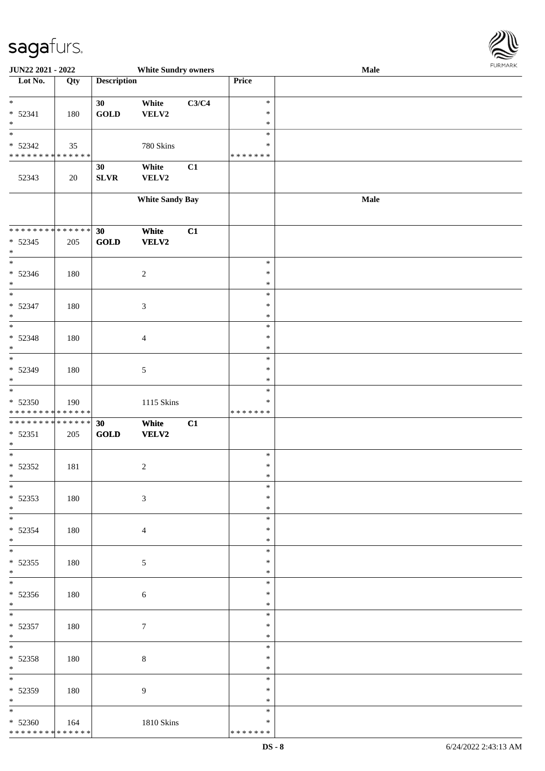JUN22 2021 - 2022 White Sundry owners Male

| Lot No. | Qty | Description | | | Price | |
|---|---|---|---|---|---|---|
| * | | 30 | White | C3/C4 | * | |
| * 52341 | 180 | GOLD | VELV2 | | * | |
| * | | | | | * | |
| * | | | | | * | |
| * 52342 | 35 | | 780 Skins | | * | |
| * * * * * * * * * * * * * * | | | | | * * * * * * * | |
| | | 30 | White | C1 | | |
| 52343 | 20 | SLVR | VELV2 | | | |
| | | | **White Sandy Bay** | | | **Male** |
| * * * * * * * * * * * * * * | | **30** | **White** | **C1** | | |
| * 52345 | 205 | **GOLD** | **VELV2** | | | |
| * | | | | | | |
| * | | | | | * | |
| * 52346 | 180 | | 2 | | * | |
| * | | | | | * | |
| * | | | | | * | |
| * 52347 | 180 | | 3 | | * | |
| * | | | | | * | |
| * | | | | | * | |
| * 52348 | 180 | | 4 | | * | |
| * | | | | | * | |
| * | | | | | * | |
| * 52349 | 180 | | 5 | | * | |
| * | | | | | * | |
| * | | | | | * | |
| * 52350 | 190 | | 1115 Skins | | * | |
| * * * * * * * * * * * * * * | | | | | * * * * * * * | |
| * * * * * * * * * * * * * * | | **30** | **White** | **C1** | | |
| * 52351 | 205 | **GOLD** | **VELV2** | | | |
| * | | | | | | |
| * | | | | | * | |
| * 52352 | 181 | | 2 | | * | |
| * | | | | | * | |
| * | | | | | * | |
| * 52353 | 180 | | 3 | | * | |
| * | | | | | * | |
| * | | | | | * | |
| * 52354 | 180 | | 4 | | * | |
| * | | | | | * | |
| * | | | | | * | |
| * 52355 | 180 | | 5 | | * | |
| * | | | | | * | |
| * | | | | | * | |
| * 52356 | 180 | | 6 | | * | |
| * | | | | | * | |
| * | | | | | * | |
| * 52357 | 180 | | 7 | | * | |
| * | | | | | * | |
| * | | | | | * | |
| * 52358 | 180 | | 8 | | * | |
| * | | | | | * | |
| * | | | | | * | |
| * 52359 | 180 | | 9 | | * | |
| * | | | | | * | |
| * | | | | | * | |
| * 52360 | 164 | | 1810 Skins | | * | |
| * * * * * * * * * * * * * * | | | | | * * * * * * * | |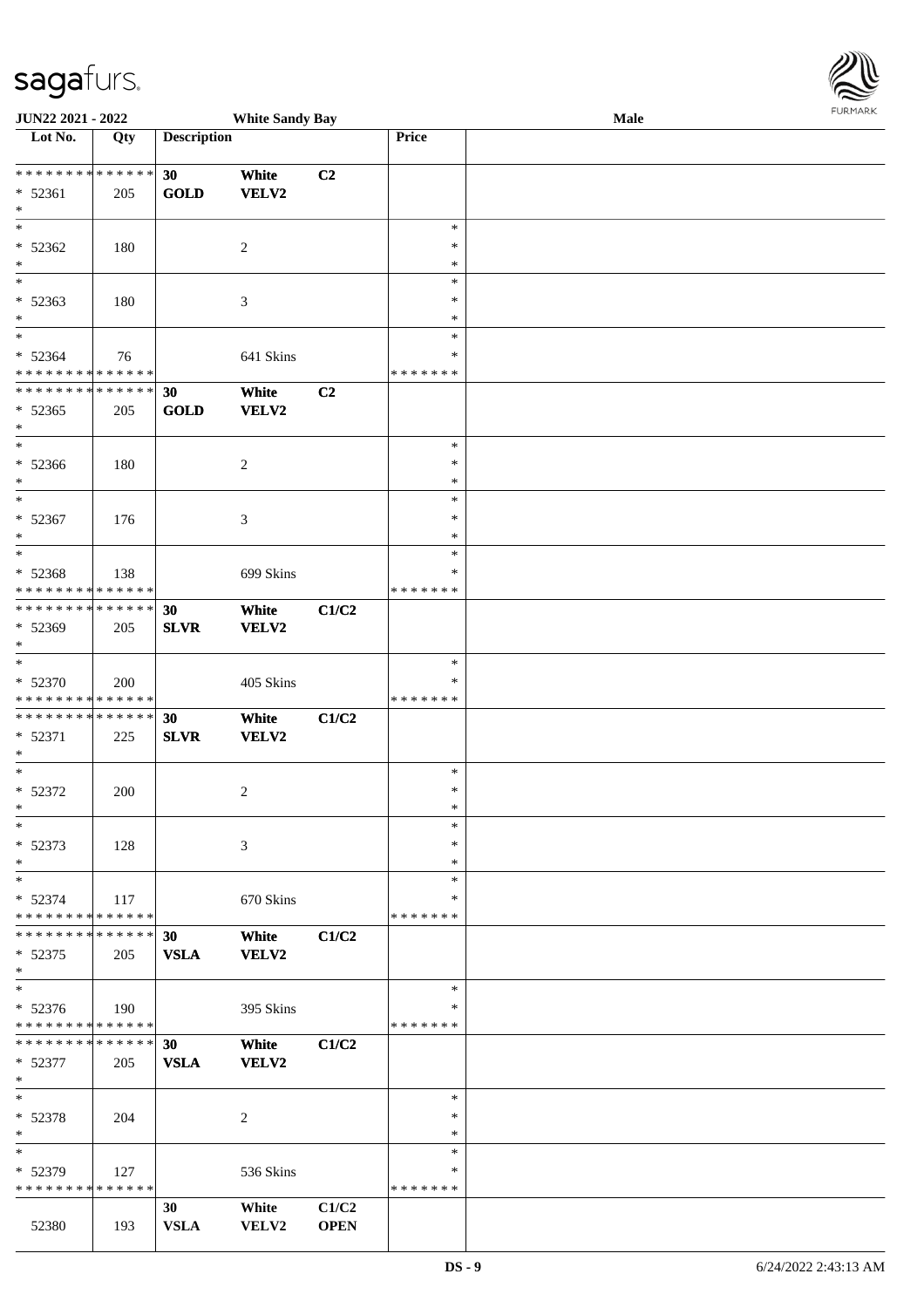JUN22 2021 - 2022 | White Sandy Bay | Male

| Lot No. | Qty | Description | | | Price | |
|---|---|---|---|---|---|---|
| * * * * * * * * * * * * * * | | 30 | White | C2 | | |
| * 52361 | 205 | GOLD | VELV2 | | | |
| * | | | | | | |
| * | | | | | * | |
| * 52362 | 180 | | 2 | | * | |
| * | | | | | * | |
| * | | | | | * | |
| * 52363 | 180 | | 3 | | * | |
| * | | | | | * | |
| * | | | | | * | |
| * 52364 | 76 | | 641 Skins | | * | |
| * * * * * * * * * * * * * * | | | | | * * * * * * * | |
| * * * * * * * * * * * * * * | | 30 | White | C2 | | |
| * 52365 | 205 | GOLD | VELV2 | | | |
| * | | | | | | |
| * | | | | | * | |
| * 52366 | 180 | | 2 | | * | |
| * | | | | | * | |
| * | | | | | * | |
| * 52367 | 176 | | 3 | | * | |
| * | | | | | * | |
| * | | | | | * | |
| * 52368 | 138 | | 699 Skins | | * | |
| * * * * * * * * * * * * * * | | | | | * * * * * * * | |
| * * * * * * * * * * * * * * | | 30 | White | C1/C2 | | |
| * 52369 | 205 | SLVR | VELV2 | | | |
| * | | | | | | |
| * | | | | | * | |
| * 52370 | 200 | | 405 Skins | | * | |
| * * * * * * * * * * * * * * | | | | | * * * * * * * | |
| * * * * * * * * * * * * * * | | 30 | White | C1/C2 | | |
| * 52371 | 225 | SLVR | VELV2 | | | |
| * | | | | | | |
| * | | | | | * | |
| * 52372 | 200 | | 2 | | * | |
| * | | | | | * | |
| * | | | | | * | |
| * 52373 | 128 | | 3 | | * | |
| * | | | | | * | |
| * | | | | | * | |
| * 52374 | 117 | | 670 Skins | | * | |
| * * * * * * * * * * * * * * | | | | | * * * * * * * | |
| * * * * * * * * * * * * * * | | 30 | White | C1/C2 | | |
| * 52375 | 205 | VSLA | VELV2 | | | |
| * | | | | | | |
| * | | | | | * | |
| * 52376 | 190 | | 395 Skins | | * | |
| * * * * * * * * * * * * * * | | | | | * * * * * * * | |
| * * * * * * * * * * * * * * | | 30 | White | C1/C2 | | |
| * 52377 | 205 | VSLA | VELV2 | | | |
| * | | | | | | |
| * | | | | | * | |
| * 52378 | 204 | | 2 | | * | |
| * | | | | | * | |
| * | | | | | * | |
| * 52379 | 127 | | 536 Skins | | * | |
| * * * * * * * * * * * * * * | | | | | * * * * * * * | |
| | | 30 | White | C1/C2 | | |
| 52380 | 193 | VSLA | VELV2 | OPEN | | |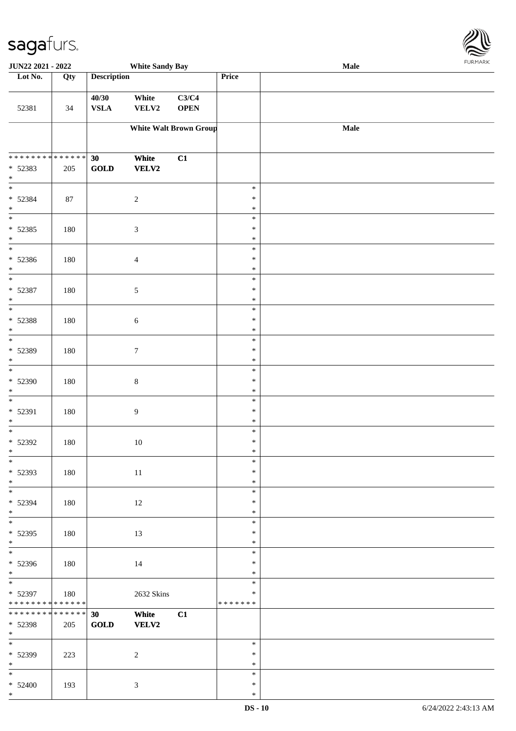| Lot No. | Qty | Description | | | Price | |
|---|---|---|---|---|---|---|
| 52381 | 34 | 40/30 VSLA | White VELV2 | C3/C4 OPEN | | |
| | | White Walt Brown Group | | | | Male |
| * * * * * * * * * * * * * * * 52383 * | 205 | 30 GOLD | White VELV2 | C1 | | |
| * 52384 * | 87 | | 2 | | * * * | |
| * 52385 * | 180 | | 3 | | * * * | |
| * 52386 * | 180 | | 4 | | * * * | |
| * 52387 * | 180 | | 5 | | * * * | |
| * 52388 * | 180 | | 6 | | * * * | |
| * 52389 * | 180 | | 7 | | * * * | |
| * 52390 * | 180 | | 8 | | * * * | |
| * 52391 * | 180 | | 9 | | * * * | |
| * 52392 * | 180 | | 10 | | * * * | |
| * 52393 * | 180 | | 11 | | * * * | |
| * 52394 * | 180 | | 12 | | * * * | |
| * 52395 * | 180 | | 13 | | * * * | |
| * 52396 * | 180 | | 14 | | * * * | |
| * 52397 * * * * * * * * * * * * * * | 180 | | 2632 Skins | | * * * * * * * * | |
| * * * * * * * * * * * * * * * 52398 * | 205 | 30 GOLD | White VELV2 | C1 | | |
| * 52399 * | 223 | | 2 | | * * * | |
| * 52400 * | 193 | | 3 | | * * * | |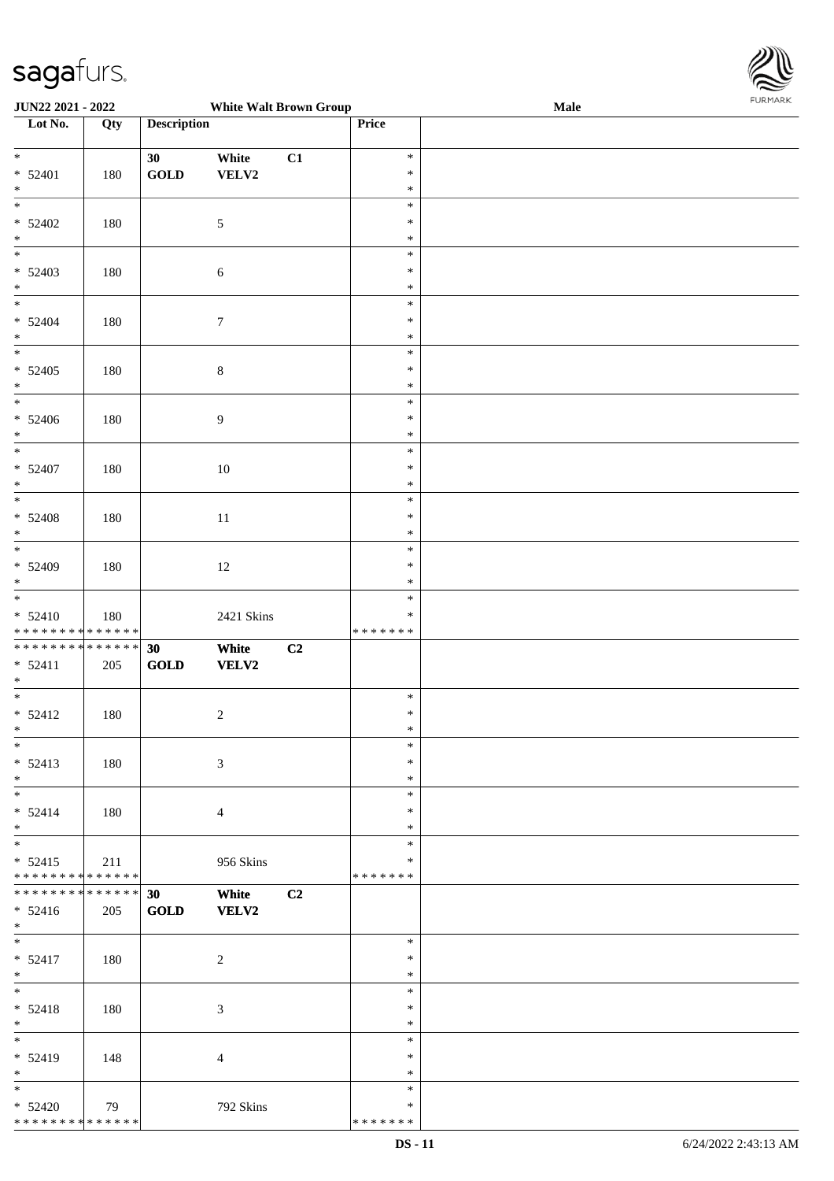JUN22 2021 - 2022 White Walt Brown Group Male

| Lot No. | Qty | Description | | | Price | |
|---|---|---|---|---|---|---|
| * | | 30 | White | C1 | * | |
| * 52401 | 180 | GOLD | VELV2 | | * | |
| * | | | | | * | |
| * | | | | | * | |
| * 52402 | 180 | | 5 | | * | |
| * | | | | | * | |
| * | | | | | * | |
| * 52403 | 180 | | 6 | | * | |
| * | | | | | * | |
| * | | | | | * | |
| * 52404 | 180 | | 7 | | * | |
| * | | | | | * | |
| * | | | | | * | |
| * 52405 | 180 | | 8 | | * | |
| * | | | | | * | |
| * | | | | | * | |
| * 52406 | 180 | | 9 | | * | |
| * | | | | | * | |
| * | | | | | * | |
| * 52407 | 180 | | 10 | | * | |
| * | | | | | * | |
| * | | | | | * | |
| * 52408 | 180 | | 11 | | * | |
| * | | | | | * | |
| * | | | | | * | |
| * 52409 | 180 | | 12 | | * | |
| * | | | | | * | |
| * | | | | | * | |
| * 52410 | 180 | | 2421 Skins | | * | |
| * * * * * * * * * * * * * * | | | | | * * * * * * * | |
| * * * * * * * * * * * * * * | | 30 | White | C2 | | |
| * 52411 | 205 | GOLD | VELV2 | | | |
| * | | | | | | |
| * | | | | | * | |
| * 52412 | 180 | | 2 | | * | |
| * | | | | | * | |
| * | | | | | * | |
| * 52413 | 180 | | 3 | | * | |
| * | | | | | * | |
| * | | | | | * | |
| * 52414 | 180 | | 4 | | * | |
| * | | | | | * | |
| * | | | | | * | |
| * 52415 | 211 | | 956 Skins | | * | |
| * * * * * * * * * * * * * * | | | | | * * * * * * * | |
| * * * * * * * * * * * * * * | | 30 | White | C2 | | |
| * 52416 | 205 | GOLD | VELV2 | | | |
| * | | | | | | |
| * | | | | | * | |
| * 52417 | 180 | | 2 | | * | |
| * | | | | | * | |
| * | | | | | * | |
| * 52418 | 180 | | 3 | | * | |
| * | | | | | * | |
| * | | | | | * | |
| * 52419 | 148 | | 4 | | * | |
| * | | | | | * | |
| * | | | | | * | |
| * 52420 | 79 | | 792 Skins | | * | |
| * * * * * * * * * * * * * * | | | | | * * * * * * * | |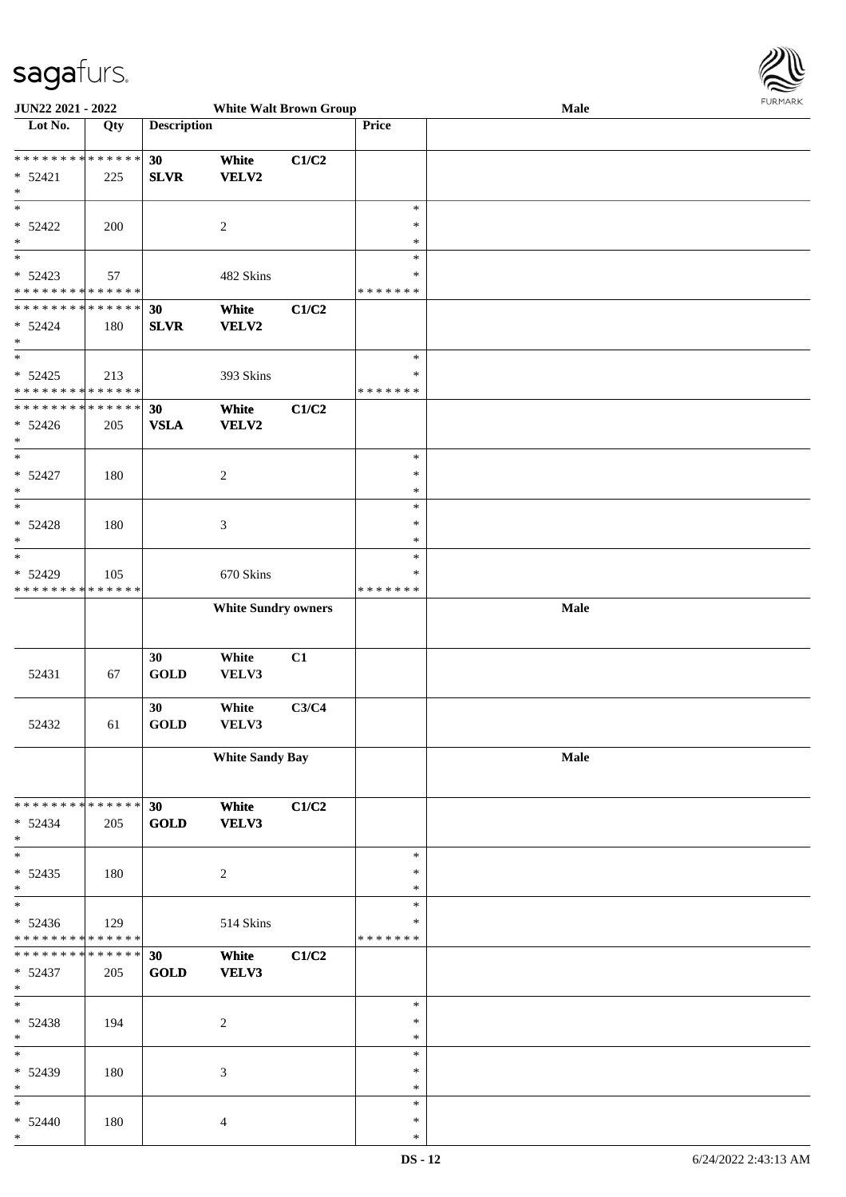| Lot No. | Qty | Description | | | Price | |
|---|---|---|---|---|---|---|
| | | | **White Walt Brown Group** | | | Male |
| * * * * * * * * * * * * * * * 52421 * | 225 | **30 SLVR** | **White VELV2** | **C1/C2** | | |
| * * 52422 * | 200 | | 2 | | * * * | |
| * * 52423 * * * * * * * * * * * * * * | 57 | | 482 Skins | | * * * * * * * * * | |
| * * * * * * * * * * * * * * * 52424 * | 180 | **30 SLVR** | **White VELV2** | **C1/C2** | | |
| * * 52425 * * * * * * * * * * * * * * | 213 | | 393 Skins | | * * * * * * * * | |
| * * * * * * * * * * * * * * * 52426 * | 205 | **30 VSLA** | **White VELV2** | **C1/C2** | | |
| * * 52427 * | 180 | | 2 | | * * * | |
| * * 52428 * | 180 | | 3 | | * * * | |
| * * 52429 * * * * * * * * * * * * * * | 105 | | 670 Skins | | * * * * * * * * * | |
| | | | **White Sundry owners** | | | Male |
| 52431 | 67 | 30 GOLD | White VELV3 | C1 | | |
| 52432 | 61 | 30 GOLD | White VELV3 | C3/C4 | | |
| | | | **White Sandy Bay** | | | Male |
| * * * * * * * * * * * * * * * 52434 * | 205 | **30 GOLD** | **White VELV3** | **C1/C2** | | |
| * * 52435 * | 180 | | 2 | | * * * | |
| * * 52436 * * * * * * * * * * * * * * | 129 | | 514 Skins | | * * * * * * * * * | |
| * * * * * * * * * * * * * * * 52437 * | 205 | **30 GOLD** | **White VELV3** | **C1/C2** | | |
| * * 52438 * | 194 | | 2 | | * * * | |
| * * 52439 * | 180 | | 3 | | * * * | |
| * * 52440 * | 180 | | 4 | | * * * | |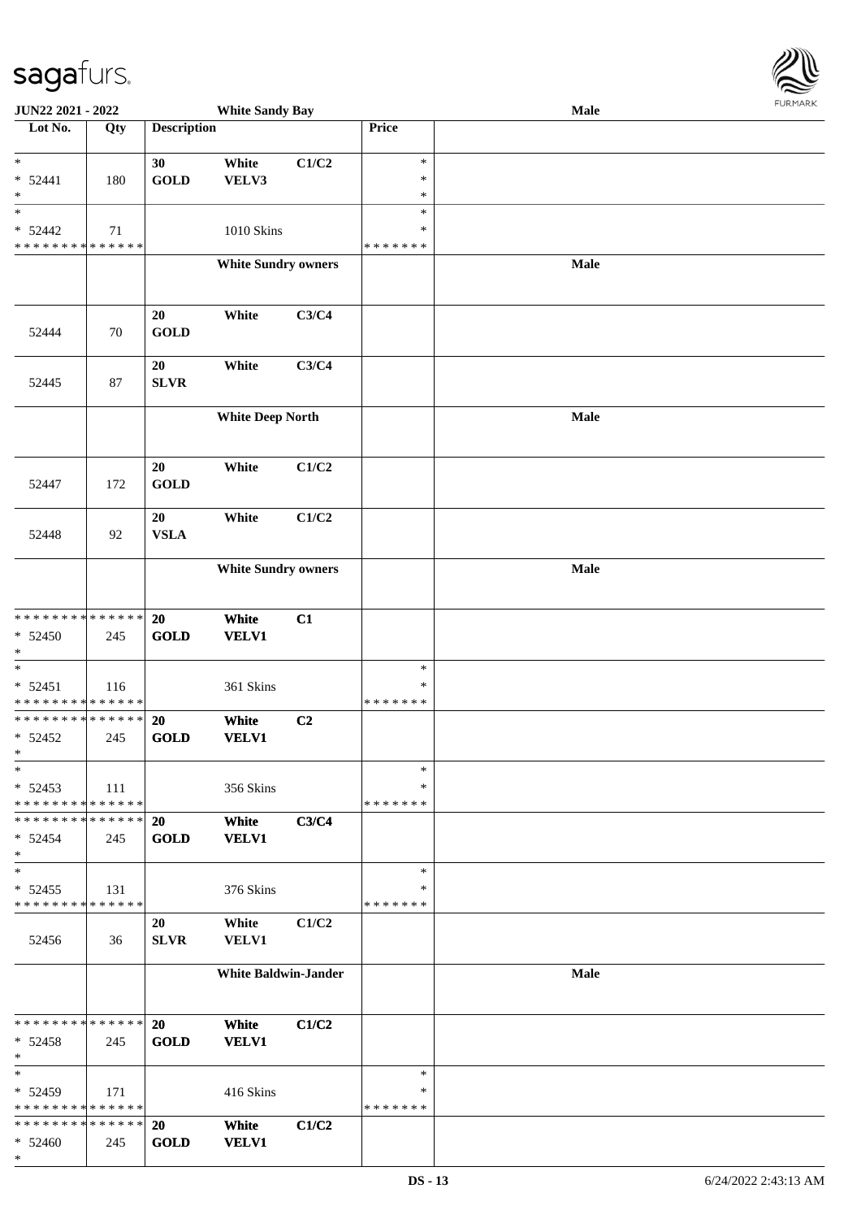**JUN22 2021 - 2022** | **White Sandy Bay** | **Male**

| Lot No. | Qty | Description | | | Price | |
|---|---|---|---|---|---|---|
| * | | 30 | White | C1/C2 | * | |
| * 52441 | 180 | GOLD | VELV3 | | * | |
| * | | | | | * | |
| * | | | | | * | |
| * 52442 | 71 | | 1010 Skins | | * | |
| * * * * * * * * * * * * * * | | | | | * * * * * * * | |
| | | | **White Sundry owners** | | | **Male** |
| 52444 | 70 | 20 GOLD | White | C3/C4 | | |
| 52445 | 87 | 20 SLVR | White | C3/C4 | | |
| | | | **White Deep North** | | | **Male** |
| 52447 | 172 | 20 GOLD | White | C1/C2 | | |
| 52448 | 92 | 20 VSLA | White | C1/C2 | | |
| | | | **White Sundry owners** | | | **Male** |
| * * * * * * * * * * * * * * | | 20 | White | C1 | | |
| * 52450 | 245 | GOLD | VELV1 | | | |
| * | | | | | | |
| * | | | | | * | |
| * 52451 | 116 | | 361 Skins | | * | |
| * * * * * * * * * * * * * * | | | | | * * * * * * * | |
| * * * * * * * * * * * * * * | | 20 | White | C2 | | |
| * 52452 | 245 | GOLD | VELV1 | | | |
| * | | | | | | |
| * | | | | | * | |
| * 52453 | 111 | | 356 Skins | | * | |
| * * * * * * * * * * * * * * | | | | | * * * * * * * | |
| * * * * * * * * * * * * * * | | 20 | White | C3/C4 | | |
| * 52454 | 245 | GOLD | VELV1 | | | |
| * | | | | | | |
| * | | | | | * | |
| * 52455 | 131 | | 376 Skins | | * | |
| * * * * * * * * * * * * * * | | | | | * * * * * * * | |
| 52456 | 36 | 20 SLVR | White VELV1 | C1/C2 | | |
| | | | **White Baldwin-Jander** | | | **Male** |
| * * * * * * * * * * * * * * | | 20 | White | C1/C2 | | |
| * 52458 | 245 | GOLD | VELV1 | | | |
| * | | | | | | |
| * | | | | | * | |
| * 52459 | 171 | | 416 Skins | | * | |
| * * * * * * * * * * * * * * | | | | | * * * * * * * | |
| * * * * * * * * * * * * * * | | 20 | White | C1/C2 | | |
| * 52460 | 245 | GOLD | VELV1 | | | |
| * | | | | | | |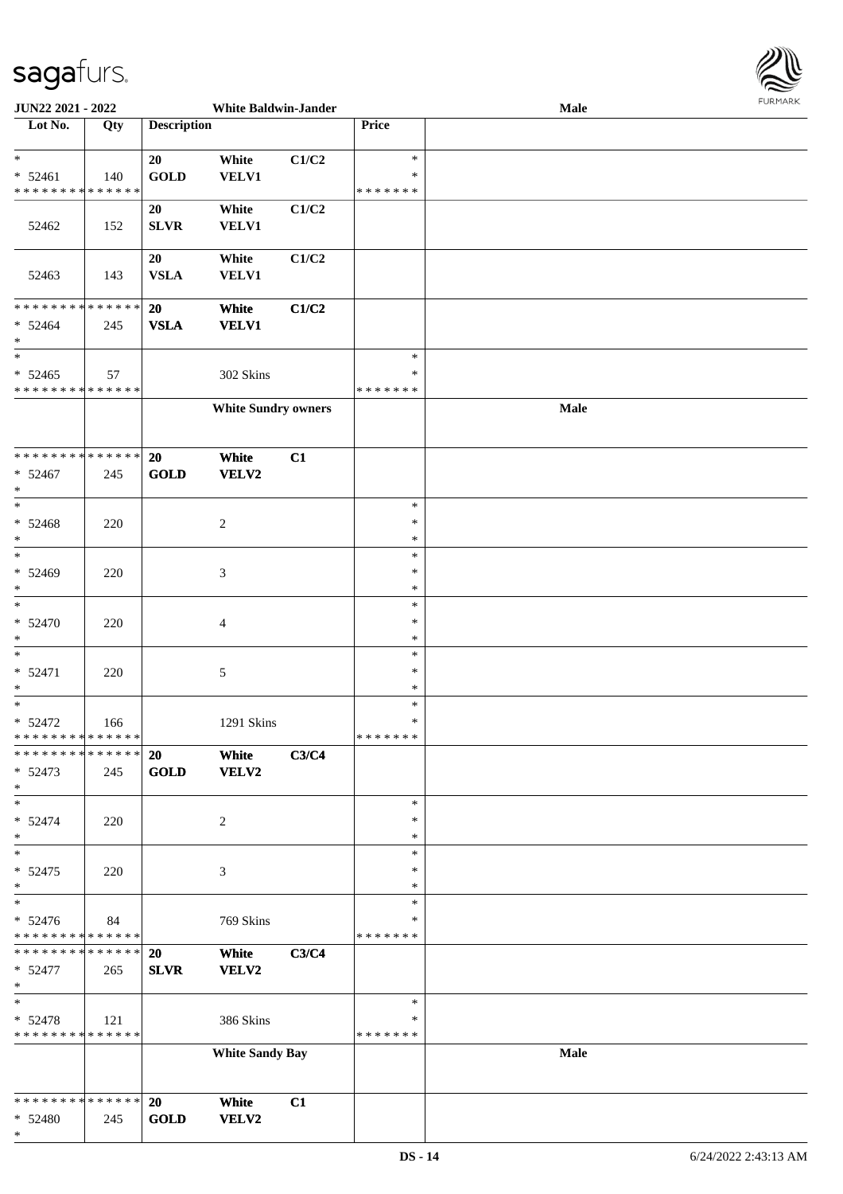JUN22 2021 - 2022 | White Baldwin-Jander | Male

| Lot No. | Qty | Description | | | Price | |
|---|---|---|---|---|---|---|
| * | | 20 | White | C1/C2 | * | |
| * 52461 | 140 | GOLD | VELV1 | | * | |
| * * * * * * * * * * * * * * | | | | | * * * * * * * | |
| | | 20 | White | C1/C2 | | |
| 52462 | 152 | SLVR | VELV1 | | | |
| | | 20 | White | C1/C2 | | |
| 52463 | 143 | VSLA | VELV1 | | | |
| * * * * * * * * * * * * * * | | 20 | White | C1/C2 | | |
| * 52464 | 245 | VSLA | VELV1 | | | |
| * | | | | | | |
| * | | | | | * | |
| * 52465 | 57 | | 302 Skins | | * | |
| * * * * * * * * * * * * * * | | | | | * * * * * * * | |
| | | | White Sundry owners | | | Male |
| * * * * * * * * * * * * * * | | 20 | White | C1 | | |
| * 52467 | 245 | GOLD | VELV2 | | | |
| * | | | | | | |
| * | | | | | * | |
| * 52468 | 220 | | 2 | | * | |
| * | | | | | * | |
| * | | | | | * | |
| * 52469 | 220 | | 3 | | * | |
| * | | | | | * | |
| * | | | | | * | |
| * 52470 | 220 | | 4 | | * | |
| * | | | | | * | |
| * | | | | | * | |
| * 52471 | 220 | | 5 | | * | |
| * | | | | | * | |
| * | | | | | * | |
| * 52472 | 166 | | 1291 Skins | | * | |
| * * * * * * * * * * * * * * | | | | | * * * * * * * | |
| * * * * * * * * * * * * * * | | 20 | White | C3/C4 | | |
| * 52473 | 245 | GOLD | VELV2 | | | |
| * | | | | | | |
| * | | | | | * | |
| * 52474 | 220 | | 2 | | * | |
| * | | | | | * | |
| * | | | | | * | |
| * 52475 | 220 | | 3 | | * | |
| * | | | | | * | |
| * | | | | | * | |
| * 52476 | 84 | | 769 Skins | | * | |
| * * * * * * * * * * * * * * | | | | | * * * * * * * | |
| * * * * * * * * * * * * * * | | 20 | White | C3/C4 | | |
| * 52477 | 265 | SLVR | VELV2 | | | |
| * | | | | | | |
| * | | | | | * | |
| * 52478 | 121 | | 386 Skins | | * | |
| * * * * * * * * * * * * * * | | | | | * * * * * * * | |
| | | | White Sandy Bay | | | Male |
| * * * * * * * * * * * * * * | | 20 | White | C1 | | |
| * 52480 | 245 | GOLD | VELV2 | | | |
| * | | | | | | |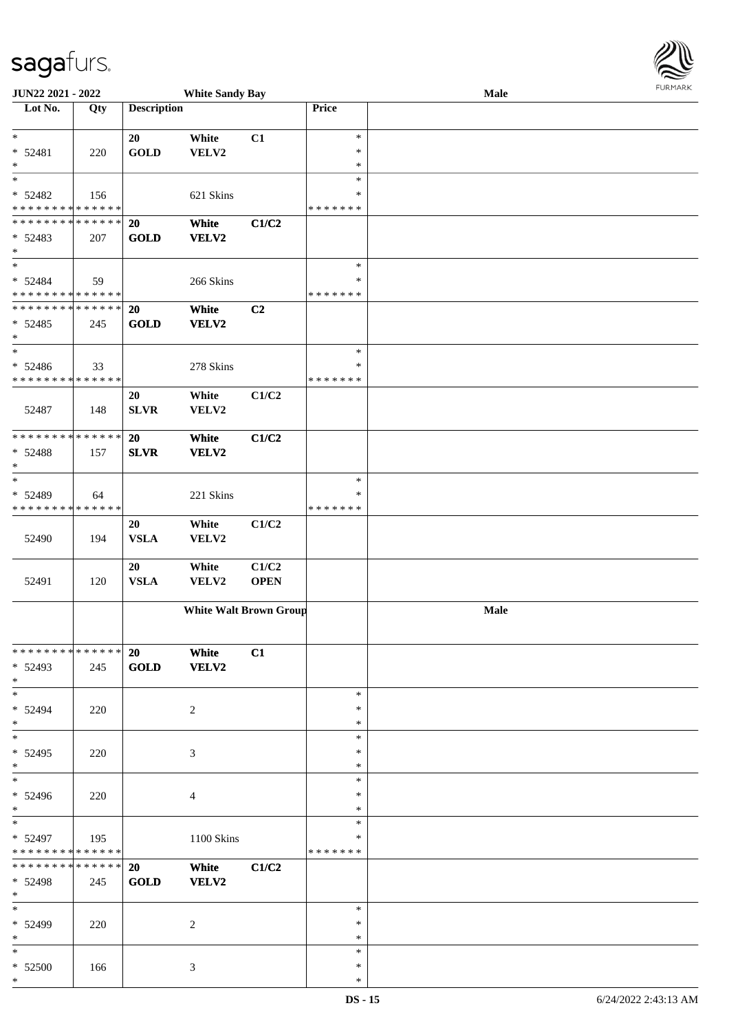| Lot No. | Qty | Description | | | Price | |
|---|---|---|---|---|---|---|
| * | | 20 | White | C1 | * | |
| * 52481 | 220 | GOLD | VELV2 | | * | |
| * | | | | | * | |
| * | | | | | * | |
| * 52482 | 156 | | 621 Skins | | * | |
| * * * * * * * * * * * * * * | | | | | * * * * * * * | |
| * * * * * * * * * * * * * * | | 20 | White | C1/C2 | | |
| * 52483 | 207 | GOLD | VELV2 | | | |
| * | | | | | | |
| * | | | | | * | |
| * 52484 | 59 | | 266 Skins | | * | |
| * * * * * * * * * * * * * * | | | | | * * * * * * * | |
| * * * * * * * * * * * * * * | | 20 | White | C2 | | |
| * 52485 | 245 | GOLD | VELV2 | | | |
| * | | | | | | |
| * | | | | | * | |
| * 52486 | 33 | | 278 Skins | | * | |
| * * * * * * * * * * * * * * | | | | | * * * * * * * | |
| 52487 | 148 | 20 SLVR | White VELV2 | C1/C2 | | |
| * * * * * * * * * * * * * * | | 20 | White | C1/C2 | | |
| * 52488 | 157 | SLVR | VELV2 | | | |
| * | | | | | | |
| * | | | | | * | |
| * 52489 | 64 | | 221 Skins | | * | |
| * * * * * * * * * * * * * * | | | | | * * * * * * * | |
| 52490 | 194 | 20 VSLA | White VELV2 | C1/C2 | | |
| 52491 | 120 | 20 VSLA | White VELV2 | C1/C2 OPEN | | |
| | | **White Walt Brown Group** | | | | **Male** |
| * * * * * * * * * * * * * * | | 20 | White | C1 | | |
| * 52493 | 245 | GOLD | VELV2 | | | |
| * | | | | | | |
| * | | | | | * | |
| * 52494 | 220 | | 2 | | * | |
| * | | | | | * | |
| * | | | | | * | |
| * 52495 | 220 | | 3 | | * | |
| * | | | | | * | |
| * | | | | | * | |
| * 52496 | 220 | | 4 | | * | |
| * | | | | | * | |
| * | | | | | * | |
| * 52497 | 195 | | 1100 Skins | | * | |
| * * * * * * * * * * * * * * | | | | | * * * * * * * | |
| * * * * * * * * * * * * * * | | 20 | White | C1/C2 | | |
| * 52498 | 245 | GOLD | VELV2 | | | |
| * | | | | | | |
| * | | | | | * | |
| * 52499 | 220 | | 2 | | * | |
| * | | | | | * | |
| * | | | | | * | |
| * 52500 | 166 | | 3 | | * | |
| * | | | | | * | |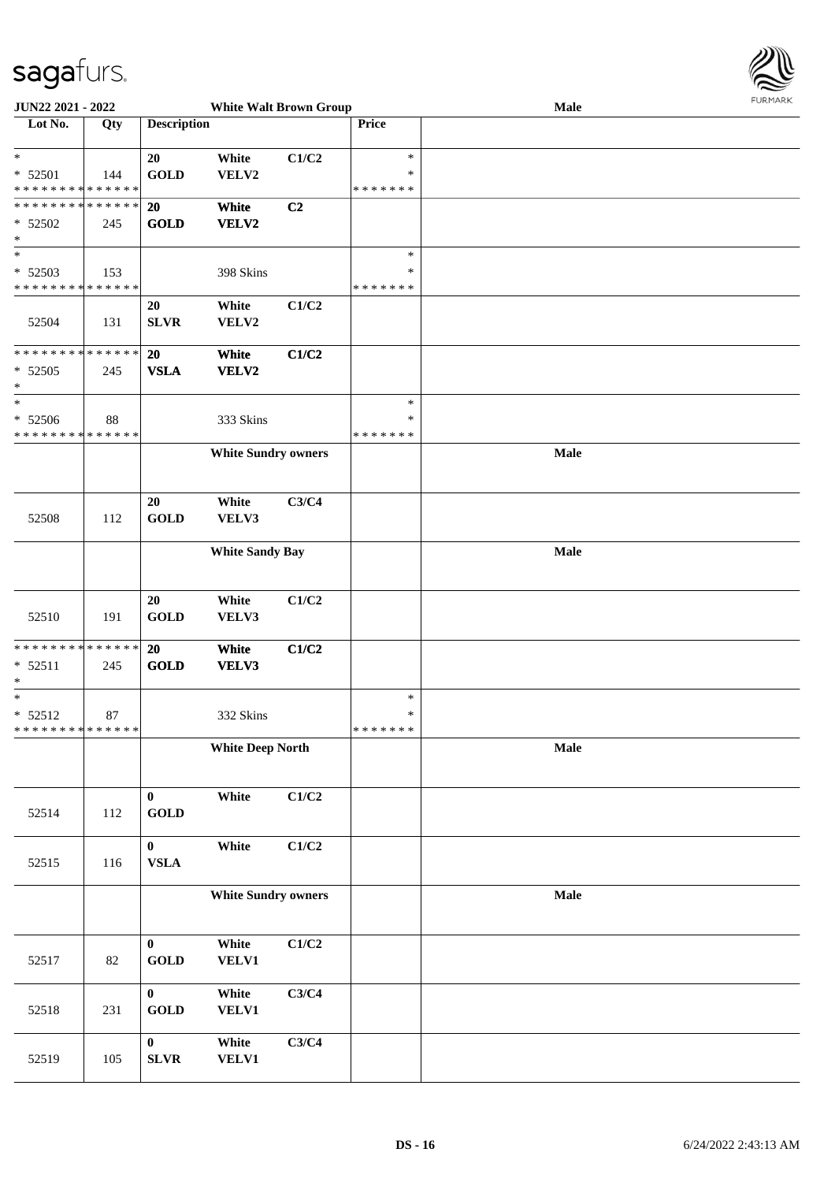JUN22 2021 - 2022 White Walt Brown Group Male

| Lot No. | Qty | Description | | | Price | |
|---|---|---|---|---|---|---|
| * <br> * 52501 <br> * * * * * * * * * * * * * * | 144 | 20 <br> **GOLD** | White <br> VELV2 | C1/C2 | * <br> * <br> * * * * * * * | |
| * * * * * * * * * * * * * * <br> * 52502 <br> * | 245 | **20** <br> **GOLD** | **White** <br> **VELV2** | **C2** | | |
| * <br> * 52503 <br> * * * * * * * * * * * * * * | 153 | | 398 Skins | | * <br> * <br> * * * * * * * | |
| 52504 | 131 | 20 <br> **SLVR** | White <br> VELV2 | C1/C2 | | |
| * * * * * * * * * * * * * * <br> * 52505 <br> * | 245 | **20** <br> **VSLA** | **White** <br> **VELV2** | **C1/C2** | | |
| * <br> * 52506 <br> * * * * * * * * * * * * * * | 88 | | 333 Skins | | * <br> * <br> * * * * * * * | |
| | | | **White Sundry owners** | | | **Male** |
| 52508 | 112 | 20 <br> **GOLD** | White <br> VELV3 | C3/C4 | | |
| | | | **White Sandy Bay** | | | **Male** |
| 52510 | 191 | 20 <br> **GOLD** | White <br> VELV3 | C1/C2 | | |
| * * * * * * * * * * * * * * <br> * 52511 <br> * | 245 | **20** <br> **GOLD** | **White** <br> **VELV3** | **C1/C2** | | |
| * <br> * 52512 <br> * * * * * * * * * * * * * * | 87 | | 332 Skins | | * <br> * <br> * * * * * * * | |
| | | | **White Deep North** | | | **Male** |
| 52514 | 112 | **0** <br> **GOLD** | White | C1/C2 | | |
| 52515 | 116 | **0** <br> **VSLA** | White | C1/C2 | | |
| | | | **White Sundry owners** | | | **Male** |
| 52517 | 82 | **0** <br> **GOLD** | White <br> **VELV1** | C1/C2 | | |
| 52518 | 231 | **0** <br> **GOLD** | White <br> **VELV1** | C3/C4 | | |
| 52519 | 105 | **0** <br> **SLVR** | White <br> **VELV1** | C3/C4 | | |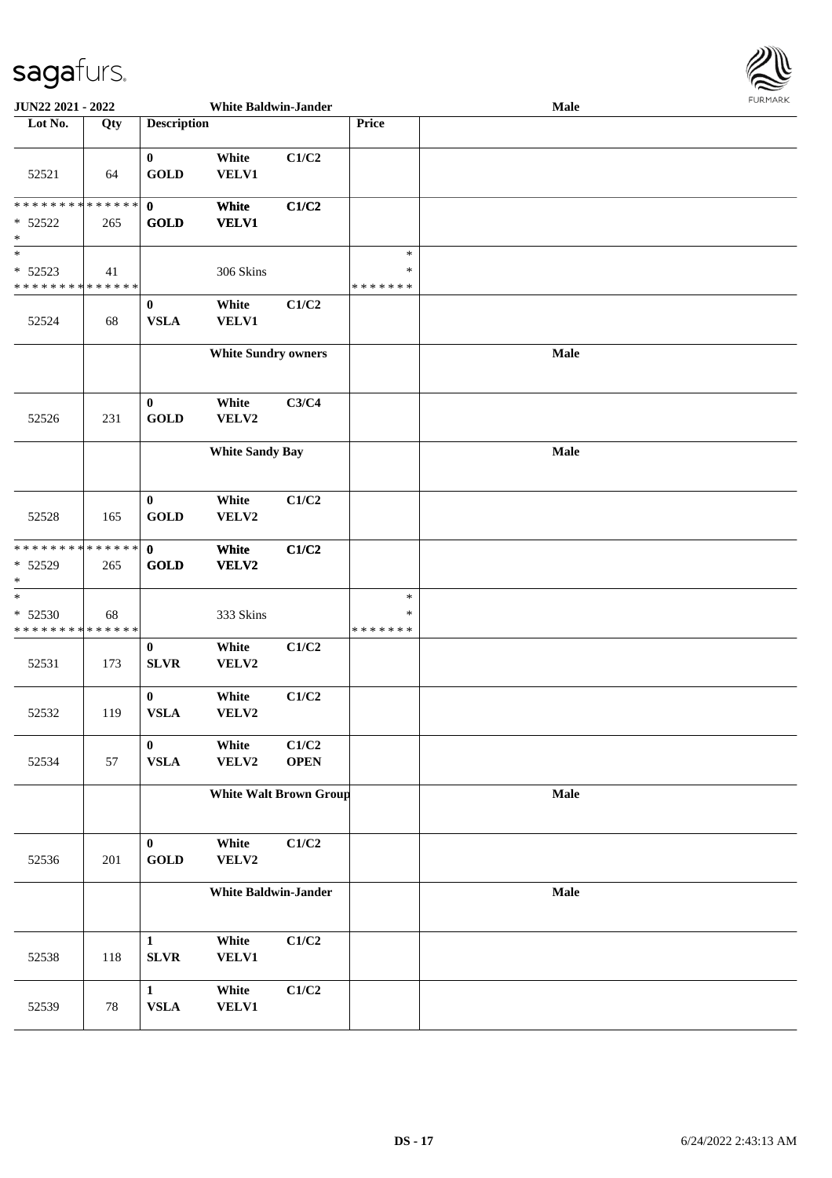**JUN22 2021 - 2022** | **White Baldwin-Jander** | **Male**

| Lot No. | Qty | Description | | | Price | |
|---|---|---|---|---|---|---|
| 52521 | 64 | 0<br>GOLD | White<br>VELV1 | C1/C2 | | |
| * * * * * * * * * * * * * *<br>* 52522<br>* | 265 | 0<br>GOLD | White<br>VELV1 | C1/C2 | | |
| *<br>* 52523<br>* * * * * * * * * * * * * * | 41 | | 306 Skins | | *<br>*<br>* * * * * * * | |
| 52524 | 68 | 0<br>VSLA | White<br>VELV1 | C1/C2 | | |
| | | White Sundry owners | | | | Male |
| 52526 | 231 | 0<br>GOLD | White<br>VELV2 | C3/C4 | | |
| | | White Sandy Bay | | | | Male |
| 52528 | 165 | 0<br>GOLD | White<br>VELV2 | C1/C2 | | |
| * * * * * * * * * * * * * *<br>* 52529<br>* | 265 | 0<br>GOLD | White<br>VELV2 | C1/C2 | | |
| *<br>* 52530<br>* * * * * * * * * * * * * * | 68 | | 333 Skins | | *<br>*<br>* * * * * * * | |
| 52531 | 173 | 0<br>SLVR | White<br>VELV2 | C1/C2 | | |
| 52532 | 119 | 0<br>VSLA | White<br>VELV2 | C1/C2 | | |
| 52534 | 57 | 0<br>VSLA | White<br>VELV2 | C1/C2<br>OPEN | | |
| | | White Walt Brown Group | | | | Male |
| 52536 | 201 | 0<br>GOLD | White<br>VELV2 | C1/C2 | | |
| | | White Baldwin-Jander | | | | Male |
| 52538 | 118 | 1<br>SLVR | White<br>VELV1 | C1/C2 | | |
| 52539 | 78 | 1<br>VSLA | White<br>VELV1 | C1/C2 | | |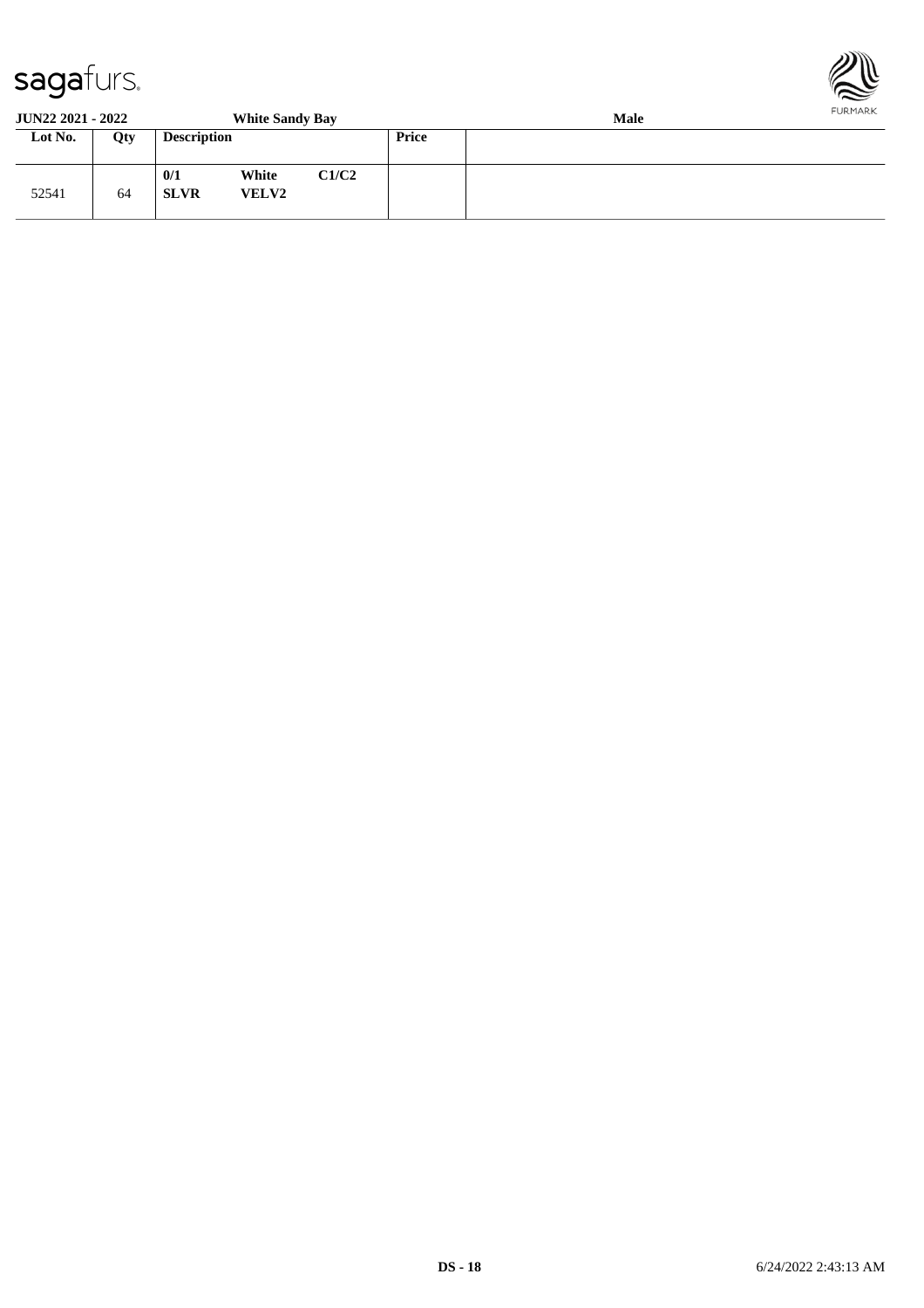**JUN22 2021 - 2022** **White Sandy Bay** **Male**

| Lot No. | Qty | Description | | | Price | |
|---|---|---|---|---|---|---|
| 52541 | 64 | **0/1** **SLVR** | **White** **VELV2** | **C1/C2** | | |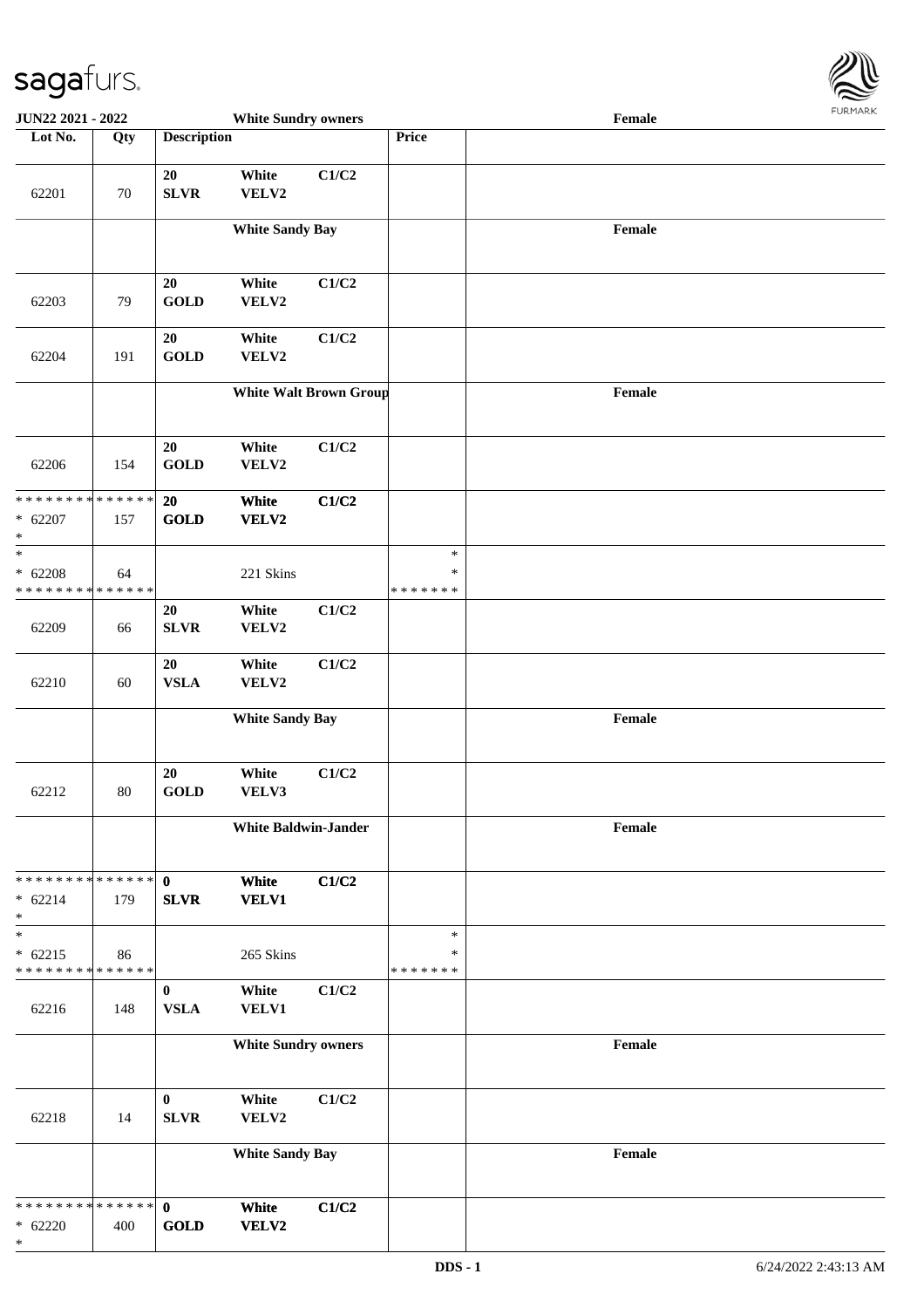| Lot No. | Qty | Description | | | Price | |
|---|---|---|---|---|---|---|
| | | **White Sundry owners** | | | | **Female** |
| 62201 | 70 | 20 SLVR | White VELV2 | C1/C2 | | |
| | | **White Sandy Bay** | | | | **Female** |
| 62203 | 79 | 20 GOLD | White VELV2 | C1/C2 | | |
| 62204 | 191 | 20 GOLD | White VELV2 | C1/C2 | | |
| | | **White Walt Brown Group** | | | | **Female** |
| 62206 | 154 | 20 GOLD | White VELV2 | C1/C2 | | |
| * * * * * * * * * * * * * * * 62207 * | 157 | **20 GOLD** | **White VELV2** | **C1/C2** | | |
| * * 62208 * * * * * * * * * * * * * * | 64 | | 221 Skins | | * * * * * * * * * | |
| 62209 | 66 | 20 SLVR | White VELV2 | C1/C2 | | |
| 62210 | 60 | 20 VSLA | White VELV2 | C1/C2 | | |
| | | **White Sandy Bay** | | | | **Female** |
| 62212 | 80 | 20 GOLD | White VELV3 | C1/C2 | | |
| | | **White Baldwin-Jander** | | | | **Female** |
| * * * * * * * * * * * * * * * 62214 * | 179 | **0 SLVR** | **White VELV1** | **C1/C2** | | |
| * * 62215 * * * * * * * * * * * * * * | 86 | | 265 Skins | | * * * * * * * * * | |
| 62216 | 148 | 0 VSLA | White VELV1 | C1/C2 | | |
| | | **White Sundry owners** | | | | **Female** |
| 62218 | 14 | 0 SLVR | White VELV2 | C1/C2 | | |
| | | **White Sandy Bay** | | | | **Female** |
| * * * * * * * * * * * * * * * 62220 * | 400 | **0 GOLD** | **White VELV2** | **C1/C2** | | |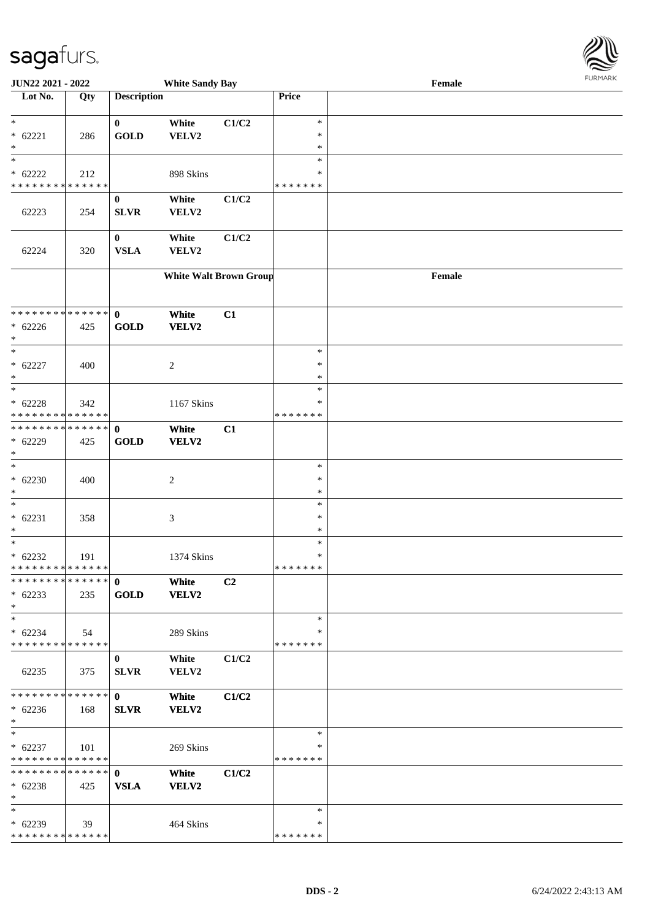| Lot No. | Qty | Description | | | Price | |
|---|---|---|---|---|---|---|
| * | | 0 | White | C1/C2 | * | |
| * 62221 | 286 | GOLD | VELV2 | | * | |
| * | | | | | * | |
| * | | | | | * | |
| * 62222 | 212 | | 898 Skins | | * | |
| * * * * * * * * * * * * * * | | | | | * * * * * * * | |
| | | 0 | White | C1/C2 | | |
| 62223 | 254 | SLVR | VELV2 | | | |
| | | 0 | White | C1/C2 | | |
| 62224 | 320 | VSLA | VELV2 | | | |
| | | White Walt Brown Group | | | | Female |
| * * * * * * * * * * * * * * | | 0 | White | C1 | | |
| * 62226 | 425 | GOLD | VELV2 | | | |
| * | | | | | | |
| * | | | | | * | |
| * 62227 | 400 | | 2 | | * | |
| * | | | | | * | |
| * | | | | | * | |
| * 62228 | 342 | | 1167 Skins | | * | |
| * * * * * * * * * * * * * * | | | | | * * * * * * * | |
| * * * * * * * * * * * * * * | | 0 | White | C1 | | |
| * 62229 | 425 | GOLD | VELV2 | | | |
| * | | | | | | |
| * | | | | | * | |
| * 62230 | 400 | | 2 | | * | |
| * | | | | | * | |
| * | | | | | * | |
| * 62231 | 358 | | 3 | | * | |
| * | | | | | * | |
| * | | | | | * | |
| * 62232 | 191 | | 1374 Skins | | * | |
| * * * * * * * * * * * * * * | | | | | * * * * * * * | |
| * * * * * * * * * * * * * * | | 0 | White | C2 | | |
| * 62233 | 235 | GOLD | VELV2 | | | |
| * | | | | | | |
| * | | | | | * | |
| * 62234 | 54 | | 289 Skins | | * | |
| * * * * * * * * * * * * * * | | | | | * * * * * * * | |
| | | 0 | White | C1/C2 | | |
| 62235 | 375 | SLVR | VELV2 | | | |
| * * * * * * * * * * * * * * | | 0 | White | C1/C2 | | |
| * 62236 | 168 | SLVR | VELV2 | | | |
| * | | | | | | |
| * | | | | | * | |
| * 62237 | 101 | | 269 Skins | | * | |
| * * * * * * * * * * * * * * | | | | | * * * * * * * | |
| * * * * * * * * * * * * * * | | 0 | White | C1/C2 | | |
| * 62238 | 425 | VSLA | VELV2 | | | |
| * | | | | | | |
| * | | | | | * | |
| * 62239 | 39 | | 464 Skins | | * | |
| * * * * * * * * * * * * * * | | | | | * * * * * * * | |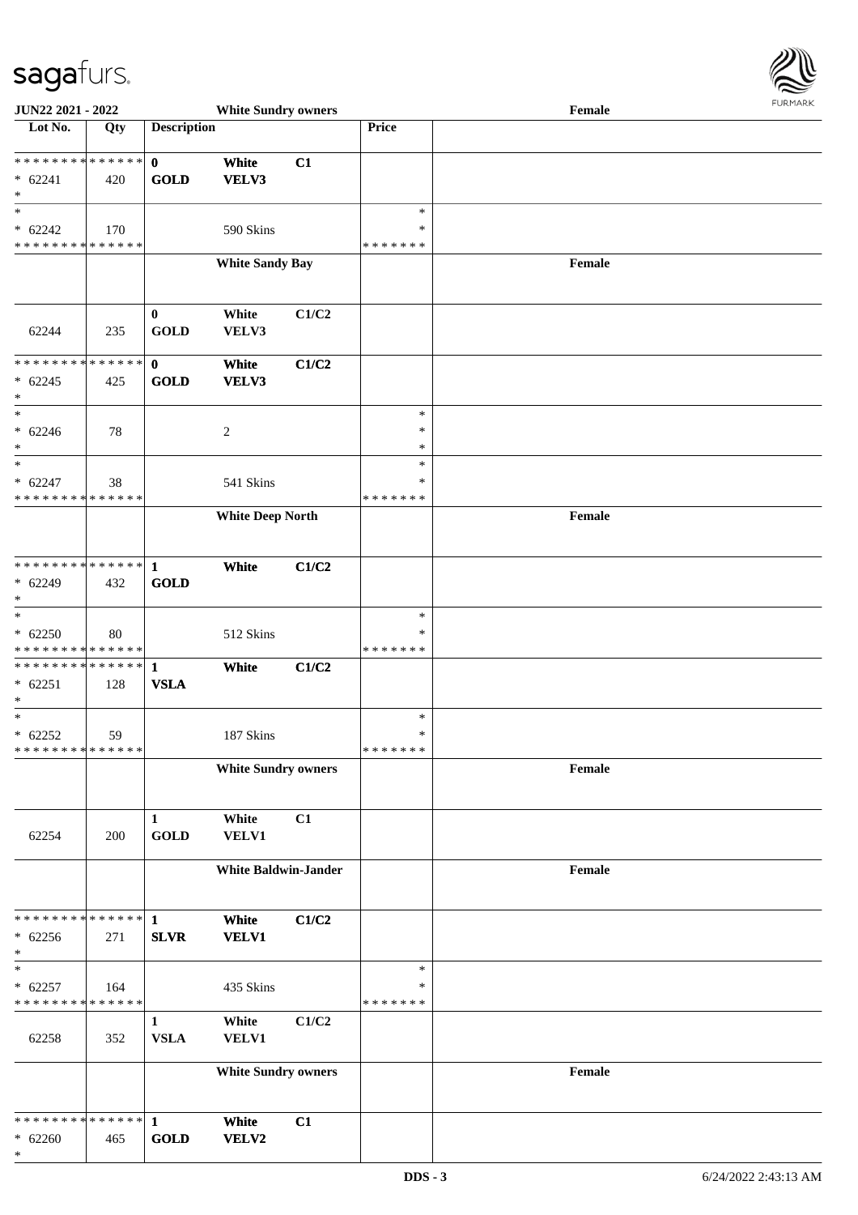JUN22 2021 - 2022 — White Sundry owners — Female

| Lot No. | Qty | Description | | | Price | |
|---|---|---|---|---|---|---|
| * * * * * * * * * * * * * * | | 0 | White | C1 | | |
| * 62241 | 420 | GOLD | VELV3 | | | |
| * | | | | | | |
| * | | | | | * | |
| * 62242 | 170 | | 590 Skins | | * | |
| * * * * * * * * * * * * * * | | | | | * * * * * * * | |
| | | | White Sandy Bay | | | Female |
| | | 0 | White | C1/C2 | | |
| 62244 | 235 | GOLD | VELV3 | | | |
| * * * * * * * * * * * * * * | | 0 | White | C1/C2 | | |
| * 62245 | 425 | GOLD | VELV3 | | | |
| * | | | | | | |
| * | | | | | * | |
| * 62246 | 78 | | 2 | | * | |
| * | | | | | * | |
| * | | | | | * | |
| * 62247 | 38 | | 541 Skins | | * | |
| * * * * * * * * * * * * * * | | | | | * * * * * * * | |
| | | | White Deep North | | | Female |
| * * * * * * * * * * * * * * | | 1 | White | C1/C2 | | |
| * 62249 | 432 | GOLD | | | | |
| * | | | | | | |
| * | | | | | * | |
| * 62250 | 80 | | 512 Skins | | * | |
| * * * * * * * * * * * * * * | | | | | * * * * * * * | |
| * * * * * * * * * * * * * * | | 1 | White | C1/C2 | | |
| * 62251 | 128 | VSLA | | | | |
| * | | | | | | |
| * | | | | | * | |
| * 62252 | 59 | | 187 Skins | | * | |
| * * * * * * * * * * * * * * | | | | | * * * * * * * | |
| | | | White Sundry owners | | | Female |
| | | 1 | White | C1 | | |
| 62254 | 200 | GOLD | VELV1 | | | |
| | | | White Baldwin-Jander | | | Female |
| * * * * * * * * * * * * * * | | 1 | White | C1/C2 | | |
| * 62256 | 271 | SLVR | VELV1 | | | |
| * | | | | | | |
| * | | | | | * | |
| * 62257 | 164 | | 435 Skins | | * | |
| * * * * * * * * * * * * * * | | | | | * * * * * * * | |
| | | 1 | White | C1/C2 | | |
| 62258 | 352 | VSLA | VELV1 | | | |
| | | | White Sundry owners | | | Female |
| * * * * * * * * * * * * * * | | 1 | White | C1 | | |
| * 62260 | 465 | GOLD | VELV2 | | | |
| * | | | | | | |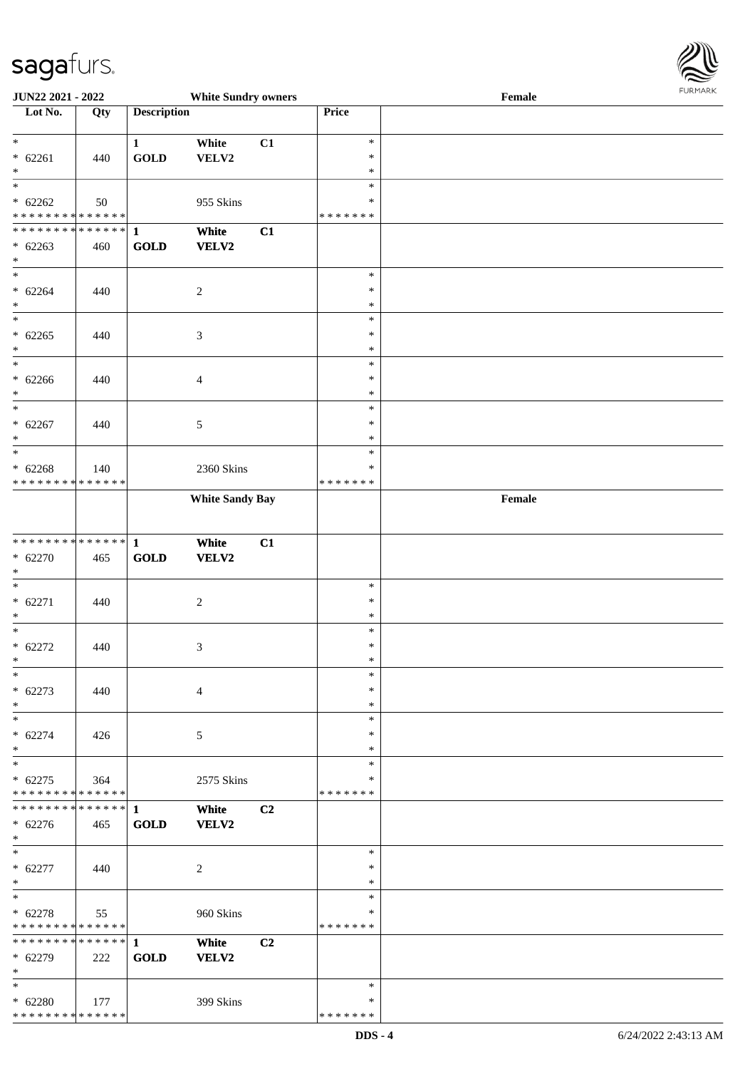| Lot No. | Qty | Description | | | Price | White Sundry owners — Female |
|---|---|---|---|---|---|---|
| * 62261 | 440 | 1 GOLD | White VELV2 | C1 | * | |
| * 62262 | 50 | | 955 Skins | | * ******* | |
| * 62263 | 460 | 1 GOLD | White VELV2 | C1 | | |
| * 62264 | 440 | | 2 | | * | |
| * 62265 | 440 | | 3 | | * | |
| * 62266 | 440 | | 4 | | * | |
| * 62267 | 440 | | 5 | | * | |
| * 62268 | 140 | | 2360 Skins | | * ******* | |
| | | | **White Sandy Bay** | | | **Female** |
| * 62270 | 465 | 1 GOLD | White VELV2 | C1 | | |
| * 62271 | 440 | | 2 | | * | |
| * 62272 | 440 | | 3 | | * | |
| * 62273 | 440 | | 4 | | * | |
| * 62274 | 426 | | 5 | | * | |
| * 62275 | 364 | | 2575 Skins | | * ******* | |
| * 62276 | 465 | 1 GOLD | White VELV2 | C2 | | |
| * 62277 | 440 | | 2 | | * | |
| * 62278 | 55 | | 960 Skins | | * ******* | |
| * 62279 | 222 | 1 GOLD | White VELV2 | C2 | | |
| * 62280 | 177 | | 399 Skins | | * ******* | |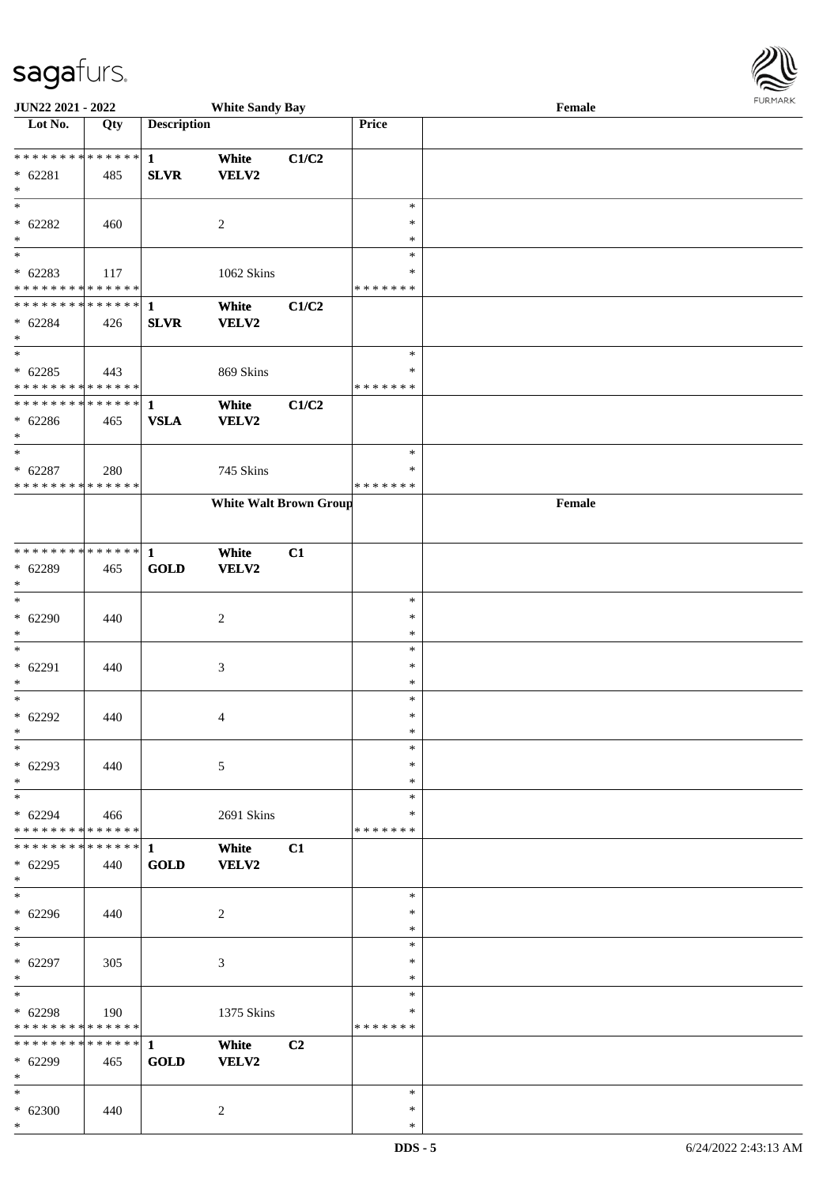| Lot No. | Qty | Description | | | Price | |
|---|---|---|---|---|---|---|
| * * * * * * * * * * * * * * | | 1 | White | C1/C2 | | |
| * 62281 | 485 | SLVR | VELV2 | | | |
| * | | | | | | |
| * | | | | | * | |
| * 62282 | 460 | | 2 | | * | |
| * | | | | | * | |
| * | | | | | * | |
| * 62283 | 117 | | 1062 Skins | | * | |
| * * * * * * * * * * * * * * | | | | | * * * * * * * | |
| * * * * * * * * * * * * * * | | 1 | White | C1/C2 | | |
| * 62284 | 426 | SLVR | VELV2 | | | |
| * | | | | | | |
| * | | | | | * | |
| * 62285 | 443 | | 869 Skins | | * | |
| * * * * * * * * * * * * * * | | | | | * * * * * * * | |
| * * * * * * * * * * * * * * | | 1 | White | C1/C2 | | |
| * 62286 | 465 | VSLA | VELV2 | | | |
| * | | | | | | |
| * | | | | | * | |
| * 62287 | 280 | | 745 Skins | | * | |
| * * * * * * * * * * * * * * | | | | | * * * * * * * | |
| | | | White Walt Brown Group | | | Female |
| * * * * * * * * * * * * * * | | 1 | White | C1 | | |
| * 62289 | 465 | GOLD | VELV2 | | | |
| * | | | | | | |
| * | | | | | * | |
| * 62290 | 440 | | 2 | | * | |
| * | | | | | * | |
| * | | | | | * | |
| * 62291 | 440 | | 3 | | * | |
| * | | | | | * | |
| * | | | | | * | |
| * 62292 | 440 | | 4 | | * | |
| * | | | | | * | |
| * | | | | | * | |
| * 62293 | 440 | | 5 | | * | |
| * | | | | | * | |
| * | | | | | * | |
| * 62294 | 466 | | 2691 Skins | | * | |
| * * * * * * * * * * * * * * | | | | | * * * * * * * | |
| * * * * * * * * * * * * * * | | 1 | White | C1 | | |
| * 62295 | 440 | GOLD | VELV2 | | | |
| * | | | | | | |
| * | | | | | * | |
| * 62296 | 440 | | 2 | | * | |
| * | | | | | * | |
| * | | | | | * | |
| * 62297 | 305 | | 3 | | * | |
| * | | | | | * | |
| * | | | | | * | |
| * 62298 | 190 | | 1375 Skins | | * | |
| * * * * * * * * * * * * * * | | | | | * * * * * * * | |
| * * * * * * * * * * * * * * | | 1 | White | C2 | | |
| * 62299 | 465 | GOLD | VELV2 | | | |
| * | | | | | | |
| * | | | | | * | |
| * 62300 | 440 | | 2 | | * | |
| * | | | | | * | |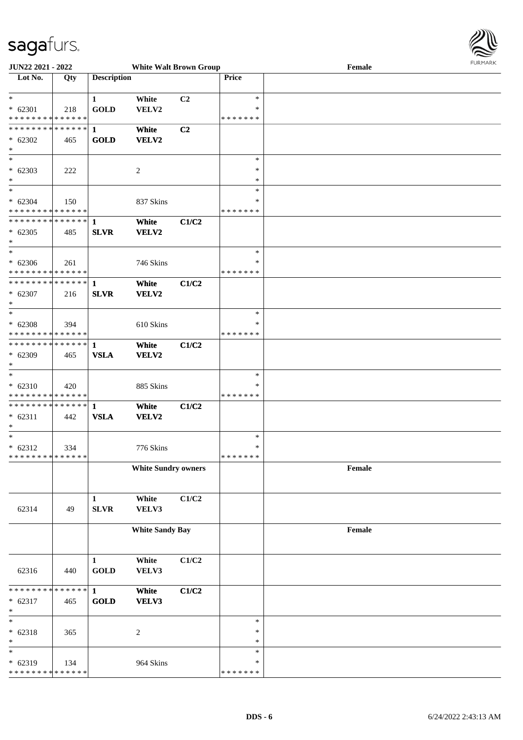| Lot No. | Qty | Description | | | Price | |
|---|---|---|---|---|---|---|
| | | | **White Walt Brown Group** | | | Female |
| * | | 1 | White | C2 | * | |
| * 62301 | 218 | GOLD | VELV2 | | * | |
| * * * * * * * * * * * * * * | | | | | * * * * * * * | |
| * * * * * * * * * * * * * * | | 1 | White | C2 | | |
| * 62302 | 465 | GOLD | VELV2 | | | |
| * | | | | | | |
| * | | | | | * | |
| * 62303 | 222 | | 2 | | * | |
| * | | | | | * | |
| * | | | | | * | |
| * 62304 | 150 | | 837 Skins | | * | |
| * * * * * * * * * * * * * * | | | | | * * * * * * * | |
| * * * * * * * * * * * * * * | | 1 | White | C1/C2 | | |
| * 62305 | 485 | SLVR | VELV2 | | | |
| * | | | | | | |
| * | | | | | * | |
| * 62306 | 261 | | 746 Skins | | * | |
| * * * * * * * * * * * * * * | | | | | * * * * * * * | |
| * * * * * * * * * * * * * * | | 1 | White | C1/C2 | | |
| * 62307 | 216 | SLVR | VELV2 | | | |
| * | | | | | | |
| * | | | | | * | |
| * 62308 | 394 | | 610 Skins | | * | |
| * * * * * * * * * * * * * * | | | | | * * * * * * * | |
| * * * * * * * * * * * * * * | | 1 | White | C1/C2 | | |
| * 62309 | 465 | VSLA | VELV2 | | | |
| * | | | | | | |
| * | | | | | * | |
| * 62310 | 420 | | 885 Skins | | * | |
| * * * * * * * * * * * * * * | | | | | * * * * * * * | |
| * * * * * * * * * * * * * * | | 1 | White | C1/C2 | | |
| * 62311 | 442 | VSLA | VELV2 | | | |
| * | | | | | | |
| * | | | | | * | |
| * 62312 | 334 | | 776 Skins | | * | |
| * * * * * * * * * * * * * * | | | | | * * * * * * * | |
| | | | **White Sundry owners** | | | Female |
| 62314 | 49 | 1 SLVR | White VELV3 | C1/C2 | | |
| | | | **White Sandy Bay** | | | Female |
| 62316 | 440 | 1 GOLD | White VELV3 | C1/C2 | | |
| * * * * * * * * * * * * * * | | 1 | White | C1/C2 | | |
| * 62317 | 465 | GOLD | VELV3 | | | |
| * | | | | | | |
| * | | | | | * | |
| * 62318 | 365 | | 2 | | * | |
| * | | | | | * | |
| * | | | | | * | |
| * 62319 | 134 | | 964 Skins | | * | |
| * * * * * * * * * * * * * * | | | | | * * * * * * * | |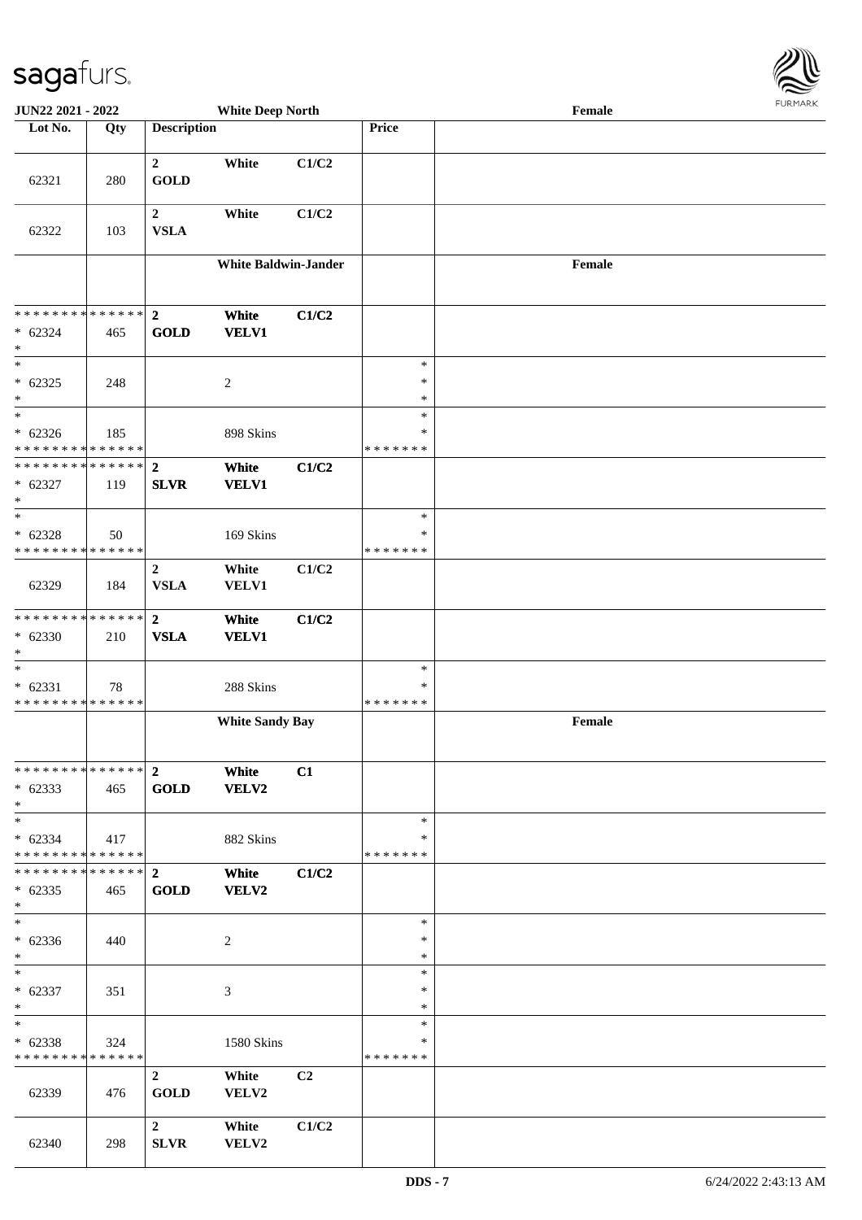**JUN22 2021 - 2022** — **White Deep North** — **Female**

| Lot No. | Qty | Description | | | Price | |
|---|---|---|---|---|---|---|
| 62321 | 280 | 2 GOLD | White | C1/C2 | | |
| 62322 | 103 | 2 VSLA | White | C1/C2 | | |
| | | | **White Baldwin-Jander** | | | **Female** |
| * * * * * * * * * * * * * * * 62324 * | 465 | 2 GOLD | White VELV1 | C1/C2 | | |
| * * 62325 * | 248 | | 2 | | * * * | |
| * * 62326 * * * * * * * * * * * * * * | 185 | | 898 Skins | | * * * * * * * * | |
| * * * * * * * * * * * * * * * 62327 * | 119 | 2 SLVR | White VELV1 | C1/C2 | | |
| * * 62328 * * * * * * * * * * * * * * | 50 | | 169 Skins | | * * * * * * * * | |
| 62329 | 184 | 2 VSLA | White VELV1 | C1/C2 | | |
| * * * * * * * * * * * * * * * 62330 * | 210 | 2 VSLA | White VELV1 | C1/C2 | | |
| * * 62331 * * * * * * * * * * * * * * | 78 | | 288 Skins | | * * * * * * * * | |
| | | | **White Sandy Bay** | | | **Female** |
| * * * * * * * * * * * * * * * 62333 * | 465 | 2 GOLD | White VELV2 | C1 | | |
| * * 62334 * * * * * * * * * * * * * * | 417 | | 882 Skins | | * * * * * * * * | |
| * * * * * * * * * * * * * * * 62335 * | 465 | 2 GOLD | White VELV2 | C1/C2 | | |
| * * 62336 * | 440 | | 2 | | * * * | |
| * * 62337 * | 351 | | 3 | | * * * | |
| * * 62338 * * * * * * * * * * * * * * | 324 | | 1580 Skins | | * * * * * * * * | |
| 62339 | 476 | 2 GOLD | White VELV2 | C2 | | |
| 62340 | 298 | 2 SLVR | White VELV2 | C1/C2 | | |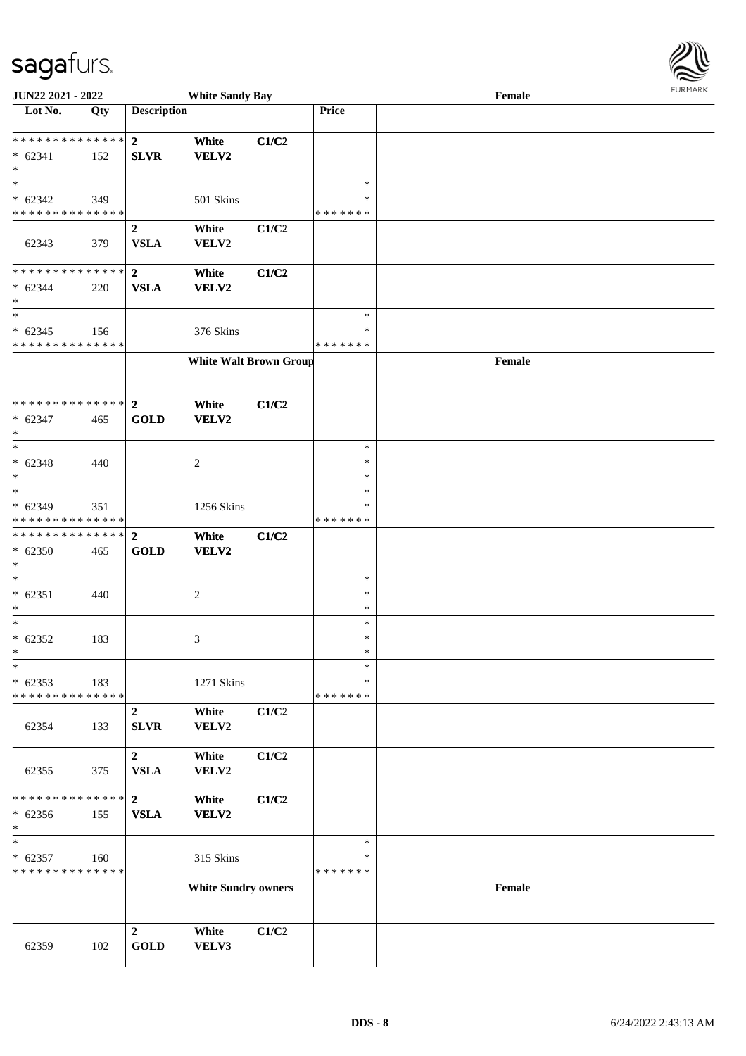| Lot No. | Qty | Description | | | Price | |
|---|---|---|---|---|---|---|
| * * * * * * * * * * * * * * | | 2 | White | C1/C2 | | |
| * 62341 | 152 | SLVR | VELV2 | | | |
| * | | | | | | |
| * | | | | | * | |
| * 62342 | 349 | | 501 Skins | | * | |
| * * * * * * * * * * * * * * | | | | | * * * * * * * | |
| | | 2 | White | C1/C2 | | |
| 62343 | 379 | VSLA | VELV2 | | | |
| * * * * * * * * * * * * * * | | 2 | White | C1/C2 | | |
| * 62344 | 220 | VSLA | VELV2 | | | |
| * | | | | | | |
| * | | | | | * | |
| * 62345 | 156 | | 376 Skins | | * | |
| * * * * * * * * * * * * * * | | | | | * * * * * * * | |
| | | | White Walt Brown Group | | | Female |
| * * * * * * * * * * * * * * | | 2 | White | C1/C2 | | |
| * 62347 | 465 | GOLD | VELV2 | | | |
| * | | | | | | |
| * | | | | | * | |
| * 62348 | 440 | | 2 | | * | |
| * | | | | | * | |
| * | | | | | * | |
| * 62349 | 351 | | 1256 Skins | | * | |
| * * * * * * * * * * * * * * | | | | | * * * * * * * | |
| * * * * * * * * * * * * * * | | 2 | White | C1/C2 | | |
| * 62350 | 465 | GOLD | VELV2 | | | |
| * | | | | | | |
| * | | | | | * | |
| * 62351 | 440 | | 2 | | * | |
| * | | | | | * | |
| * | | | | | * | |
| * 62352 | 183 | | 3 | | * | |
| * | | | | | * | |
| * | | | | | * | |
| * 62353 | 183 | | 1271 Skins | | * | |
| * * * * * * * * * * * * * * | | | | | * * * * * * * | |
| | | 2 | White | C1/C2 | | |
| 62354 | 133 | SLVR | VELV2 | | | |
| | | 2 | White | C1/C2 | | |
| 62355 | 375 | VSLA | VELV2 | | | |
| * * * * * * * * * * * * * * | | 2 | White | C1/C2 | | |
| * 62356 | 155 | VSLA | VELV2 | | | |
| * | | | | | | |
| * | | | | | * | |
| * 62357 | 160 | | 315 Skins | | * | |
| * * * * * * * * * * * * * * | | | | | * * * * * * * | |
| | | | White Sundry owners | | | Female |
| | | 2 | White | C1/C2 | | |
| 62359 | 102 | GOLD | VELV3 | | | |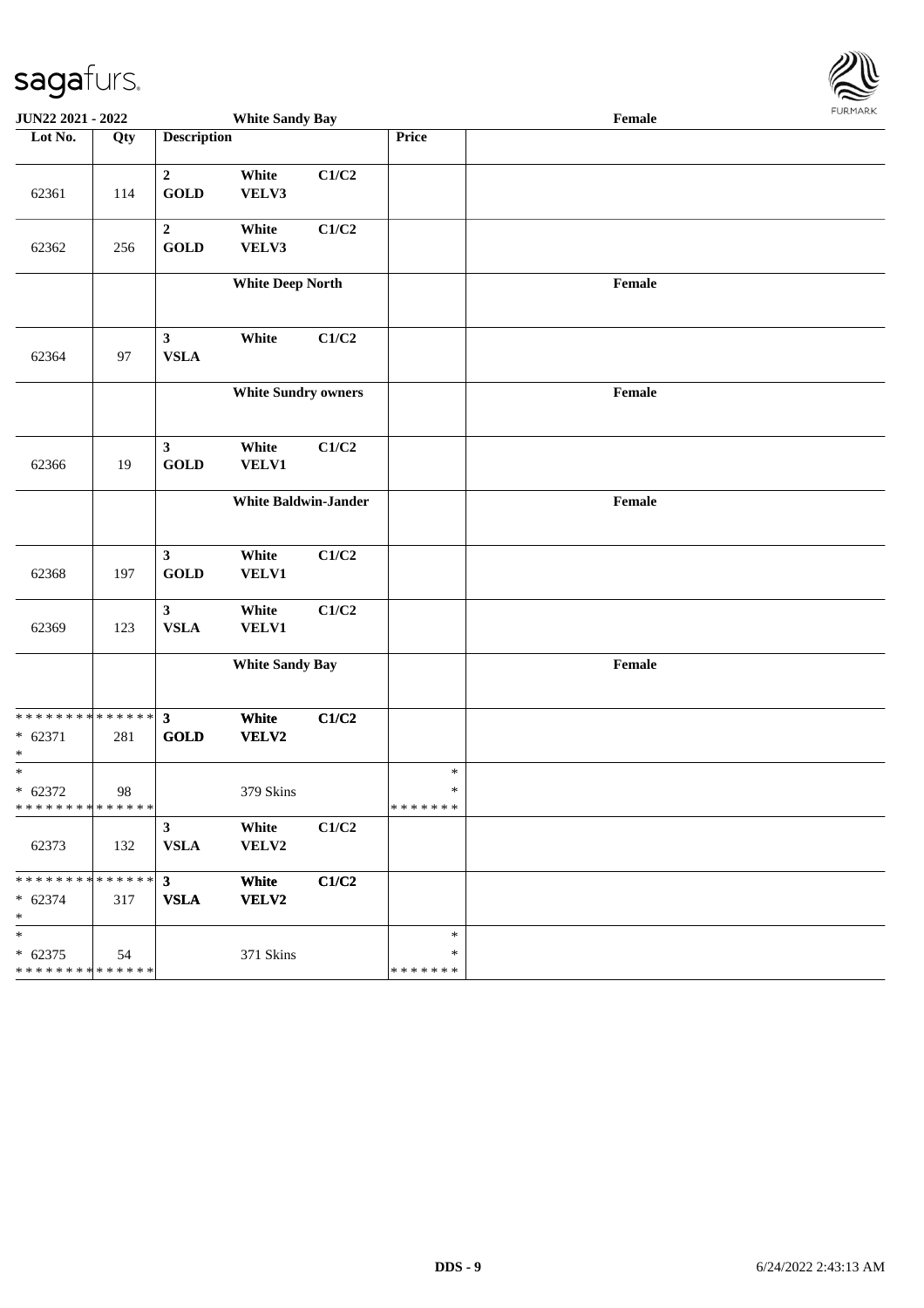**JUN22 2021 - 2022** **White Sandy Bay** **Female**

| Lot No. | Qty | Description | | | Price | |
|---|---|---|---|---|---|---|
| 62361 | 114 | **2** **GOLD** | **White** **VELV3** | **C1/C2** | | |
| 62362 | 256 | **2** **GOLD** | **White** **VELV3** | **C1/C2** | | |
| | | | **White Deep North** | | | **Female** |
| 62364 | 97 | **3** **VSLA** | **White** | **C1/C2** | | |
| | | | **White Sundry owners** | | | **Female** |
| 62366 | 19 | **3** **GOLD** | **White** **VELV1** | **C1/C2** | | |
| | | | **White Baldwin-Jander** | | | **Female** |
| 62368 | 197 | **3** **GOLD** | **White** **VELV1** | **C1/C2** | | |
| 62369 | 123 | **3** **VSLA** | **White** **VELV1** | **C1/C2** | | |
| | | | **White Sandy Bay** | | | **Female** |
| * * * * * * * * * * * * * * * 62371 * | 281 | **3** **GOLD** | **White** **VELV2** | **C1/C2** | | |
| * * 62372 * * * * * * * * * * * * * * | 98 | | 379 Skins | | * * * * * * * * * | |
| 62373 | 132 | **3** **VSLA** | **White** **VELV2** | **C1/C2** | | |
| * * * * * * * * * * * * * * * 62374 * | 317 | **3** **VSLA** | **White** **VELV2** | **C1/C2** | | |
| * * 62375 * * * * * * * * * * * * * * | 54 | | 371 Skins | | * * * * * * * * * | |

DDS - 9 6/24/2022 2:43:13 AM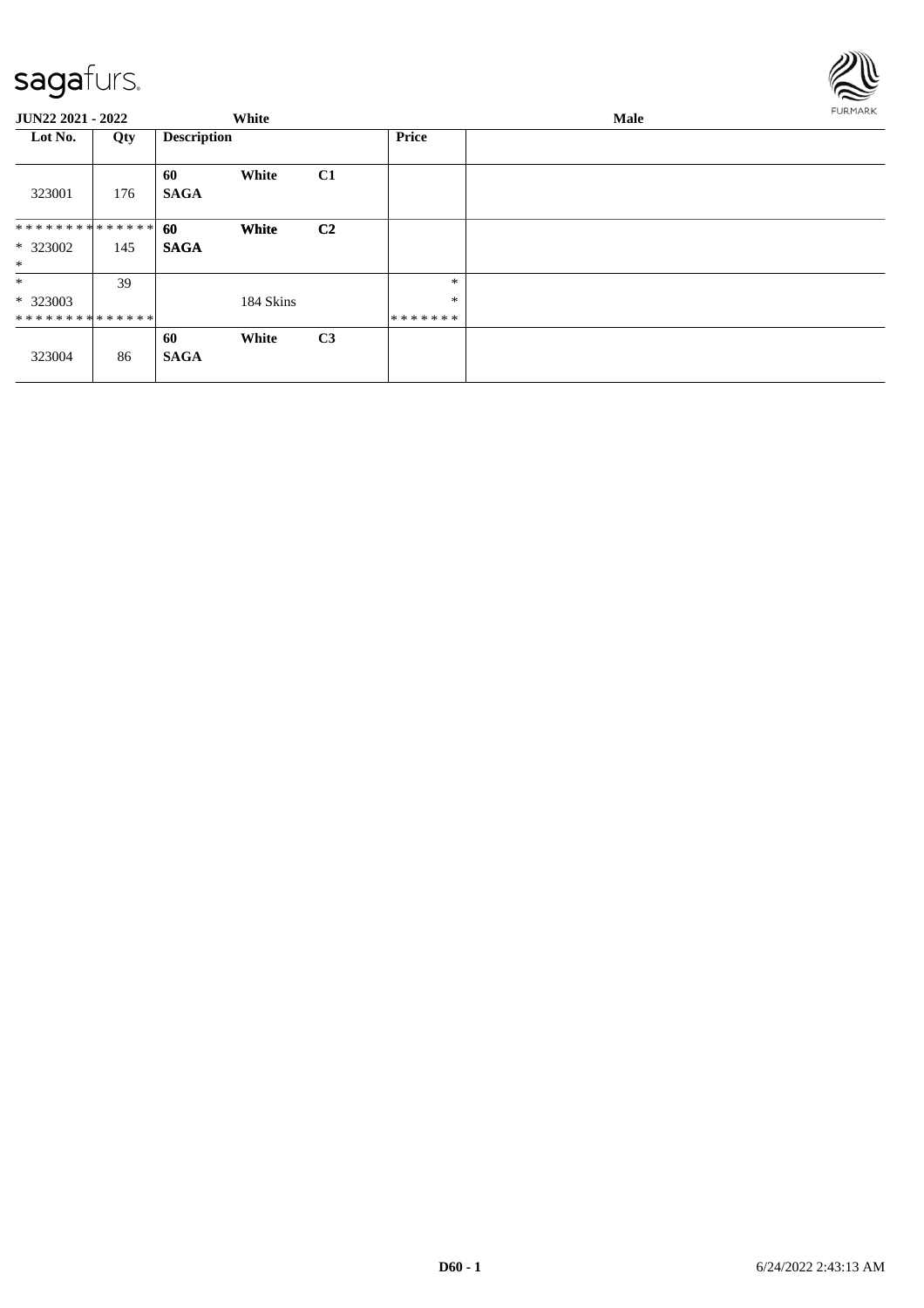| JUN22 2021 - 2022 | | White | | | | Male |
|---|---|---|---|---|---|---|
| **Lot No.** | **Qty** | **Description** | | | **Price** | |
| 323001 | 176 | **60** **SAGA** | **White** | **C1** | | |
| ************** * 323002 * | 145 | **60** **SAGA** | **White** | **C2** | | |
| * * 323003 ************** | 39 | | 184 Skins | | * * ******* | |
| 323004 | 86 | **60** **SAGA** | **White** | **C3** | | |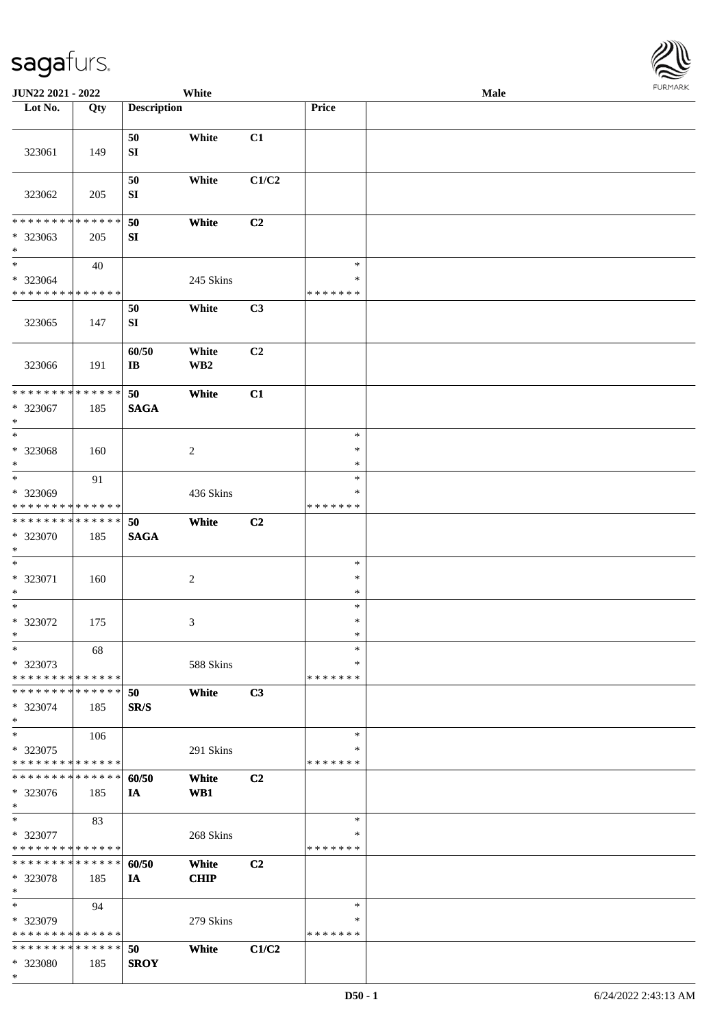JUN22 2021 - 2022 White Male

| Lot No. | Qty | Description | | | Price | |
|---|---|---|---|---|---|---|
| 323061 | 149 | 50 SI | White | C1 | | |
| 323062 | 205 | 50 SI | White | C1/C2 | | |
| * * * * * * * * * * * * * * * 323063 * | 205 | 50 SI | White | C2 | | |
| * * 323064 * * * * * * * * * * * * * * | 40 | | 245 Skins | | * * * * * * * * * | |
| 323065 | 147 | 50 SI | White | C3 | | |
| 323066 | 191 | 60/50 IB | White WB2 | C2 | | |
| * * * * * * * * * * * * * * * 323067 * | 185 | 50 SAGA | White | C1 | | |
| * * 323068 * | 160 | | 2 | | * * * | |
| * * 323069 * * * * * * * * * * * * * * | 91 | | 436 Skins | | * * * * * * * * * | |
| * * * * * * * * * * * * * * * 323070 * | 185 | 50 SAGA | White | C2 | | |
| * * 323071 * | 160 | | 2 | | * * * | |
| * * 323072 * | 175 | | 3 | | * * * | |
| * * 323073 * * * * * * * * * * * * * * | 68 | | 588 Skins | | * * * * * * * * * | |
| * * * * * * * * * * * * * * * 323074 * | 185 | 50 SR/S | White | C3 | | |
| * * 323075 * * * * * * * * * * * * * * | 106 | | 291 Skins | | * * * * * * * * * | |
| * * * * * * * * * * * * * * * 323076 * | 185 | 60/50 IA | White WB1 | C2 | | |
| * * 323077 * * * * * * * * * * * * * * | 83 | | 268 Skins | | * * * * * * * * * | |
| * * * * * * * * * * * * * * * 323078 * | 185 | 60/50 IA | White CHIP | C2 | | |
| * * 323079 * * * * * * * * * * * * * * | 94 | | 279 Skins | | * * * * * * * * * | |
| * * * * * * * * * * * * * * * 323080 * | 185 | 50 SROY | White | C1/C2 | | |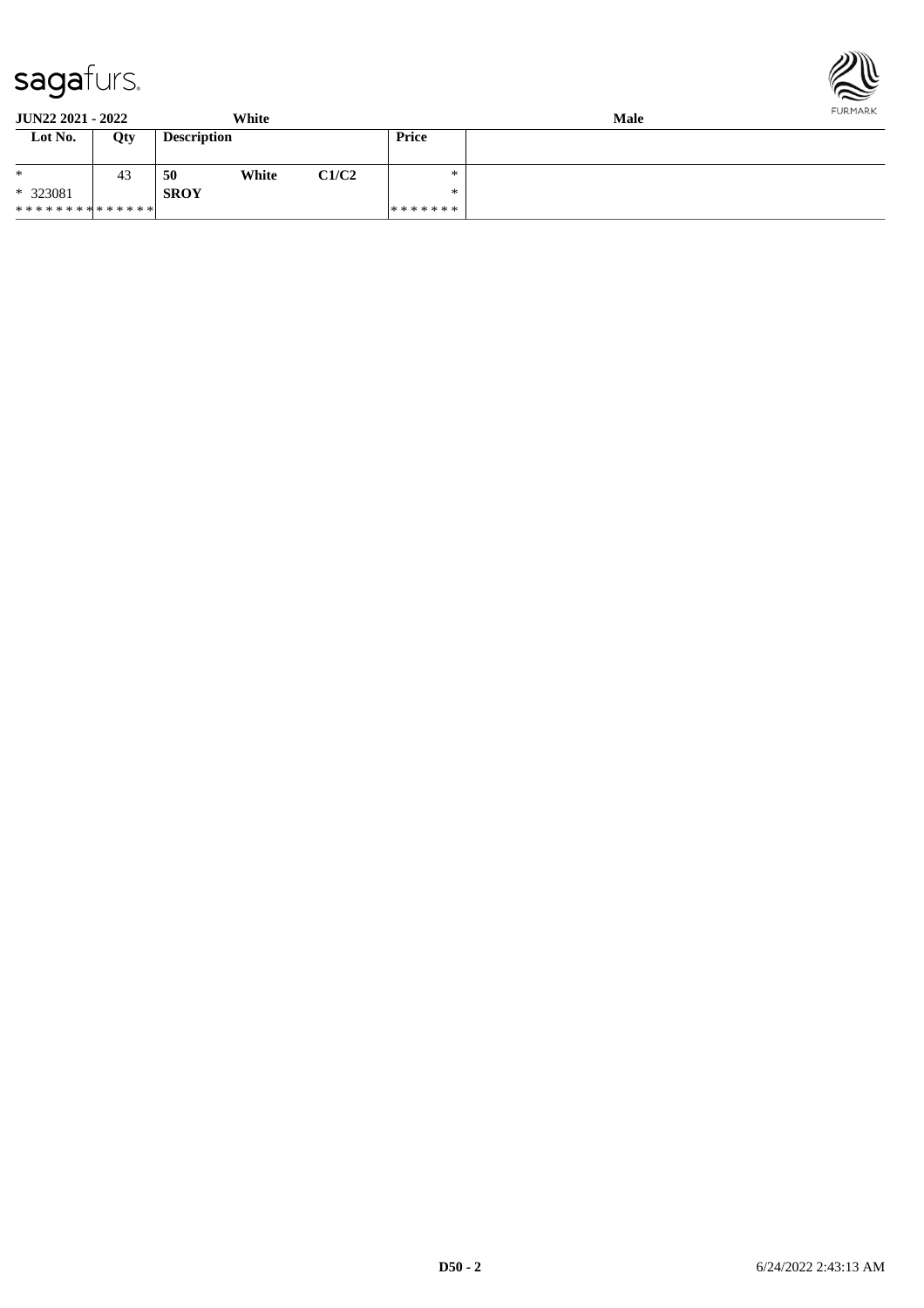**JUN22 2021 - 2022** **White** **Male**

| Lot No. | Qty | Description | | | Price | |
|---|---|---|---|---|---|---|
| * | 43 | **50** | **White** | **C1/C2** | * | |
| * 323081 | | **SROY** | | | * | |
| * * * * * * * * * * * * * * | | | | | * * * * * * * | |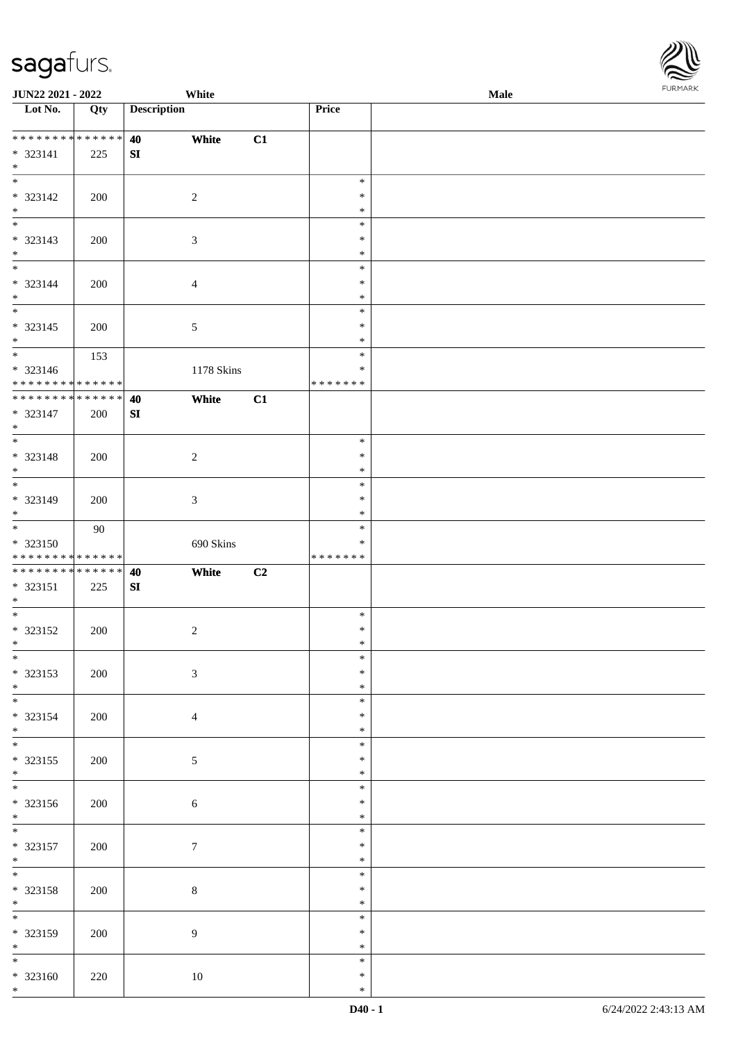**JUN22 2021 - 2022** White **Male**

| Lot No. | Qty | Description | | | Price | |
|---|---|---|---|---|---|---|
| * * * * * * * * * * * * * * | | 40 | White | C1 | | |
| * 323141 | 225 | SI | | | | |
| * | | | | | | |
| * | | | | | * | |
| * 323142 | 200 | | 2 | | * | |
| * | | | | | * | |
| * | | | | | * | |
| * 323143 | 200 | | 3 | | * | |
| * | | | | | * | |
| * | | | | | * | |
| * 323144 | 200 | | 4 | | * | |
| * | | | | | * | |
| * | | | | | * | |
| * 323145 | 200 | | 5 | | * | |
| * | | | | | * | |
| * | 153 | | | | * | |
| * 323146 | | | 1178 Skins | | * | |
| * * * * * * * * * * * * * * | | | | | * * * * * * * | |
| * * * * * * * * * * * * * * | | 40 | White | C1 | | |
| * 323147 | 200 | SI | | | | |
| * | | | | | | |
| * | | | | | * | |
| * 323148 | 200 | | 2 | | * | |
| * | | | | | * | |
| * | | | | | * | |
| * 323149 | 200 | | 3 | | * | |
| * | | | | | * | |
| * | 90 | | | | * | |
| * 323150 | | | 690 Skins | | * | |
| * * * * * * * * * * * * * * | | | | | * * * * * * * | |
| * * * * * * * * * * * * * * | | 40 | White | C2 | | |
| * 323151 | 225 | SI | | | | |
| * | | | | | | |
| * | | | | | * | |
| * 323152 | 200 | | 2 | | * | |
| * | | | | | * | |
| * | | | | | * | |
| * 323153 | 200 | | 3 | | * | |
| * | | | | | * | |
| * | | | | | * | |
| * 323154 | 200 | | 4 | | * | |
| * | | | | | * | |
| * | | | | | * | |
| * 323155 | 200 | | 5 | | * | |
| * | | | | | * | |
| * | | | | | * | |
| * 323156 | 200 | | 6 | | * | |
| * | | | | | * | |
| * | | | | | * | |
| * 323157 | 200 | | 7 | | * | |
| * | | | | | * | |
| * | | | | | * | |
| * 323158 | 200 | | 8 | | * | |
| * | | | | | * | |
| * | | | | | * | |
| * 323159 | 200 | | 9 | | * | |
| * | | | | | * | |
| * | | | | | * | |
| * 323160 | 220 | | 10 | | * | |
| * | | | | | * | |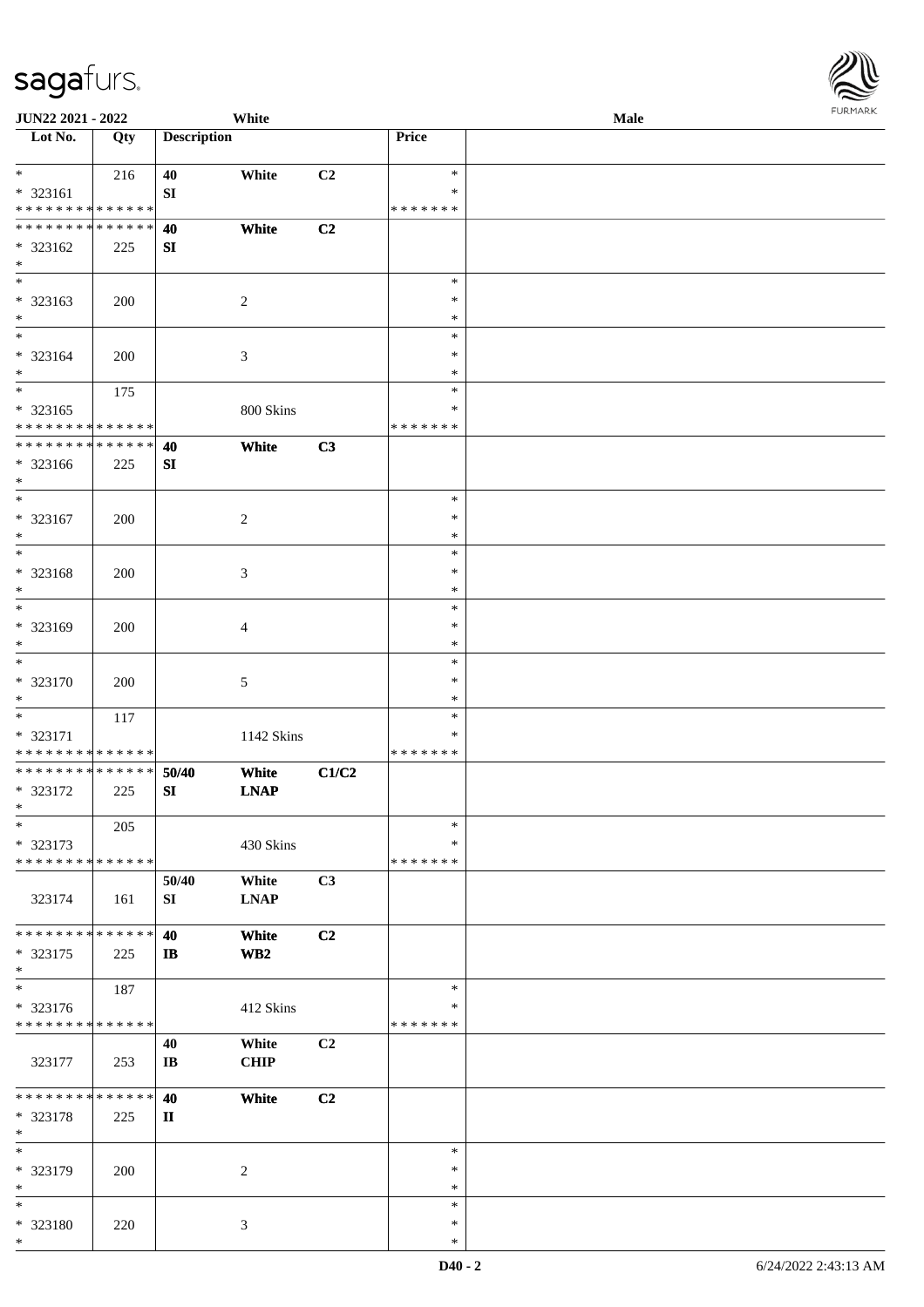JUN22 2021 - 2022 White Male

| Lot No. | Qty | Description | | | Price | |
|---|---|---|---|---|---|---|
| * | 216 | 40 | White | C2 | * | |
| * 323161 | | SI | | | * | |
| * * * * * * * * * * * * * * | | | | | * * * * * * * | |
| * * * * * * * * * * * * * * | | 40 | White | C2 | | |
| * 323162 | 225 | SI | | | | |
| * | | | | | | |
| * | | | | | * | |
| * 323163 | 200 | | 2 | | * | |
| * | | | | | * | |
| * | | | | | * | |
| * 323164 | 200 | | 3 | | * | |
| * | | | | | * | |
| * | 175 | | | | * | |
| * 323165 | | | 800 Skins | | * | |
| * * * * * * * * * * * * * * | | | | | * * * * * * * | |
| * * * * * * * * * * * * * * | | 40 | White | C3 | | |
| * 323166 | 225 | SI | | | | |
| * | | | | | | |
| * | | | | | * | |
| * 323167 | 200 | | 2 | | * | |
| * | | | | | * | |
| * | | | | | * | |
| * 323168 | 200 | | 3 | | * | |
| * | | | | | * | |
| * | | | | | * | |
| * 323169 | 200 | | 4 | | * | |
| * | | | | | * | |
| * | | | | | * | |
| * 323170 | 200 | | 5 | | * | |
| * | | | | | * | |
| * | 117 | | | | * | |
| * 323171 | | | 1142 Skins | | * | |
| * * * * * * * * * * * * * * | | | | | * * * * * * * | |
| * * * * * * * * * * * * * * | | 50/40 | White | C1/C2 | | |
| * 323172 | 225 | SI | LNAP | | | |
| * | | | | | | |
| * | 205 | | | | * | |
| * 323173 | | | 430 Skins | | * | |
| * * * * * * * * * * * * * * | | | | | * * * * * * * | |
| | | 50/40 | White | C3 | | |
| 323174 | 161 | SI | LNAP | | | |
| * * * * * * * * * * * * * * | | 40 | White | C2 | | |
| * 323175 | 225 | IB | WB2 | | | |
| * | | | | | | |
| * | 187 | | | | * | |
| * 323176 | | | 412 Skins | | * | |
| * * * * * * * * * * * * * * | | | | | * * * * * * * | |
| | | 40 | White | C2 | | |
| 323177 | 253 | IB | CHIP | | | |
| * * * * * * * * * * * * * * | | 40 | White | C2 | | |
| * 323178 | 225 | II | | | | |
| * | | | | | | |
| * | | | | | * | |
| * 323179 | 200 | | 2 | | * | |
| * | | | | | * | |
| * | | | | | * | |
| * 323180 | 220 | | 3 | | * | |
| * | | | | | * | |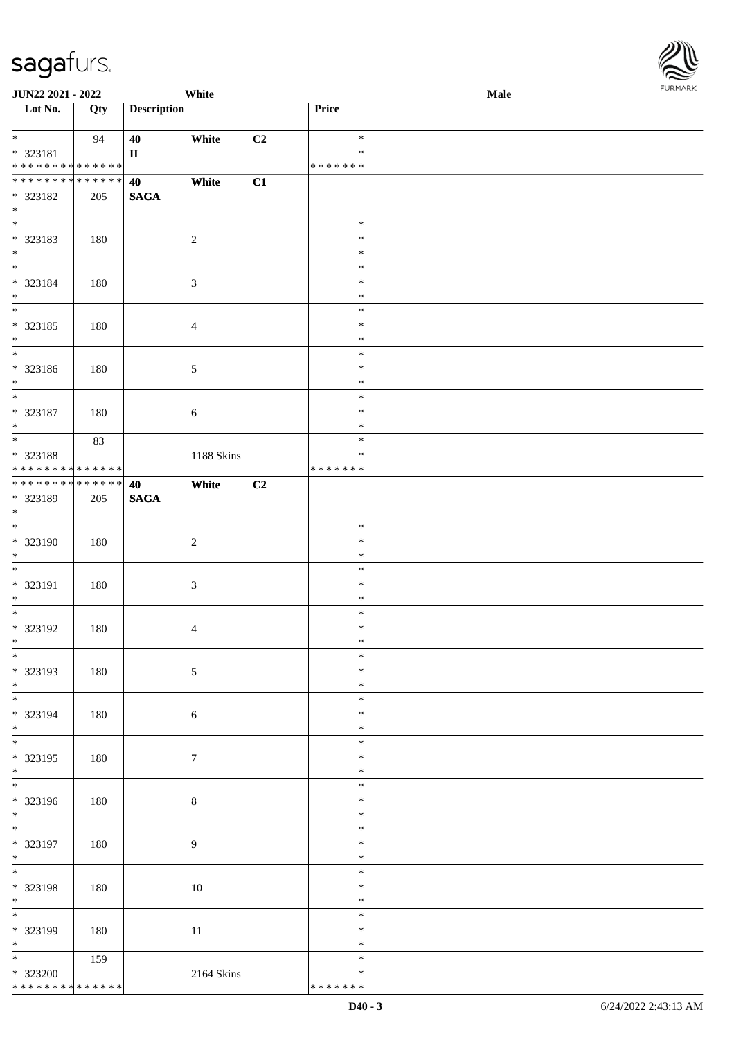| Lot No. | Qty | Description | | | Price | |
|---|---|---|---|---|---|---|
| * | 94 | 40 | White | C2 | * | |
| * 323181 | | II | | | * | |
| * * * * * * * * * * * * * * | | | | | * * * * * * * | |
| * * * * * * * * * * * * * * | | 40 | White | C1 | | |
| * 323182 | 205 | SAGA | | | | |
| * | | | | | | |
| * | | | | | * | |
| * 323183 | 180 | | 2 | | * | |
| * | | | | | * | |
| * | | | | | * | |
| * 323184 | 180 | | 3 | | * | |
| * | | | | | * | |
| * | | | | | * | |
| * 323185 | 180 | | 4 | | * | |
| * | | | | | * | |
| * | | | | | * | |
| * 323186 | 180 | | 5 | | * | |
| * | | | | | * | |
| * | | | | | * | |
| * 323187 | 180 | | 6 | | * | |
| * | | | | | * | |
| * | 83 | | | | * | |
| * 323188 | | | 1188 Skins | | * | |
| * * * * * * * * * * * * * * | | | | | * * * * * * * | |
| * * * * * * * * * * * * * * | | 40 | White | C2 | | |
| * 323189 | 205 | SAGA | | | | |
| * | | | | | | |
| * | | | | | * | |
| * 323190 | 180 | | 2 | | * | |
| * | | | | | * | |
| * | | | | | * | |
| * 323191 | 180 | | 3 | | * | |
| * | | | | | * | |
| * | | | | | * | |
| * 323192 | 180 | | 4 | | * | |
| * | | | | | * | |
| * | | | | | * | |
| * 323193 | 180 | | 5 | | * | |
| * | | | | | * | |
| * | | | | | * | |
| * 323194 | 180 | | 6 | | * | |
| * | | | | | * | |
| * | | | | | * | |
| * 323195 | 180 | | 7 | | * | |
| * | | | | | * | |
| * | | | | | * | |
| * 323196 | 180 | | 8 | | * | |
| * | | | | | * | |
| * | | | | | * | |
| * 323197 | 180 | | 9 | | * | |
| * | | | | | * | |
| * | | | | | * | |
| * 323198 | 180 | | 10 | | * | |
| * | | | | | * | |
| * | | | | | * | |
| * 323199 | 180 | | 11 | | * | |
| * | | | | | * | |
| * | 159 | | | | * | |
| * 323200 | | | 2164 Skins | | * | |
| * * * * * * * * * * * * * * | | | | | * * * * * * * | |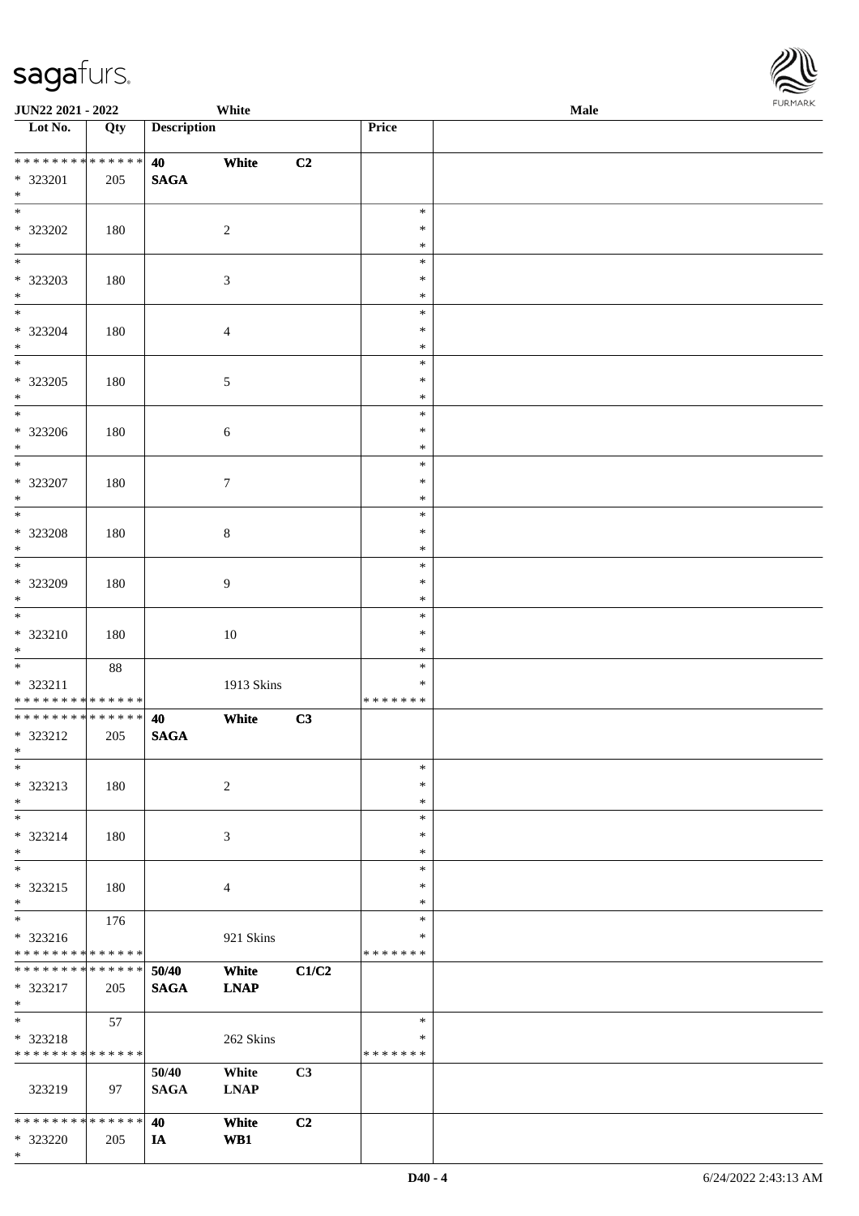| Lot No. | Qty | Description | | | Price | |
|---|---|---|---|---|---|---|
| * * * * * * * * * * * * * * | | 40 | White | C2 | | |
| * 323201 | 205 | SAGA | | | | |
| * | | | | | | |
| * 323202 | 180 | | 2 | | * | |
| * 323203 | 180 | | 3 | | * | |
| * 323204 | 180 | | 4 | | * | |
| * 323205 | 180 | | 5 | | * | |
| * 323206 | 180 | | 6 | | * | |
| * 323207 | 180 | | 7 | | * | |
| * 323208 | 180 | | 8 | | * | |
| * 323209 | 180 | | 9 | | * | |
| * 323210 | 180 | | 10 | | * | |
| * | 88 | | | | * | |
| * 323211 | | | 1913 Skins | | * | |
| * * * * * * * * * * * * * * | | | | | * * * * * * * | |
| * * * * * * * * * * * * * * | | 40 | White | C3 | | |
| * 323212 | 205 | SAGA | | | | |
| * 323213 | 180 | | 2 | | * | |
| * 323214 | 180 | | 3 | | * | |
| * 323215 | 180 | | 4 | | * | |
| * | 176 | | | | * | |
| * 323216 | | | 921 Skins | | * | |
| * * * * * * * * * * * * * * | | | | | * * * * * * * | |
| * * * * * * * * * * * * * * | | 50/40 | White | C1/C2 | | |
| * 323217 | 205 | SAGA | LNAP | | | |
| * | 57 | | | | * | |
| * 323218 | | | 262 Skins | | * | |
| * * * * * * * * * * * * * * | | | | | * * * * * * * | |
| | | 50/40 | White | C3 | | |
| 323219 | 97 | SAGA | LNAP | | | |
| * * * * * * * * * * * * * * | | 40 | White | C2 | | |
| * 323220 | 205 | IA | WB1 | | | |
| * | | | | | | |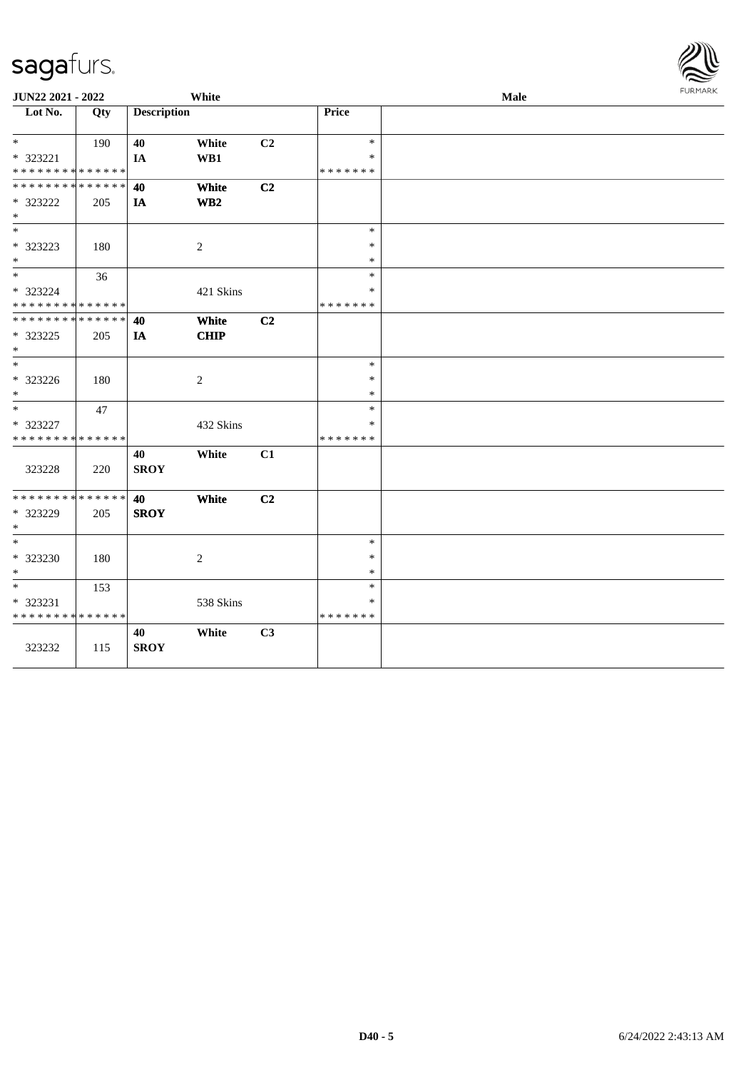**JUN22 2021 - 2022** | **White** | **Male**

| Lot No. | Qty | Description | | | Price | |
|---|---|---|---|---|---|---|
| * | 190 | 40 | White | C2 | * | |
| * 323221 | | IA | WB1 | | * | |
| * * * * * * * * * * * * * * | | | | | * * * * * * * | |
| * * * * * * * * * * * * * * | | 40 | White | C2 | | |
| * 323222 | 205 | IA | WB2 | | | |
| * | | | | | | |
| * | | | | | * | |
| * 323223 | 180 | | 2 | | * | |
| * | | | | | * | |
| * | 36 | | | | * | |
| * 323224 | | | 421 Skins | | * | |
| * * * * * * * * * * * * * * | | | | | * * * * * * * | |
| * * * * * * * * * * * * * * | | 40 | White | C2 | | |
| * 323225 | 205 | IA | CHIP | | | |
| * | | | | | | |
| * | | | | | * | |
| * 323226 | 180 | | 2 | | * | |
| * | | | | | * | |
| * | 47 | | | | * | |
| * 323227 | | | 432 Skins | | * | |
| * * * * * * * * * * * * * * | | | | | * * * * * * * | |
| 323228 | 220 | 40<br>SROY | White | C1 | | |
| * * * * * * * * * * * * * * | | 40 | White | C2 | | |
| * 323229 | 205 | SROY | | | | |
| * | | | | | | |
| * | | | | | * | |
| * 323230 | 180 | | 2 | | * | |
| * | | | | | * | |
| * | 153 | | | | * | |
| * 323231 | | | 538 Skins | | * | |
| * * * * * * * * * * * * * * | | | | | * * * * * * * | |
| 323232 | 115 | 40<br>SROY | White | C3 | | |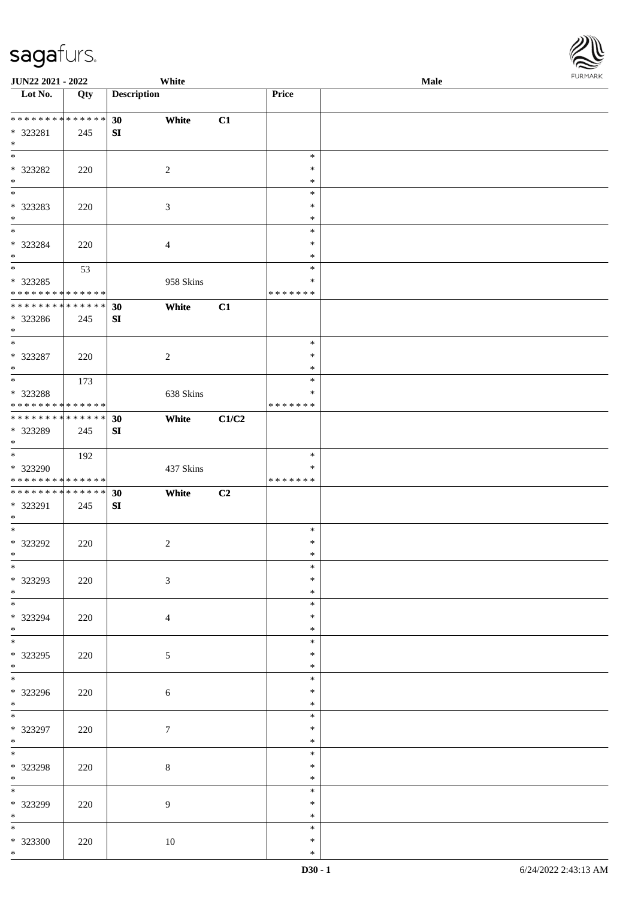| Lot No. | Qty | Description | | | Price | |
|---|---|---|---|---|---|---|
| * * * * * * * * * * * * * * | | 30 | White | C1 | | |
| * 323281 | 245 | SI | | | | |
| * | | | | | | |
| * | | | | | * | |
| * 323282 | 220 | | 2 | | * | |
| * | | | | | * | |
| * | | | | | * | |
| * 323283 | 220 | | 3 | | * | |
| * | | | | | * | |
| * | | | | | * | |
| * 323284 | 220 | | 4 | | * | |
| * | | | | | * | |
| * | 53 | | | | * | |
| * 323285 | | | 958 Skins | | * | |
| * * * * * * * * * * * * * * | | | | | * * * * * * * | |
| * * * * * * * * * * * * * * | | 30 | White | C1 | | |
| * 323286 | 245 | SI | | | | |
| * | | | | | | |
| * | | | | | * | |
| * 323287 | 220 | | 2 | | * | |
| * | | | | | * | |
| * | 173 | | | | * | |
| * 323288 | | | 638 Skins | | * | |
| * * * * * * * * * * * * * * | | | | | * * * * * * * | |
| * * * * * * * * * * * * * * | | 30 | White | C1/C2 | | |
| * 323289 | 245 | SI | | | | |
| * | | | | | | |
| * | 192 | | | | * | |
| * 323290 | | | 437 Skins | | * | |
| * * * * * * * * * * * * * * | | | | | * * * * * * * | |
| * * * * * * * * * * * * * * | | 30 | White | C2 | | |
| * 323291 | 245 | SI | | | | |
| * | | | | | | |
| * | | | | | * | |
| * 323292 | 220 | | 2 | | * | |
| * | | | | | * | |
| * | | | | | * | |
| * 323293 | 220 | | 3 | | * | |
| * | | | | | * | |
| * | | | | | * | |
| * 323294 | 220 | | 4 | | * | |
| * | | | | | * | |
| * | | | | | * | |
| * 323295 | 220 | | 5 | | * | |
| * | | | | | * | |
| * | | | | | * | |
| * 323296 | 220 | | 6 | | * | |
| * | | | | | * | |
| * | | | | | * | |
| * 323297 | 220 | | 7 | | * | |
| * | | | | | * | |
| * | | | | | * | |
| * 323298 | 220 | | 8 | | * | |
| * | | | | | * | |
| * | | | | | * | |
| * 323299 | 220 | | 9 | | * | |
| * | | | | | * | |
| * | | | | | * | |
| * 323300 | 220 | | 10 | | * | |
| * | | | | | * | |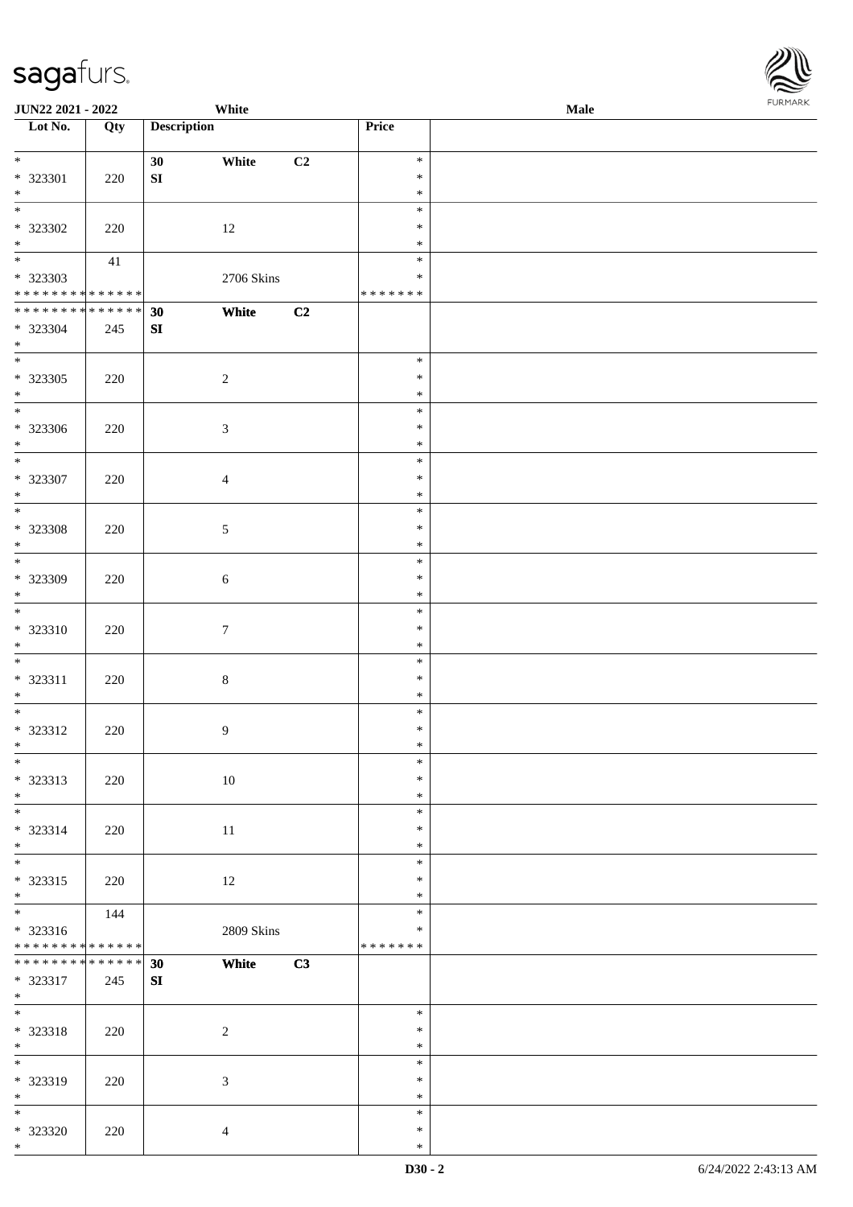| Lot No. | Qty | Description | | | Price | |
|---|---|---|---|---|---|---|
| * | | 30 | White | C2 | * | |
| * 323301 | 220 | SI | | | * | |
| * | | | | | * | |
| * | | | | | * | |
| * 323302 | 220 | | 12 | | * | |
| * | | | | | * | |
| * | 41 | | | | * | |
| * 323303 | | | 2706 Skins | | * | |
| * * * * * * * * * * * * * * | | | | | * * * * * * * | |
| * * * * * * * * * * * * * * | | 30 | White | C2 | | |
| * 323304 | 245 | SI | | | | |
| * | | | | | | |
| * | | | | | * | |
| * 323305 | 220 | | 2 | | * | |
| * | | | | | * | |
| * | | | | | * | |
| * 323306 | 220 | | 3 | | * | |
| * | | | | | * | |
| * | | | | | * | |
| * 323307 | 220 | | 4 | | * | |
| * | | | | | * | |
| * | | | | | * | |
| * 323308 | 220 | | 5 | | * | |
| * | | | | | * | |
| * | | | | | * | |
| * 323309 | 220 | | 6 | | * | |
| * | | | | | * | |
| * | | | | | * | |
| * 323310 | 220 | | 7 | | * | |
| * | | | | | * | |
| * | | | | | * | |
| * 323311 | 220 | | 8 | | * | |
| * | | | | | * | |
| * | | | | | * | |
| * 323312 | 220 | | 9 | | * | |
| * | | | | | * | |
| * | | | | | * | |
| * 323313 | 220 | | 10 | | * | |
| * | | | | | * | |
| * | | | | | * | |
| * 323314 | 220 | | 11 | | * | |
| * | | | | | * | |
| * | | | | | * | |
| * 323315 | 220 | | 12 | | * | |
| * | | | | | * | |
| * | 144 | | | | * | |
| * 323316 | | | 2809 Skins | | * | |
| * * * * * * * * * * * * * * | | | | | * * * * * * * | |
| * * * * * * * * * * * * * * | | 30 | White | C3 | | |
| * 323317 | 245 | SI | | | | |
| * | | | | | | |
| * | | | | | * | |
| * 323318 | 220 | | 2 | | * | |
| * | | | | | * | |
| * | | | | | * | |
| * 323319 | 220 | | 3 | | * | |
| * | | | | | * | |
| * | | | | | * | |
| * 323320 | 220 | | 4 | | * | |
| * | | | | | * | |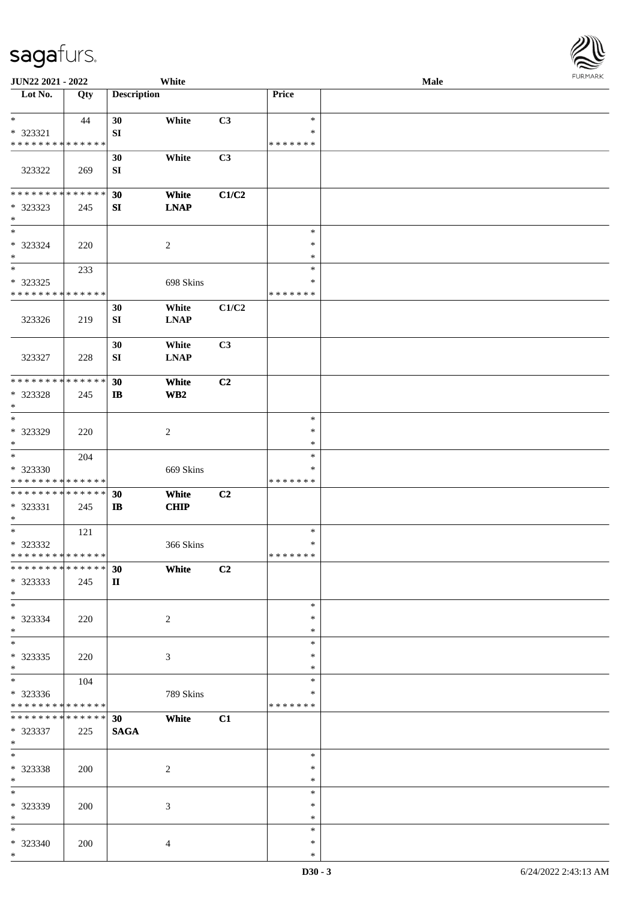**JUN22 2021 - 2022** White **Male**

| Lot No. | Qty | Description | | | Price | |
|---|---|---|---|---|---|---|
| * | 44 | 30 | White | C3 | * | |
| * 323321 | | SI | | | * | |
| * * * * * * * * * * * * * * | | | | | * * * * * * * | |
| | | 30 | White | C3 | | |
| 323322 | 269 | SI | | | | |
| * * * * * * * * * * * * * * | | 30 | White | C1/C2 | | |
| * 323323 | 245 | SI | LNAP | | | |
| * | | | | | | |
| * | | | | | * | |
| * 323324 | 220 | | 2 | | * | |
| * | | | | | * | |
| * | 233 | | | | * | |
| * 323325 | | | 698 Skins | | * | |
| * * * * * * * * * * * * * * | | | | | * * * * * * * | |
| | | 30 | White | C1/C2 | | |
| 323326 | 219 | SI | LNAP | | | |
| | | 30 | White | C3 | | |
| 323327 | 228 | SI | LNAP | | | |
| * * * * * * * * * * * * * * | | 30 | White | C2 | | |
| * 323328 | 245 | IB | WB2 | | | |
| * | | | | | | |
| * | | | | | * | |
| * 323329 | 220 | | 2 | | * | |
| * | | | | | * | |
| * | 204 | | | | * | |
| * 323330 | | | 669 Skins | | * | |
| * * * * * * * * * * * * * * | | | | | * * * * * * * | |
| * * * * * * * * * * * * * * | | 30 | White | C2 | | |
| * 323331 | 245 | IB | CHIP | | | |
| * | | | | | | |
| * | 121 | | | | * | |
| * 323332 | | | 366 Skins | | * | |
| * * * * * * * * * * * * * * | | | | | * * * * * * * | |
| * * * * * * * * * * * * * * | | 30 | White | C2 | | |
| * 323333 | 245 | II | | | | |
| * | | | | | | |
| * | | | | | * | |
| * 323334 | 220 | | 2 | | * | |
| * | | | | | * | |
| * | | | | | * | |
| * 323335 | 220 | | 3 | | * | |
| * | | | | | * | |
| * | 104 | | | | * | |
| * 323336 | | | 789 Skins | | * | |
| * * * * * * * * * * * * * * | | | | | * * * * * * * | |
| * * * * * * * * * * * * * * | | 30 | White | C1 | | |
| * 323337 | 225 | SAGA | | | | |
| * | | | | | | |
| * | | | | | * | |
| * 323338 | 200 | | 2 | | * | |
| * | | | | | * | |
| * | | | | | * | |
| * 323339 | 200 | | 3 | | * | |
| * | | | | | * | |
| * | | | | | * | |
| * 323340 | 200 | | 4 | | * | |
| * | | | | | * | |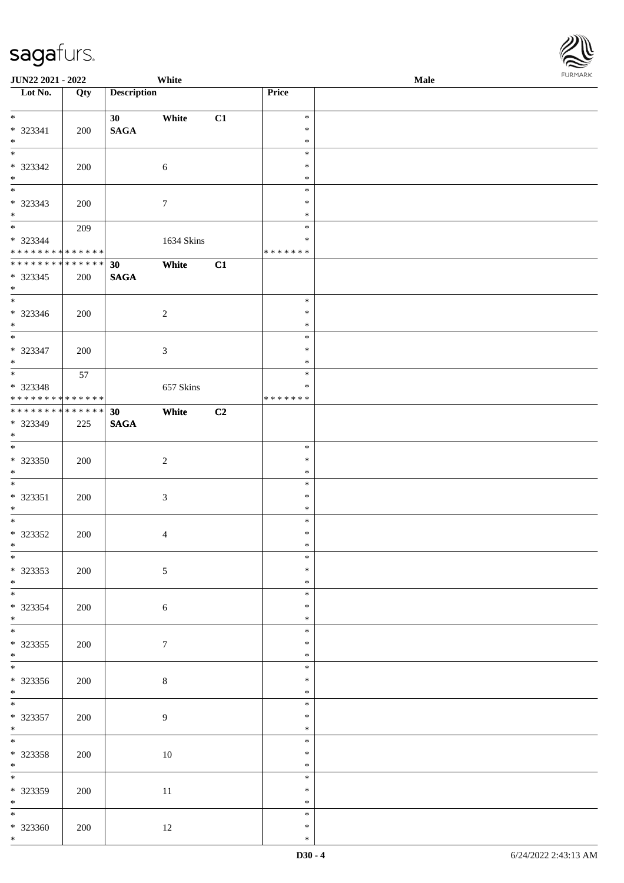**JUN22 2021 - 2022** **White** **Male**

| Lot No. | Qty | Description | | | Price | |
|---|---|---|---|---|---|---|
| * <br> * 323341 <br> * | 200 | **30** <br> **SAGA** | **White** | **C1** | * <br> * <br> * | |
| * <br> * 323342 <br> * | 200 | | 6 | | * <br> * <br> * | |
| * <br> * 323343 <br> * | 200 | | 7 | | * <br> * <br> * | |
| * <br> * 323344 <br> * * * * * * * * * * * * * * | 209 | | 1634 Skins | | * <br> * <br> * * * * * * * | |
| * * * * * * * * * * * * * * <br> * 323345 <br> * | 200 | **30** <br> **SAGA** | **White** | **C1** | | |
| * <br> * 323346 <br> * | 200 | | 2 | | * <br> * <br> * | |
| * <br> * 323347 <br> * | 200 | | 3 | | * <br> * <br> * | |
| * <br> * 323348 <br> * * * * * * * * * * * * * * | 57 | | 657 Skins | | * <br> * <br> * * * * * * * | |
| * * * * * * * * * * * * * * <br> * 323349 <br> * | 225 | **30** <br> **SAGA** | **White** | **C2** | | |
| * <br> * 323350 <br> * | 200 | | 2 | | * <br> * <br> * | |
| * <br> * 323351 <br> * | 200 | | 3 | | * <br> * <br> * | |
| * <br> * 323352 <br> * | 200 | | 4 | | * <br> * <br> * | |
| * <br> * 323353 <br> * | 200 | | 5 | | * <br> * <br> * | |
| * <br> * 323354 <br> * | 200 | | 6 | | * <br> * <br> * | |
| * <br> * 323355 <br> * | 200 | | 7 | | * <br> * <br> * | |
| * <br> * 323356 <br> * | 200 | | 8 | | * <br> * <br> * | |
| * <br> * 323357 <br> * | 200 | | 9 | | * <br> * <br> * | |
| * <br> * 323358 <br> * | 200 | | 10 | | * <br> * <br> * | |
| * <br> * 323359 <br> * | 200 | | 11 | | * <br> * <br> * | |
| * <br> * 323360 <br> * | 200 | | 12 | | * <br> * <br> * | |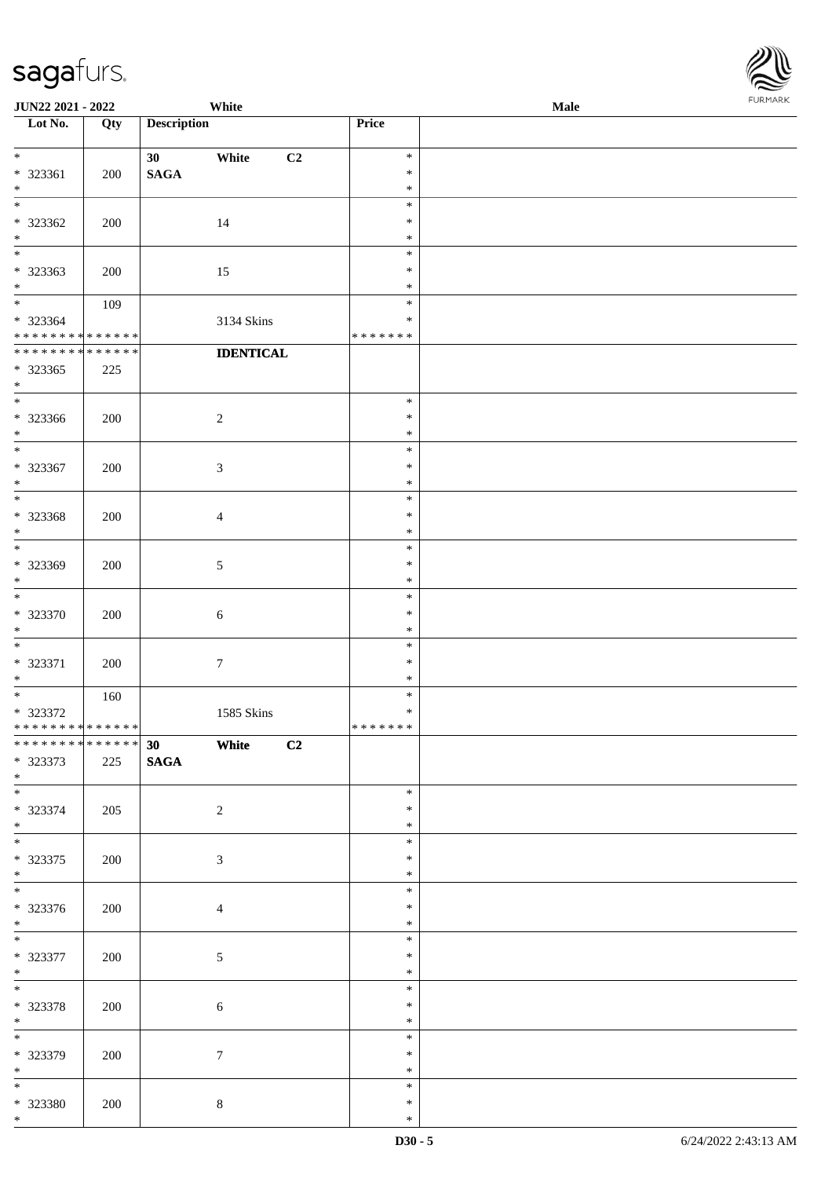| Lot No. | Qty | Description | Price | |
|---|---|---|---|---|
| * | | 30 White C2 | * | |
| * 323361 | 200 | SAGA | * | |
| * | | | * | |
| * | | | * | |
| * 323362 | 200 | 14 | * | |
| * | | | * | |
| * | | | * | |
| * 323363 | 200 | 15 | * | |
| * | | | * | |
| * | 109 | | * | |
| * 323364 | | 3134 Skins | * | |
| * * * * * * * * * * * * * * | | | * * * * * * * | |
| * * * * * * * * * * * * * * | | IDENTICAL | | |
| * 323365 | 225 | | | |
| * | | | | |
| * | | | * | |
| * 323366 | 200 | 2 | * | |
| * | | | * | |
| * | | | * | |
| * 323367 | 200 | 3 | * | |
| * | | | * | |
| * | | | * | |
| * 323368 | 200 | 4 | * | |
| * | | | * | |
| * | | | * | |
| * 323369 | 200 | 5 | * | |
| * | | | * | |
| * | | | * | |
| * 323370 | 200 | 6 | * | |
| * | | | * | |
| * | | | * | |
| * 323371 | 200 | 7 | * | |
| * | | | * | |
| * | 160 | | * | |
| * 323372 | | 1585 Skins | * | |
| * * * * * * * * * * * * * * | | | * * * * * * * | |
| * * * * * * * * * * * * * * | | 30 White C2 | | |
| * 323373 | 225 | SAGA | | |
| * | | | | |
| * | | | * | |
| * 323374 | 205 | 2 | * | |
| * | | | * | |
| * | | | * | |
| * 323375 | 200 | 3 | * | |
| * | | | * | |
| * | | | * | |
| * 323376 | 200 | 4 | * | |
| * | | | * | |
| * | | | * | |
| * 323377 | 200 | 5 | * | |
| * | | | * | |
| * | | | * | |
| * 323378 | 200 | 6 | * | |
| * | | | * | |
| * | | | * | |
| * 323379 | 200 | 7 | * | |
| * | | | * | |
| * | | | * | |
| * 323380 | 200 | 8 | * | |
| * | | | * | |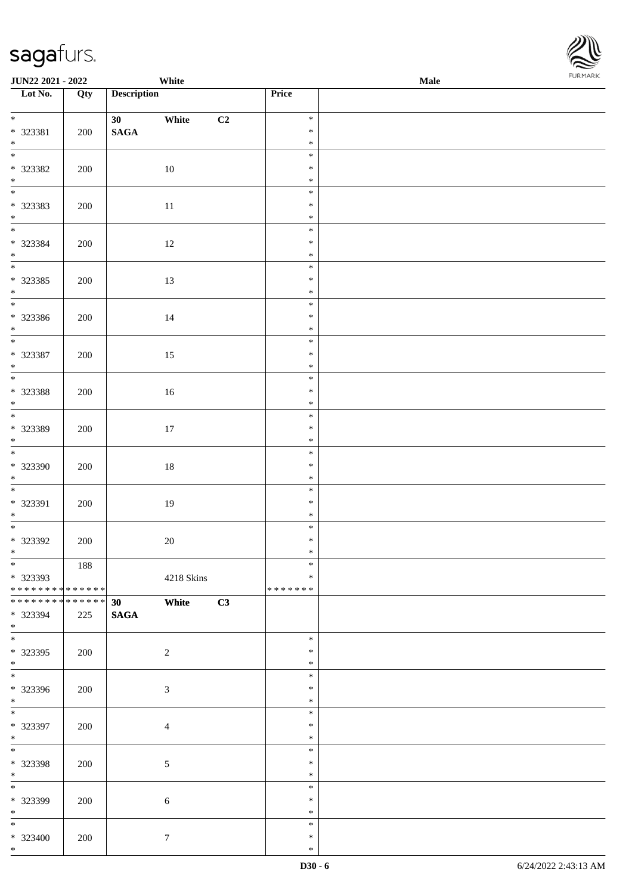JUN22 2021 - 2022 White Male

| Lot No. | Qty | Description | Price | |
|---|---|---|---|---|
| * 323381 * | 200 | 30 White C2 SAGA | * * * | |
| * 323382 * | 200 | 10 | * * * | |
| * 323383 * | 200 | 11 | * * * | |
| * 323384 * | 200 | 12 | * * * | |
| * 323385 * | 200 | 13 | * * * | |
| * 323386 * | 200 | 14 | * * * | |
| * 323387 * | 200 | 15 | * * * | |
| * 323388 * | 200 | 16 | * * * | |
| * 323389 * | 200 | 17 | * * * | |
| * 323390 * | 200 | 18 | * * * | |
| * 323391 * | 200 | 19 | * * * | |
| * 323392 * | 200 | 20 | * * * | |
| * 323393 * * * * * * * * * * * * * * | 188 | 4218 Skins | * * * * * * * * * | |
| * * * * * * * * * * * * * * 323394 * | 225 | 30 White C3 SAGA | | |
| * 323395 * | 200 | 2 | * * * | |
| * 323396 * | 200 | 3 | * * * | |
| * 323397 * | 200 | 4 | * * * | |
| * 323398 * | 200 | 5 | * * * | |
| * 323399 * | 200 | 6 | * * * | |
| * 323400 * | 200 | 7 | * * * | |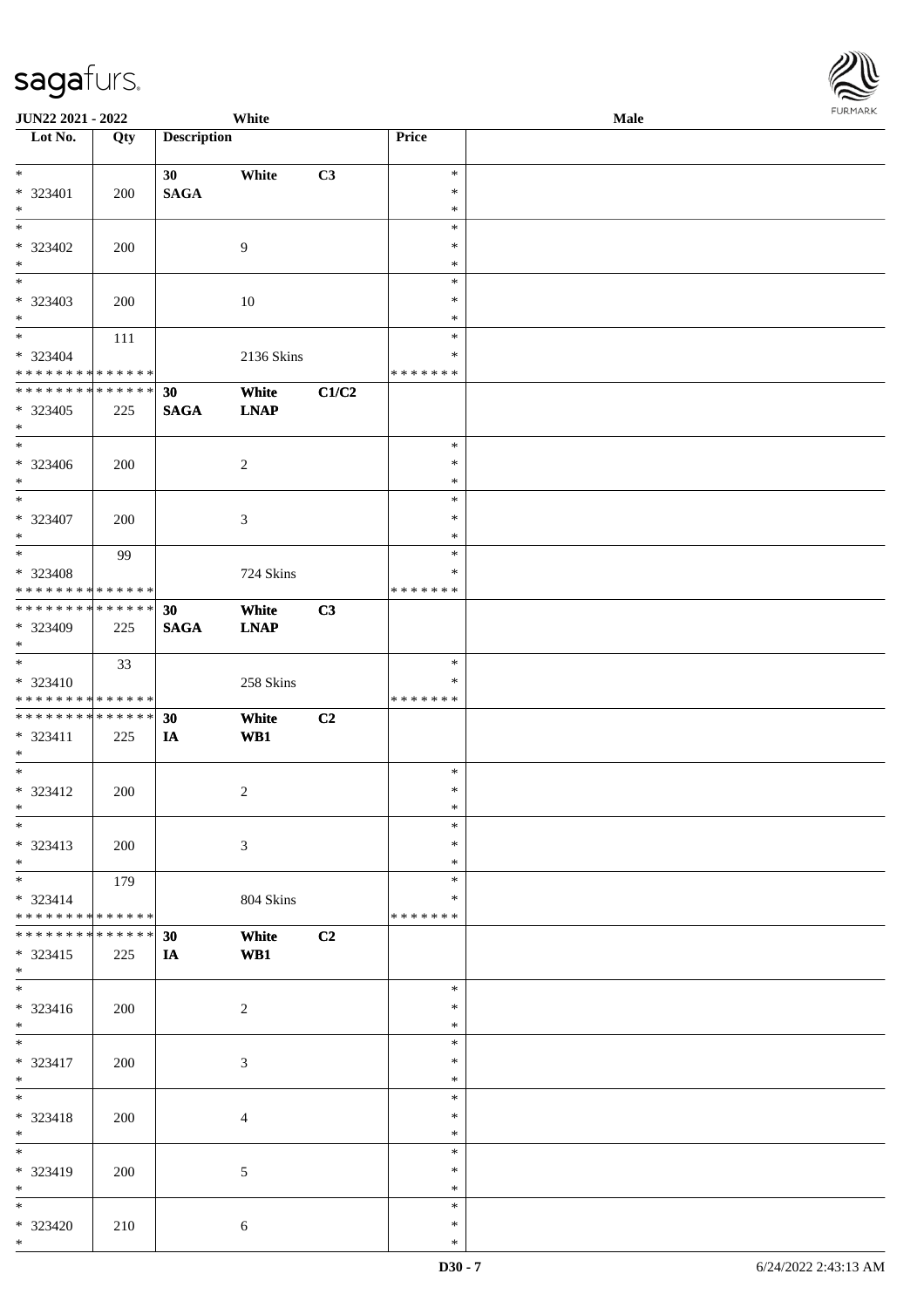| Lot No. | Qty | Description | | | Price | |
|---|---|---|---|---|---|---|
| * | | 30 | White | C3 | * | |
| * 323401 | 200 | SAGA | | | * | |
| * | | | | | * | |
| * | | | | | * | |
| * 323402 | 200 | | 9 | | * | |
| * | | | | | * | |
| * | | | | | * | |
| * 323403 | 200 | | 10 | | * | |
| * | | | | | * | |
| * | 111 | | | | * | |
| * 323404 | | | 2136 Skins | | * | |
| * * * * * * * * * * * * * * | | | | | * * * * * * * | |
| * * * * * * * * * * * * * * | | 30 | White | C1/C2 | | |
| * 323405 | 225 | SAGA | LNAP | | | |
| * | | | | | | |
| * | | | | | * | |
| * 323406 | 200 | | 2 | | * | |
| * | | | | | * | |
| * | | | | | * | |
| * 323407 | 200 | | 3 | | * | |
| * | | | | | * | |
| * | 99 | | | | * | |
| * 323408 | | | 724 Skins | | * | |
| * * * * * * * * * * * * * * | | | | | * * * * * * * | |
| * * * * * * * * * * * * * * | | 30 | White | C3 | | |
| * 323409 | 225 | SAGA | LNAP | | | |
| * | | | | | | |
| * | 33 | | | | * | |
| * 323410 | | | 258 Skins | | * | |
| * * * * * * * * * * * * * * | | | | | * * * * * * * | |
| * * * * * * * * * * * * * * | | 30 | White | C2 | | |
| * 323411 | 225 | IA | WB1 | | | |
| * | | | | | | |
| * | | | | | * | |
| * 323412 | 200 | | 2 | | * | |
| * | | | | | * | |
| * | | | | | * | |
| * 323413 | 200 | | 3 | | * | |
| * | | | | | * | |
| * | 179 | | | | * | |
| * 323414 | | | 804 Skins | | * | |
| * * * * * * * * * * * * * * | | | | | * * * * * * * | |
| * * * * * * * * * * * * * * | | 30 | White | C2 | | |
| * 323415 | 225 | IA | WB1 | | | |
| * | | | | | | |
| * | | | | | * | |
| * 323416 | 200 | | 2 | | * | |
| * | | | | | * | |
| * | | | | | * | |
| * 323417 | 200 | | 3 | | * | |
| * | | | | | * | |
| * | | | | | * | |
| * 323418 | 200 | | 4 | | * | |
| * | | | | | * | |
| * | | | | | * | |
| * 323419 | 200 | | 5 | | * | |
| * | | | | | * | |
| * | | | | | * | |
| * 323420 | 210 | | 6 | | * | |
| * | | | | | * | |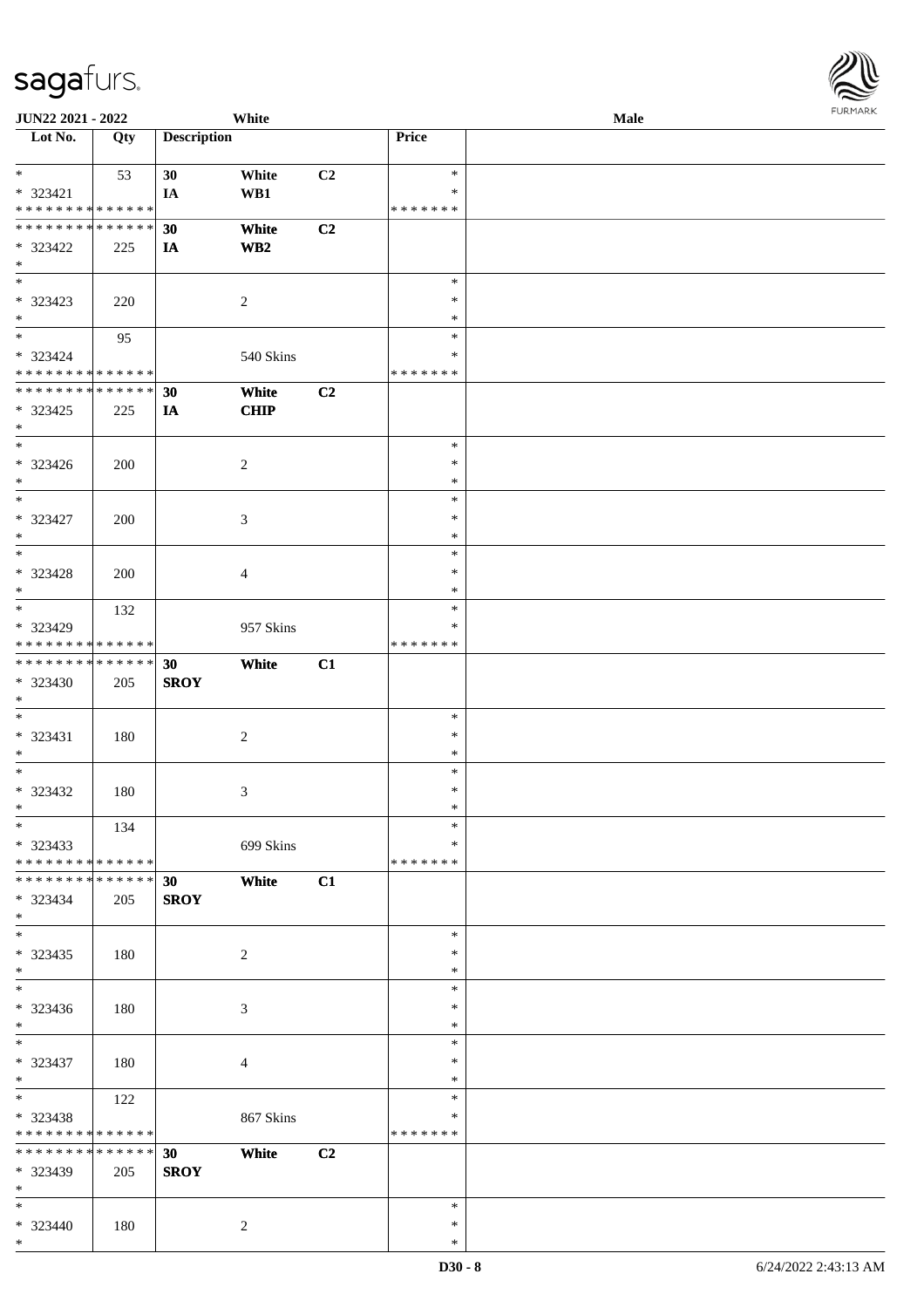| Lot No. | Qty | Description | | | Price | |
|---|---|---|---|---|---|---|
| * | 53 | 30 | White | C2 | * | |
| * 323421 | | IA | WB1 | | * | |
| * * * * * * * * * * * * * * | | | | | * * * * * * * | |
| * * * * * * * * * * * * * * | | 30 | White | C2 | | |
| * 323422 | 225 | IA | WB2 | | | |
| * | | | | | | |
| * | | | | | * | |
| * 323423 | 220 | | 2 | | * | |
| * | | | | | * | |
| * | 95 | | | | * | |
| * 323424 | | | 540 Skins | | * | |
| * * * * * * * * * * * * * * | | | | | * * * * * * * | |
| * * * * * * * * * * * * * * | | 30 | White | C2 | | |
| * 323425 | 225 | IA | CHIP | | | |
| * | | | | | | |
| * | | | | | * | |
| * 323426 | 200 | | 2 | | * | |
| * | | | | | * | |
| * | | | | | * | |
| * 323427 | 200 | | 3 | | * | |
| * | | | | | * | |
| * | | | | | * | |
| * 323428 | 200 | | 4 | | * | |
| * | | | | | * | |
| * | 132 | | | | * | |
| * 323429 | | | 957 Skins | | * | |
| * * * * * * * * * * * * * * | | | | | * * * * * * * | |
| * * * * * * * * * * * * * * | | 30 | White | C1 | | |
| * 323430 | 205 | SROY | | | | |
| * | | | | | | |
| * | | | | | * | |
| * 323431 | 180 | | 2 | | * | |
| * | | | | | * | |
| * | | | | | * | |
| * 323432 | 180 | | 3 | | * | |
| * | | | | | * | |
| * | 134 | | | | * | |
| * 323433 | | | 699 Skins | | * | |
| * * * * * * * * * * * * * * | | | | | * * * * * * * | |
| * * * * * * * * * * * * * * | | 30 | White | C1 | | |
| * 323434 | 205 | SROY | | | | |
| * | | | | | | |
| * | | | | | * | |
| * 323435 | 180 | | 2 | | * | |
| * | | | | | * | |
| * | | | | | * | |
| * 323436 | 180 | | 3 | | * | |
| * | | | | | * | |
| * | | | | | * | |
| * 323437 | 180 | | 4 | | * | |
| * | | | | | * | |
| * | 122 | | | | * | |
| * 323438 | | | 867 Skins | | * | |
| * * * * * * * * * * * * * * | | | | | * * * * * * * | |
| * * * * * * * * * * * * * * | | 30 | White | C2 | | |
| * 323439 | 205 | SROY | | | | |
| * | | | | | | |
| * | | | | | * | |
| * 323440 | 180 | | 2 | | * | |
| * | | | | | * | |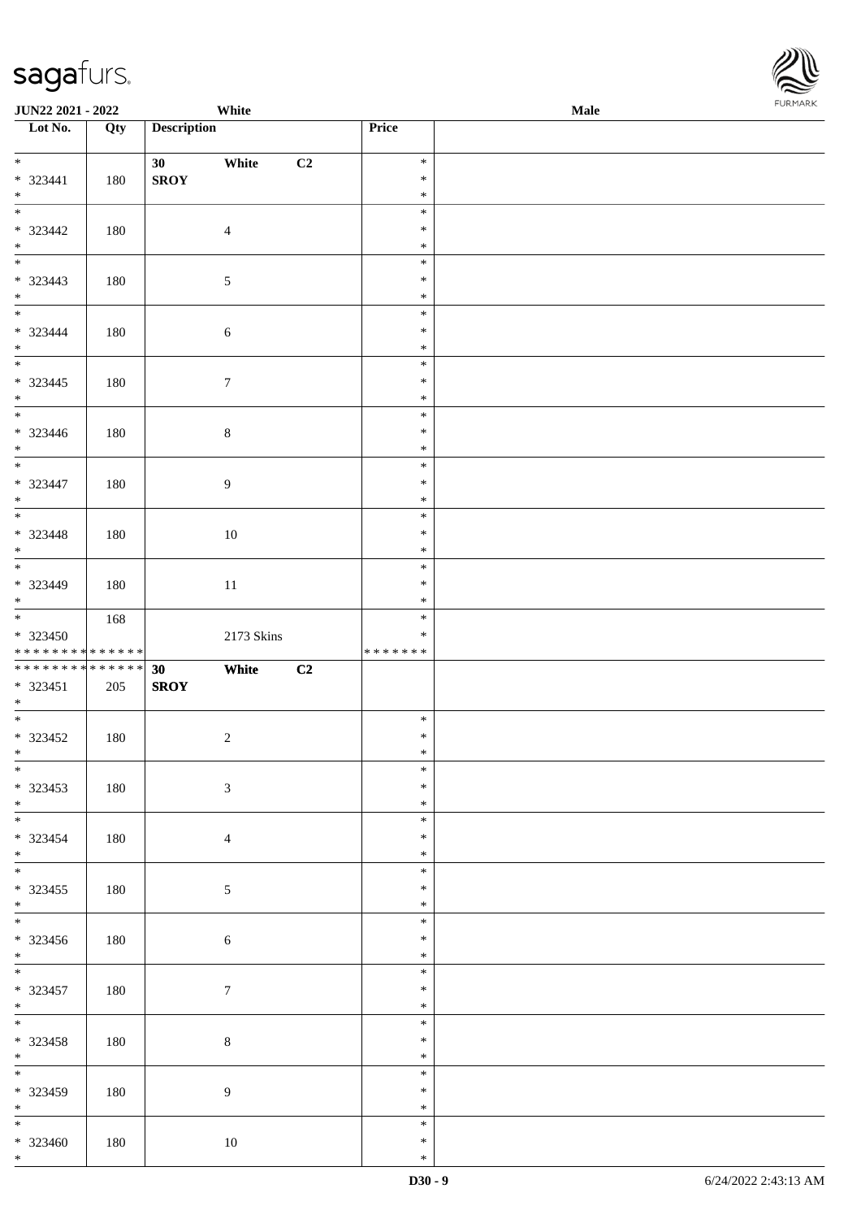| Lot No. | Qty | Description | Price | |
|---|---|---|---|---|
| * <br> * 323441 <br> * | 180 | 30 White C2 <br> **SROY** | * <br> * <br> * | |
| * <br> * 323442 <br> * | 180 | 4 | * <br> * <br> * | |
| * <br> * 323443 <br> * | 180 | 5 | * <br> * <br> * | |
| * <br> * 323444 <br> * | 180 | 6 | * <br> * <br> * | |
| * <br> * 323445 <br> * | 180 | 7 | * <br> * <br> * | |
| * <br> * 323446 <br> * | 180 | 8 | * <br> * <br> * | |
| * <br> * 323447 <br> * | 180 | 9 | * <br> * <br> * | |
| * <br> * 323448 <br> * | 180 | 10 | * <br> * <br> * | |
| * <br> * 323449 <br> * | 180 | 11 | * <br> * <br> * | |
| * <br> * 323450 <br> * * * * * * * * * * * * * * | 168 | 2173 Skins | * <br> * <br> * * * * * * * | |
| * * * * * * * * * * * * * * <br> * 323451 <br> * | 205 | **30 White C2** <br> **SROY** | | |
| * <br> * 323452 <br> * | 180 | 2 | * <br> * <br> * | |
| * <br> * 323453 <br> * | 180 | 3 | * <br> * <br> * | |
| * <br> * 323454 <br> * | 180 | 4 | * <br> * <br> * | |
| * <br> * 323455 <br> * | 180 | 5 | * <br> * <br> * | |
| * <br> * 323456 <br> * | 180 | 6 | * <br> * <br> * | |
| * <br> * 323457 <br> * | 180 | 7 | * <br> * <br> * | |
| * <br> * 323458 <br> * | 180 | 8 | * <br> * <br> * | |
| * <br> * 323459 <br> * | 180 | 9 | * <br> * <br> * | |
| * <br> * 323460 <br> * | 180 | 10 | * <br> * <br> * | |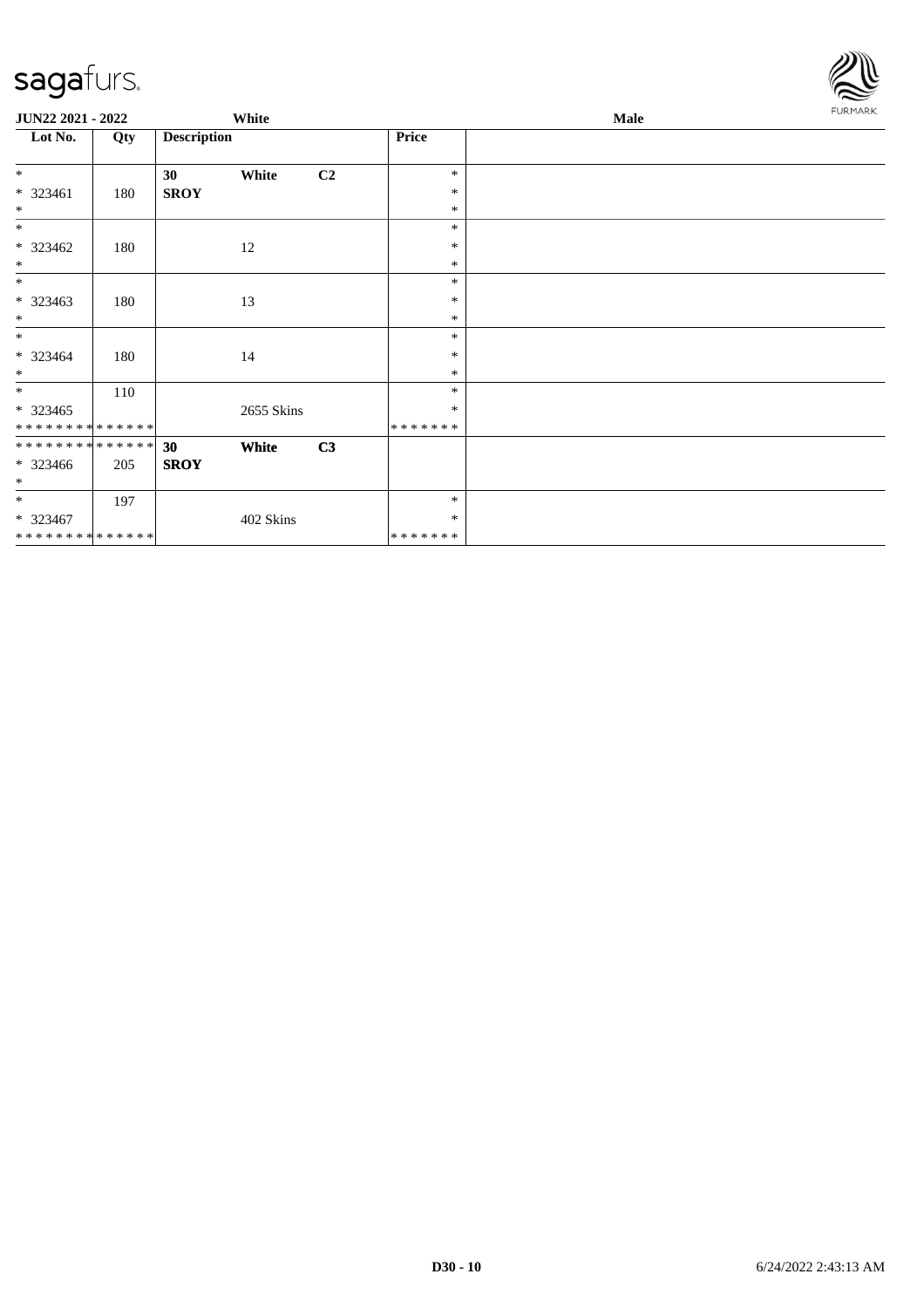**JUN22 2021 - 2022** White Male

| Lot No. | Qty | Description | | | Price | |
|---|---|---|---|---|---|---|
| * | | **30** | **White** | **C2** | * | |
| * 323461 | 180 | **SROY** | | | * | |
| * | | | | | * | |
| * | | | | | * | |
| * 323462 | 180 | | 12 | | * | |
| * | | | | | * | |
| * | | | | | * | |
| * 323463 | 180 | | 13 | | * | |
| * | | | | | * | |
| * | | | | | * | |
| * 323464 | 180 | | 14 | | * | |
| * | | | | | * | |
| * | 110 | | | | * | |
| * 323465 | | | 2655 Skins | | * | |
| * * * * * * * * * * * * * * | | | | | * * * * * * * | |
| * * * * * * * * * * * * * * | | **30** | **White** | **C3** | | |
| * 323466 | 205 | **SROY** | | | | |
| * | | | | | | |
| * | 197 | | | | * | |
| * 323467 | | | 402 Skins | | * | |
| * * * * * * * * * * * * * * | | | | | * * * * * * * | |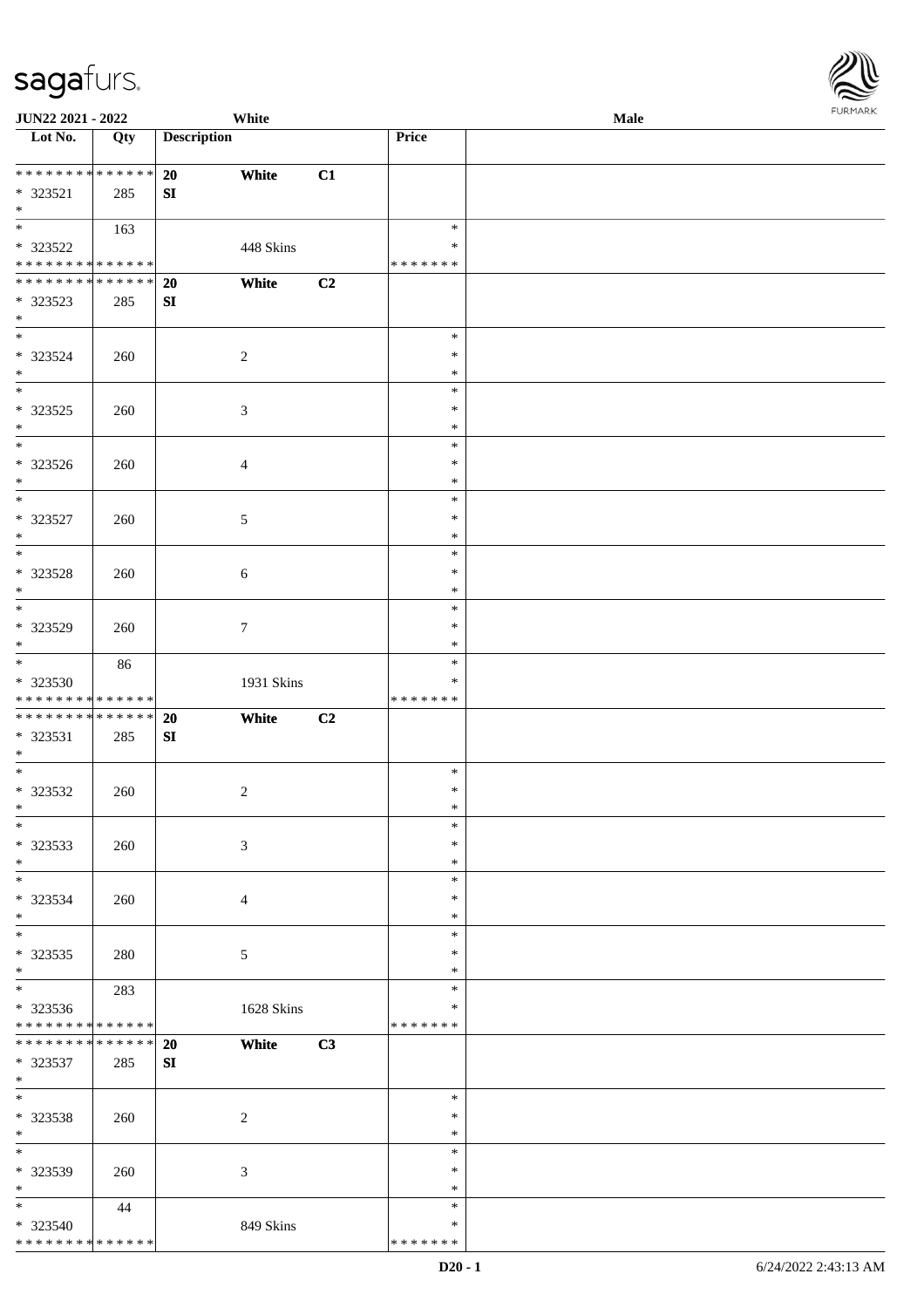| Lot No. | Qty | Description | | | Price | |
|---|---|---|---|---|---|---|
| ************** | | 20 | White | C1 | | |
| * 323521 | 285 | SI | | | | |
| * | | | | | | |
| * | 163 | | | | * | |
| * 323522 | | | 448 Skins | | * | |
| ************** | | | | | ******* | |
| ************** | | 20 | White | C2 | | |
| * 323523 | 285 | SI | | | | |
| * | | | | | | |
| * 323524 | 260 | | 2 | | * | |
| * 323525 | 260 | | 3 | | * | |
| * 323526 | 260 | | 4 | | * | |
| * 323527 | 260 | | 5 | | * | |
| * 323528 | 260 | | 6 | | * | |
| * 323529 | 260 | | 7 | | * | |
| * | 86 | | | | * | |
| * 323530 | | | 1931 Skins | | * | |
| ************** | | | | | ******* | |
| ************** | | 20 | White | C2 | | |
| * 323531 | 285 | SI | | | | |
| * 323532 | 260 | | 2 | | * | |
| * 323533 | 260 | | 3 | | * | |
| * 323534 | 260 | | 4 | | * | |
| * 323535 | 280 | | 5 | | * | |
| * | 283 | | | | * | |
| * 323536 | | | 1628 Skins | | * | |
| ************** | | | | | ******* | |
| ************** | | 20 | White | C3 | | |
| * 323537 | 285 | SI | | | | |
| * 323538 | 260 | | 2 | | * | |
| * 323539 | 260 | | 3 | | * | |
| * | 44 | | | | * | |
| * 323540 | | | 849 Skins | | * | |
| ************** | | | | | ******* | |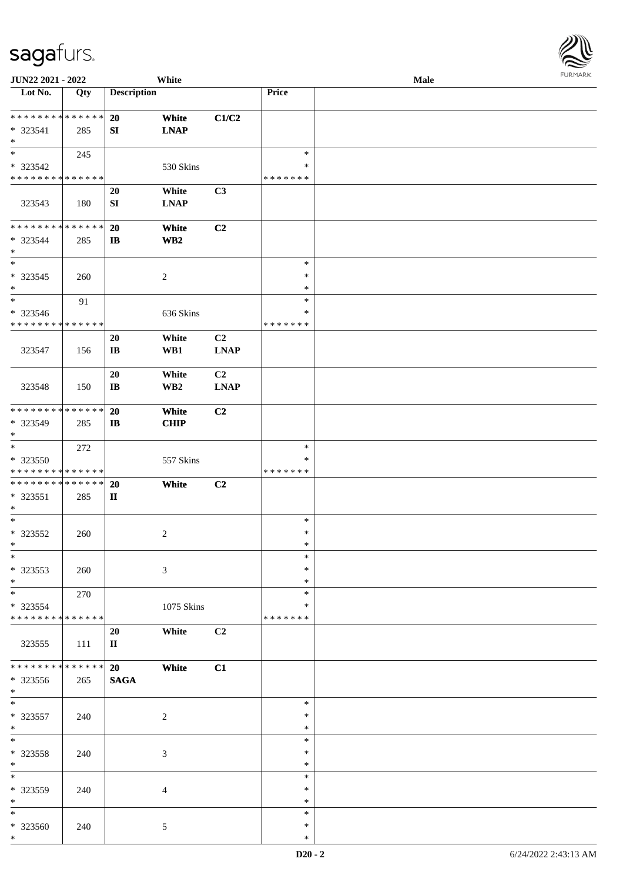| Lot No. | Qty | Description | | | Price | |
|---|---|---|---|---|---|---|
| * * * * * * * * * * * * * * | | 20 | White | C1/C2 | | |
| * 323541 | 285 | SI | LNAP | | | |
| * | | | | | | |
| * | 245 | | | | * | |
| * 323542 | | | 530 Skins | | * | |
| * * * * * * * * * * * * * * | | | | | * * * * * * * | |
| | | 20 | White | C3 | | |
| 323543 | 180 | SI | LNAP | | | |
| * * * * * * * * * * * * * * | | 20 | White | C2 | | |
| * 323544 | 285 | IB | WB2 | | | |
| * | | | | | | |
| * | | | | | * | |
| * 323545 | 260 | | 2 | | * | |
| * | | | | | * | |
| * | 91 | | | | * | |
| * 323546 | | | 636 Skins | | * | |
| * * * * * * * * * * * * * * | | | | | * * * * * * * | |
| | | 20 | White | C2 | | |
| 323547 | 156 | IB | WB1 | LNAP | | |
| | | 20 | White | C2 | | |
| 323548 | 150 | IB | WB2 | LNAP | | |
| * * * * * * * * * * * * * * | | 20 | White | C2 | | |
| * 323549 | 285 | IB | CHIP | | | |
| * | | | | | | |
| * | 272 | | | | * | |
| * 323550 | | | 557 Skins | | * | |
| * * * * * * * * * * * * * * | | | | | * * * * * * * | |
| * * * * * * * * * * * * * * | | 20 | White | C2 | | |
| * 323551 | 285 | II | | | | |
| * | | | | | | |
| * | | | | | * | |
| * 323552 | 260 | | 2 | | * | |
| * | | | | | * | |
| * | | | | | * | |
| * 323553 | 260 | | 3 | | * | |
| * | | | | | * | |
| * | 270 | | | | * | |
| * 323554 | | | 1075 Skins | | * | |
| * * * * * * * * * * * * * * | | | | | * * * * * * * | |
| | | 20 | White | C2 | | |
| 323555 | 111 | II | | | | |
| * * * * * * * * * * * * * * | | 20 | White | C1 | | |
| * 323556 | 265 | SAGA | | | | |
| * | | | | | | |
| * | | | | | * | |
| * 323557 | 240 | | 2 | | * | |
| * | | | | | * | |
| * | | | | | * | |
| * 323558 | 240 | | 3 | | * | |
| * | | | | | * | |
| * | | | | | * | |
| * 323559 | 240 | | 4 | | * | |
| * | | | | | * | |
| * | | | | | * | |
| * 323560 | 240 | | 5 | | * | |
| * | | | | | * | |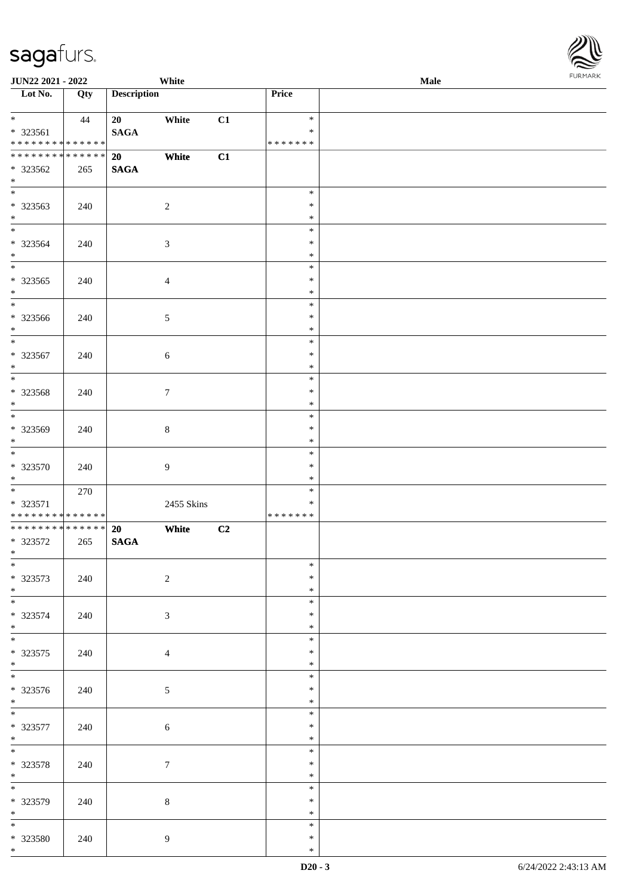| Lot No. | Qty | Description | | | Price | |
|---|---|---|---|---|---|---|
| * <br> * 323561 <br> * * * * * * * * * * * * * * | 44 | 20 <br> SAGA | White | C1 | * <br> * <br> * * * * * * * | |
| * * * * * * * * * * * * * * <br> * 323562 <br> * | 265 | 20 <br> SAGA | White | C1 | | |
| * <br> * 323563 <br> * | 240 | | 2 | | * <br> * <br> * | |
| * <br> * 323564 <br> * | 240 | | 3 | | * <br> * <br> * | |
| * <br> * 323565 <br> * | 240 | | 4 | | * <br> * <br> * | |
| * <br> * 323566 <br> * | 240 | | 5 | | * <br> * <br> * | |
| * <br> * 323567 <br> * | 240 | | 6 | | * <br> * <br> * | |
| * <br> * 323568 <br> * | 240 | | 7 | | * <br> * <br> * | |
| * <br> * 323569 <br> * | 240 | | 8 | | * <br> * <br> * | |
| * <br> * 323570 <br> * | 240 | | 9 | | * <br> * <br> * | |
| * <br> * 323571 <br> * * * * * * * * * * * * * * | 270 | | 2455 Skins | | * <br> * <br> * * * * * * * | |
| * * * * * * * * * * * * * * <br> * 323572 <br> * | 265 | 20 <br> SAGA | White | C2 | | |
| * <br> * 323573 <br> * | 240 | | 2 | | * <br> * <br> * | |
| * <br> * 323574 <br> * | 240 | | 3 | | * <br> * <br> * | |
| * <br> * 323575 <br> * | 240 | | 4 | | * <br> * <br> * | |
| * <br> * 323576 <br> * | 240 | | 5 | | * <br> * <br> * | |
| * <br> * 323577 <br> * | 240 | | 6 | | * <br> * <br> * | |
| * <br> * 323578 <br> * | 240 | | 7 | | * <br> * <br> * | |
| * <br> * 323579 <br> * | 240 | | 8 | | * <br> * <br> * | |
| * <br> * 323580 <br> * | 240 | | 9 | | * <br> * <br> * | |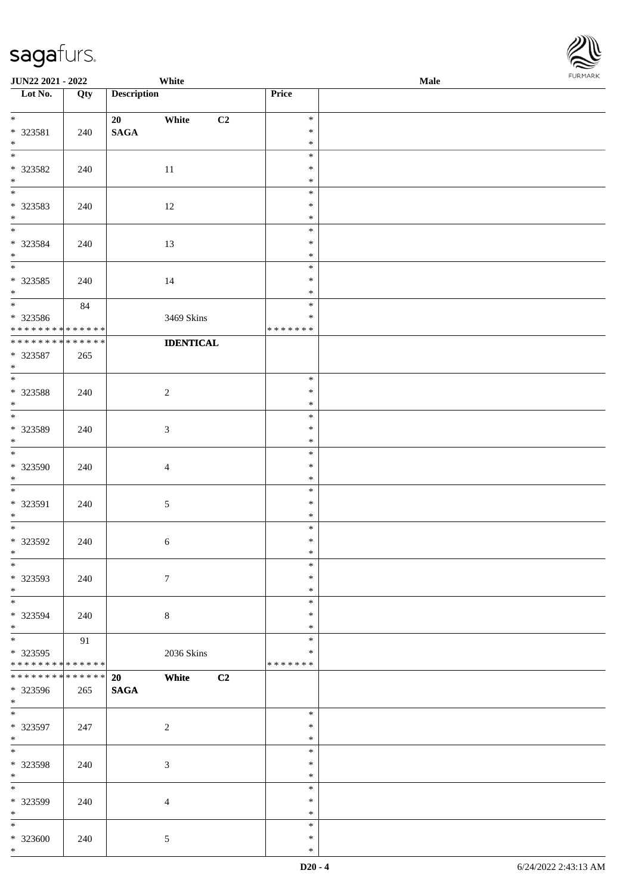| Lot No. | Qty | Description | Price |  |
|---|---|---|---|---|
| * | | 20 White C2 | * | |
| * 323581 | 240 | SAGA | * | |
| * | | | * | |
| * | | | * | |
| * 323582 | 240 | 11 | * | |
| * | | | * | |
| * | | | * | |
| * 323583 | 240 | 12 | * | |
| * | | | * | |
| * | | | * | |
| * 323584 | 240 | 13 | * | |
| * | | | * | |
| * | | | * | |
| * 323585 | 240 | 14 | * | |
| * | | | * | |
| * | 84 | | * | |
| * 323586 | | 3469 Skins | * | |
| * * * * * * * * * * * * * * | | | * * * * * * * | |
| * * * * * * * * * * * * * * | | IDENTICAL | | |
| * 323587 | 265 | | | |
| * | | | | |
| * | | | * | |
| * 323588 | 240 | 2 | * | |
| * | | | * | |
| * | | | * | |
| * 323589 | 240 | 3 | * | |
| * | | | * | |
| * | | | * | |
| * 323590 | 240 | 4 | * | |
| * | | | * | |
| * | | | * | |
| * 323591 | 240 | 5 | * | |
| * | | | * | |
| * | | | * | |
| * 323592 | 240 | 6 | * | |
| * | | | * | |
| * | | | * | |
| * 323593 | 240 | 7 | * | |
| * | | | * | |
| * | | | * | |
| * 323594 | 240 | 8 | * | |
| * | | | * | |
| * | 91 | | * | |
| * 323595 | | 2036 Skins | * | |
| * * * * * * * * * * * * * * | | | * * * * * * * | |
| * * * * * * * * * * * * * * | | 20 White C2 | | |
| * 323596 | 265 | SAGA | | |
| * | | | | |
| * | | | * | |
| * 323597 | 247 | 2 | * | |
| * | | | * | |
| * | | | * | |
| * 323598 | 240 | 3 | * | |
| * | | | * | |
| * | | | * | |
| * 323599 | 240 | 4 | * | |
| * | | | * | |
| * | | | * | |
| * 323600 | 240 | 5 | * | |
| * | | | * | |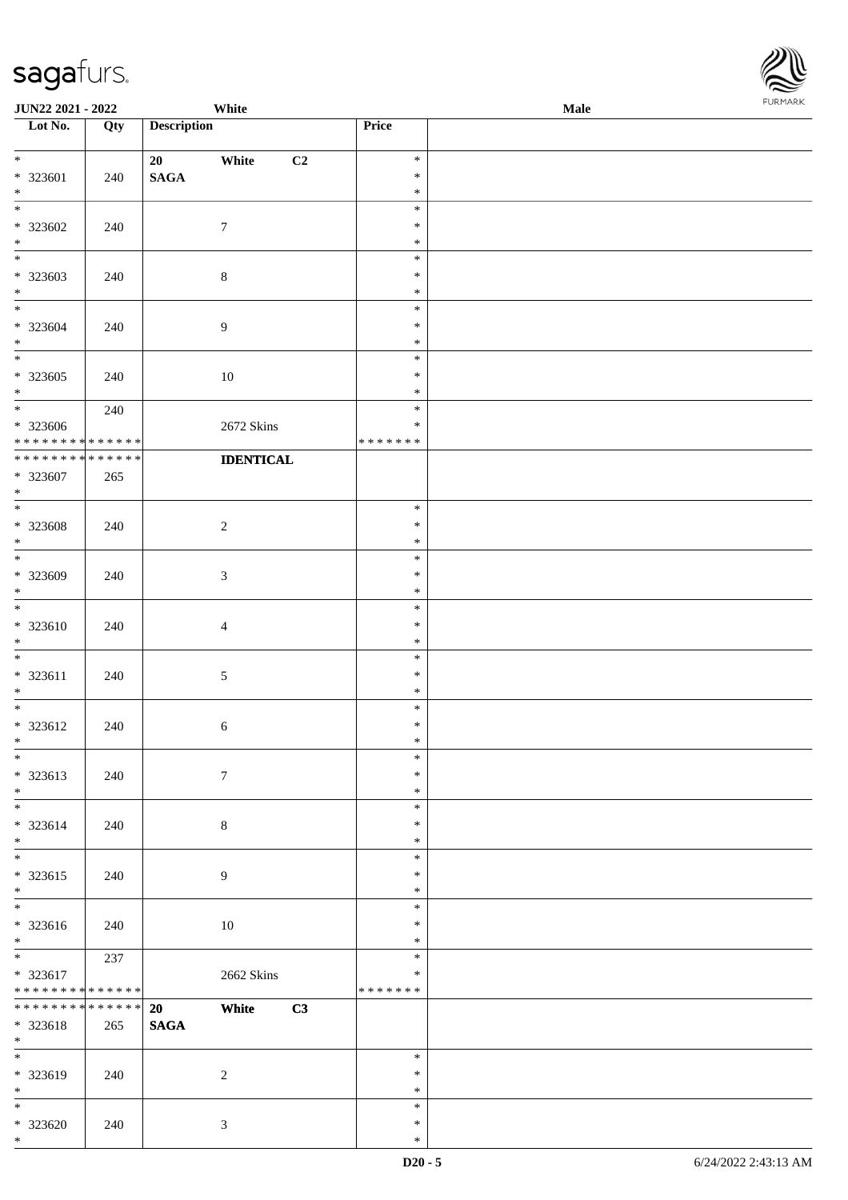| Lot No. | Qty | Description | Price | |
|---|---|---|---|---|
| * | | 20 White C2 | * | |
| * 323601 | 240 | SAGA | * | |
| * | | | * | |
| * | | | * | |
| * 323602 | 240 | 7 | * | |
| * | | | * | |
| * | | | * | |
| * 323603 | 240 | 8 | * | |
| * | | | * | |
| * | | | * | |
| * 323604 | 240 | 9 | * | |
| * | | | * | |
| * | | | * | |
| * 323605 | 240 | 10 | * | |
| * | | | * | |
| * | 240 | | * | |
| * 323606 | | 2672 Skins | * | |
| * * * * * * * * * * * * * * | | | * * * * * * * | |
| * * * * * * * * * * * * * * | | **IDENTICAL** | | |
| * 323607 | 265 | | | |
| * | | | | |
| * | | | * | |
| * 323608 | 240 | 2 | * | |
| * | | | * | |
| * | | | * | |
| * 323609 | 240 | 3 | * | |
| * | | | * | |
| * | | | * | |
| * 323610 | 240 | 4 | * | |
| * | | | * | |
| * | | | * | |
| * 323611 | 240 | 5 | * | |
| * | | | * | |
| * | | | * | |
| * 323612 | 240 | 6 | * | |
| * | | | * | |
| * | | | * | |
| * 323613 | 240 | 7 | * | |
| * | | | * | |
| * | | | * | |
| * 323614 | 240 | 8 | * | |
| * | | | * | |
| * | | | * | |
| * 323615 | 240 | 9 | * | |
| * | | | * | |
| * | | | * | |
| * 323616 | 240 | 10 | * | |
| * | | | * | |
| * | 237 | | * | |
| * 323617 | | 2662 Skins | * | |
| * * * * * * * * * * * * * * | | | * * * * * * * | |
| * * * * * * * * * * * * * * | | 20 White C3 | | |
| * 323618 | 265 | SAGA | | |
| * | | | | |
| * | | | * | |
| * 323619 | 240 | 2 | * | |
| * | | | * | |
| * | | | * | |
| * 323620 | 240 | 3 | * | |
| * | | | * | |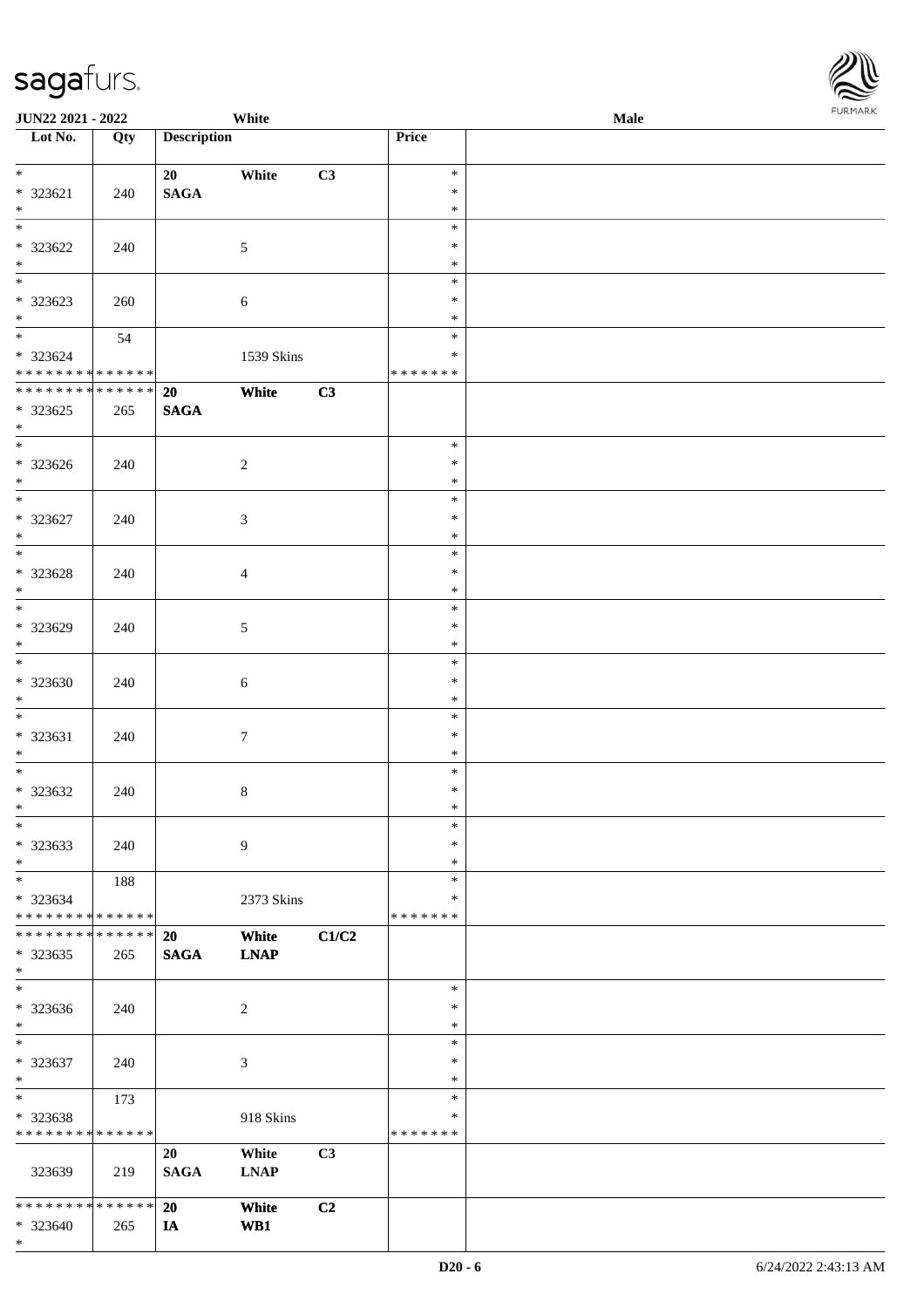| Lot No. | Qty | Description | | | Price | |
|---|---|---|---|---|---|---|
| * | | 20 | White | C3 | * | |
| * 323621 | 240 | SAGA | | | * | |
| * | | | | | * | |
| * | | | | | * | |
| * 323622 | 240 | | 5 | | * | |
| * | | | | | * | |
| * | | | | | * | |
| * 323623 | 260 | | 6 | | * | |
| * | | | | | * | |
| * | 54 | | | | * | |
| * 323624 | | | 1539 Skins | | * | |
| * * * * * * * * * * * * * * | | | | | * * * * * * * | |
| * * * * * * * * * * * * * * | | 20 | White | C3 | | |
| * 323625 | 265 | SAGA | | | | |
| * | | | | | | |
| * | | | | | * | |
| * 323626 | 240 | | 2 | | * | |
| * | | | | | * | |
| * | | | | | * | |
| * 323627 | 240 | | 3 | | * | |
| * | | | | | * | |
| * | | | | | * | |
| * 323628 | 240 | | 4 | | * | |
| * | | | | | * | |
| * | | | | | * | |
| * 323629 | 240 | | 5 | | * | |
| * | | | | | * | |
| * | | | | | * | |
| * 323630 | 240 | | 6 | | * | |
| * | | | | | * | |
| * | | | | | * | |
| * 323631 | 240 | | 7 | | * | |
| * | | | | | * | |
| * | | | | | * | |
| * 323632 | 240 | | 8 | | * | |
| * | | | | | * | |
| * | | | | | * | |
| * 323633 | 240 | | 9 | | * | |
| * | | | | | * | |
| * | 188 | | | | * | |
| * 323634 | | | 2373 Skins | | * | |
| * * * * * * * * * * * * * * | | | | | * * * * * * * | |
| * * * * * * * * * * * * * * | | 20 | White | C1/C2 | | |
| * 323635 | 265 | SAGA | LNAP | | | |
| * | | | | | | |
| * | | | | | * | |
| * 323636 | 240 | | 2 | | * | |
| * | | | | | * | |
| * | | | | | * | |
| * 323637 | 240 | | 3 | | * | |
| * | | | | | * | |
| * | 173 | | | | * | |
| * 323638 | | | 918 Skins | | * | |
| * * * * * * * * * * * * * * | | | | | * * * * * * * | |
| | | 20 | White | C3 | | |
| 323639 | 219 | SAGA | LNAP | | | |
| * * * * * * * * * * * * * * | | 20 | White | C2 | | |
| * 323640 | 265 | IA | WB1 | | | |
| * | | | | | | |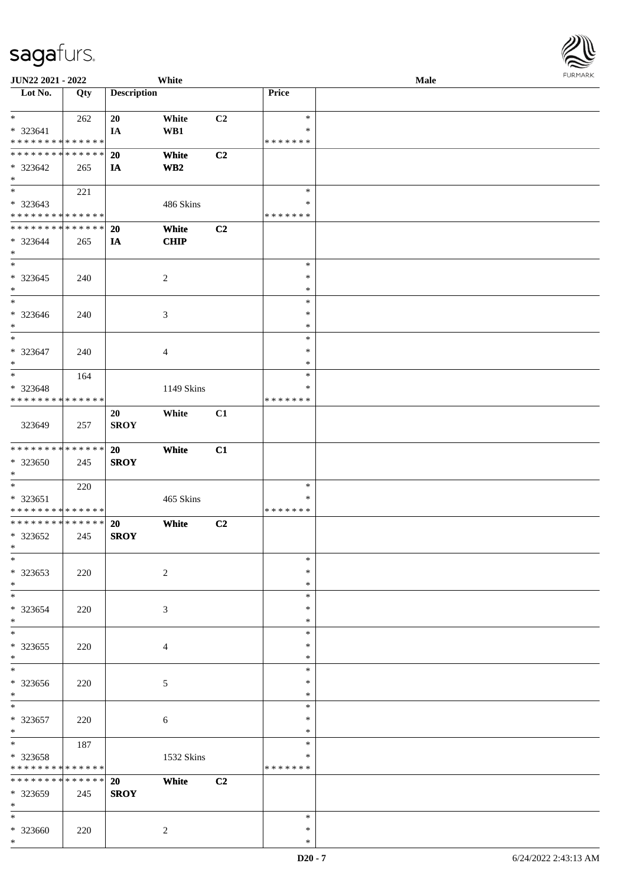| Lot No. | Qty | Description | | | Price | |
|---|---|---|---|---|---|---|
| * | 262 | 20 | White | C2 | * | |
| * 323641 | | IA | WB1 | | * | |
| * * * * * * * * * * * * * * | | | | | * * * * * * * | |
| * * * * * * * * * * * * * * | | 20 | White | C2 | | |
| * 323642 | 265 | IA | WB2 | | | |
| * | | | | | | |
| * | 221 | | | | * | |
| * 323643 | | | 486 Skins | | * | |
| * * * * * * * * * * * * * * | | | | | * * * * * * * | |
| * * * * * * * * * * * * * * | | 20 | White | C2 | | |
| * 323644 | 265 | IA | CHIP | | | |
| * | | | | | | |
| * | | | | | * | |
| * 323645 | 240 | | 2 | | * | |
| * | | | | | * | |
| * | | | | | * | |
| * 323646 | 240 | | 3 | | * | |
| * | | | | | * | |
| * | | | | | * | |
| * 323647 | 240 | | 4 | | * | |
| * | | | | | * | |
| * | 164 | | | | * | |
| * 323648 | | | 1149 Skins | | * | |
| * * * * * * * * * * * * * * | | | | | * * * * * * * | |
| | | 20 | White | C1 | | |
| 323649 | 257 | SROY | | | | |
| * * * * * * * * * * * * * * | | 20 | White | C1 | | |
| * 323650 | 245 | SROY | | | | |
| * | | | | | | |
| * | 220 | | | | * | |
| * 323651 | | | 465 Skins | | * | |
| * * * * * * * * * * * * * * | | | | | * * * * * * * | |
| * * * * * * * * * * * * * * | | 20 | White | C2 | | |
| * 323652 | 245 | SROY | | | | |
| * | | | | | | |
| * | | | | | * | |
| * 323653 | 220 | | 2 | | * | |
| * | | | | | * | |
| * | | | | | * | |
| * 323654 | 220 | | 3 | | * | |
| * | | | | | * | |
| * | | | | | * | |
| * 323655 | 220 | | 4 | | * | |
| * | | | | | * | |
| * | | | | | * | |
| * 323656 | 220 | | 5 | | * | |
| * | | | | | * | |
| * | | | | | * | |
| * 323657 | 220 | | 6 | | * | |
| * | | | | | * | |
| * | 187 | | | | * | |
| * 323658 | | | 1532 Skins | | * | |
| * * * * * * * * * * * * * * | | | | | * * * * * * * | |
| * * * * * * * * * * * * * * | | 20 | White | C2 | | |
| * 323659 | 245 | SROY | | | | |
| * | | | | | | |
| * | | | | | * | |
| * 323660 | 220 | | 2 | | * | |
| * | | | | | * | |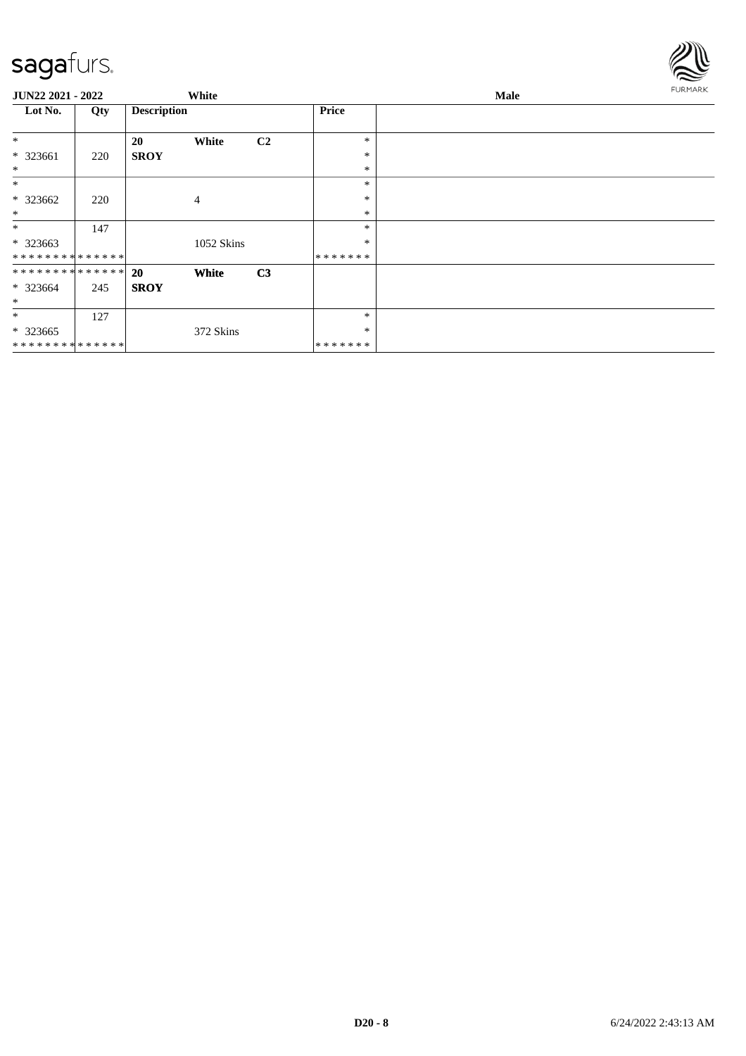| Lot No. | Qty | Description | | | Price | |
|---|---|---|---|---|---|---|
| * | | **20** | **White** | **C2** | * | |
| * 323661 | 220 | **SROY** | | | * | |
| * | | | | | * | |
| * | | | | | * | |
| * 323662 | 220 | | 4 | | * | |
| * | | | | | * | |
| * | 147 | | | | * | |
| * 323663 | | | 1052 Skins | | * | |
| * * * * * * * * * * * * * * | | | | | * * * * * * * | |
| * * * * * * * * * * * * * * | | **20** | **White** | **C3** | | |
| * 323664 | 245 | **SROY** | | | | |
| * | | | | | | |
| * | 127 | | | | * | |
| * 323665 | | | 372 Skins | | * | |
| * * * * * * * * * * * * * * | | | | | * * * * * * * | |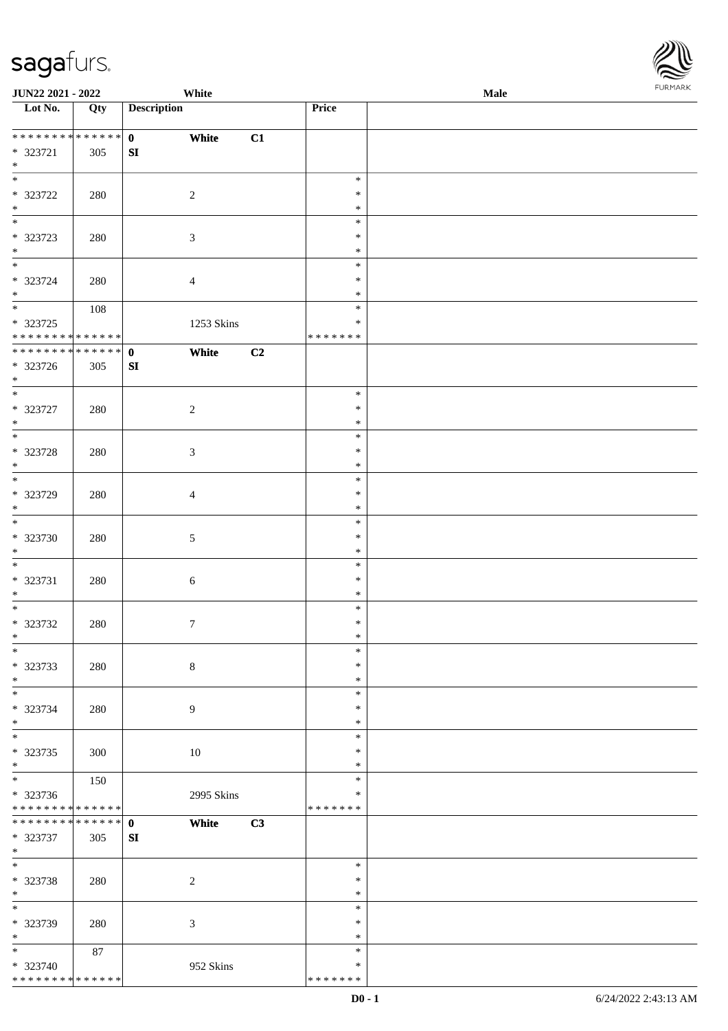| Lot No. | Qty | Description | Price | |
|---|---|---|---|---|
| ************** | | 0 White C1 | | |
| * 323721 | 305 | SI | | |
| * | | | | |
| * 323722 | 280 | 2 | * | |
| * | | | | |
| * 323723 | 280 | 3 | * | |
| * | | | | |
| * 323724 | 280 | 4 | * | |
| * | 108 | | * | |
| * 323725 | | 1253 Skins | * | |
| ************** | | | ******* | |
| ************** | | 0 White C2 | | |
| * 323726 | 305 | SI | | |
| * | | | | |
| * 323727 | 280 | 2 | * | |
| * | | | | |
| * 323728 | 280 | 3 | * | |
| * | | | | |
| * 323729 | 280 | 4 | * | |
| * | | | | |
| * 323730 | 280 | 5 | * | |
| * | | | | |
| * 323731 | 280 | 6 | * | |
| * | | | | |
| * 323732 | 280 | 7 | * | |
| * | | | | |
| * 323733 | 280 | 8 | * | |
| * | | | | |
| * 323734 | 280 | 9 | * | |
| * | | | | |
| * 323735 | 300 | 10 | * | |
| * | 150 | | * | |
| * 323736 | | 2995 Skins | * | |
| ************** | | | ******* | |
| ************** | | 0 White C3 | | |
| * 323737 | 305 | SI | | |
| * | | | | |
| * 323738 | 280 | 2 | * | |
| * | | | | |
| * 323739 | 280 | 3 | * | |
| * | 87 | | * | |
| * 323740 | | 952 Skins | * | |
| ************** | | | ******* | |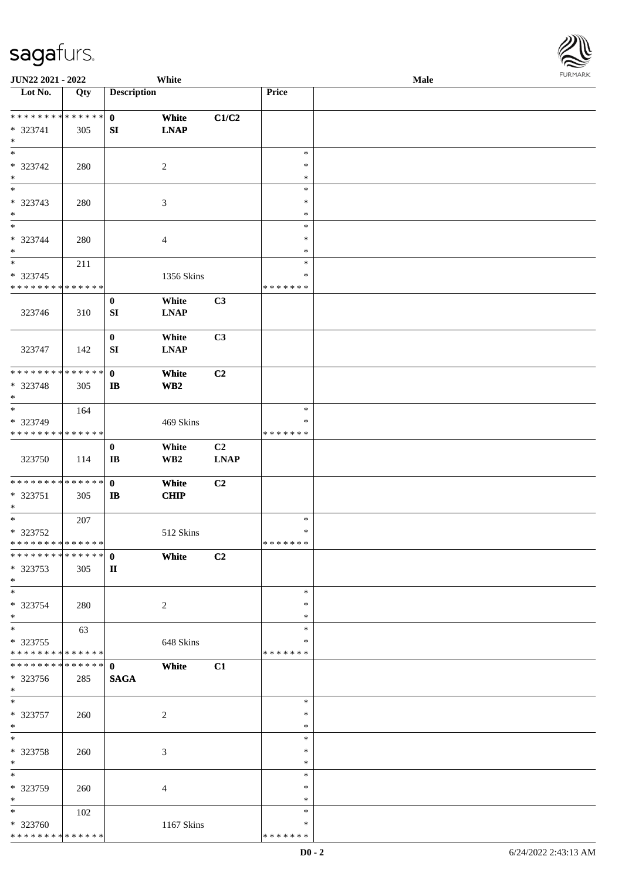JUN22 2021 - 2022 | White | Male

| Lot No. | Qty | Description | | | Price | |
|---|---|---|---|---|---|---|
| * * * * * * * * * * * * * * | | 0 | White | C1/C2 | | |
| * 323741 | 305 | SI | LNAP | | | |
| * | | | | | | |
| * | | | | | * | |
| * 323742 | 280 | | 2 | | * | |
| * | | | | | * | |
| * | | | | | * | |
| * 323743 | 280 | | 3 | | * | |
| * | | | | | * | |
| * | | | | | * | |
| * 323744 | 280 | | 4 | | * | |
| * | | | | | * | |
| * | 211 | | | | * | |
| * 323745 | | | 1356 Skins | | * | |
| * * * * * * * * * * * * * * | | | | | * * * * * * * | |
| | | 0 | White | C3 | | |
| 323746 | 310 | SI | LNAP | | | |
| | | 0 | White | C3 | | |
| 323747 | 142 | SI | LNAP | | | |
| * * * * * * * * * * * * * * | | 0 | White | C2 | | |
| * 323748 | 305 | IB | WB2 | | | |
| * | | | | | | |
| * | 164 | | | | * | |
| * 323749 | | | 469 Skins | | * | |
| * * * * * * * * * * * * * * | | | | | * * * * * * * | |
| | | 0 | White | C2 | | |
| 323750 | 114 | IB | WB2 | LNAP | | |
| * * * * * * * * * * * * * * | | 0 | White | C2 | | |
| * 323751 | 305 | IB | CHIP | | | |
| * | | | | | | |
| * | 207 | | | | * | |
| * 323752 | | | 512 Skins | | * | |
| * * * * * * * * * * * * * * | | | | | * * * * * * * | |
| * * * * * * * * * * * * * * | | 0 | White | C2 | | |
| * 323753 | 305 | II | | | | |
| * | | | | | | |
| * | | | | | * | |
| * 323754 | 280 | | 2 | | * | |
| * | | | | | * | |
| * | 63 | | | | * | |
| * 323755 | | | 648 Skins | | * | |
| * * * * * * * * * * * * * * | | | | | * * * * * * * | |
| * * * * * * * * * * * * * * | | 0 | White | C1 | | |
| * 323756 | 285 | SAGA | | | | |
| * | | | | | | |
| * | | | | | * | |
| * 323757 | 260 | | 2 | | * | |
| * | | | | | * | |
| * | | | | | * | |
| * 323758 | 260 | | 3 | | * | |
| * | | | | | * | |
| * | | | | | * | |
| * 323759 | 260 | | 4 | | * | |
| * | | | | | * | |
| * | 102 | | | | * | |
| * 323760 | | | 1167 Skins | | * | |
| * * * * * * * * * * * * * * | | | | | * * * * * * * | |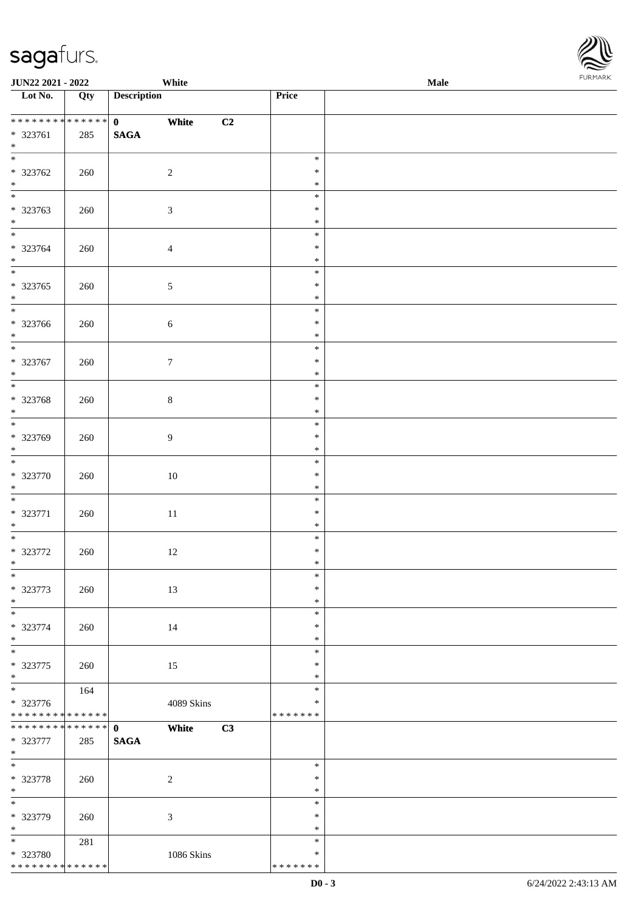**JUN22 2021 - 2022** White **Male**

| Lot No. | Qty | Description | Price | |
|---|---|---|---|---|
| * * * * * * * * * * * * * * | | 0 **White** **C2** | | |
| * 323761 | 285 | **SAGA** | | |
| * | | | | |
| * | | | * | |
| * 323762 | 260 | 2 | * | |
| * | | | * | |
| * | | | * | |
| * 323763 | 260 | 3 | * | |
| * | | | * | |
| * | | | * | |
| * 323764 | 260 | 4 | * | |
| * | | | * | |
| * | | | * | |
| * 323765 | 260 | 5 | * | |
| * | | | * | |
| * | | | * | |
| * 323766 | 260 | 6 | * | |
| * | | | * | |
| * | | | * | |
| * 323767 | 260 | 7 | * | |
| * | | | * | |
| * | | | * | |
| * 323768 | 260 | 8 | * | |
| * | | | * | |
| * | | | * | |
| * 323769 | 260 | 9 | * | |
| * | | | * | |
| * | | | * | |
| * 323770 | 260 | 10 | * | |
| * | | | * | |
| * | | | * | |
| * 323771 | 260 | 11 | * | |
| * | | | * | |
| * | | | * | |
| * 323772 | 260 | 12 | * | |
| * | | | * | |
| * | | | * | |
| * 323773 | 260 | 13 | * | |
| * | | | * | |
| * | | | * | |
| * 323774 | 260 | 14 | * | |
| * | | | * | |
| * | | | * | |
| * 323775 | 260 | 15 | * | |
| * | | | * | |
| * | 164 | | * | |
| * 323776 | | 4089 Skins | * | |
| * * * * * * * * * * * * * * | | | * * * * * * * | |
| * * * * * * * * * * * * * * | | 0 **White** **C3** | | |
| * 323777 | 285 | **SAGA** | | |
| * | | | | |
| * | | | * | |
| * 323778 | 260 | 2 | * | |
| * | | | * | |
| * | | | * | |
| * 323779 | 260 | 3 | * | |
| * | | | * | |
| * | 281 | | * | |
| * 323780 | | 1086 Skins | * | |
| * * * * * * * * * * * * * * | | | * * * * * * * | |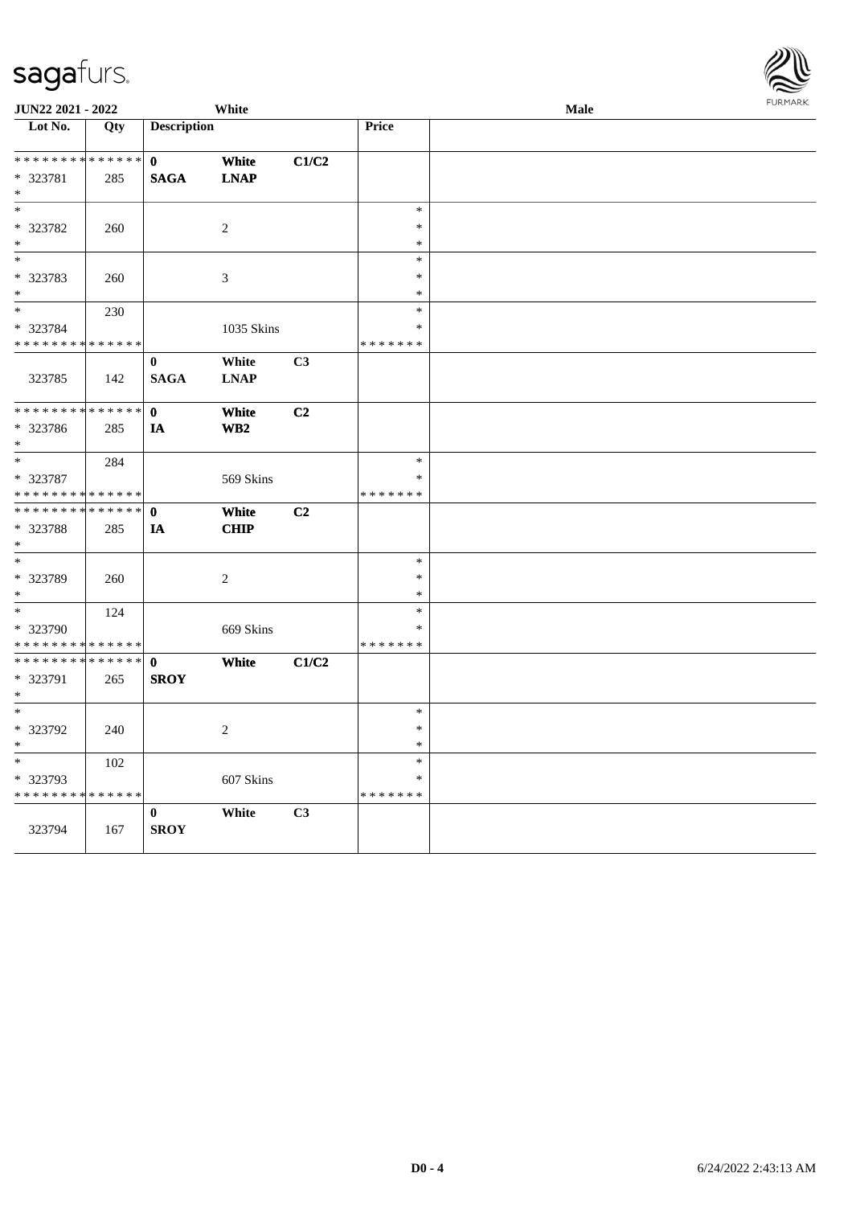| Lot No. | Qty | Description | | | Price | |
|---|---|---|---|---|---|---|
| ************** | | 0 | **White** | **C1/C2** | | |
| * 323781 | 285 | **SAGA** | **LNAP** | | | |
| * | | | | | | |
| * | | | | | * | |
| * 323782 | 260 | | 2 | | * | |
| * | | | | | * | |
| * | | | | | * | |
| * 323783 | 260 | | 3 | | * | |
| * | | | | | * | |
| * | 230 | | | | * | |
| * 323784 | | | 1035 Skins | | * | |
| ************** | | | | | ******* | |
| | | 0 | **White** | **C3** | | |
| 323785 | 142 | **SAGA** | **LNAP** | | | |
| ************** | | 0 | **White** | **C2** | | |
| * 323786 | 285 | **IA** | **WB2** | | | |
| * | | | | | | |
| * | 284 | | | | * | |
| * 323787 | | | 569 Skins | | * | |
| ************** | | | | | ******* | |
| ************** | | 0 | **White** | **C2** | | |
| * 323788 | 285 | **IA** | **CHIP** | | | |
| * | | | | | | |
| * | | | | | * | |
| * 323789 | 260 | | 2 | | * | |
| * | | | | | * | |
| * | 124 | | | | * | |
| * 323790 | | | 669 Skins | | * | |
| ************** | | | | | ******* | |
| ************** | | 0 | **White** | **C1/C2** | | |
| * 323791 | 265 | **SROY** | | | | |
| * | | | | | | |
| * | | | | | * | |
| * 323792 | 240 | | 2 | | * | |
| * | | | | | * | |
| * | 102 | | | | * | |
| * 323793 | | | 607 Skins | | * | |
| ************** | | | | | ******* | |
| | | 0 | **White** | **C3** | | |
| 323794 | 167 | **SROY** | | | | |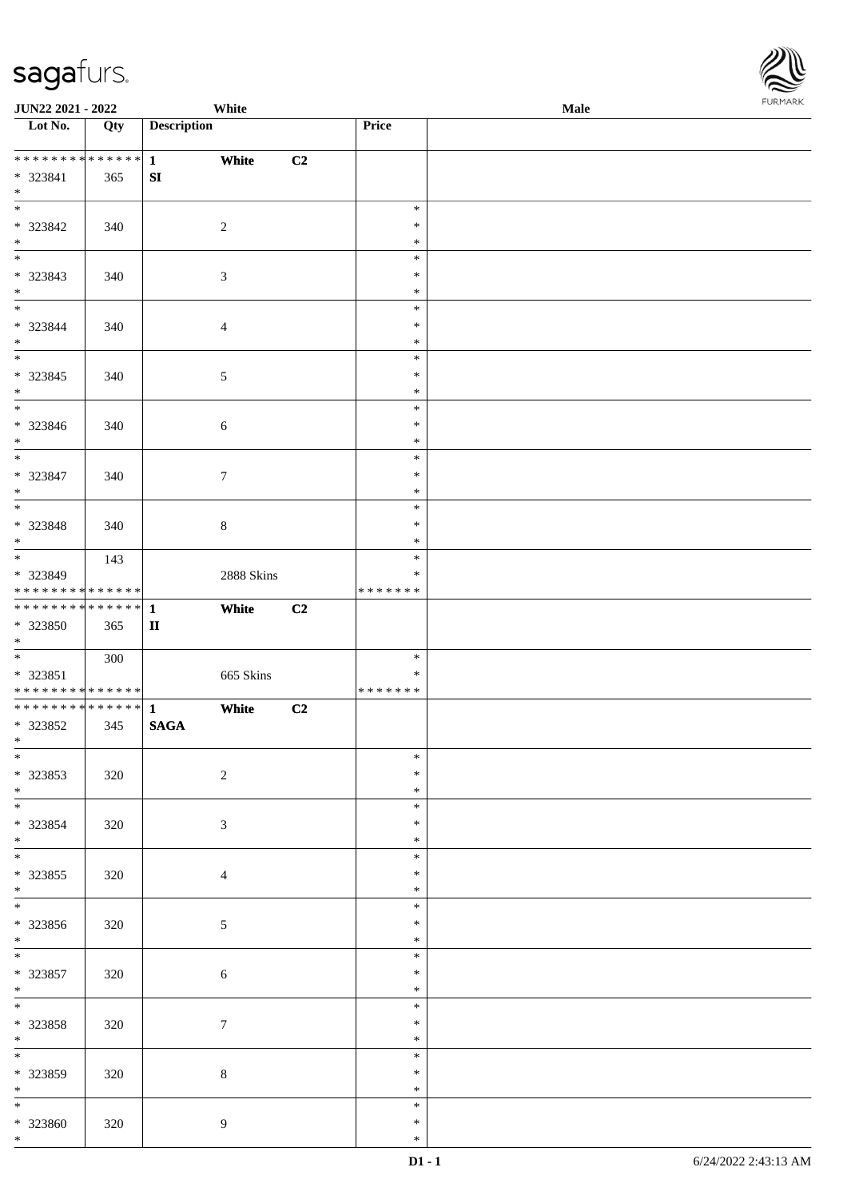JUN22 2021 - 2022 White Male

| Lot No. | Qty | Description | | | Price | |
|---|---|---|---|---|---|---|
| ************** | | 1 | White | C2 | | |
| * 323841 | 365 | SI | | | | |
| * | | | | | | |
| * 323842 | 340 | | 2 | | * * * | |
| * 323843 | 340 | | 3 | | * * * | |
| * 323844 | 340 | | 4 | | * * * | |
| * 323845 | 340 | | 5 | | * * * | |
| * 323846 | 340 | | 6 | | * * * | |
| * 323847 | 340 | | 7 | | * * * | |
| * 323848 | 340 | | 8 | | * * * | |
| * 323849 | 143 | | 2888 Skins | | * * ******* | |
| ************** | | 1 | White | C2 | | |
| * 323850 | 365 | II | | | | |
| * 323851 | 300 | | 665 Skins | | * * ******* | |
| ************** | | 1 | White | C2 | | |
| * 323852 | 345 | SAGA | | | | |
| * 323853 | 320 | | 2 | | * * * | |
| * 323854 | 320 | | 3 | | * * * | |
| * 323855 | 320 | | 4 | | * * * | |
| * 323856 | 320 | | 5 | | * * * | |
| * 323857 | 320 | | 6 | | * * * | |
| * 323858 | 320 | | 7 | | * * * | |
| * 323859 | 320 | | 8 | | * * * | |
| * 323860 | 320 | | 9 | | * * * | |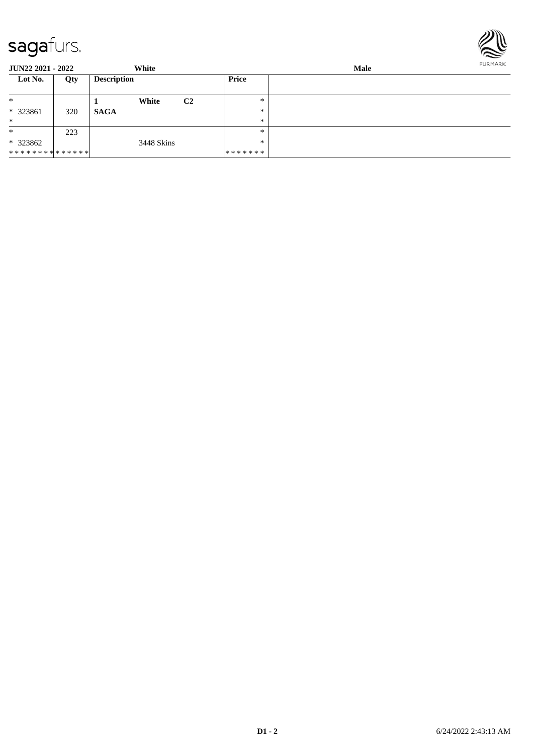**JUN22 2021 - 2022** White Male

| Lot No. | Qty | Description | Price |
|---|---|---|---|
| * | | 1 **White** **C2** | * |
| * 323861 | 320 | **SAGA** | * |
| * | | | * |
| * | 223 | | * |
| * 323862 | | 3448 Skins | * |
| * * * * * * * * * * * * * * | | | * * * * * * * |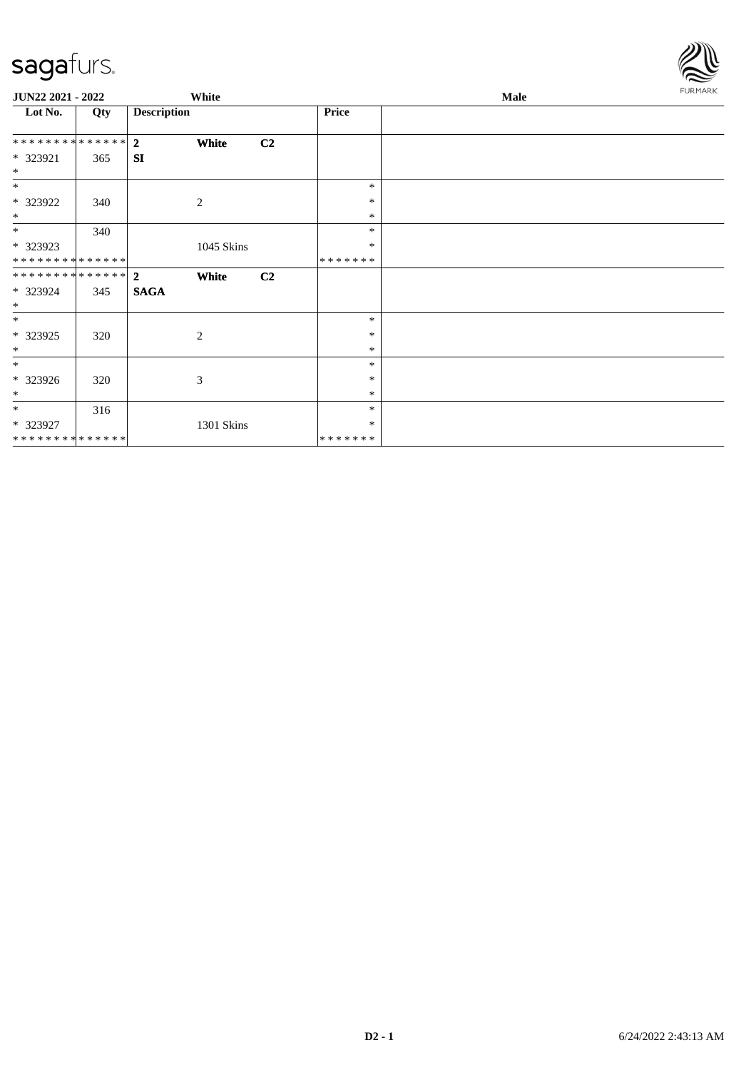| Lot No. | Qty | Description | | | Price | |
|---|---|---|---|---|---|---|
| * * * * * * * * * * * * * * | | **2** | **White** | **C2** | | |
| * 323921 | 365 | **SI** | | | | |
| * | | | | | | |
| * | | | | | * | |
| * 323922 | 340 | | 2 | | * | |
| * | | | | | * | |
| * | 340 | | | | * | |
| * 323923 | | | 1045 Skins | | * | |
| * * * * * * * * * * * * * * | | | | | * * * * * * * | |
| * * * * * * * * * * * * * * | | **2** | **White** | **C2** | | |
| * 323924 | 345 | **SAGA** | | | | |
| * | | | | | | |
| * | | | | | * | |
| * 323925 | 320 | | 2 | | * | |
| * | | | | | * | |
| * | | | | | * | |
| * 323926 | 320 | | 3 | | * | |
| * | | | | | * | |
| * | 316 | | | | * | |
| * 323927 | | | 1301 Skins | | * | |
| * * * * * * * * * * * * * * | | | | | * * * * * * * | |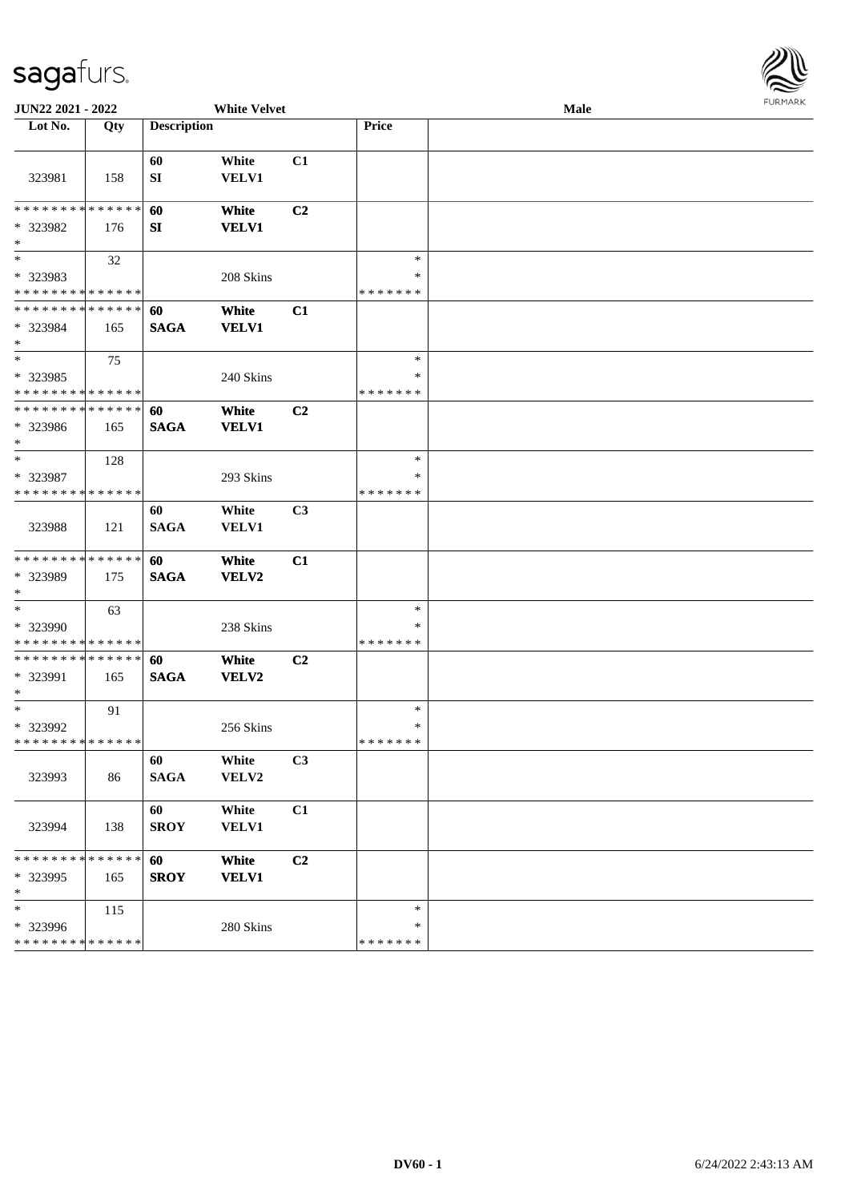JUN22 2021 - 2022 | White Velvet | Male

| Lot No. | Qty | Description | | | Price | |
|---|---|---|---|---|---|---|
| 323981 | 158 | 60 SI | White VELV1 | C1 | | |
| * * * * * * * * * * * * * * * 323982 * | 176 | 60 SI | White VELV1 | C2 | | |
| * * 323983 * * * * * * * * * * * * * * | 32 | | 208 Skins | | * * * * * * * * * | |
| * * * * * * * * * * * * * * * 323984 * | 165 | 60 SAGA | White VELV1 | C1 | | |
| * * 323985 * * * * * * * * * * * * * * | 75 | | 240 Skins | | * * * * * * * * * | |
| * * * * * * * * * * * * * * * 323986 * | 165 | 60 SAGA | White VELV1 | C2 | | |
| * * 323987 * * * * * * * * * * * * * * | 128 | | 293 Skins | | * * * * * * * * * | |
| 323988 | 121 | 60 SAGA | White VELV1 | C3 | | |
| * * * * * * * * * * * * * * * 323989 * | 175 | 60 SAGA | White VELV2 | C1 | | |
| * * 323990 * * * * * * * * * * * * * * | 63 | | 238 Skins | | * * * * * * * * * | |
| * * * * * * * * * * * * * * * 323991 * | 165 | 60 SAGA | White VELV2 | C2 | | |
| * * 323992 * * * * * * * * * * * * * * | 91 | | 256 Skins | | * * * * * * * * * | |
| 323993 | 86 | 60 SAGA | White VELV2 | C3 | | |
| 323994 | 138 | 60 SROY | White VELV1 | C1 | | |
| * * * * * * * * * * * * * * * 323995 * | 165 | 60 SROY | White VELV1 | C2 | | |
| * * 323996 * * * * * * * * * * * * * * | 115 | | 280 Skins | | * * * * * * * * * | |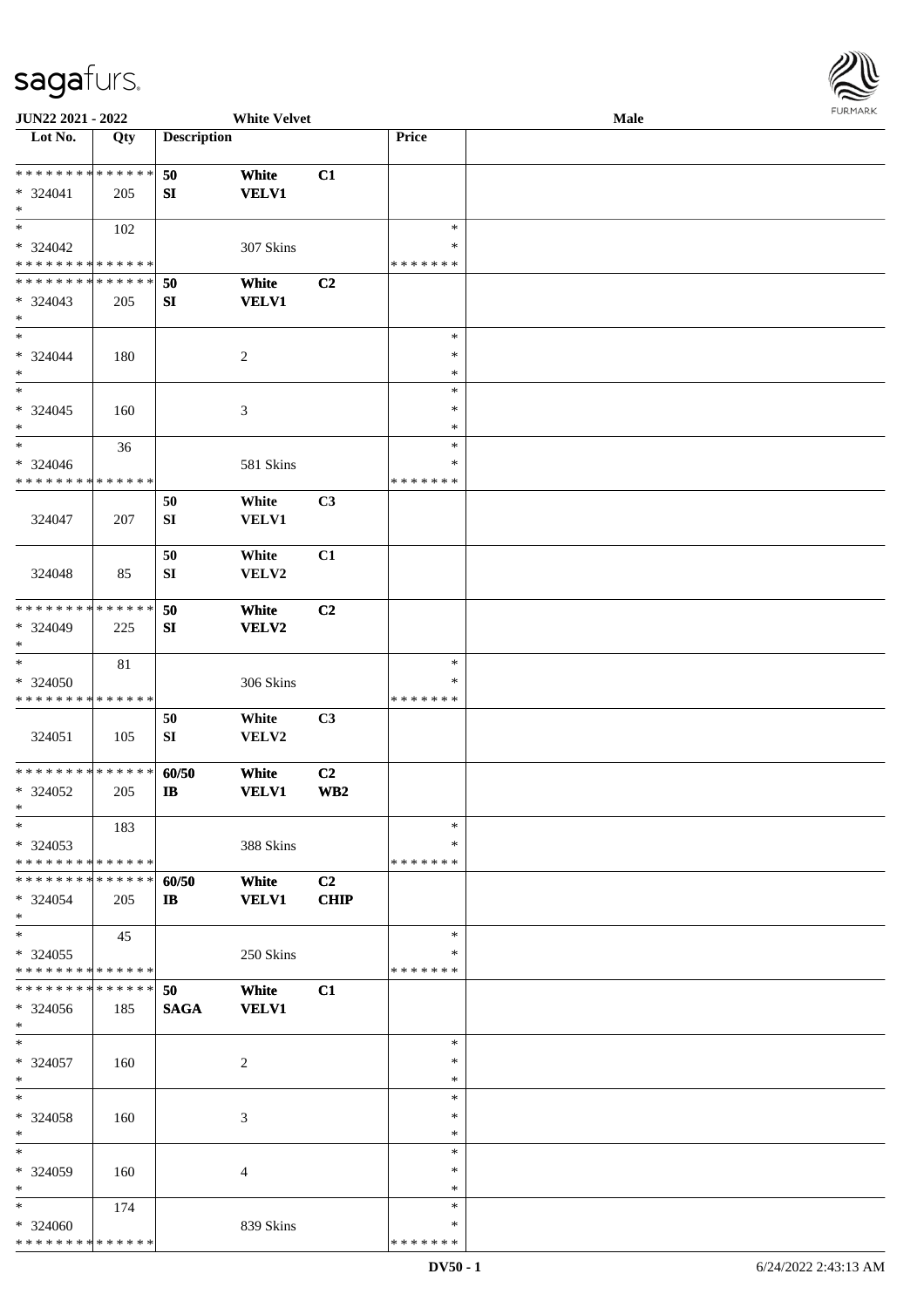JUN22 2021 - 2022 White Velvet Male

| Lot No. | Qty | Description | | | Price | |
|---|---|---|---|---|---|---|
| ************** | | 50 | White | C1 | | |
| * 324041 | 205 | SI | VELV1 | | | |
| * | | | | | | |
| * | 102 | | | | * | |
| * 324042 | | | 307 Skins | | * | |
| ************** | | | | | ******* | |
| ************** | | 50 | White | C2 | | |
| * 324043 | 205 | SI | VELV1 | | | |
| * | | | | | | |
| * | | | | | * | |
| * 324044 | 180 | | 2 | | * | |
| * | | | | | * | |
| * | | | | | * | |
| * 324045 | 160 | | 3 | | * | |
| * | | | | | * | |
| * | 36 | | | | * | |
| * 324046 | | | 581 Skins | | * | |
| ************** | | | | | ******* | |
| | | 50 | White | C3 | | |
| 324047 | 207 | SI | VELV1 | | | |
| | | 50 | White | C1 | | |
| 324048 | 85 | SI | VELV2 | | | |
| ************** | | 50 | White | C2 | | |
| * 324049 | 225 | SI | VELV2 | | | |
| * | | | | | | |
| * | 81 | | | | * | |
| * 324050 | | | 306 Skins | | * | |
| ************** | | | | | ******* | |
| | | 50 | White | C3 | | |
| 324051 | 105 | SI | VELV2 | | | |
| ************** | | 60/50 | White | C2 | | |
| * 324052 | 205 | IB | VELV1 | WB2 | | |
| * | | | | | | |
| * | 183 | | | | * | |
| * 324053 | | | 388 Skins | | * | |
| ************** | | | | | ******* | |
| ************** | | 60/50 | White | C2 | | |
| * 324054 | 205 | IB | VELV1 | CHIP | | |
| * | | | | | | |
| * | 45 | | | | * | |
| * 324055 | | | 250 Skins | | * | |
| ************** | | | | | ******* | |
| ************** | | 50 | White | C1 | | |
| * 324056 | 185 | SAGA | VELV1 | | | |
| * | | | | | | |
| * | | | | | * | |
| * 324057 | 160 | | 2 | | * | |
| * | | | | | * | |
| * | | | | | * | |
| * 324058 | 160 | | 3 | | * | |
| * | | | | | * | |
| * | | | | | * | |
| * 324059 | 160 | | 4 | | * | |
| * | | | | | * | |
| * | 174 | | | | * | |
| * 324060 | | | 839 Skins | | * | |
| ************** | | | | | ******* | |

DV50 - 1 6/24/2022 2:43:13 AM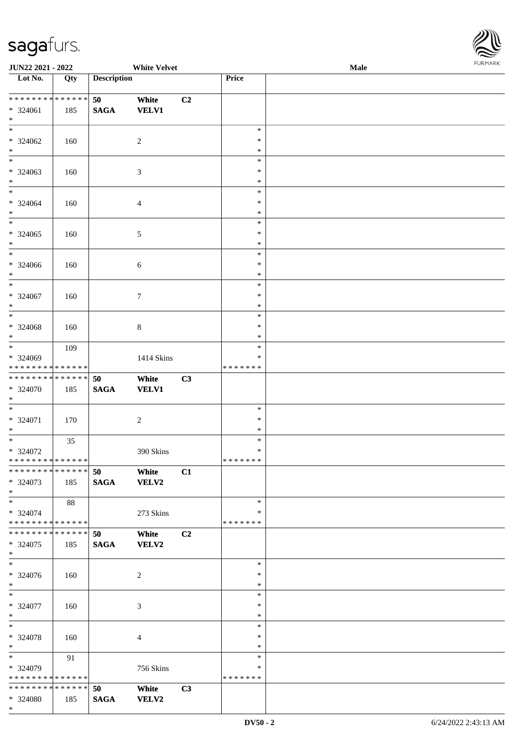| Lot No. | Qty | Description | | | Price | |
|---|---|---|---|---|---|---|
| * * * * * * * * * * * * * * | | 50 | White | C2 | | |
| * 324061 | 185 | SAGA | VELV1 | | | |
| * | | | | | | |
| * 324062 | 160 | | 2 | | * * * | |
| * 324063 | 160 | | 3 | | * * * | |
| * 324064 | 160 | | 4 | | * * * | |
| * 324065 | 160 | | 5 | | * * * | |
| * 324066 | 160 | | 6 | | * * * | |
| * 324067 | 160 | | 7 | | * * * | |
| * 324068 | 160 | | 8 | | * * * | |
| * 324069 | 109 | | 1414 Skins | | * * * * * * * | |
| * * * * * * * * * * * * * * | | 50 | White | C3 | | |
| * 324070 | 185 | SAGA | VELV1 | | | |
| * 324071 | 170 | | 2 | | * * * | |
| * 324072 | 35 | | 390 Skins | | * * * * * * * | |
| * * * * * * * * * * * * * * | | 50 | White | C1 | | |
| * 324073 | 185 | SAGA | VELV2 | | | |
| * 324074 | 88 | | 273 Skins | | * * * * * * * | |
| * * * * * * * * * * * * * * | | 50 | White | C2 | | |
| * 324075 | 185 | SAGA | VELV2 | | | |
| * 324076 | 160 | | 2 | | * * * | |
| * 324077 | 160 | | 3 | | * * * | |
| * 324078 | 160 | | 4 | | * * * | |
| * 324079 | 91 | | 756 Skins | | * * * * * * * | |
| * * * * * * * * * * * * * * | | 50 | White | C3 | | |
| * 324080 | 185 | SAGA | VELV2 | | | |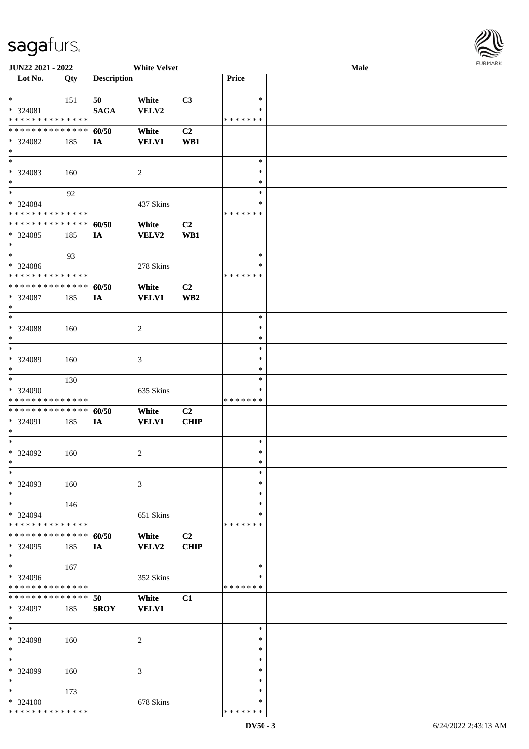| Lot No. | Qty | Description | | | Price | |
|---|---|---|---|---|---|---|
| * | 151 | 50 | White | C3 | * | |
| * 324081 | | SAGA | VELV2 | | * | |
| * * * * * * * * * * * * * * | | | | | * * * * * * * | |
| * * * * * * * * * * * * * * | | 60/50 | White | C2 | | |
| * 324082 | 185 | IA | VELV1 | WB1 | | |
| * | | | | | | |
| * | | | | | * | |
| * 324083 | 160 | | 2 | | * | |
| * | | | | | * | |
| * | 92 | | | | * | |
| * 324084 | | | 437 Skins | | * | |
| * * * * * * * * * * * * * * | | | | | * * * * * * * | |
| * * * * * * * * * * * * * * | | 60/50 | White | C2 | | |
| * 324085 | 185 | IA | VELV2 | WB1 | | |
| * | | | | | | |
| * | 93 | | | | * | |
| * 324086 | | | 278 Skins | | * | |
| * * * * * * * * * * * * * * | | | | | * * * * * * * | |
| * * * * * * * * * * * * * * | | 60/50 | White | C2 | | |
| * 324087 | 185 | IA | VELV1 | WB2 | | |
| * | | | | | | |
| * | | | | | * | |
| * 324088 | 160 | | 2 | | * | |
| * | | | | | * | |
| * | | | | | * | |
| * 324089 | 160 | | 3 | | * | |
| * | | | | | * | |
| * | 130 | | | | * | |
| * 324090 | | | 635 Skins | | * | |
| * * * * * * * * * * * * * * | | | | | * * * * * * * | |
| * * * * * * * * * * * * * * | | 60/50 | White | C2 | | |
| * 324091 | 185 | IA | VELV1 | CHIP | | |
| * | | | | | | |
| * | | | | | * | |
| * 324092 | 160 | | 2 | | * | |
| * | | | | | * | |
| * | | | | | * | |
| * 324093 | 160 | | 3 | | * | |
| * | | | | | * | |
| * | 146 | | | | * | |
| * 324094 | | | 651 Skins | | * | |
| * * * * * * * * * * * * * * | | | | | * * * * * * * | |
| * * * * * * * * * * * * * * | | 60/50 | White | C2 | | |
| * 324095 | 185 | IA | VELV2 | CHIP | | |
| * | | | | | | |
| * | 167 | | | | * | |
| * 324096 | | | 352 Skins | | * | |
| * * * * * * * * * * * * * * | | | | | * * * * * * * | |
| * * * * * * * * * * * * * * | | 50 | White | C1 | | |
| * 324097 | 185 | SROY | VELV1 | | | |
| * | | | | | | |
| * | | | | | * | |
| * 324098 | 160 | | 2 | | * | |
| * | | | | | * | |
| * | | | | | * | |
| * 324099 | 160 | | 3 | | * | |
| * | | | | | * | |
| * | 173 | | | | * | |
| * 324100 | | | 678 Skins | | * | |
| * * * * * * * * * * * * * * | | | | | * * * * * * * | |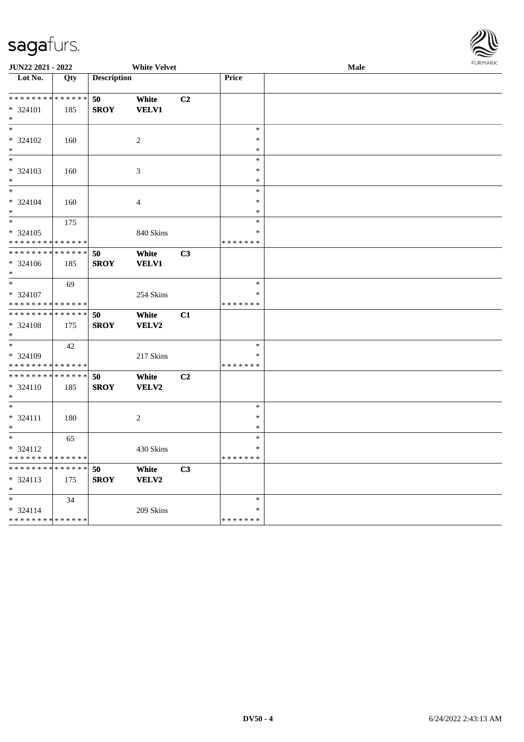JUN22 2021 - 2022 White Velvet Male

| Lot No. | Qty | Description | | | Price | |
|---|---|---|---|---|---|---|
| * * * * * * * * * * * * * * | * * * * * * * * * * * * * * | 50 | White | C2 | | |
| * 324101 | 185 | SROY | VELV1 | | | |
| * | | | | | | |
| * | | | | | * | |
| * 324102 | 160 | | 2 | | * | |
| * | | | | | * | |
| * | | | | | * | |
| * 324103 | 160 | | 3 | | * | |
| * | | | | | * | |
| * | | | | | * | |
| * 324104 | 160 | | 4 | | * | |
| * | | | | | * | |
| * | 175 | | | | * | |
| * 324105 | | | 840 Skins | | * | |
| * * * * * * * * * * * * * * | | | | | * * * * * * * | |
| * * * * * * * * * * * * * * | * * * * * * * * * * * * * * | 50 | White | C3 | | |
| * 324106 | 185 | SROY | VELV1 | | | |
| * | | | | | | |
| * | 69 | | | | * | |
| * 324107 | | | 254 Skins | | * | |
| * * * * * * * * * * * * * * | | | | | * * * * * * * | |
| * * * * * * * * * * * * * * | * * * * * * * * * * * * * * | 50 | White | C1 | | |
| * 324108 | 175 | SROY | VELV2 | | | |
| * | | | | | | |
| * | 42 | | | | * | |
| * 324109 | | | 217 Skins | | * | |
| * * * * * * * * * * * * * * | | | | | * * * * * * * | |
| * * * * * * * * * * * * * * | * * * * * * * * * * * * * * | 50 | White | C2 | | |
| * 324110 | 185 | SROY | VELV2 | | | |
| * | | | | | | |
| * | | | | | * | |
| * 324111 | 180 | | 2 | | * | |
| * | | | | | * | |
| * | 65 | | | | * | |
| * 324112 | | | 430 Skins | | * | |
| * * * * * * * * * * * * * * | | | | | * * * * * * * | |
| * * * * * * * * * * * * * * | * * * * * * * * * * * * * * | 50 | White | C3 | | |
| * 324113 | 175 | SROY | VELV2 | | | |
| * | | | | | | |
| * | 34 | | | | * | |
| * 324114 | | | 209 Skins | | * | |
| * * * * * * * * * * * * * * | | | | | * * * * * * * | |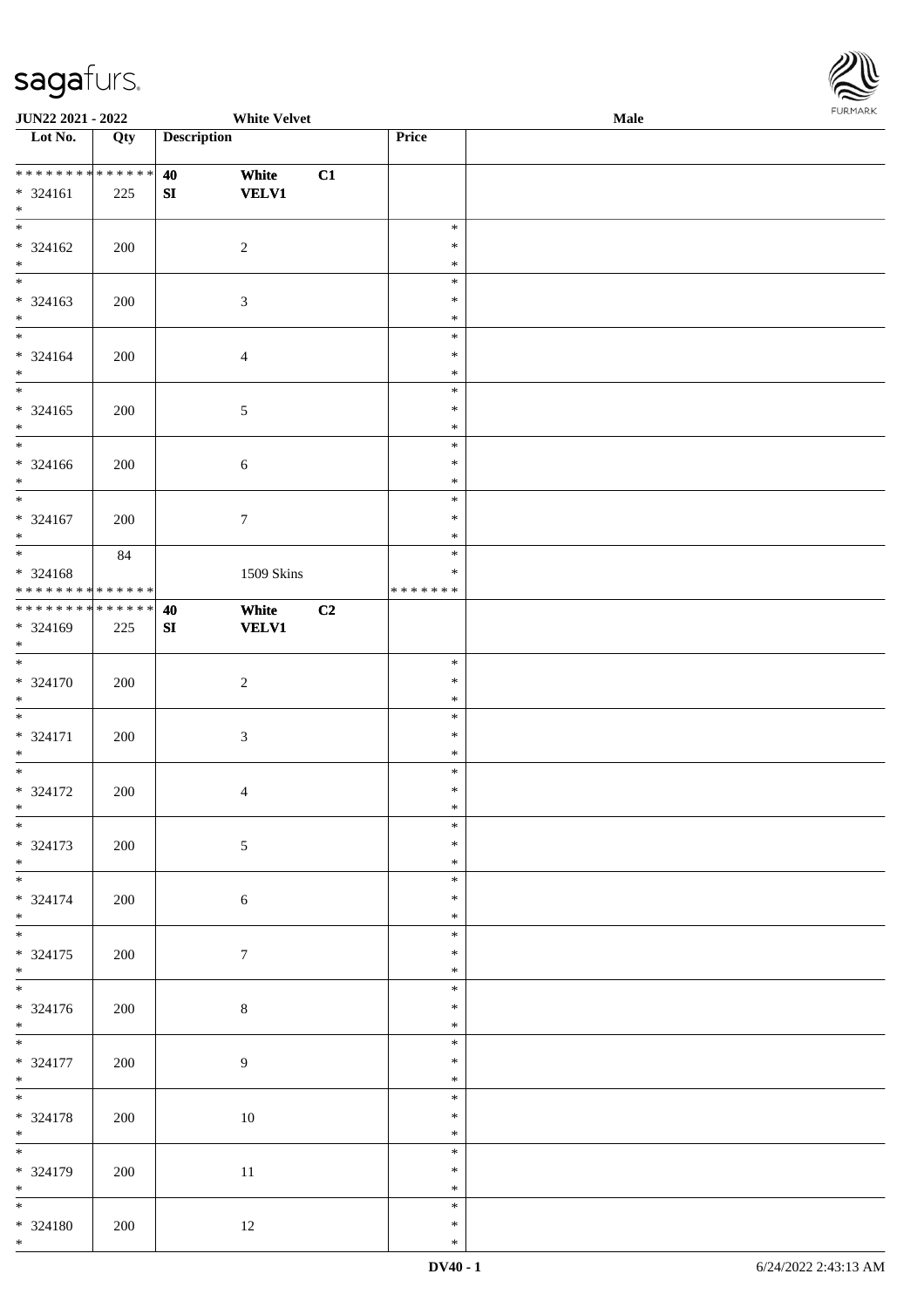| Lot No. | Qty | Description | | | Price | |
|---|---|---|---|---|---|---|
| * * * * * * * * * * * * * * | 40 | White | C1 | | | |
| * 324161 | 225 | SI | VELV1 | | | |
| * | | | | | | |
| * | | | | | * | |
| * 324162 | 200 | | 2 | | * | |
| * | | | | | * | |
| * | | | | | * | |
| * 324163 | 200 | | 3 | | * | |
| * | | | | | * | |
| * | | | | | * | |
| * 324164 | 200 | | 4 | | * | |
| * | | | | | * | |
| * | | | | | * | |
| * 324165 | 200 | | 5 | | * | |
| * | | | | | * | |
| * | | | | | * | |
| * 324166 | 200 | | 6 | | * | |
| * | | | | | * | |
| * | | | | | * | |
| * 324167 | 200 | | 7 | | * | |
| * | | | | | * | |
| * | 84 | | | | * | |
| * 324168 | | | 1509 Skins | | * | |
| * * * * * * * * * * * * * * | | | | | * * * * * * * | |
| * * * * * * * * * * * * * * | 40 | White | C2 | | | |
| * 324169 | 225 | SI | VELV1 | | | |
| * | | | | | | |
| * | | | | | * | |
| * 324170 | 200 | | 2 | | * | |
| * | | | | | * | |
| * | | | | | * | |
| * 324171 | 200 | | 3 | | * | |
| * | | | | | * | |
| * | | | | | * | |
| * 324172 | 200 | | 4 | | * | |
| * | | | | | * | |
| * | | | | | * | |
| * 324173 | 200 | | 5 | | * | |
| * | | | | | * | |
| * | | | | | * | |
| * 324174 | 200 | | 6 | | * | |
| * | | | | | * | |
| * | | | | | * | |
| * 324175 | 200 | | 7 | | * | |
| * | | | | | * | |
| * | | | | | * | |
| * 324176 | 200 | | 8 | | * | |
| * | | | | | * | |
| * | | | | | * | |
| * 324177 | 200 | | 9 | | * | |
| * | | | | | * | |
| * | | | | | * | |
| * 324178 | 200 | | 10 | | * | |
| * | | | | | * | |
| * | | | | | * | |
| * 324179 | 200 | | 11 | | * | |
| * | | | | | * | |
| * | | | | | * | |
| * 324180 | 200 | | 12 | | * | |
| * | | | | | * | |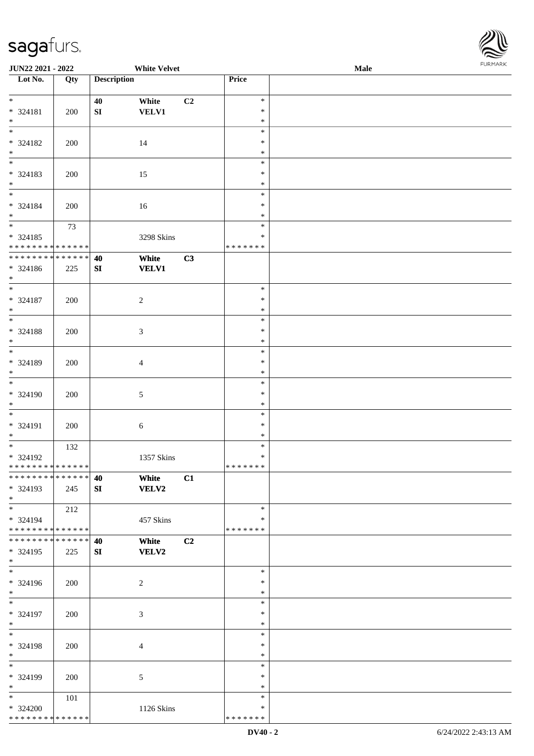JUN22 2021 - 2022 White Velvet Male

| Lot No. | Qty | Description | | | Price | |
|---|---|---|---|---|---|---|
| * | | 40 | White | C2 | * | |
| * 324181 | 200 | SI | VELV1 | | * | |
| * | | | | | * | |
| * | | | | | * | |
| * 324182 | 200 | | 14 | | * | |
| * | | | | | * | |
| * | | | | | * | |
| * 324183 | 200 | | 15 | | * | |
| * | | | | | * | |
| * | | | | | * | |
| * 324184 | 200 | | 16 | | * | |
| * | | | | | * | |
| * | 73 | | | | * | |
| * 324185 | | | 3298 Skins | | * | |
| * * * * * * * * * * * * * * | | | | | * * * * * * * | |
| * * * * * * * * * * * * * * | | 40 | White | C3 | | |
| * 324186 | 225 | SI | VELV1 | | | |
| * | | | | | | |
| * | | | | | * | |
| * 324187 | 200 | | 2 | | * | |
| * | | | | | * | |
| * | | | | | * | |
| * 324188 | 200 | | 3 | | * | |
| * | | | | | * | |
| * | | | | | * | |
| * 324189 | 200 | | 4 | | * | |
| * | | | | | * | |
| * | | | | | * | |
| * 324190 | 200 | | 5 | | * | |
| * | | | | | * | |
| * | | | | | * | |
| * 324191 | 200 | | 6 | | * | |
| * | | | | | * | |
| * | 132 | | | | * | |
| * 324192 | | | 1357 Skins | | * | |
| * * * * * * * * * * * * * * | | | | | * * * * * * * | |
| * * * * * * * * * * * * * * | | 40 | White | C1 | | |
| * 324193 | 245 | SI | VELV2 | | | |
| * | | | | | | |
| * | 212 | | | | * | |
| * 324194 | | | 457 Skins | | * | |
| * * * * * * * * * * * * * * | | | | | * * * * * * * | |
| * * * * * * * * * * * * * * | | 40 | White | C2 | | |
| * 324195 | 225 | SI | VELV2 | | | |
| * | | | | | | |
| * | | | | | * | |
| * 324196 | 200 | | 2 | | * | |
| * | | | | | * | |
| * | | | | | * | |
| * 324197 | 200 | | 3 | | * | |
| * | | | | | * | |
| * | | | | | * | |
| * 324198 | 200 | | 4 | | * | |
| * | | | | | * | |
| * | | | | | * | |
| * 324199 | 200 | | 5 | | * | |
| * | | | | | * | |
| * | 101 | | | | * | |
| * 324200 | | | 1126 Skins | | * | |
| * * * * * * * * * * * * * * | | | | | * * * * * * * | |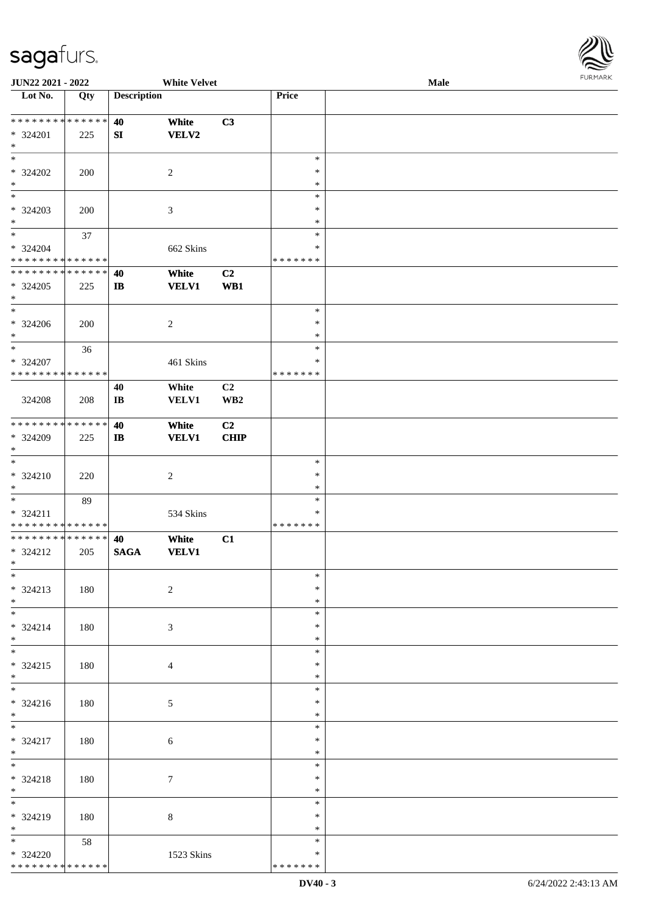| Lot No. | Qty | Description | | | Price | |
|---|---|---|---|---|---|---|
| * * * * * * * * * * * * * * | | 40 | White | C3 | | |
| * 324201 | 225 | SI | VELV2 | | | |
| * | | | | | | |
| * 324202 | 200 | | 2 | | * | |
| * 324203 | 200 | | 3 | | * | |
| * 324204 | 37 | | 662 Skins | | * * * * * * * | |
| * * * * * * * * * * * * * * | | 40 | White | C2 | | |
| * 324205 | 225 | IB | VELV1 | WB1 | | |
| * 324206 | 200 | | 2 | | * | |
| * 324207 | 36 | | 461 Skins | | * * * * * * * | |
| 324208 | 208 | 40 IB | White VELV1 | C2 WB2 | | |
| * * * * * * * * * * * * * * | | 40 | White | C2 | | |
| * 324209 | 225 | IB | VELV1 | CHIP | | |
| * 324210 | 220 | | 2 | | * | |
| * 324211 | 89 | | 534 Skins | | * * * * * * * | |
| * * * * * * * * * * * * * * | | 40 | White | C1 | | |
| * 324212 | 205 | SAGA | VELV1 | | | |
| * 324213 | 180 | | 2 | | * | |
| * 324214 | 180 | | 3 | | * | |
| * 324215 | 180 | | 4 | | * | |
| * 324216 | 180 | | 5 | | * | |
| * 324217 | 180 | | 6 | | * | |
| * 324218 | 180 | | 7 | | * | |
| * 324219 | 180 | | 8 | | * | |
| * 324220 | 58 | | 1523 Skins | | * * * * * * * | |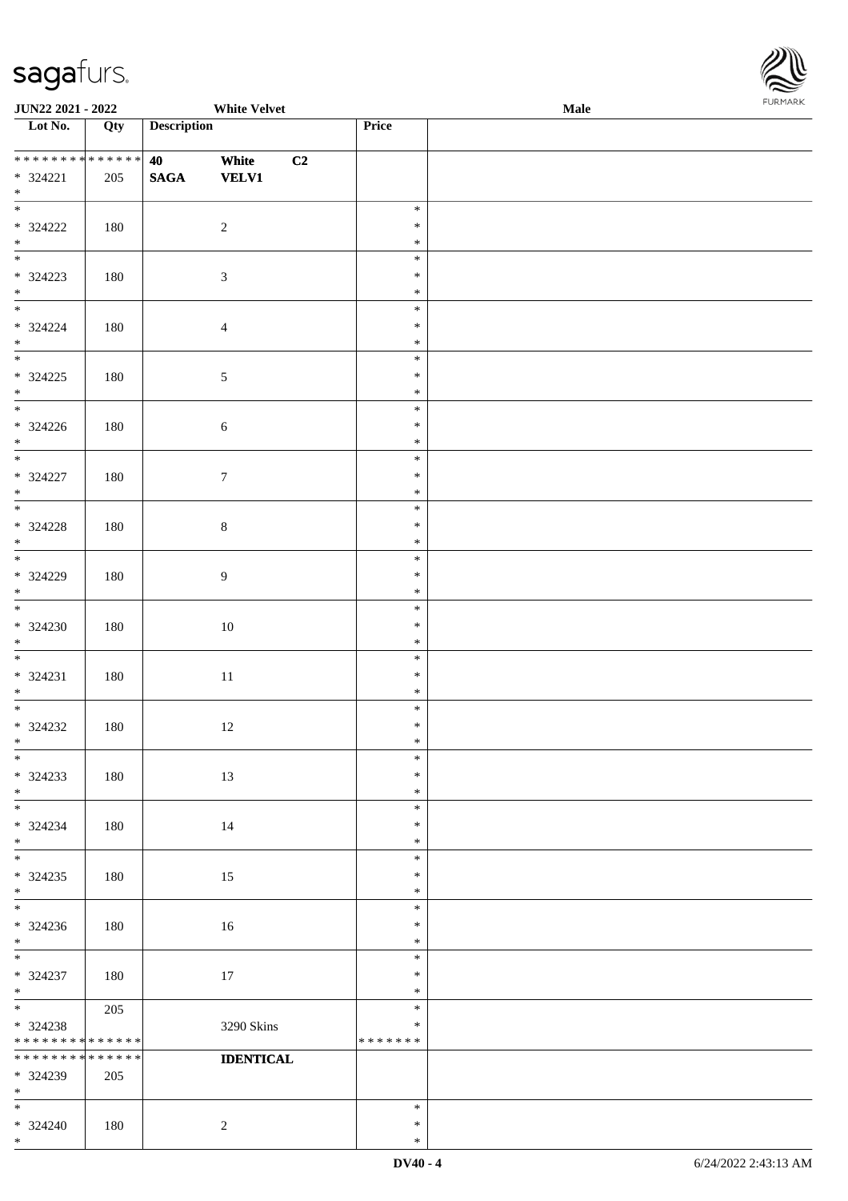| Lot No. | Qty | Description | | | Price | |
|---|---|---|---|---|---|---|
| * * * * * * * * * * * * * * | | 40 | White | C2 | | |
| * 324221 | 205 | SAGA | VELV1 | | | |
| * | | | | | | |
| * 324222 | 180 | | 2 | | * * * | |
| * 324223 | 180 | | 3 | | * * * | |
| * 324224 | 180 | | 4 | | * * * | |
| * 324225 | 180 | | 5 | | * * * | |
| * 324226 | 180 | | 6 | | * * * | |
| * 324227 | 180 | | 7 | | * * * | |
| * 324228 | 180 | | 8 | | * * * | |
| * 324229 | 180 | | 9 | | * * * | |
| * 324230 | 180 | | 10 | | * * * | |
| * 324231 | 180 | | 11 | | * * * | |
| * 324232 | 180 | | 12 | | * * * | |
| * 324233 | 180 | | 13 | | * * * | |
| * 324234 | 180 | | 14 | | * * * | |
| * 324235 | 180 | | 15 | | * * * | |
| * 324236 | 180 | | 16 | | * * * | |
| * 324237 | 180 | | 17 | | * * * | |
| * 324238 | 205 | | 3290 Skins | | * * * * * * * * * | |
| * * * * * * * * * * * * * * | | | IDENTICAL | | | |
| * 324239 | 205 | | | | | |
| * 324240 | 180 | | 2 | | * * * | |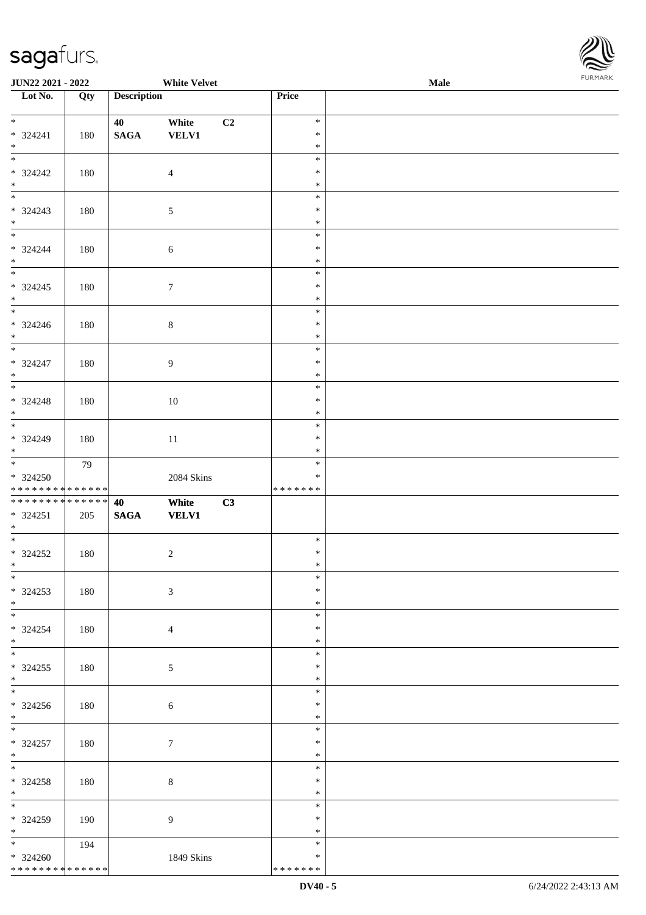**JUN22 2021 - 2022** **White Velvet** **Male**

| Lot No. | Qty | Description | | | Price | |
|---|---|---|---|---|---|---|
| * | | 40 | White | C2 | * | |
| * 324241 | 180 | **SAGA** | **VELV1** | | * | |
| * | | | | | * | |
| * | | | | | * | |
| * 324242 | 180 | | 4 | | * | |
| * | | | | | * | |
| * | | | | | * | |
| * 324243 | 180 | | 5 | | * | |
| * | | | | | * | |
| * | | | | | * | |
| * 324244 | 180 | | 6 | | * | |
| * | | | | | * | |
| * | | | | | * | |
| * 324245 | 180 | | 7 | | * | |
| * | | | | | * | |
| * | | | | | * | |
| * 324246 | 180 | | 8 | | * | |
| * | | | | | * | |
| * | | | | | * | |
| * 324247 | 180 | | 9 | | * | |
| * | | | | | * | |
| * | | | | | * | |
| * 324248 | 180 | | 10 | | * | |
| * | | | | | * | |
| * | | | | | * | |
| * 324249 | 180 | | 11 | | * | |
| * | | | | | * | |
| * | 79 | | | | * | |
| * 324250 | | | 2084 Skins | | * | |
| * * * * * * * * * * * * * * | | | | | * * * * * * * | |
| * * * * * * * * * * * * * * | | **40** | **White** | **C3** | | |
| * 324251 | 205 | **SAGA** | **VELV1** | | | |
| * | | | | | | |
| * | | | | | * | |
| * 324252 | 180 | | 2 | | * | |
| * | | | | | * | |
| * | | | | | * | |
| * 324253 | 180 | | 3 | | * | |
| * | | | | | * | |
| * | | | | | * | |
| * 324254 | 180 | | 4 | | * | |
| * | | | | | * | |
| * | | | | | * | |
| * 324255 | 180 | | 5 | | * | |
| * | | | | | * | |
| * | | | | | * | |
| * 324256 | 180 | | 6 | | * | |
| * | | | | | * | |
| * | | | | | * | |
| * 324257 | 180 | | 7 | | * | |
| * | | | | | * | |
| * | | | | | * | |
| * 324258 | 180 | | 8 | | * | |
| * | | | | | * | |
| * | | | | | * | |
| * 324259 | 190 | | 9 | | * | |
| * | | | | | * | |
| * | 194 | | | | * | |
| * 324260 | | | 1849 Skins | | * | |
| * * * * * * * * * * * * * * | | | | | * * * * * * * | |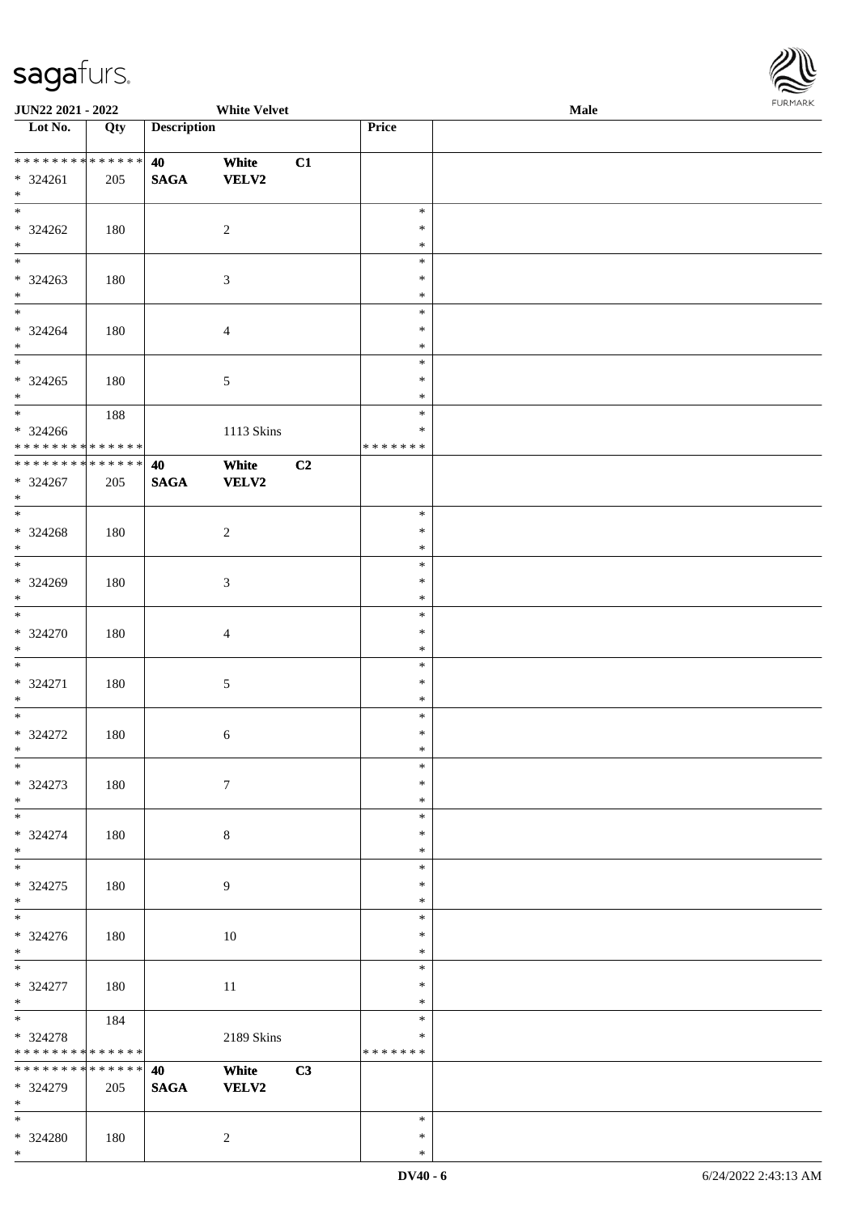| Lot No. | Qty | Description | | | Price | |
|---|---|---|---|---|---|---|
| ************** | | 40 | White | C1 | | |
| * 324261 | 205 | **SAGA** | **VELV2** | | | |
| * | | | | | | |
| * | | | | | * | |
| * 324262 | 180 | | 2 | | * | |
| * | | | | | * | |
| * | | | | | * | |
| * 324263 | 180 | | 3 | | * | |
| * | | | | | * | |
| * | | | | | * | |
| * 324264 | 180 | | 4 | | * | |
| * | | | | | * | |
| * | | | | | * | |
| * 324265 | 180 | | 5 | | * | |
| * | | | | | * | |
| * | 188 | | | | * | |
| * 324266 | | | 1113 Skins | | * | |
| ************** | | | | | ******* | |
| ************** | | 40 | White | C2 | | |
| * 324267 | 205 | **SAGA** | **VELV2** | | | |
| * | | | | | | |
| * | | | | | * | |
| * 324268 | 180 | | 2 | | * | |
| * | | | | | * | |
| * | | | | | * | |
| * 324269 | 180 | | 3 | | * | |
| * | | | | | * | |
| * | | | | | * | |
| * 324270 | 180 | | 4 | | * | |
| * | | | | | * | |
| * | | | | | * | |
| * 324271 | 180 | | 5 | | * | |
| * | | | | | * | |
| * | | | | | * | |
| * 324272 | 180 | | 6 | | * | |
| * | | | | | * | |
| * | | | | | * | |
| * 324273 | 180 | | 7 | | * | |
| * | | | | | * | |
| * | | | | | * | |
| * 324274 | 180 | | 8 | | * | |
| * | | | | | * | |
| * | | | | | * | |
| * 324275 | 180 | | 9 | | * | |
| * | | | | | * | |
| * | | | | | * | |
| * 324276 | 180 | | 10 | | * | |
| * | | | | | * | |
| * | | | | | * | |
| * 324277 | 180 | | 11 | | * | |
| * | | | | | * | |
| * | 184 | | | | * | |
| * 324278 | | | 2189 Skins | | * | |
| ************** | | | | | ******* | |
| ************** | | 40 | White | C3 | | |
| * 324279 | 205 | **SAGA** | **VELV2** | | | |
| * | | | | | | |
| * | | | | | * | |
| * 324280 | 180 | | 2 | | * | |
| * | | | | | * | |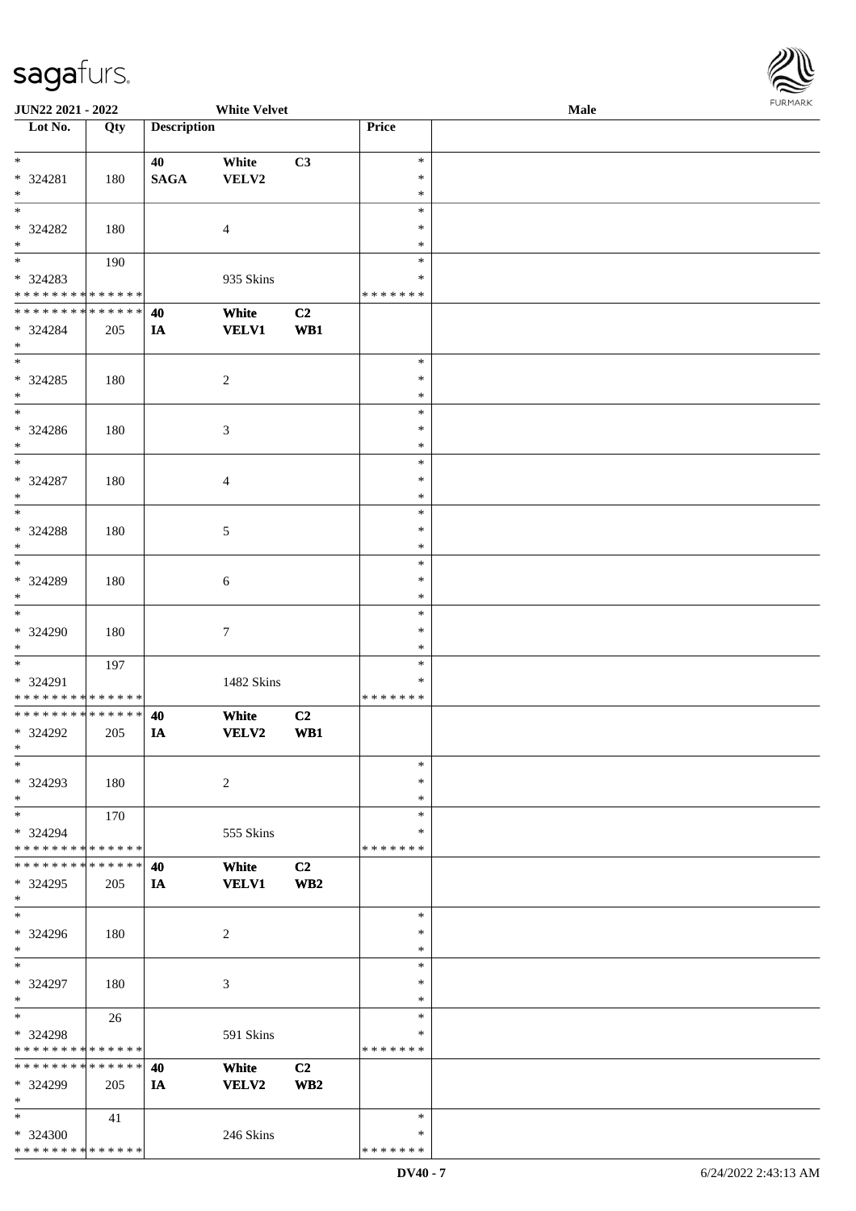**JUN22 2021 - 2022** | **White Velvet** | **Male**

| Lot No. | Qty | Description | | | Price | |
|---|---|---|---|---|---|---|
| * | | 40 | White | C3 | * | |
| * 324281 | 180 | SAGA | VELV2 | | * | |
| * | | | | | * | |
| * | | | | | * | |
| * 324282 | 180 | | 4 | | * | |
| * | | | | | * | |
| * | 190 | | | | * | |
| * 324283 | | | 935 Skins | | * | |
| * * * * * * * * * * * * * * | | | | | * * * * * * * | |
| * * * * * * * * * * * * * * | | **40** | **White** | **C2** | | |
| * 324284 | 205 | **IA** | **VELV1** | **WB1** | | |
| * | | | | | | |
| * | | | | | * | |
| * 324285 | 180 | | 2 | | * | |
| * | | | | | * | |
| * | | | | | * | |
| * 324286 | 180 | | 3 | | * | |
| * | | | | | * | |
| * | | | | | * | |
| * 324287 | 180 | | 4 | | * | |
| * | | | | | * | |
| * | | | | | * | |
| * 324288 | 180 | | 5 | | * | |
| * | | | | | * | |
| * | | | | | * | |
| * 324289 | 180 | | 6 | | * | |
| * | | | | | * | |
| * | | | | | * | |
| * 324290 | 180 | | 7 | | * | |
| * | | | | | * | |
| * | 197 | | | | * | |
| * 324291 | | | 1482 Skins | | * | |
| * * * * * * * * * * * * * * | | | | | * * * * * * * | |
| * * * * * * * * * * * * * * | | **40** | **White** | **C2** | | |
| * 324292 | 205 | **IA** | **VELV2** | **WB1** | | |
| * | | | | | | |
| * | | | | | * | |
| * 324293 | 180 | | 2 | | * | |
| * | | | | | * | |
| * | 170 | | | | * | |
| * 324294 | | | 555 Skins | | * | |
| * * * * * * * * * * * * * * | | | | | * * * * * * * | |
| * * * * * * * * * * * * * * | | **40** | **White** | **C2** | | |
| * 324295 | 205 | **IA** | **VELV1** | **WB2** | | |
| * | | | | | | |
| * | | | | | * | |
| * 324296 | 180 | | 2 | | * | |
| * | | | | | * | |
| * | | | | | * | |
| * 324297 | 180 | | 3 | | * | |
| * | | | | | * | |
| * | 26 | | | | * | |
| * 324298 | | | 591 Skins | | * | |
| * * * * * * * * * * * * * * | | | | | * * * * * * * | |
| * * * * * * * * * * * * * * | | **40** | **White** | **C2** | | |
| * 324299 | 205 | **IA** | **VELV2** | **WB2** | | |
| * | | | | | | |
| * | 41 | | | | * | |
| * 324300 | | | 246 Skins | | * | |
| * * * * * * * * * * * * * * | | | | | * * * * * * * | |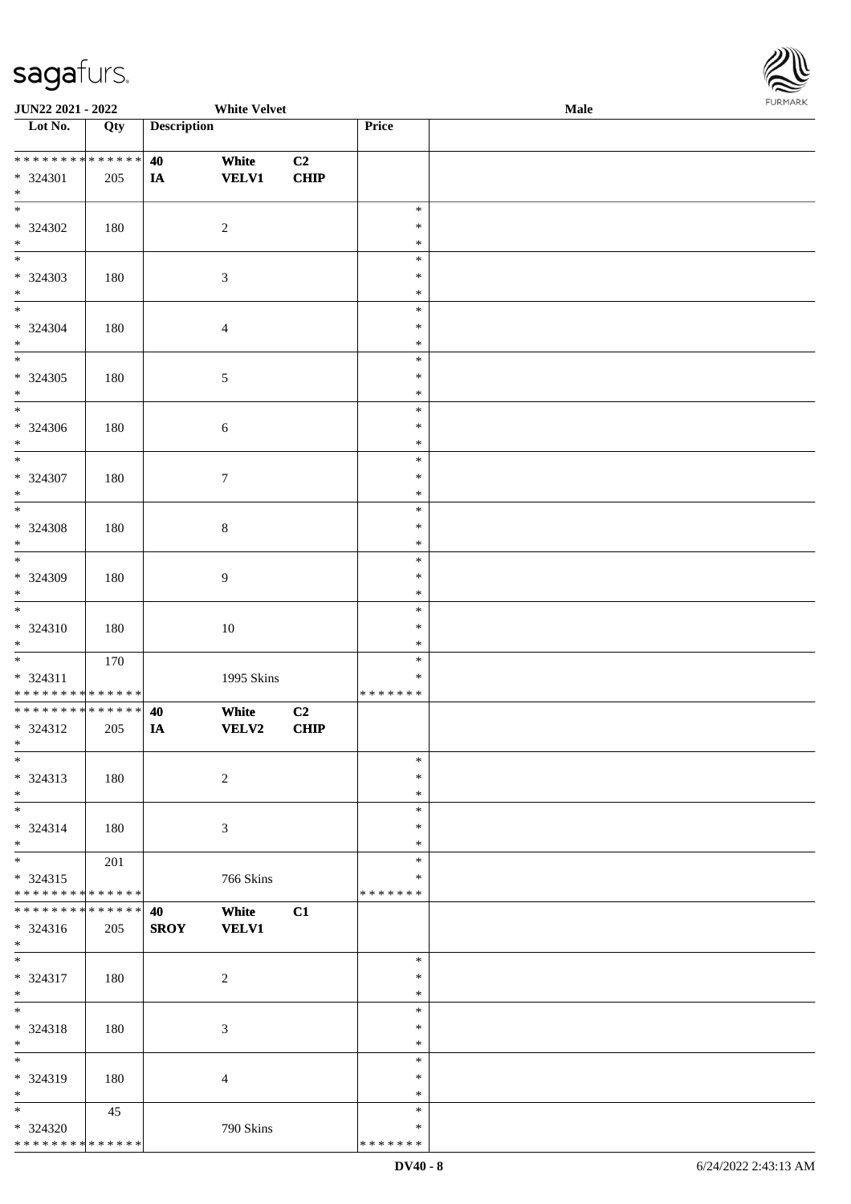JUN22 2021 - 2022 White Velvet Male

| Lot No. | Qty | Description | | | Price | |
|---|---|---|---|---|---|---|
| * * * * * * * * * * * * * * | | 40 | White | C2 | | |
| * 324301 | 205 | IA | VELV1 | CHIP | | |
| * | | | | | | |
| * 324302 | 180 | | 2 | | * * * | |
| * 324303 | 180 | | 3 | | * * * | |
| * 324304 | 180 | | 4 | | * * * | |
| * 324305 | 180 | | 5 | | * * * | |
| * 324306 | 180 | | 6 | | * * * | |
| * 324307 | 180 | | 7 | | * * * | |
| * 324308 | 180 | | 8 | | * * * | |
| * 324309 | 180 | | 9 | | * * * | |
| * 324310 | 180 | | 10 | | * * * | |
| * 324311 | 170 | | 1995 Skins | | * * * * * * * * * | |
| * * * * * * * * * * * * * * | | 40 | White | C2 | | |
| * 324312 | 205 | IA | VELV2 | CHIP | | |
| * 324313 | 180 | | 2 | | * * * | |
| * 324314 | 180 | | 3 | | * * * | |
| * 324315 | 201 | | 766 Skins | | * * * * * * * * * | |
| * * * * * * * * * * * * * * | | 40 | White | C1 | | |
| * 324316 | 205 | SROY | VELV1 | | | |
| * 324317 | 180 | | 2 | | * * * | |
| * 324318 | 180 | | 3 | | * * * | |
| * 324319 | 180 | | 4 | | * * * | |
| * 324320 | 45 | | 790 Skins | | * * * * * * * * * | |

DV40 - 8 6/24/2022 2:43:13 AM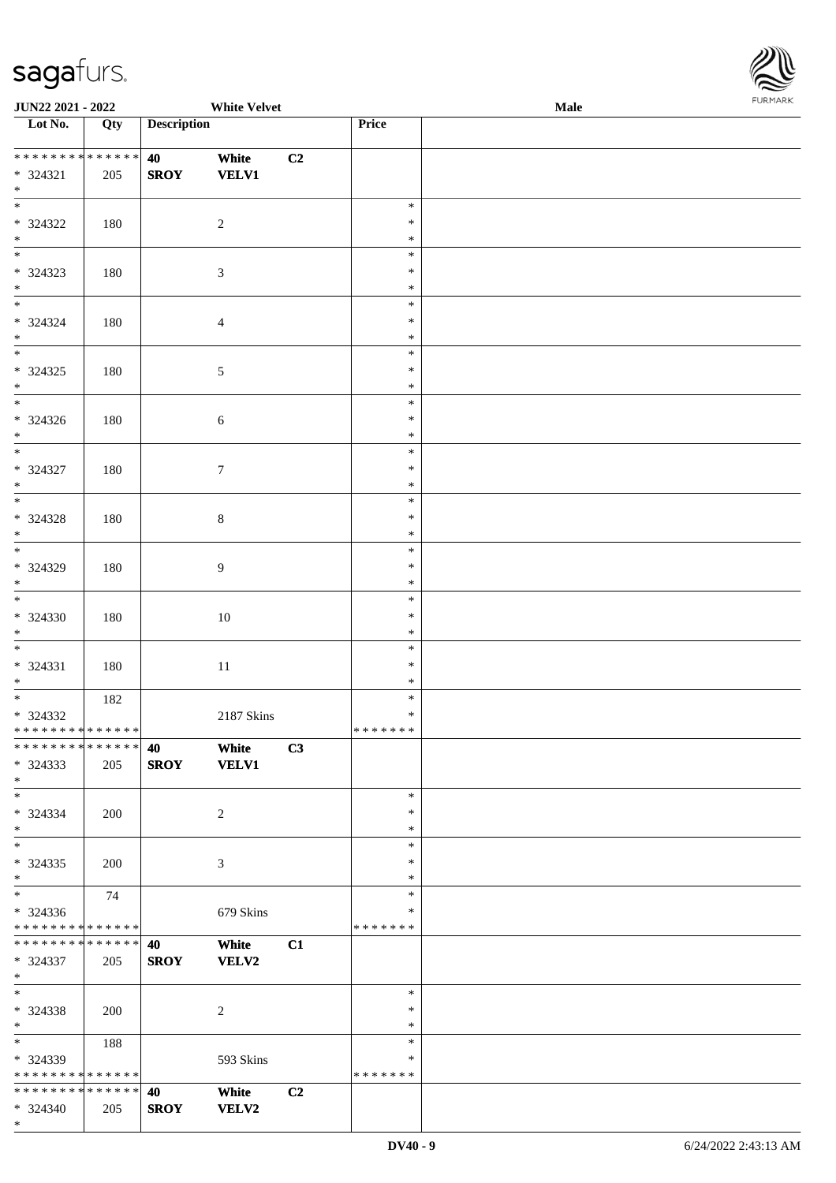JUN22 2021 - 2022 White Velvet Male

| Lot No. | Qty | Description | | | Price | |
|---|---|---|---|---|---|---|
| * * * * * * * * * * * * * * | | 40 | White | C2 | | |
| * 324321 | 205 | SROY | VELV1 | | | |
| * | | | | | | |
| * | | | | | * | |
| * 324322 | 180 | | 2 | | * | |
| * | | | | | * | |
| * | | | | | * | |
| * 324323 | 180 | | 3 | | * | |
| * | | | | | * | |
| * | | | | | * | |
| * 324324 | 180 | | 4 | | * | |
| * | | | | | * | |
| * | | | | | * | |
| * 324325 | 180 | | 5 | | * | |
| * | | | | | * | |
| * | | | | | * | |
| * 324326 | 180 | | 6 | | * | |
| * | | | | | * | |
| * | | | | | * | |
| * 324327 | 180 | | 7 | | * | |
| * | | | | | * | |
| * | | | | | * | |
| * 324328 | 180 | | 8 | | * | |
| * | | | | | * | |
| * | | | | | * | |
| * 324329 | 180 | | 9 | | * | |
| * | | | | | * | |
| * | | | | | * | |
| * 324330 | 180 | | 10 | | * | |
| * | | | | | * | |
| * | | | | | * | |
| * 324331 | 180 | | 11 | | * | |
| * | | | | | * | |
| * | 182 | | | | * | |
| * 324332 | | | 2187 Skins | | * | |
| * * * * * * * * * * * * * * | | | | | * * * * * * * | |
| * * * * * * * * * * * * * * | | 40 | White | C3 | | |
| * 324333 | 205 | SROY | VELV1 | | | |
| * | | | | | | |
| * | | | | | * | |
| * 324334 | 200 | | 2 | | * | |
| * | | | | | * | |
| * | | | | | * | |
| * 324335 | 200 | | 3 | | * | |
| * | | | | | * | |
| * | 74 | | | | * | |
| * 324336 | | | 679 Skins | | * | |
| * * * * * * * * * * * * * * | | | | | * * * * * * * | |
| * * * * * * * * * * * * * * | | 40 | White | C1 | | |
| * 324337 | 205 | SROY | VELV2 | | | |
| * | | | | | | |
| * | | | | | * | |
| * 324338 | 200 | | 2 | | * | |
| * | | | | | * | |
| * | 188 | | | | * | |
| * 324339 | | | 593 Skins | | * | |
| * * * * * * * * * * * * * * | | | | | * * * * * * * | |
| * * * * * * * * * * * * * * | | 40 | White | C2 | | |
| * 324340 | 205 | SROY | VELV2 | | | |
| * | | | | | | |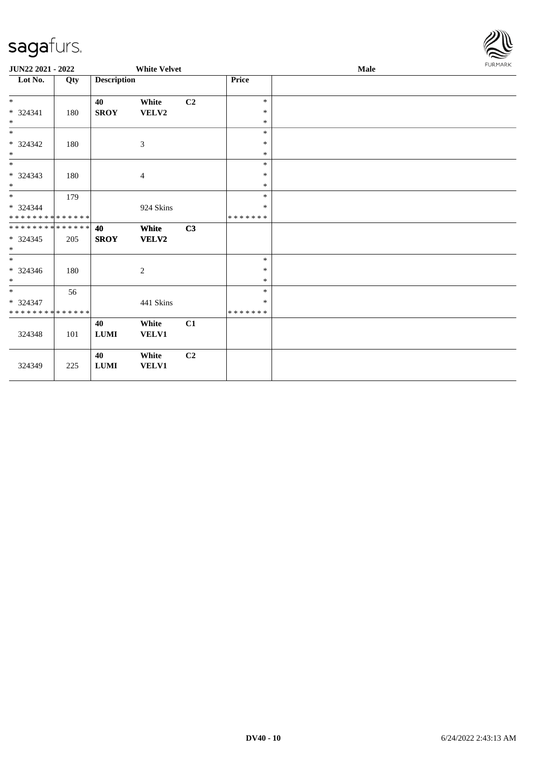JUN22 2021 - 2022 — White Velvet — Male

| Lot No. | Qty | Description | | | Price | |
|---|---|---|---|---|---|---|
| * | | **40** | **White** | **C2** | * | |
| * 324341 | 180 | **SROY** | **VELV2** | | * | |
| * | | | | | * | |
| * | | | | | * | |
| * 324342 | 180 | | 3 | | * | |
| * | | | | | * | |
| * | | | | | * | |
| * 324343 | 180 | | 4 | | * | |
| * | | | | | * | |
| * | 179 | | | | * | |
| * 324344 | | | 924 Skins | | * | |
| * * * * * * * * * * * * * * | | | | | * * * * * * * | |
| * * * * * * * * * * * * * * | | **40** | **White** | **C3** | | |
| * 324345 | 205 | **SROY** | **VELV2** | | | |
| * | | | | | | |
| * | | | | | * | |
| * 324346 | 180 | | 2 | | * | |
| * | | | | | * | |
| * | 56 | | | | * | |
| * 324347 | | | 441 Skins | | * | |
| * * * * * * * * * * * * * * | | | | | * * * * * * * | |
| | | **40** | **White** | **C1** | | |
| 324348 | 101 | **LUMI** | **VELV1** | | | |
| | | **40** | **White** | **C2** | | |
| 324349 | 225 | **LUMI** | **VELV1** | | | |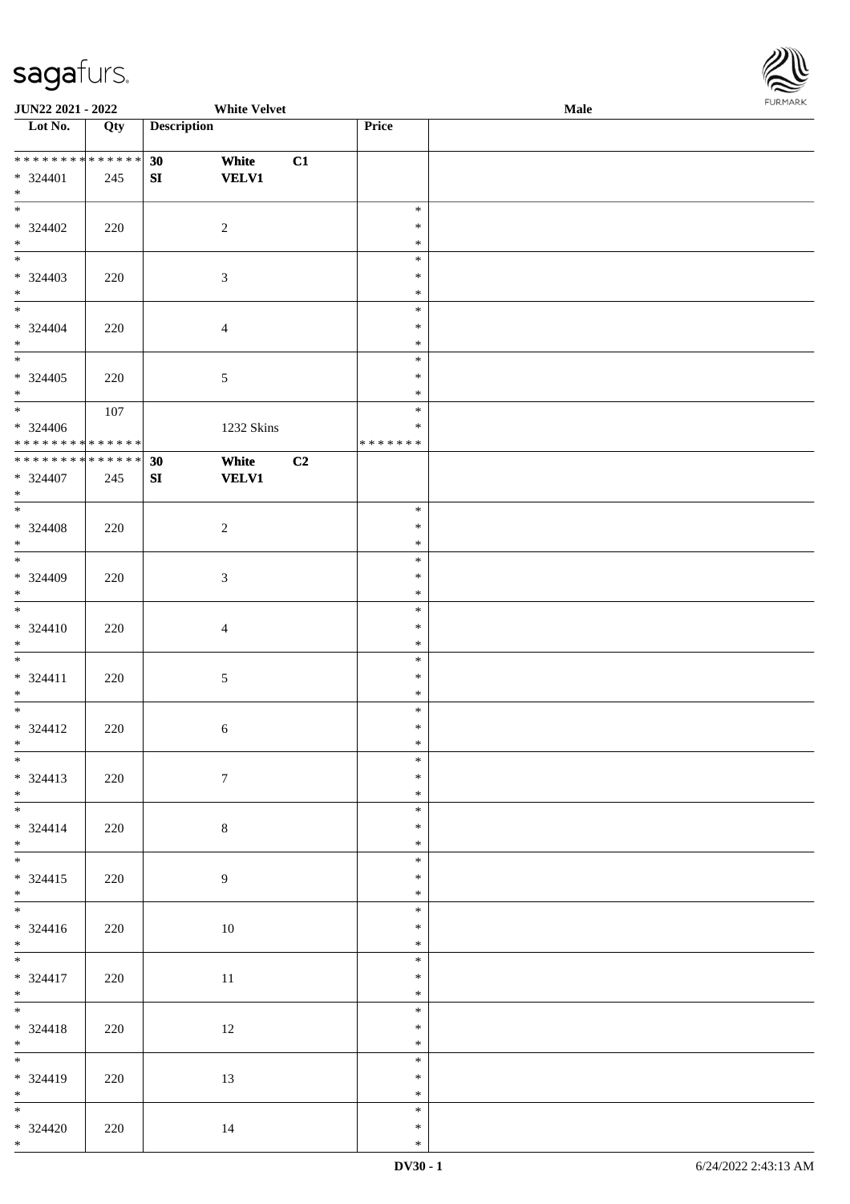**JUN22 2021 - 2022** | **White Velvet** | **Male**

| Lot No. | Qty | Description | | | Price | |
|---|---|---|---|---|---|---|
| * * * * * * * * * * * * * * | | 30 | White | C1 | | |
| * 324401 | 245 | SI | VELV1 | | | |
| * | | | | | | |
| * 324402 | 220 | | 2 | | * | |
| * 324403 | 220 | | 3 | | * | |
| * 324404 | 220 | | 4 | | * | |
| * 324405 | 220 | | 5 | | * | |
| * 324406 | 107 | | 1232 Skins | | * | |
| * * * * * * * * * * * * * * | | | | | * * * * * * * | |
| * * * * * * * * * * * * * * | | 30 | White | C2 | | |
| * 324407 | 245 | SI | VELV1 | | | |
| * | | | | | | |
| * 324408 | 220 | | 2 | | * | |
| * 324409 | 220 | | 3 | | * | |
| * 324410 | 220 | | 4 | | * | |
| * 324411 | 220 | | 5 | | * | |
| * 324412 | 220 | | 6 | | * | |
| * 324413 | 220 | | 7 | | * | |
| * 324414 | 220 | | 8 | | * | |
| * 324415 | 220 | | 9 | | * | |
| * 324416 | 220 | | 10 | | * | |
| * 324417 | 220 | | 11 | | * | |
| * 324418 | 220 | | 12 | | * | |
| * 324419 | 220 | | 13 | | * | |
| * 324420 | 220 | | 14 | | * | |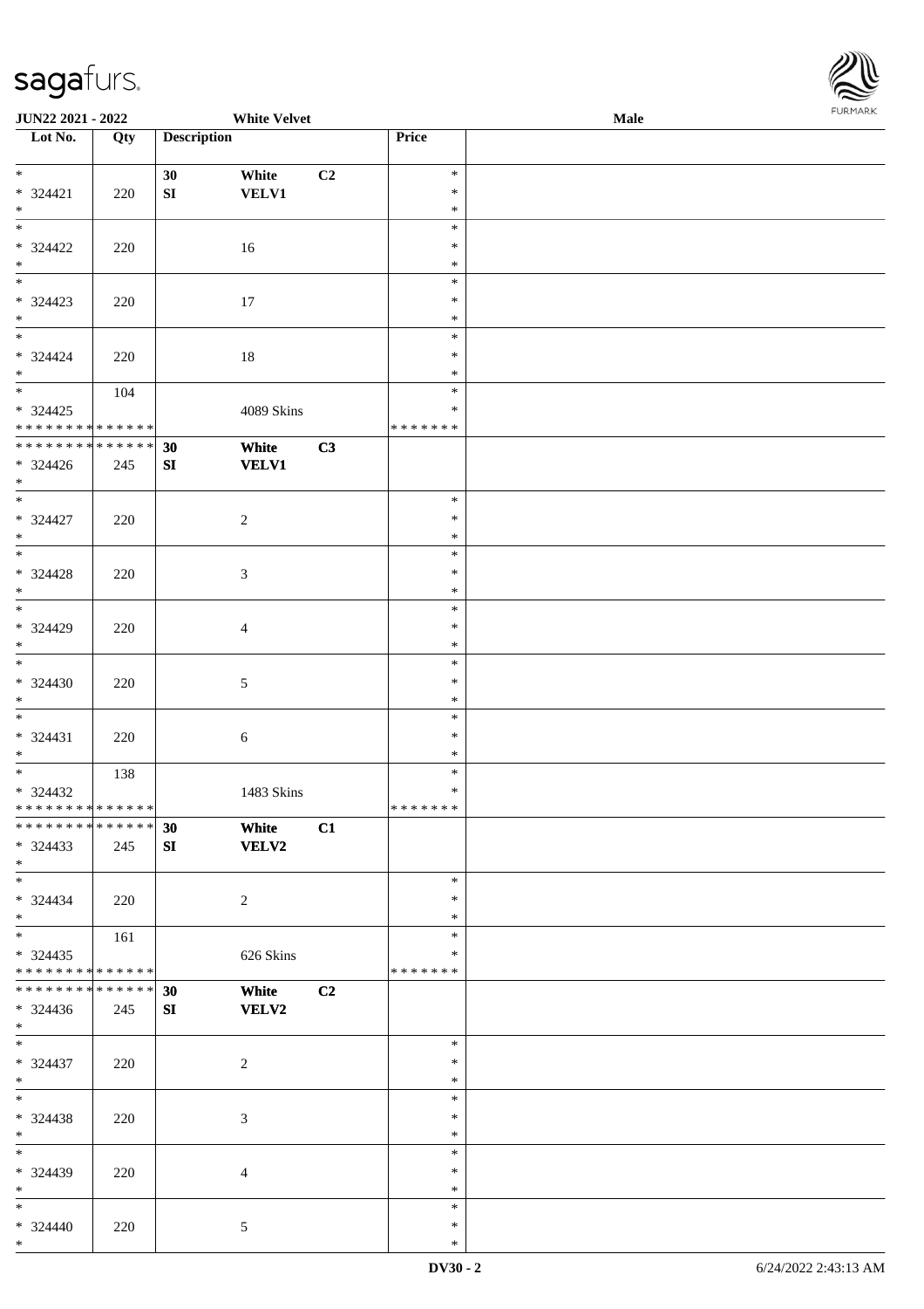JUN22 2021 - 2022 White Velvet Male

| Lot No. | Qty | Description | | | Price |
|---|---|---|---|---|---|
| * * 324421 * | 220 | 30 SI | White VELV1 | C2 | * * * |
| * * 324422 * | 220 | | 16 | | * * * |
| * * 324423 * | 220 | | 17 | | * * * |
| * * 324424 * | 220 | | 18 | | * * * |
| * * 324425 * * * * * * * * * * * * * * | 104 | | 4089 Skins | | * * * * * * * * * |
| * * * * * * * * * * * * * * * 324426 * | 245 | 30 SI | White VELV1 | C3 | |
| * * 324427 * | 220 | | 2 | | * * * |
| * * 324428 * | 220 | | 3 | | * * * |
| * * 324429 * | 220 | | 4 | | * * * |
| * * 324430 * | 220 | | 5 | | * * * |
| * * 324431 * | 220 | | 6 | | * * * |
| * * 324432 * * * * * * * * * * * * * * | 138 | | 1483 Skins | | * * * * * * * * * |
| * * * * * * * * * * * * * * * 324433 * | 245 | 30 SI | White VELV2 | C1 | |
| * * 324434 * | 220 | | 2 | | * * * |
| * * 324435 * * * * * * * * * * * * * * | 161 | | 626 Skins | | * * * * * * * * * |
| * * * * * * * * * * * * * * * 324436 * | 245 | 30 SI | White VELV2 | C2 | |
| * * 324437 * | 220 | | 2 | | * * * |
| * * 324438 * | 220 | | 3 | | * * * |
| * * 324439 * | 220 | | 4 | | * * * |
| * * 324440 * | 220 | | 5 | | * * * |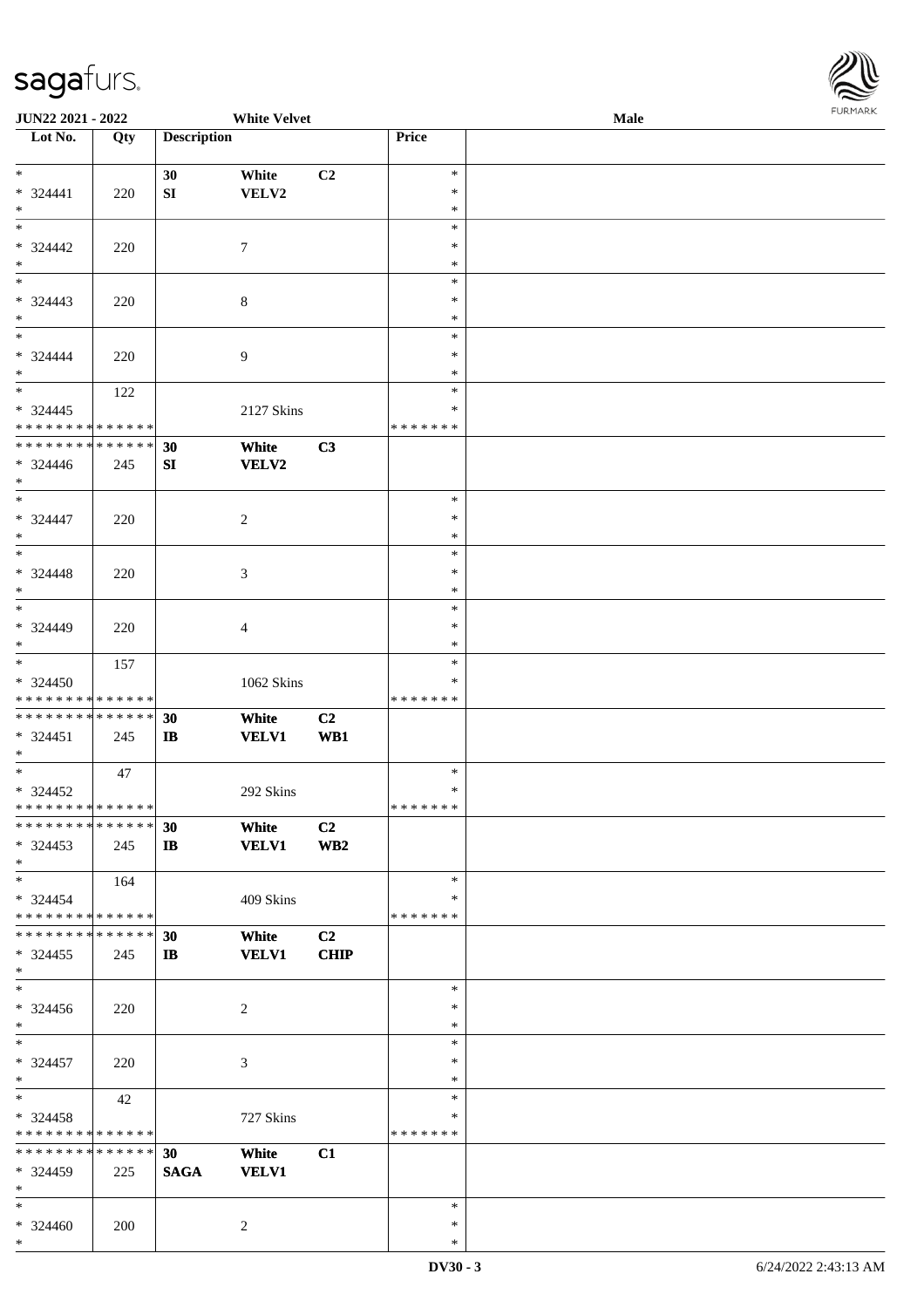**JUN22 2021 - 2022** | **White Velvet** | **Male**

| Lot No. | Qty | Description | | | Price | |
|---|---|---|---|---|---|---|
| * <br> * 324441 <br> * | 220 | 30 <br> SI | White <br> VELV2 | C2 | * <br> * <br> * | |
| * <br> * 324442 <br> * | 220 | | 7 | | * <br> * <br> * | |
| * <br> * 324443 <br> * | 220 | | 8 | | * <br> * <br> * | |
| * <br> * 324444 <br> * | 220 | | 9 | | * <br> * <br> * | |
| * <br> * 324445 <br> * * * * * * * * * * * * * * | 122 | | 2127 Skins | | * <br> * <br> * * * * * * * | |
| * * * * * * * * * * * * * * <br> * 324446 <br> * | 245 | 30 <br> SI | White <br> VELV2 | C3 | | |
| * <br> * 324447 <br> * | 220 | | 2 | | * <br> * <br> * | |
| * <br> * 324448 <br> * | 220 | | 3 | | * <br> * <br> * | |
| * <br> * 324449 <br> * | 220 | | 4 | | * <br> * <br> * | |
| * <br> * 324450 <br> * * * * * * * * * * * * * * | 157 | | 1062 Skins | | * <br> * <br> * * * * * * * | |
| * * * * * * * * * * * * * * <br> * 324451 <br> * | 245 | 30 <br> IB | White <br> VELV1 | C2 <br> WB1 | | |
| * <br> * 324452 <br> * * * * * * * * * * * * * * | 47 | | 292 Skins | | * <br> * <br> * * * * * * * | |
| * * * * * * * * * * * * * * <br> * 324453 <br> * | 245 | 30 <br> IB | White <br> VELV1 | C2 <br> WB2 | | |
| * <br> * 324454 <br> * * * * * * * * * * * * * * | 164 | | 409 Skins | | * <br> * <br> * * * * * * * | |
| * * * * * * * * * * * * * * <br> * 324455 <br> * | 245 | 30 <br> IB | White <br> VELV1 | C2 <br> CHIP | | |
| * <br> * 324456 <br> * | 220 | | 2 | | * <br> * <br> * | |
| * <br> * 324457 <br> * | 220 | | 3 | | * <br> * <br> * | |
| * <br> * 324458 <br> * * * * * * * * * * * * * * | 42 | | 727 Skins | | * <br> * <br> * * * * * * * | |
| * * * * * * * * * * * * * * <br> * 324459 <br> * | 225 | 30 <br> SAGA | White <br> VELV1 | C1 | | |
| * <br> * 324460 <br> * | 200 | | 2 | | * <br> * <br> * | |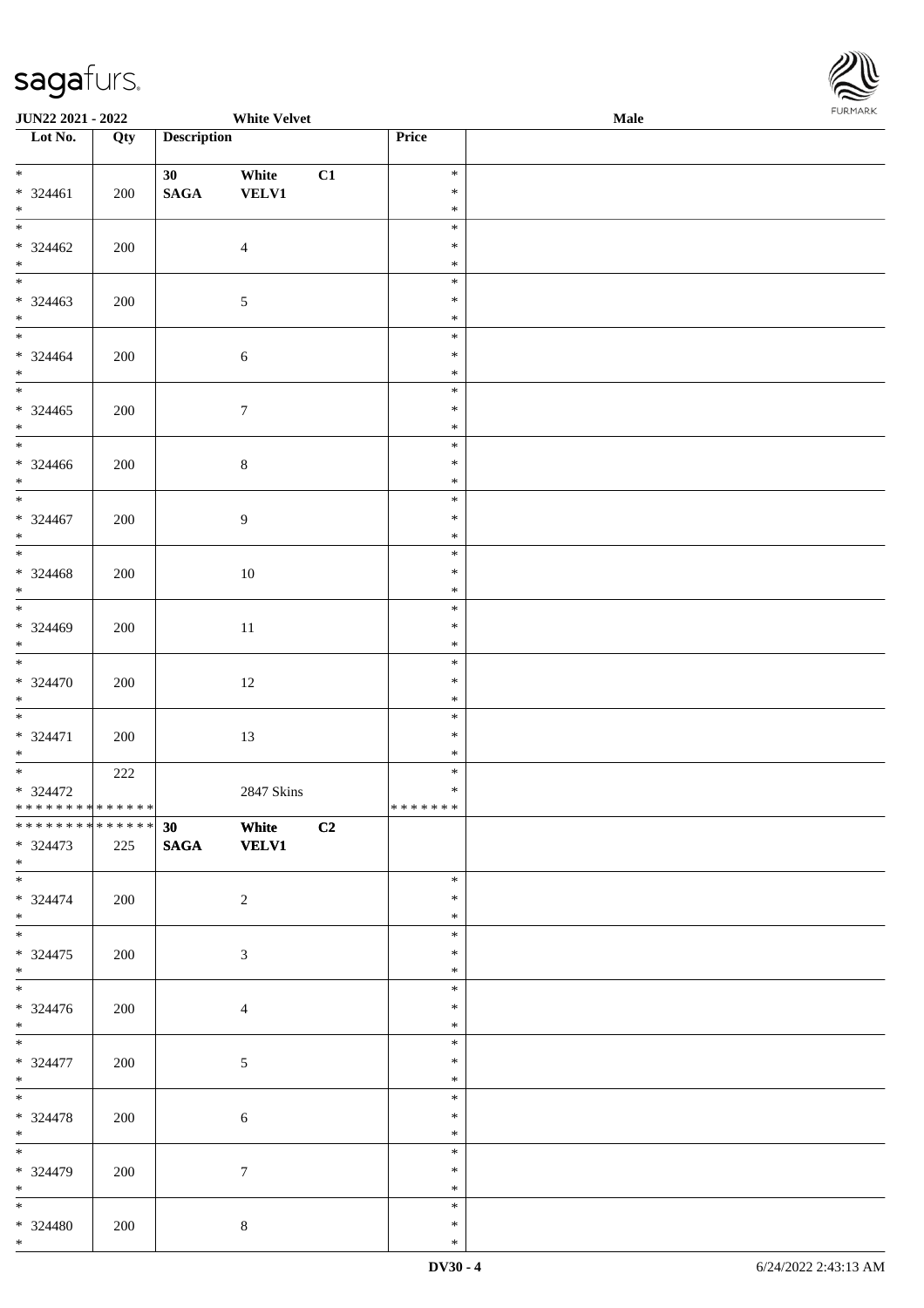JUN22 2021 - 2022 White Velvet Male

| Lot No. | Qty | Description | | | Price | |
|---|---|---|---|---|---|---|
| * | | 30 | White | C1 | * | |
| * 324461 | 200 | SAGA | VELV1 | | * | |
| * | | | | | * | |
| * | | | | | * | |
| * 324462 | 200 | | 4 | | * | |
| * | | | | | * | |
| * | | | | | * | |
| * 324463 | 200 | | 5 | | * | |
| * | | | | | * | |
| * | | | | | * | |
| * 324464 | 200 | | 6 | | * | |
| * | | | | | * | |
| * | | | | | * | |
| * 324465 | 200 | | 7 | | * | |
| * | | | | | * | |
| * | | | | | * | |
| * 324466 | 200 | | 8 | | * | |
| * | | | | | * | |
| * | | | | | * | |
| * 324467 | 200 | | 9 | | * | |
| * | | | | | * | |
| * | | | | | * | |
| * 324468 | 200 | | 10 | | * | |
| * | | | | | * | |
| * | | | | | * | |
| * 324469 | 200 | | 11 | | * | |
| * | | | | | * | |
| * | | | | | * | |
| * 324470 | 200 | | 12 | | * | |
| * | | | | | * | |
| * | | | | | * | |
| * 324471 | 200 | | 13 | | * | |
| * | | | | | * | |
| * | 222 | | | | * | |
| * 324472 | | | 2847 Skins | | * | |
| * * * * * * * * * * * * * * | | | | | * * * * * * * | |
| * * * * * * * * * * * * * * | | 30 | White | C2 | | |
| * 324473 | 225 | SAGA | VELV1 | | | |
| * | | | | | | |
| * | | | | | * | |
| * 324474 | 200 | | 2 | | * | |
| * | | | | | * | |
| * | | | | | * | |
| * 324475 | 200 | | 3 | | * | |
| * | | | | | * | |
| * | | | | | * | |
| * 324476 | 200 | | 4 | | * | |
| * | | | | | * | |
| * | | | | | * | |
| * 324477 | 200 | | 5 | | * | |
| * | | | | | * | |
| * | | | | | * | |
| * 324478 | 200 | | 6 | | * | |
| * | | | | | * | |
| * | | | | | * | |
| * 324479 | 200 | | 7 | | * | |
| * | | | | | * | |
| * | | | | | * | |
| * 324480 | 200 | | 8 | | * | |
| * | | | | | * | |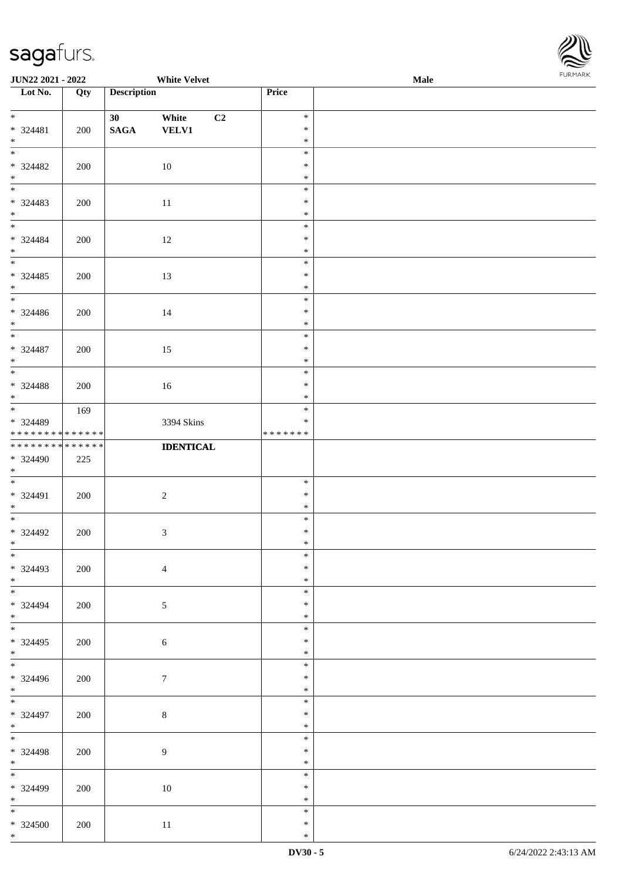**JUN22 2021 - 2022** **White Velvet** **Male**

| Lot No. | Qty | Description | Price | |
|---|---|---|---|---|
| * <br> * 324481 <br> * | 200 | **30 White C2** <br> **SAGA VELV1** | * <br> * <br> * | |
| * <br> * 324482 <br> * | 200 | 10 | * <br> * <br> * | |
| * <br> * 324483 <br> * | 200 | 11 | * <br> * <br> * | |
| * <br> * 324484 <br> * | 200 | 12 | * <br> * <br> * | |
| * <br> * 324485 <br> * | 200 | 13 | * <br> * <br> * | |
| * <br> * 324486 <br> * | 200 | 14 | * <br> * <br> * | |
| * <br> * 324487 <br> * | 200 | 15 | * <br> * <br> * | |
| * <br> * 324488 <br> * | 200 | 16 | * <br> * <br> * | |
| * <br> * 324489 <br> * * * * * * * * * * * * * * | 169 | 3394 Skins | * <br> * <br> * * * * * * * | |
| * * * * * * * * * * * * * * <br> * 324490 <br> * | 225 | **IDENTICAL** | | |
| * <br> * 324491 <br> * | 200 | 2 | * <br> * <br> * | |
| * <br> * 324492 <br> * | 200 | 3 | * <br> * <br> * | |
| * <br> * 324493 <br> * | 200 | 4 | * <br> * <br> * | |
| * <br> * 324494 <br> * | 200 | 5 | * <br> * <br> * | |
| * <br> * 324495 <br> * | 200 | 6 | * <br> * <br> * | |
| * <br> * 324496 <br> * | 200 | 7 | * <br> * <br> * | |
| * <br> * 324497 <br> * | 200 | 8 | * <br> * <br> * | |
| * <br> * 324498 <br> * | 200 | 9 | * <br> * <br> * | |
| * <br> * 324499 <br> * | 200 | 10 | * <br> * <br> * | |
| * <br> * 324500 <br> * | 200 | 11 | * <br> * <br> * | |

**DV30 - 5** 6/24/2022 2:43:13 AM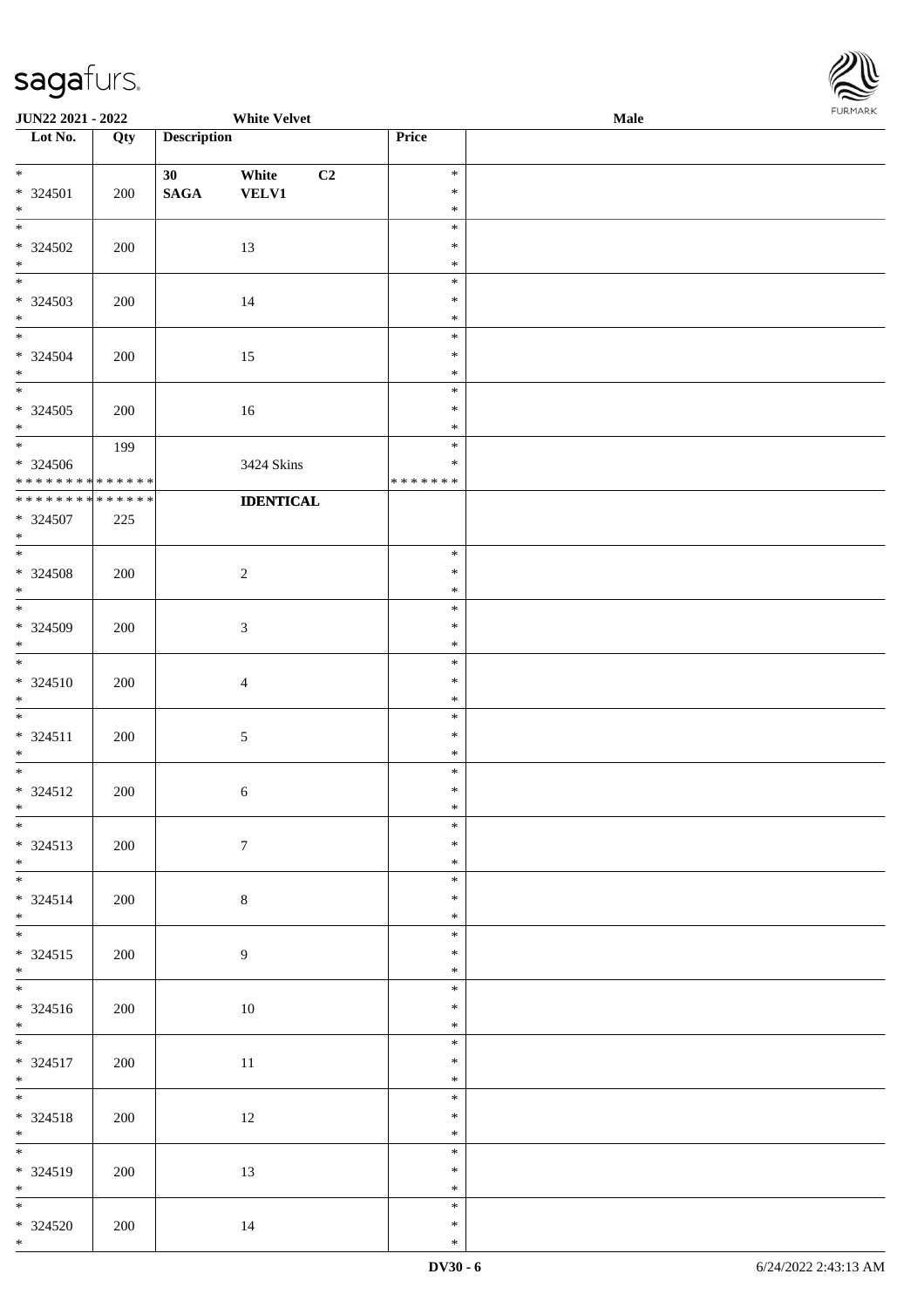| Lot No. | Qty | Description | Price |
|---|---|---|---|
| * <br> * 324501 <br> * | 200 | 30 White C2 <br> SAGA VELV1 | * <br> * <br> * |
| * <br> * 324502 <br> * | 200 | 13 | * <br> * <br> * |
| * <br> * 324503 <br> * | 200 | 14 | * <br> * <br> * |
| * <br> * 324504 <br> * | 200 | 15 | * <br> * <br> * |
| * <br> * 324505 <br> * | 200 | 16 | * <br> * <br> * |
| * <br> * 324506 <br> * * * * * * * * * * * * * * | 199 | 3424 Skins | * <br> * <br> * * * * * * * |
| * * * * * * * * * * * * * * <br> * 324507 <br> * | 225 | **IDENTICAL** | |
| * <br> * 324508 <br> * | 200 | 2 | * <br> * <br> * |
| * <br> * 324509 <br> * | 200 | 3 | * <br> * <br> * |
| * <br> * 324510 <br> * | 200 | 4 | * <br> * <br> * |
| * <br> * 324511 <br> * | 200 | 5 | * <br> * <br> * |
| * <br> * 324512 <br> * | 200 | 6 | * <br> * <br> * |
| * <br> * 324513 <br> * | 200 | 7 | * <br> * <br> * |
| * <br> * 324514 <br> * | 200 | 8 | * <br> * <br> * |
| * <br> * 324515 <br> * | 200 | 9 | * <br> * <br> * |
| * <br> * 324516 <br> * | 200 | 10 | * <br> * <br> * |
| * <br> * 324517 <br> * | 200 | 11 | * <br> * <br> * |
| * <br> * 324518 <br> * | 200 | 12 | * <br> * <br> * |
| * <br> * 324519 <br> * | 200 | 13 | * <br> * <br> * |
| * <br> * 324520 <br> * | 200 | 14 | * <br> * <br> * |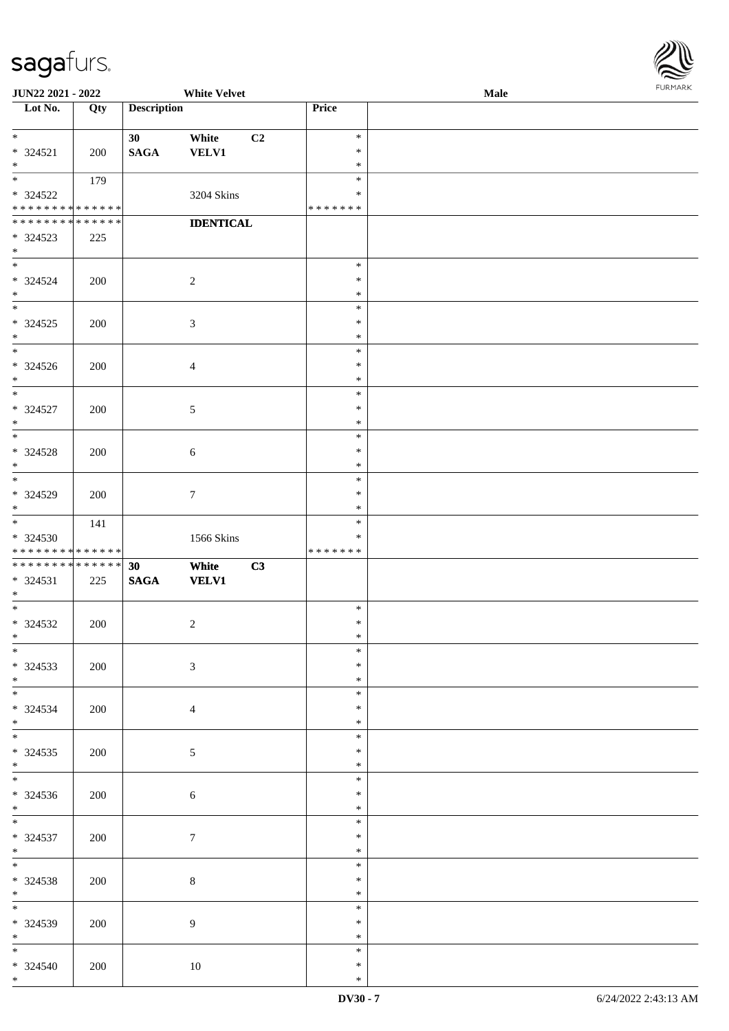| Lot No. | Qty | Description | | | Price | |
|---|---|---|---|---|---|---|
| * <br> * 324521 <br> * | 200 | 30 <br> **SAGA** | White <br> **VELV1** | C2 | * <br> * <br> * | |
| * <br> * 324522 <br> * * * * * * * * * * * * * * | 179 | | 3204 Skins | | * <br> * <br> * * * * * * * | |
| * * * * * * * * * * * * * * <br> * 324523 <br> * | 225 | | **IDENTICAL** | | | |
| * <br> * 324524 <br> * | 200 | | 2 | | * <br> * <br> * | |
| * <br> * 324525 <br> * | 200 | | 3 | | * <br> * <br> * | |
| * <br> * 324526 <br> * | 200 | | 4 | | * <br> * <br> * | |
| * <br> * 324527 <br> * | 200 | | 5 | | * <br> * <br> * | |
| * <br> * 324528 <br> * | 200 | | 6 | | * <br> * <br> * | |
| * <br> * 324529 <br> * | 200 | | 7 | | * <br> * <br> * | |
| * <br> * 324530 <br> * * * * * * * * * * * * * * | 141 | | 1566 Skins | | * <br> * <br> * * * * * * * | |
| * * * * * * * * * * * * * * <br> * 324531 <br> * | 225 | **30** <br> **SAGA** | **White** <br> **VELV1** | **C3** | | |
| * <br> * 324532 <br> * | 200 | | 2 | | * <br> * <br> * | |
| * <br> * 324533 <br> * | 200 | | 3 | | * <br> * <br> * | |
| * <br> * 324534 <br> * | 200 | | 4 | | * <br> * <br> * | |
| * <br> * 324535 <br> * | 200 | | 5 | | * <br> * <br> * | |
| * <br> * 324536 <br> * | 200 | | 6 | | * <br> * <br> * | |
| * <br> * 324537 <br> * | 200 | | 7 | | * <br> * <br> * | |
| * <br> * 324538 <br> * | 200 | | 8 | | * <br> * <br> * | |
| * <br> * 324539 <br> * | 200 | | 9 | | * <br> * <br> * | |
| * <br> * 324540 <br> * | 200 | | 10 | | * <br> * <br> * | |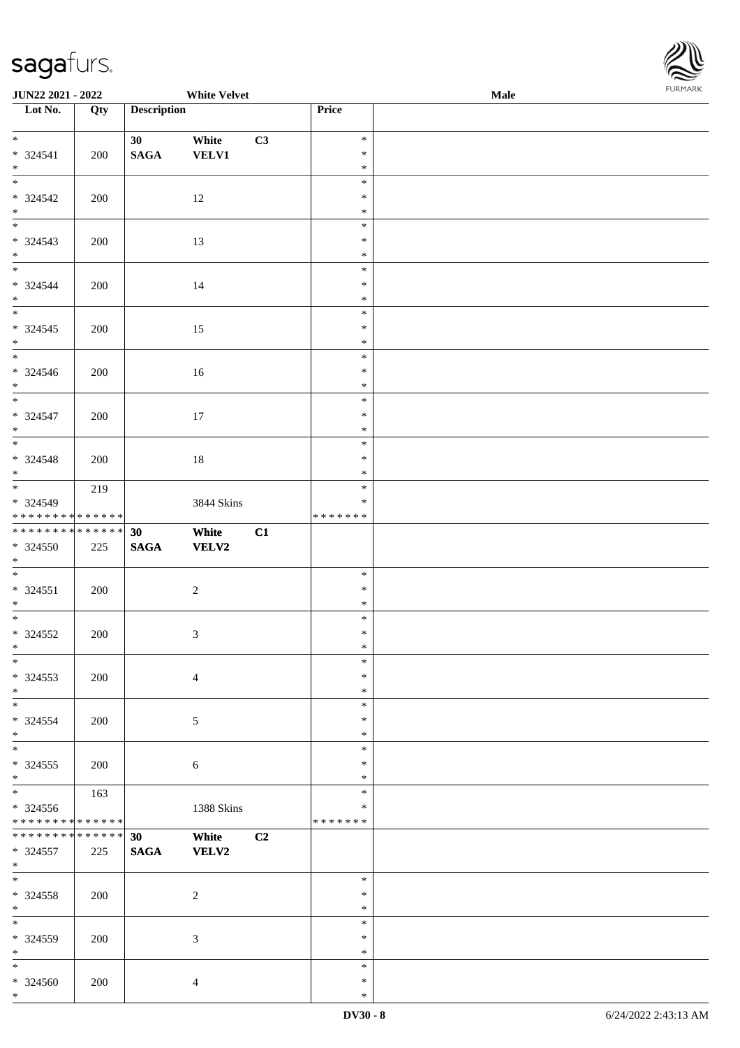JUN22 2021 - 2022 White Velvet Male

| Lot No. | Qty | Description | | | Price |
|---|---|---|---|---|---|
| * <br> * 324541 <br> * | 200 | 30 <br> SAGA | White <br> VELV1 | C3 | * <br> * <br> * |
| * <br> * 324542 <br> * | 200 | | 12 | | * <br> * <br> * |
| * <br> * 324543 <br> * | 200 | | 13 | | * <br> * <br> * |
| * <br> * 324544 <br> * | 200 | | 14 | | * <br> * <br> * |
| * <br> * 324545 <br> * | 200 | | 15 | | * <br> * <br> * |
| * <br> * 324546 <br> * | 200 | | 16 | | * <br> * <br> * |
| * <br> * 324547 <br> * | 200 | | 17 | | * <br> * <br> * |
| * <br> * 324548 <br> * | 200 | | 18 | | * <br> * <br> * |
| * <br> * 324549 <br> * * * * * * * * * * * * * * | 219 | | 3844 Skins | | * <br> * <br> * * * * * * * |
| * * * * * * * * * * * * * * <br> * 324550 <br> * | 225 | 30 <br> SAGA | White <br> VELV2 | C1 | |
| * <br> * 324551 <br> * | 200 | | 2 | | * <br> * <br> * |
| * <br> * 324552 <br> * | 200 | | 3 | | * <br> * <br> * |
| * <br> * 324553 <br> * | 200 | | 4 | | * <br> * <br> * |
| * <br> * 324554 <br> * | 200 | | 5 | | * <br> * <br> * |
| * <br> * 324555 <br> * | 200 | | 6 | | * <br> * <br> * |
| * <br> * 324556 <br> * * * * * * * * * * * * * * | 163 | | 1388 Skins | | * <br> * <br> * * * * * * * |
| * * * * * * * * * * * * * * <br> * 324557 <br> * | 225 | 30 <br> SAGA | White <br> VELV2 | C2 | |
| * <br> * 324558 <br> * | 200 | | 2 | | * <br> * <br> * |
| * <br> * 324559 <br> * | 200 | | 3 | | * <br> * <br> * |
| * <br> * 324560 <br> * | 200 | | 4 | | * <br> * <br> * |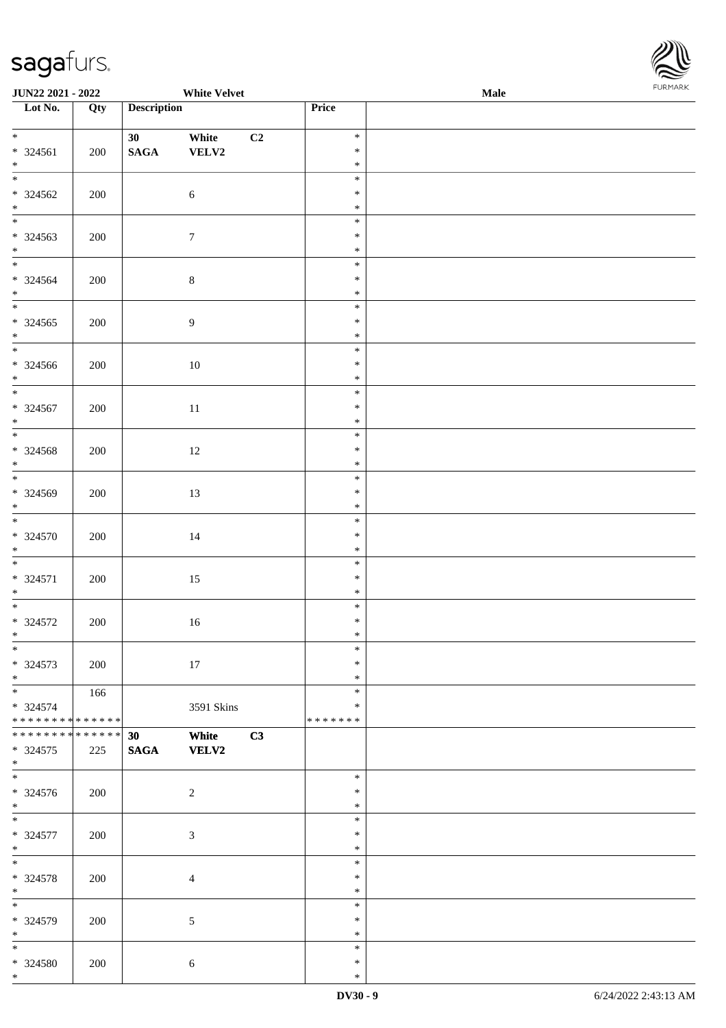| Lot No. | Qty | Description | | | Price | |
|---|---|---|---|---|---|---|
| * <br> * 324561 <br> * | 200 | 30 <br> **SAGA** | White <br> **VELV2** | C2 | * <br> * <br> * | |
| * <br> * 324562 <br> * | 200 | | 6 | | * <br> * <br> * | |
| * <br> * 324563 <br> * | 200 | | 7 | | * <br> * <br> * | |
| * <br> * 324564 <br> * | 200 | | 8 | | * <br> * <br> * | |
| * <br> * 324565 <br> * | 200 | | 9 | | * <br> * <br> * | |
| * <br> * 324566 <br> * | 200 | | 10 | | * <br> * <br> * | |
| * <br> * 324567 <br> * | 200 | | 11 | | * <br> * <br> * | |
| * <br> * 324568 <br> * | 200 | | 12 | | * <br> * <br> * | |
| * <br> * 324569 <br> * | 200 | | 13 | | * <br> * <br> * | |
| * <br> * 324570 <br> * | 200 | | 14 | | * <br> * <br> * | |
| * <br> * 324571 <br> * | 200 | | 15 | | * <br> * <br> * | |
| * <br> * 324572 <br> * | 200 | | 16 | | * <br> * <br> * | |
| * <br> * 324573 <br> * | 200 | | 17 | | * <br> * <br> * | |
| * <br> * 324574 <br> * * * * * * * * * * * * * * | 166 | | 3591 Skins | | * <br> * <br> * * * * * * * | |
| * * * * * * * * * * * * * * <br> * 324575 <br> * | 225 | **30** <br> **SAGA** | **White** <br> **VELV2** | **C3** | | |
| * <br> * 324576 <br> * | 200 | | 2 | | * <br> * <br> * | |
| * <br> * 324577 <br> * | 200 | | 3 | | * <br> * <br> * | |
| * <br> * 324578 <br> * | 200 | | 4 | | * <br> * <br> * | |
| * <br> * 324579 <br> * | 200 | | 5 | | * <br> * <br> * | |
| * <br> * 324580 <br> * | 200 | | 6 | | * <br> * <br> * | |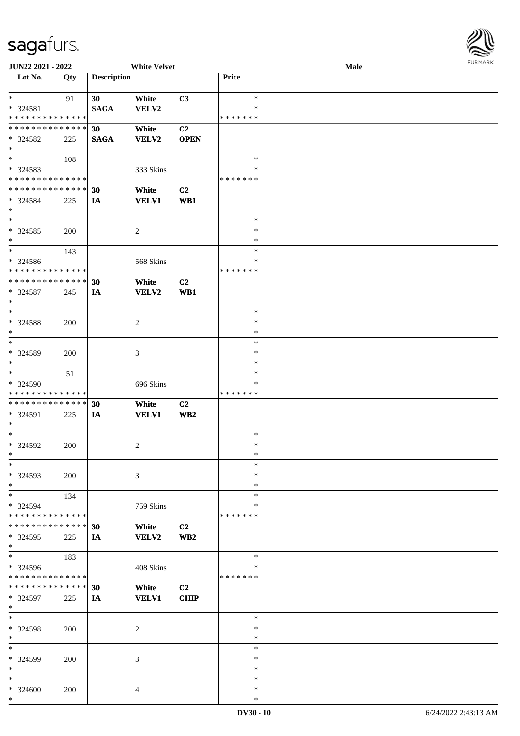JUN22 2021 - 2022 White Velvet Male

| Lot No. | Qty | Description | | | Price | |
|---|---|---|---|---|---|---|
| * | 91 | 30 | White | C3 | * | |
| * 324581 | | SAGA | VELV2 | | * | |
| * * * * * * * * * * * * * * | | | | | * * * * * * * | |
| * * * * * * * * * * * * * * | | 30 | White | C2 | | |
| * 324582 | 225 | SAGA | VELV2 | OPEN | | |
| * | | | | | | |
| * | 108 | | | | * | |
| * 324583 | | | 333 Skins | | * | |
| * * * * * * * * * * * * * * | | | | | * * * * * * * | |
| * * * * * * * * * * * * * * | | 30 | White | C2 | | |
| * 324584 | 225 | IA | VELV1 | WB1 | | |
| * | | | | | | |
| * | | | | | * | |
| * 324585 | 200 | | 2 | | * | |
| * | | | | | * | |
| * | 143 | | | | * | |
| * 324586 | | | 568 Skins | | * | |
| * * * * * * * * * * * * * * | | | | | * * * * * * * | |
| * * * * * * * * * * * * * * | | 30 | White | C2 | | |
| * 324587 | 245 | IA | VELV2 | WB1 | | |
| * | | | | | | |
| * | | | | | * | |
| * 324588 | 200 | | 2 | | * | |
| * | | | | | * | |
| * | | | | | * | |
| * 324589 | 200 | | 3 | | * | |
| * | | | | | * | |
| * | 51 | | | | * | |
| * 324590 | | | 696 Skins | | * | |
| * * * * * * * * * * * * * * | | | | | * * * * * * * | |
| * * * * * * * * * * * * * * | | 30 | White | C2 | | |
| * 324591 | 225 | IA | VELV1 | WB2 | | |
| * | | | | | | |
| * | | | | | * | |
| * 324592 | 200 | | 2 | | * | |
| * | | | | | * | |
| * | | | | | * | |
| * 324593 | 200 | | 3 | | * | |
| * | | | | | * | |
| * | 134 | | | | * | |
| * 324594 | | | 759 Skins | | * | |
| * * * * * * * * * * * * * * | | | | | * * * * * * * | |
| * * * * * * * * * * * * * * | | 30 | White | C2 | | |
| * 324595 | 225 | IA | VELV2 | WB2 | | |
| * | | | | | | |
| * | 183 | | | | * | |
| * 324596 | | | 408 Skins | | * | |
| * * * * * * * * * * * * * * | | | | | * * * * * * * | |
| * * * * * * * * * * * * * * | | 30 | White | C2 | | |
| * 324597 | 225 | IA | VELV1 | CHIP | | |
| * | | | | | | |
| * | | | | | * | |
| * 324598 | 200 | | 2 | | * | |
| * | | | | | * | |
| * | | | | | * | |
| * 324599 | 200 | | 3 | | * | |
| * | | | | | * | |
| * | | | | | * | |
| * 324600 | 200 | | 4 | | * | |
| * | | | | | * | |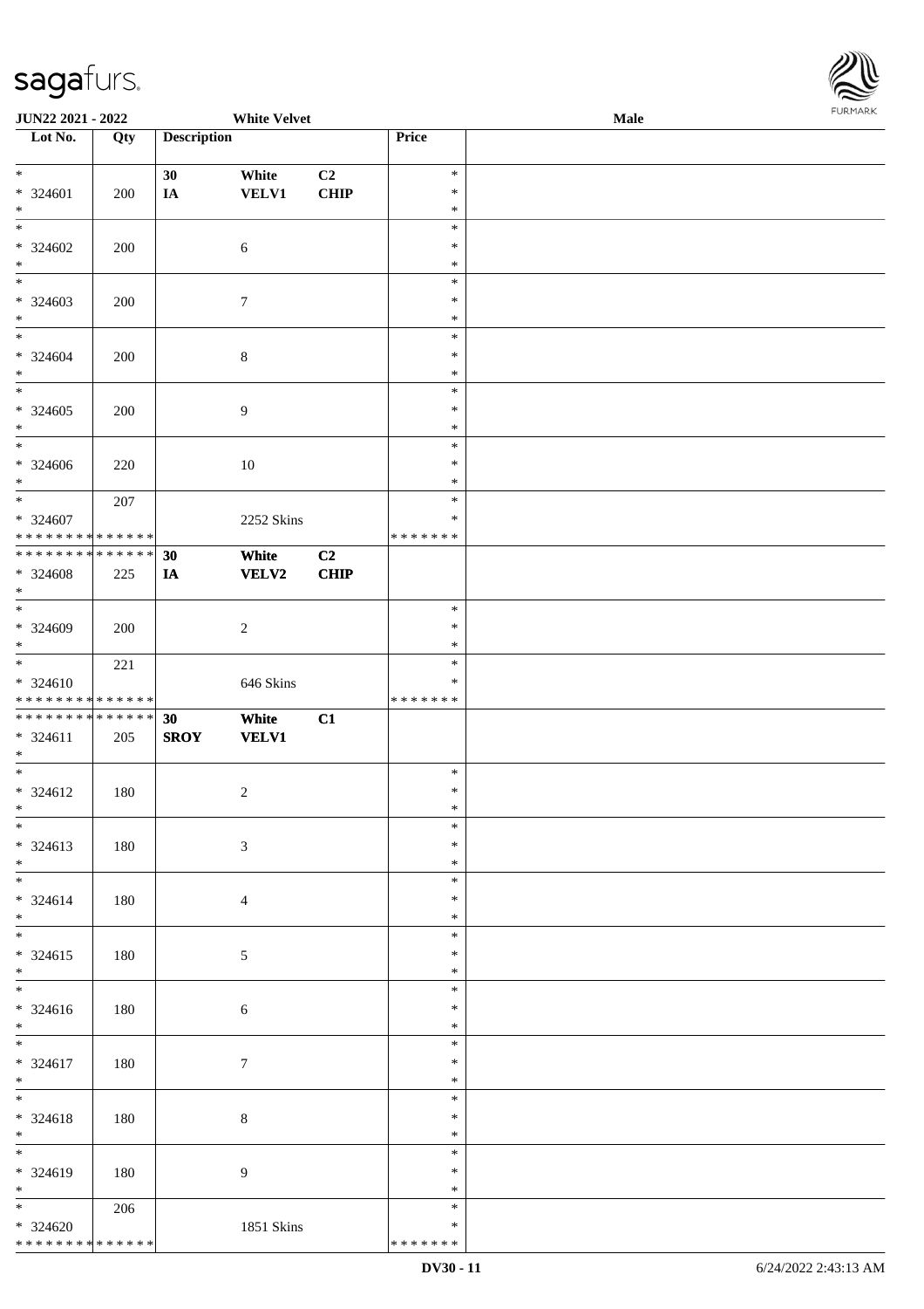**JUN22 2021 - 2022** | **White Velvet** | **Male**

| Lot No. | Qty | Description | | | Price | |
|---|---|---|---|---|---|---|
| * | | 30 | White | C2 | * | |
| * 324601 | 200 | IA | VELV1 | CHIP | * | |
| * | | | | | * | |
| * | | | | | * | |
| * 324602 | 200 | | 6 | | * | |
| * | | | | | * | |
| * | | | | | * | |
| * 324603 | 200 | | 7 | | * | |
| * | | | | | * | |
| * | | | | | * | |
| * 324604 | 200 | | 8 | | * | |
| * | | | | | * | |
| * | | | | | * | |
| * 324605 | 200 | | 9 | | * | |
| * | | | | | * | |
| * | | | | | * | |
| * 324606 | 220 | | 10 | | * | |
| * | | | | | * | |
| * | 207 | | | | * | |
| * 324607 | | | 2252 Skins | | * | |
| * * * * * * * * * * * * * * | | | | | * * * * * * * | |
| * * * * * * * * * * * * * * | | 30 | White | C2 | | |
| * 324608 | 225 | IA | VELV2 | CHIP | | |
| * | | | | | | |
| * | | | | | * | |
| * 324609 | 200 | | 2 | | * | |
| * | | | | | * | |
| * | 221 | | | | * | |
| * 324610 | | | 646 Skins | | * | |
| * * * * * * * * * * * * * * | | | | | * * * * * * * | |
| * * * * * * * * * * * * * * | | 30 | White | C1 | | |
| * 324611 | 205 | SROY | VELV1 | | | |
| * | | | | | | |
| * | | | | | * | |
| * 324612 | 180 | | 2 | | * | |
| * | | | | | * | |
| * | | | | | * | |
| * 324613 | 180 | | 3 | | * | |
| * | | | | | * | |
| * | | | | | * | |
| * 324614 | 180 | | 4 | | * | |
| * | | | | | * | |
| * | | | | | * | |
| * 324615 | 180 | | 5 | | * | |
| * | | | | | * | |
| * | | | | | * | |
| * 324616 | 180 | | 6 | | * | |
| * | | | | | * | |
| * | | | | | * | |
| * 324617 | 180 | | 7 | | * | |
| * | | | | | * | |
| * | | | | | * | |
| * 324618 | 180 | | 8 | | * | |
| * | | | | | * | |
| * | | | | | * | |
| * 324619 | 180 | | 9 | | * | |
| * | | | | | * | |
| * | 206 | | | | * | |
| * 324620 | | | 1851 Skins | | * | |
| * * * * * * * * * * * * * * | | | | | * * * * * * * | |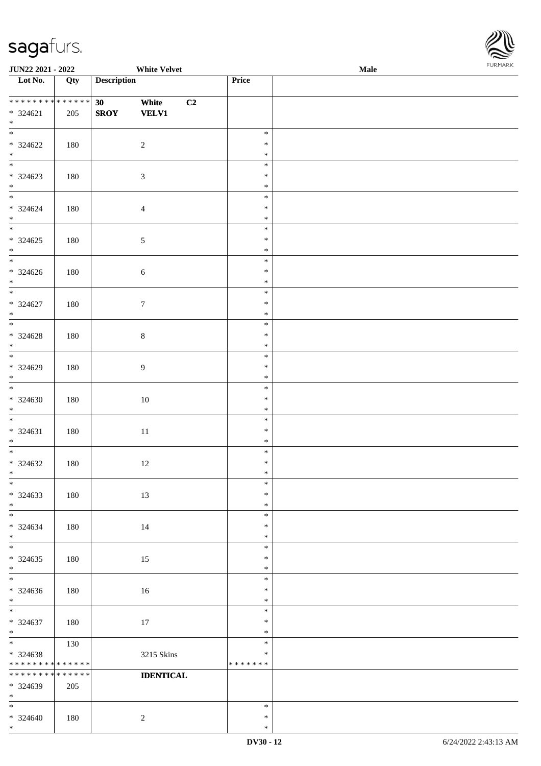| Lot No. | Qty | Description | | | Price | |
|---|---|---|---|---|---|---|
| * * * * * * * * * * * * * * | | 30 | White | C2 | | |
| * 324621 | 205 | SROY | VELV1 | | | |
| * | | | | | | |
| * 324622 | 180 | | 2 | | * * * | |
| * 324623 | 180 | | 3 | | * * * | |
| * 324624 | 180 | | 4 | | * * * | |
| * 324625 | 180 | | 5 | | * * * | |
| * 324626 | 180 | | 6 | | * * * | |
| * 324627 | 180 | | 7 | | * * * | |
| * 324628 | 180 | | 8 | | * * * | |
| * 324629 | 180 | | 9 | | * * * | |
| * 324630 | 180 | | 10 | | * * * | |
| * 324631 | 180 | | 11 | | * * * | |
| * 324632 | 180 | | 12 | | * * * | |
| * 324633 | 180 | | 13 | | * * * | |
| * 324634 | 180 | | 14 | | * * * | |
| * 324635 | 180 | | 15 | | * * * | |
| * 324636 | 180 | | 16 | | * * * | |
| * 324637 | 180 | | 17 | | * * * | |
| * 324638 | 130 | | 3215 Skins | | * * | |
| * * * * * * * * * * * * * * | | | | | * * * * * * * | |
| * * * * * * * * * * * * * * | | | IDENTICAL | | | |
| * 324639 | 205 | | | | | |
| * | | | | | | |
| * 324640 | 180 | | 2 | | * * * | |
| * | | | | | | |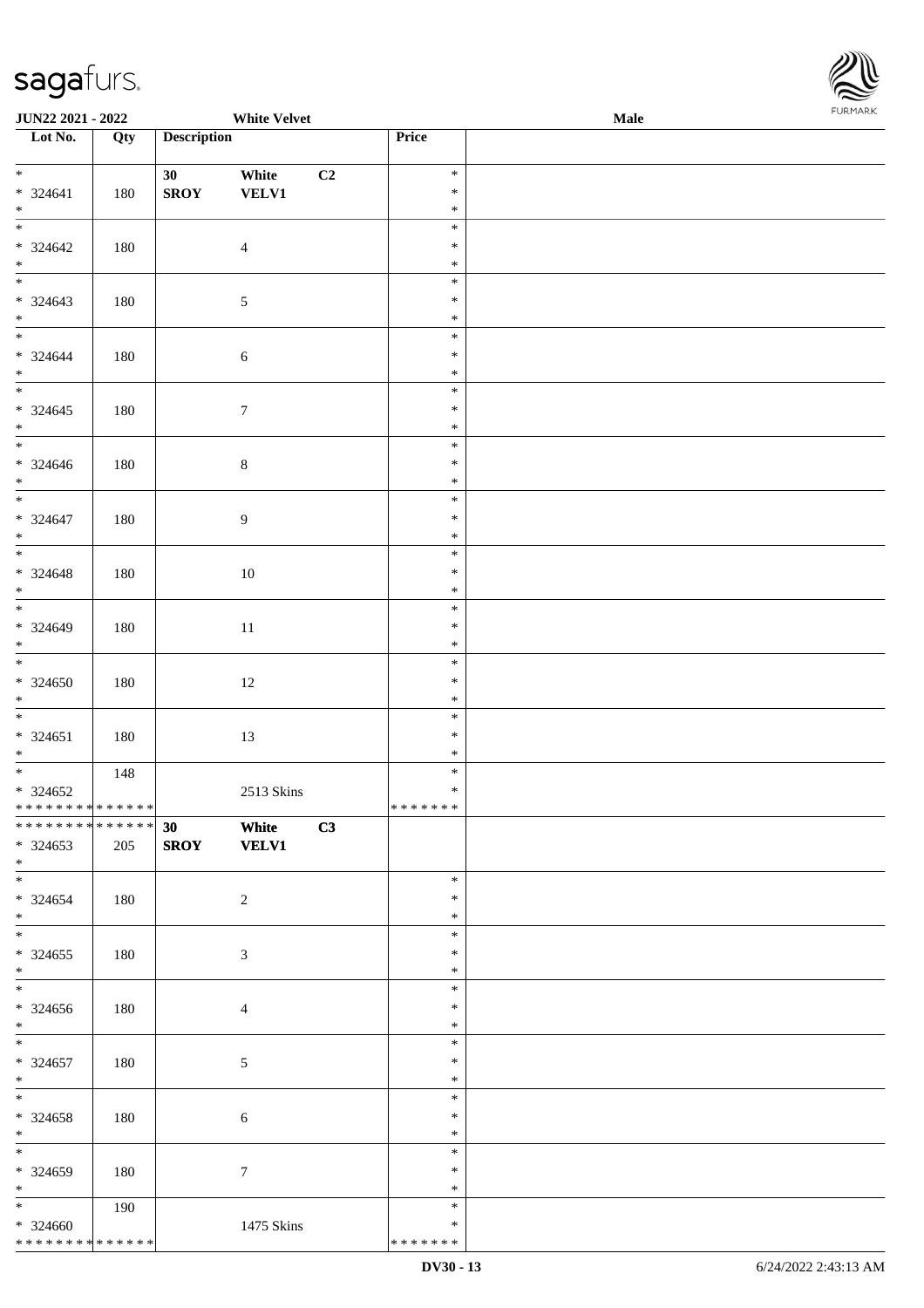JUN22 2021 - 2022 White Velvet Male

| Lot No. | Qty | Description | | | Price | |
|---|---|---|---|---|---|---|
| * <br> * 324641 <br> * | 180 | 30 <br> SROY | White <br> VELV1 | C2 | * <br> * <br> * | |
| * <br> * 324642 <br> * | 180 | | 4 | | * <br> * <br> * | |
| * <br> * 324643 <br> * | 180 | | 5 | | * <br> * <br> * | |
| * <br> * 324644 <br> * | 180 | | 6 | | * <br> * <br> * | |
| * <br> * 324645 <br> * | 180 | | 7 | | * <br> * <br> * | |
| * <br> * 324646 <br> * | 180 | | 8 | | * <br> * <br> * | |
| * <br> * 324647 <br> * | 180 | | 9 | | * <br> * <br> * | |
| * <br> * 324648 <br> * | 180 | | 10 | | * <br> * <br> * | |
| * <br> * 324649 <br> * | 180 | | 11 | | * <br> * <br> * | |
| * <br> * 324650 <br> * | 180 | | 12 | | * <br> * <br> * | |
| * <br> * 324651 <br> * | 180 | | 13 | | * <br> * <br> * | |
| * <br> * 324652 <br> * * * * * * * * * * * * * * | 148 | | 2513 Skins | | * <br> * <br> * * * * * * * | |
| * * * * * * * * * * * * * * <br> * 324653 <br> * | 205 | 30 <br> SROY | White <br> VELV1 | C3 | | |
| * <br> * 324654 <br> * | 180 | | 2 | | * <br> * <br> * | |
| * <br> * 324655 <br> * | 180 | | 3 | | * <br> * <br> * | |
| * <br> * 324656 <br> * | 180 | | 4 | | * <br> * <br> * | |
| * <br> * 324657 <br> * | 180 | | 5 | | * <br> * <br> * | |
| * <br> * 324658 <br> * | 180 | | 6 | | * <br> * <br> * | |
| * <br> * 324659 <br> * | 180 | | 7 | | * <br> * <br> * | |
| * <br> * 324660 <br> * * * * * * * * * * * * * * | 190 | | 1475 Skins | | * <br> * <br> * * * * * * * | |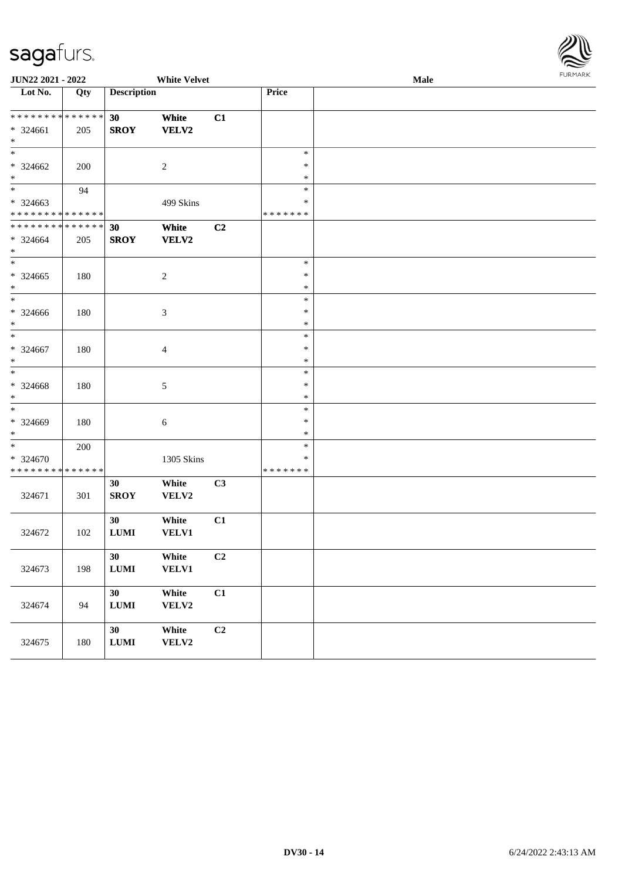JUN22 2021 - 2022 White Velvet Male

| Lot No. | Qty | Description | | | Price | |
|---|---|---|---|---|---|---|
| ************** | | 30 | White | C1 | | |
| * 324661 | 205 | SROY | VELV2 | | | |
| * | | | | | | |
| * | | | | | * | |
| * 324662 | 200 | | 2 | | * | |
| * | | | | | * | |
| * | 94 | | | | * | |
| * 324663 | | | 499 Skins | | * | |
| ************** | | | | | ******* | |
| ************** | | 30 | White | C2 | | |
| * 324664 | 205 | SROY | VELV2 | | | |
| * | | | | | | |
| * | | | | | * | |
| * 324665 | 180 | | 2 | | * | |
| * | | | | | * | |
| * | | | | | * | |
| * 324666 | 180 | | 3 | | * | |
| * | | | | | * | |
| * | | | | | * | |
| * 324667 | 180 | | 4 | | * | |
| * | | | | | * | |
| * | | | | | * | |
| * 324668 | 180 | | 5 | | * | |
| * | | | | | * | |
| * | | | | | * | |
| * 324669 | 180 | | 6 | | * | |
| * | | | | | * | |
| * | 200 | | | | * | |
| * 324670 | | | 1305 Skins | | * | |
| ************** | | | | | ******* | |
| 324671 | 301 | 30 SROY | White VELV2 | C3 | | |
| 324672 | 102 | 30 LUMI | White VELV1 | C1 | | |
| 324673 | 198 | 30 LUMI | White VELV1 | C2 | | |
| 324674 | 94 | 30 LUMI | White VELV2 | C1 | | |
| 324675 | 180 | 30 LUMI | White VELV2 | C2 | | |

DV30 - 14 6/24/2022 2:43:13 AM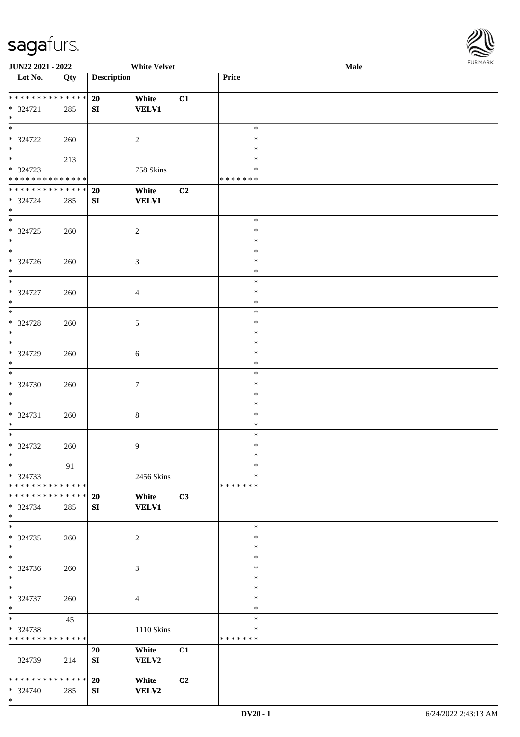**JUN22 2021 - 2022** **White Velvet** **Male**

| Lot No. | Qty | Description | | | Price | |
|---|---|---|---|---|---|---|
| * * * * * * * * * * * * * * | | 20 | White | C1 | | |
| * 324721 | 285 | SI | VELV1 | | | |
| * | | | | | | |
| * | | | | | * | |
| * 324722 | 260 | | 2 | | * | |
| * | | | | | * | |
| * | 213 | | | | * | |
| * 324723 | | | 758 Skins | | * | |
| * * * * * * * * * * * * * * | | | | | * * * * * * * | |
| * * * * * * * * * * * * * * | | 20 | White | C2 | | |
| * 324724 | 285 | SI | VELV1 | | | |
| * | | | | | | |
| * | | | | | * | |
| * 324725 | 260 | | 2 | | * | |
| * | | | | | * | |
| * | | | | | * | |
| * 324726 | 260 | | 3 | | * | |
| * | | | | | * | |
| * | | | | | * | |
| * 324727 | 260 | | 4 | | * | |
| * | | | | | * | |
| * | | | | | * | |
| * 324728 | 260 | | 5 | | * | |
| * | | | | | * | |
| * | | | | | * | |
| * 324729 | 260 | | 6 | | * | |
| * | | | | | * | |
| * | | | | | * | |
| * 324730 | 260 | | 7 | | * | |
| * | | | | | * | |
| * | | | | | * | |
| * 324731 | 260 | | 8 | | * | |
| * | | | | | * | |
| * | | | | | * | |
| * 324732 | 260 | | 9 | | * | |
| * | | | | | * | |
| * | 91 | | | | * | |
| * 324733 | | | 2456 Skins | | * | |
| * * * * * * * * * * * * * * | | | | | * * * * * * * | |
| * * * * * * * * * * * * * * | | 20 | White | C3 | | |
| * 324734 | 285 | SI | VELV1 | | | |
| * | | | | | | |
| * | | | | | * | |
| * 324735 | 260 | | 2 | | * | |
| * | | | | | * | |
| * | | | | | * | |
| * 324736 | 260 | | 3 | | * | |
| * | | | | | * | |
| * | | | | | * | |
| * 324737 | 260 | | 4 | | * | |
| * | | | | | * | |
| * | 45 | | | | * | |
| * 324738 | | | 1110 Skins | | * | |
| * * * * * * * * * * * * * * | | | | | * * * * * * * | |
| | | 20 | White | C1 | | |
| 324739 | 214 | SI | VELV2 | | | |
| * * * * * * * * * * * * * * | | 20 | White | C2 | | |
| * 324740 | 285 | SI | VELV2 | | | |
| * | | | | | | |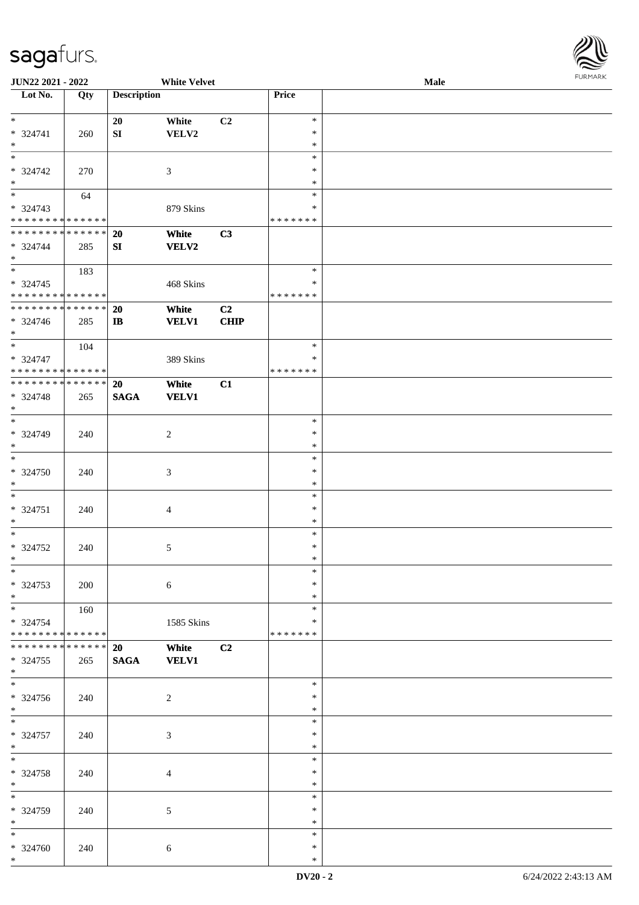**JUN22 2021 - 2022** **White Velvet** **Male**

| Lot No. | Qty | Description | | | Price | |
|---|---|---|---|---|---|---|
| * | | 20 | White | C2 | * | |
| * 324741 | 260 | SI | VELV2 | | * | |
| * | | | | | * | |
| * | | | | | * | |
| * 324742 | 270 | | 3 | | * | |
| * | | | | | * | |
| * | 64 | | | | * | |
| * 324743 | | | 879 Skins | | * | |
| * * * * * * * * * * * * * * | | | | | * * * * * * * | |
| * * * * * * * * * * * * * * | | 20 | White | C3 | | |
| * 324744 | 285 | SI | VELV2 | | | |
| * | | | | | | |
| * | 183 | | | | * | |
| * 324745 | | | 468 Skins | | * | |
| * * * * * * * * * * * * * * | | | | | * * * * * * * | |
| * * * * * * * * * * * * * * | | 20 | White | C2 | | |
| * 324746 | 285 | IB | VELV1 | CHIP | | |
| * | | | | | | |
| * | 104 | | | | * | |
| * 324747 | | | 389 Skins | | * | |
| * * * * * * * * * * * * * * | | | | | * * * * * * * | |
| * * * * * * * * * * * * * * | | 20 | White | C1 | | |
| * 324748 | 265 | SAGA | VELV1 | | | |
| * | | | | | | |
| * | | | | | * | |
| * 324749 | 240 | | 2 | | * | |
| * | | | | | * | |
| * | | | | | * | |
| * 324750 | 240 | | 3 | | * | |
| * | | | | | * | |
| * | | | | | * | |
| * 324751 | 240 | | 4 | | * | |
| * | | | | | * | |
| * | | | | | * | |
| * 324752 | 240 | | 5 | | * | |
| * | | | | | * | |
| * | | | | | * | |
| * 324753 | 200 | | 6 | | * | |
| * | | | | | * | |
| * | 160 | | | | * | |
| * 324754 | | | 1585 Skins | | * | |
| * * * * * * * * * * * * * * | | | | | * * * * * * * | |
| * * * * * * * * * * * * * * | | 20 | White | C2 | | |
| * 324755 | 265 | SAGA | VELV1 | | | |
| * | | | | | | |
| * | | | | | * | |
| * 324756 | 240 | | 2 | | * | |
| * | | | | | * | |
| * | | | | | * | |
| * 324757 | 240 | | 3 | | * | |
| * | | | | | * | |
| * | | | | | * | |
| * 324758 | 240 | | 4 | | * | |
| * | | | | | * | |
| * | | | | | * | |
| * 324759 | 240 | | 5 | | * | |
| * | | | | | * | |
| * | | | | | * | |
| * 324760 | 240 | | 6 | | * | |
| * | | | | | * | |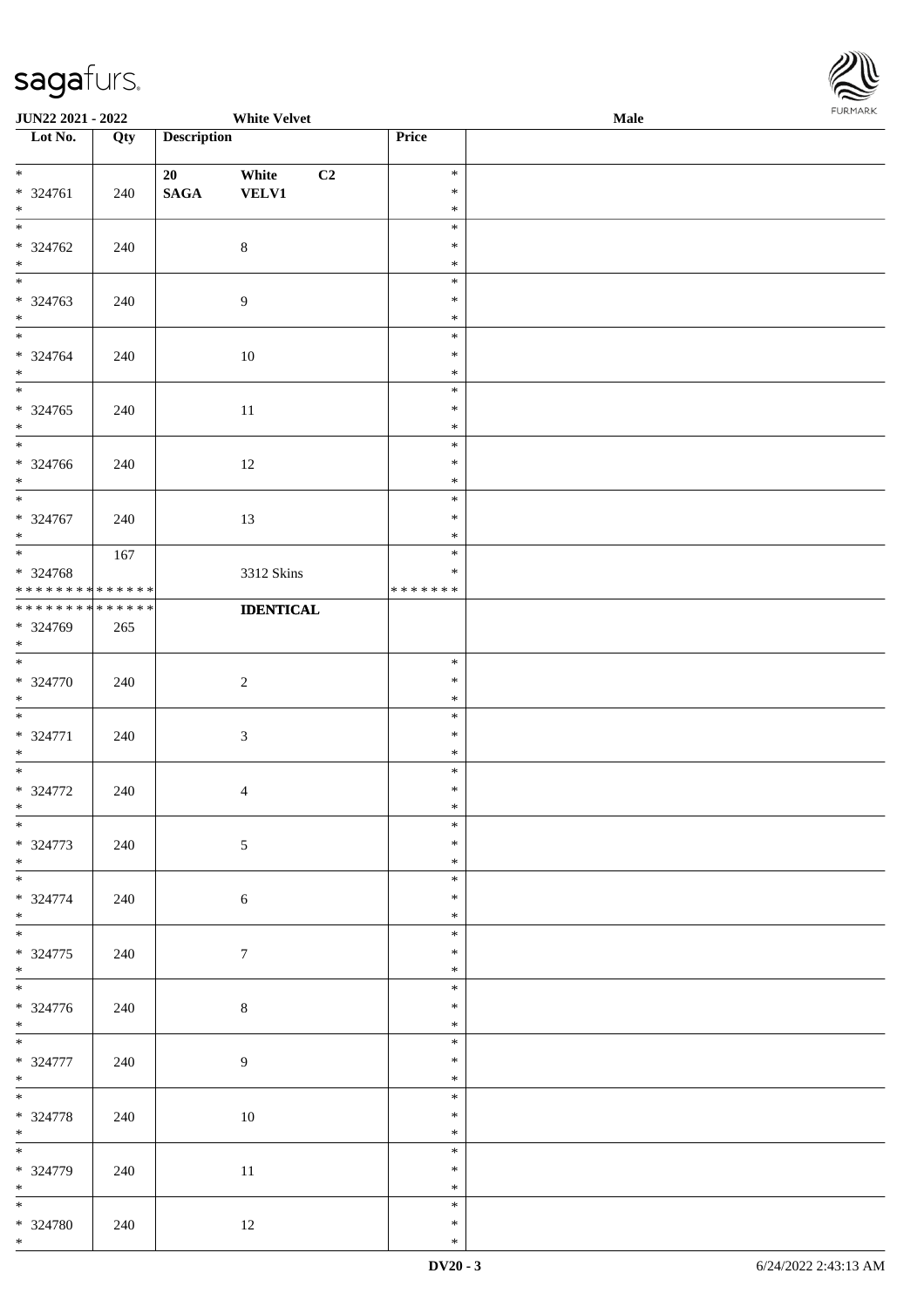| Lot No. | Qty | Description | Price | |
|---|---|---|---|---|
| * <br> * 324761 <br> * | 240 | 20 White C2 <br> SAGA VELV1 | * <br> * <br> * | |
| * <br> * 324762 <br> * | 240 | 8 | * <br> * <br> * | |
| * <br> * 324763 <br> * | 240 | 9 | * <br> * <br> * | |
| * <br> * 324764 <br> * | 240 | 10 | * <br> * <br> * | |
| * <br> * 324765 <br> * | 240 | 11 | * <br> * <br> * | |
| * <br> * 324766 <br> * | 240 | 12 | * <br> * <br> * | |
| * <br> * 324767 <br> * | 240 | 13 | * <br> * <br> * | |
| * <br> * 324768 <br> * * * * * * * * * * * * * * | 167 | 3312 Skins | * <br> * <br> * * * * * * * | |
| * * * * * * * * * * * * * * <br> * 324769 <br> * | 265 | **IDENTICAL** | | |
| * <br> * 324770 <br> * | 240 | 2 | * <br> * <br> * | |
| * <br> * 324771 <br> * | 240 | 3 | * <br> * <br> * | |
| * <br> * 324772 <br> * | 240 | 4 | * <br> * <br> * | |
| * <br> * 324773 <br> * | 240 | 5 | * <br> * <br> * | |
| * <br> * 324774 <br> * | 240 | 6 | * <br> * <br> * | |
| * <br> * 324775 <br> * | 240 | 7 | * <br> * <br> * | |
| * <br> * 324776 <br> * | 240 | 8 | * <br> * <br> * | |
| * <br> * 324777 <br> * | 240 | 9 | * <br> * <br> * | |
| * <br> * 324778 <br> * | 240 | 10 | * <br> * <br> * | |
| * <br> * 324779 <br> * | 240 | 11 | * <br> * <br> * | |
| * <br> * 324780 <br> * | 240 | 12 | * <br> * <br> * | |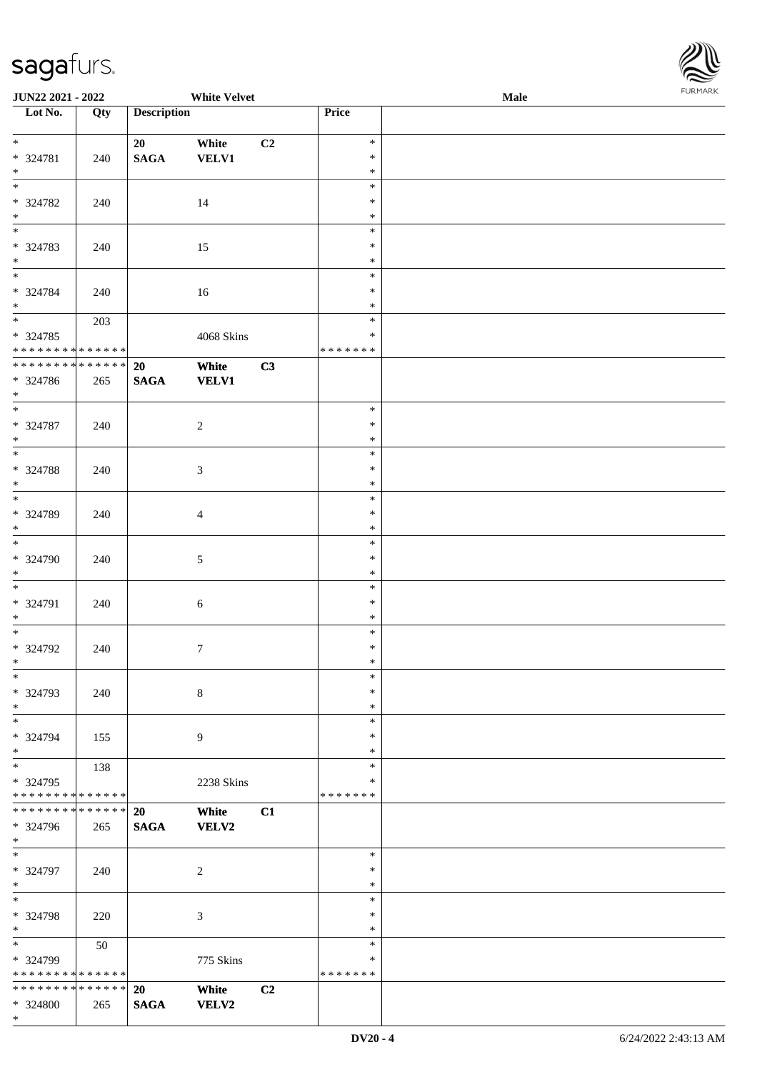JUN22 2021 - 2022 White Velvet Male

| Lot No. | Qty | Description | | | Price | |
|---|---|---|---|---|---|---|
| * | | 20 | White | C2 | * | |
| * 324781 | 240 | SAGA | VELV1 | | * | |
| * | | | | | * | |
| * | | | | | * | |
| * 324782 | 240 | | 14 | | * | |
| * | | | | | * | |
| * | | | | | * | |
| * 324783 | 240 | | 15 | | * | |
| * | | | | | * | |
| * | | | | | * | |
| * 324784 | 240 | | 16 | | * | |
| * | | | | | * | |
| * | 203 | | | | * | |
| * 324785 | | | 4068 Skins | | * | |
| * * * * * * * * * * * * * * | | | | | * * * * * * * | |
| * * * * * * * * * * * * * * | | 20 | White | C3 | | |
| * 324786 | 265 | SAGA | VELV1 | | | |
| * | | | | | | |
| * | | | | | * | |
| * 324787 | 240 | | 2 | | * | |
| * | | | | | * | |
| * | | | | | * | |
| * 324788 | 240 | | 3 | | * | |
| * | | | | | * | |
| * | | | | | * | |
| * 324789 | 240 | | 4 | | * | |
| * | | | | | * | |
| * | | | | | * | |
| * 324790 | 240 | | 5 | | * | |
| * | | | | | * | |
| * | | | | | * | |
| * 324791 | 240 | | 6 | | * | |
| * | | | | | * | |
| * | | | | | * | |
| * 324792 | 240 | | 7 | | * | |
| * | | | | | * | |
| * | | | | | * | |
| * 324793 | 240 | | 8 | | * | |
| * | | | | | * | |
| * | | | | | * | |
| * 324794 | 155 | | 9 | | * | |
| * | | | | | * | |
| * | 138 | | | | * | |
| * 324795 | | | 2238 Skins | | * | |
| * * * * * * * * * * * * * * | | | | | * * * * * * * | |
| * * * * * * * * * * * * * * | | 20 | White | C1 | | |
| * 324796 | 265 | SAGA | VELV2 | | | |
| * | | | | | | |
| * | | | | | * | |
| * 324797 | 240 | | 2 | | * | |
| * | | | | | * | |
| * | | | | | * | |
| * 324798 | 220 | | 3 | | * | |
| * | | | | | * | |
| * | 50 | | | | * | |
| * 324799 | | | 775 Skins | | * | |
| * * * * * * * * * * * * * * | | | | | * * * * * * * | |
| * * * * * * * * * * * * * * | | 20 | White | C2 | | |
| * 324800 | 265 | SAGA | VELV2 | | | |
| * | | | | | | |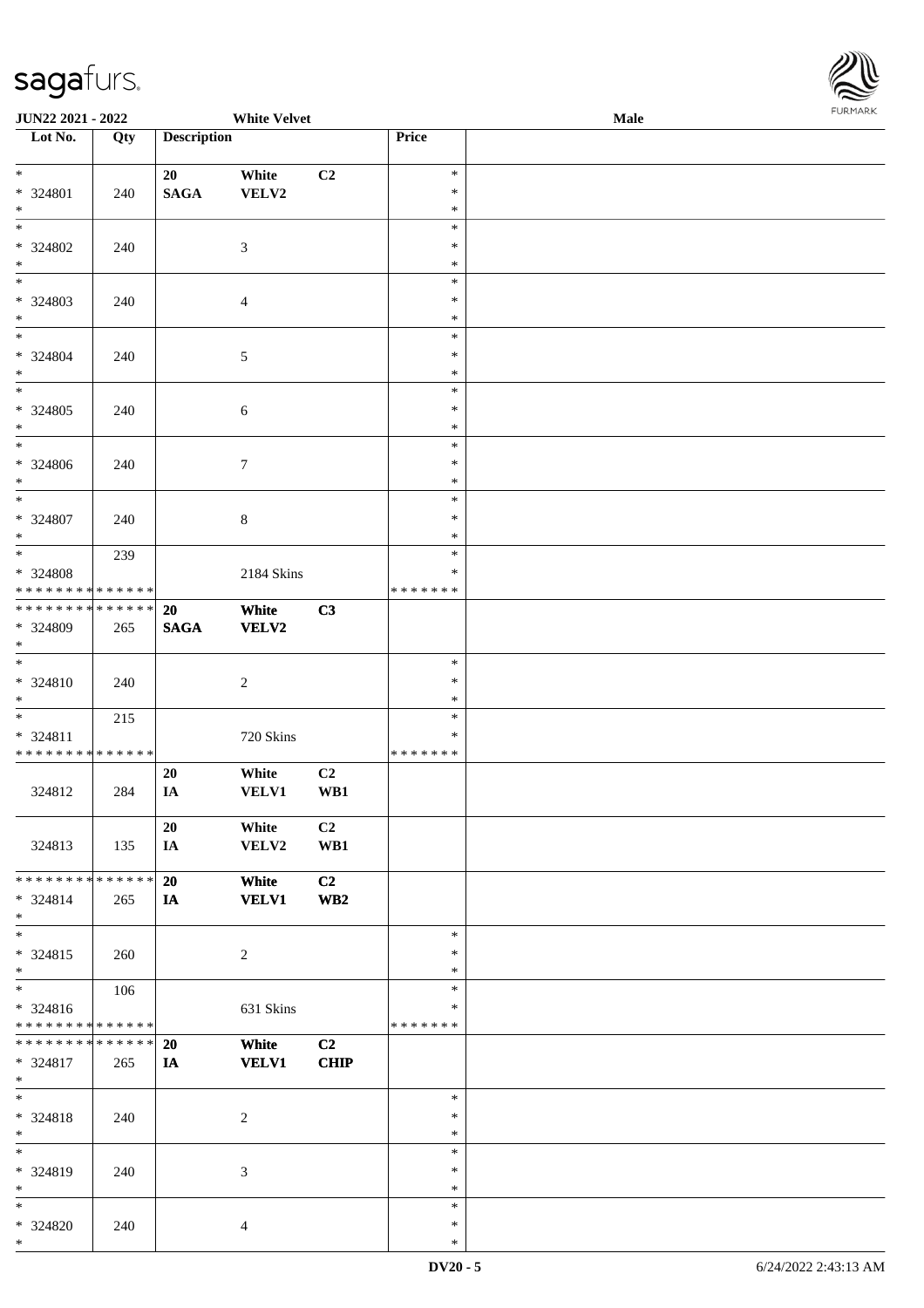JUN22 2021 - 2022 White Velvet Male

| Lot No. | Qty | Description | | | Price | |
|---|---|---|---|---|---|---|
| * | | 20 | White | C2 | * | |
| * 324801 | 240 | SAGA | VELV2 | | * | |
| * | | | | | * | |
| * | | | | | * | |
| * 324802 | 240 | | 3 | | * | |
| * | | | | | * | |
| * | | | | | * | |
| * 324803 | 240 | | 4 | | * | |
| * | | | | | * | |
| * | | | | | * | |
| * 324804 | 240 | | 5 | | * | |
| * | | | | | * | |
| * | | | | | * | |
| * 324805 | 240 | | 6 | | * | |
| * | | | | | * | |
| * | | | | | * | |
| * 324806 | 240 | | 7 | | * | |
| * | | | | | * | |
| * | | | | | * | |
| * 324807 | 240 | | 8 | | * | |
| * | | | | | * | |
| * | 239 | | | | * | |
| * 324808 | | | 2184 Skins | | * | |
| * * * * * * * * * * * * * * | | | | | * * * * * * * | |
| * * * * * * * * * * * * * * | | **20** | **White** | **C3** | | |
| * 324809 | 265 | **SAGA** | **VELV2** | | | |
| * | | | | | | |
| * | | | | | * | |
| * 324810 | 240 | | 2 | | * | |
| * | | | | | * | |
| * | 215 | | | | * | |
| * 324811 | | | 720 Skins | | * | |
| * * * * * * * * * * * * * * | | | | | * * * * * * * | |
| | | 20 | White | C2 | | |
| 324812 | 284 | IA | VELV1 | WB1 | | |
| | | 20 | White | C2 | | |
| 324813 | 135 | IA | VELV2 | WB1 | | |
| * * * * * * * * * * * * * * | | **20** | **White** | **C2** | | |
| * 324814 | 265 | **IA** | **VELV1** | **WB2** | | |
| * | | | | | | |
| * | | | | | * | |
| * 324815 | 260 | | 2 | | * | |
| * | | | | | * | |
| * | 106 | | | | * | |
| * 324816 | | | 631 Skins | | * | |
| * * * * * * * * * * * * * * | | | | | * * * * * * * | |
| * * * * * * * * * * * * * * | | **20** | **White** | **C2** | | |
| * 324817 | 265 | **IA** | **VELV1** | **CHIP** | | |
| * | | | | | | |
| * | | | | | * | |
| * 324818 | 240 | | 2 | | * | |
| * | | | | | * | |
| * | | | | | * | |
| * 324819 | 240 | | 3 | | * | |
| * | | | | | * | |
| * | | | | | * | |
| * 324820 | 240 | | 4 | | * | |
| * | | | | | * | |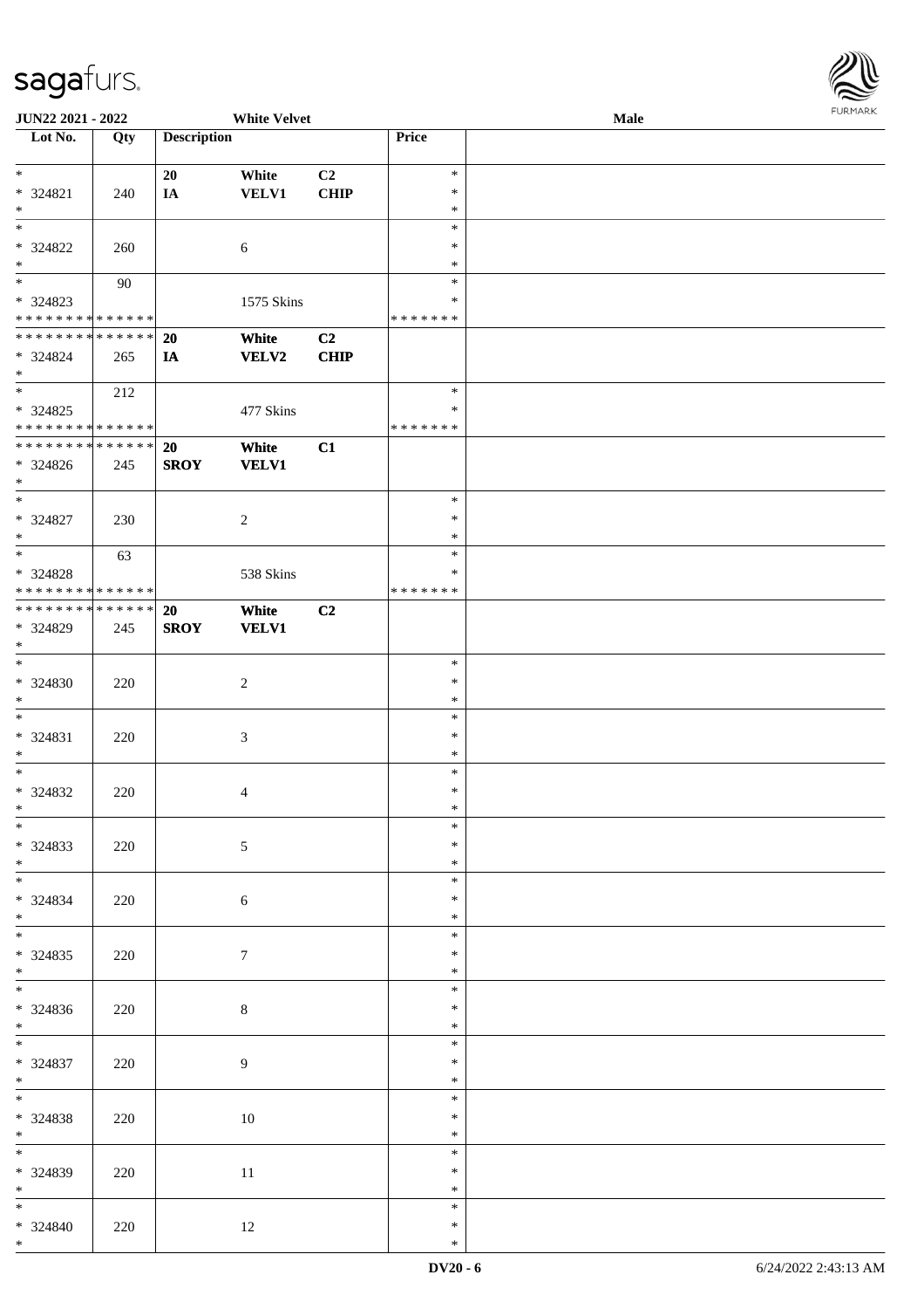JUN22 2021 - 2022 White Velvet Male

| Lot No. | Qty | Description | | | Price | |
|---|---|---|---|---|---|---|
| * 324821 * | 240 | 20 IA | White VELV1 | C2 CHIP | * * * | |
| * 324822 * | 260 | | 6 | | * * * | |
| * 324823 * * * * * * * * * * * * * * | 90 | | 1575 Skins | | * * * * * * * * | |
| * * * * * * * * * * * * * * 324824 * | 265 | 20 IA | White VELV2 | C2 CHIP | | |
| * 324825 * * * * * * * * * * * * * * | 212 | | 477 Skins | | * * * * * * * * | |
| * * * * * * * * * * * * * * 324826 * | 245 | 20 SROY | White VELV1 | C1 | | |
| * 324827 * | 230 | | 2 | | * * * | |
| * 324828 * * * * * * * * * * * * * * | 63 | | 538 Skins | | * * * * * * * * | |
| * * * * * * * * * * * * * * 324829 * | 245 | 20 SROY | White VELV1 | C2 | | |
| * 324830 * | 220 | | 2 | | * * * | |
| * 324831 * | 220 | | 3 | | * * * | |
| * 324832 * | 220 | | 4 | | * * * | |
| * 324833 * | 220 | | 5 | | * * * | |
| * 324834 * | 220 | | 6 | | * * * | |
| * 324835 * | 220 | | 7 | | * * * | |
| * 324836 * | 220 | | 8 | | * * * | |
| * 324837 * | 220 | | 9 | | * * * | |
| * 324838 * | 220 | | 10 | | * * * | |
| * 324839 * | 220 | | 11 | | * * * | |
| * 324840 * | 220 | | 12 | | * * * | |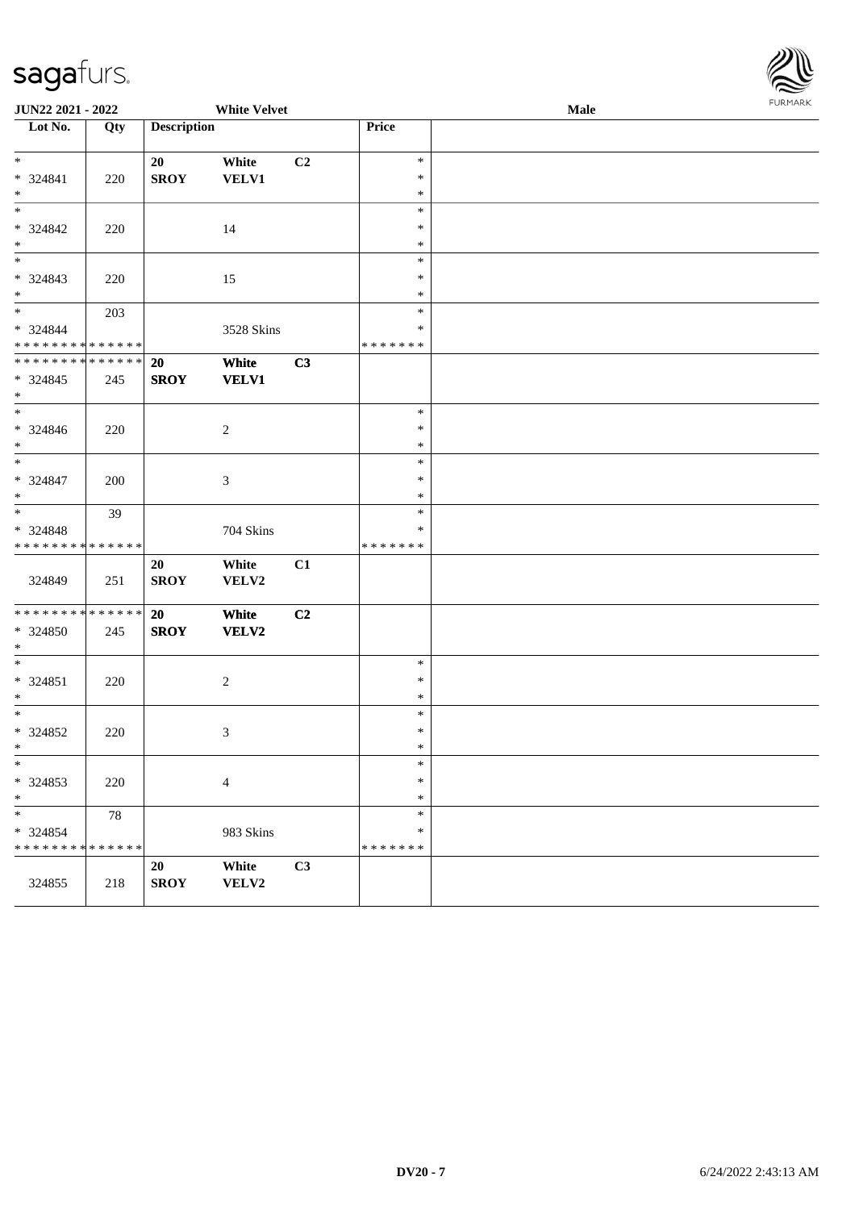**JUN22 2021 - 2022** **White Velvet** **Male**

| Lot No. | Qty | Description | | | Price | |
|---|---|---|---|---|---|---|
| * | | 20 | White | C2 | * | |
| * 324841 | 220 | SROY | VELV1 | | * | |
| * | | | | | * | |
| * | | | | | * | |
| * 324842 | 220 | | 14 | | * | |
| * | | | | | * | |
| * | | | | | * | |
| * 324843 | 220 | | 15 | | * | |
| * | | | | | * | |
| * | 203 | | | | * | |
| * 324844 | | | 3528 Skins | | * | |
| * * * * * * * * * * * * * * | | | | | * * * * * * * | |
| * * * * * * * * * * * * * * | | 20 | White | C3 | | |
| * 324845 | 245 | SROY | VELV1 | | | |
| * | | | | | | |
| * | | | | | * | |
| * 324846 | 220 | | 2 | | * | |
| * | | | | | * | |
| * | | | | | * | |
| * 324847 | 200 | | 3 | | * | |
| * | | | | | * | |
| * | 39 | | | | * | |
| * 324848 | | | 704 Skins | | * | |
| * * * * * * * * * * * * * * | | | | | * * * * * * * | |
| | | 20 | White | C1 | | |
| 324849 | 251 | SROY | VELV2 | | | |
| * * * * * * * * * * * * * * | | 20 | White | C2 | | |
| * 324850 | 245 | SROY | VELV2 | | | |
| * | | | | | | |
| * | | | | | * | |
| * 324851 | 220 | | 2 | | * | |
| * | | | | | * | |
| * | | | | | * | |
| * 324852 | 220 | | 3 | | * | |
| * | | | | | * | |
| * | | | | | * | |
| * 324853 | 220 | | 4 | | * | |
| * | | | | | * | |
| * | 78 | | | | * | |
| * 324854 | | | 983 Skins | | * | |
| * * * * * * * * * * * * * * | | | | | * * * * * * * | |
| | | 20 | White | C3 | | |
| 324855 | 218 | SROY | VELV2 | | | |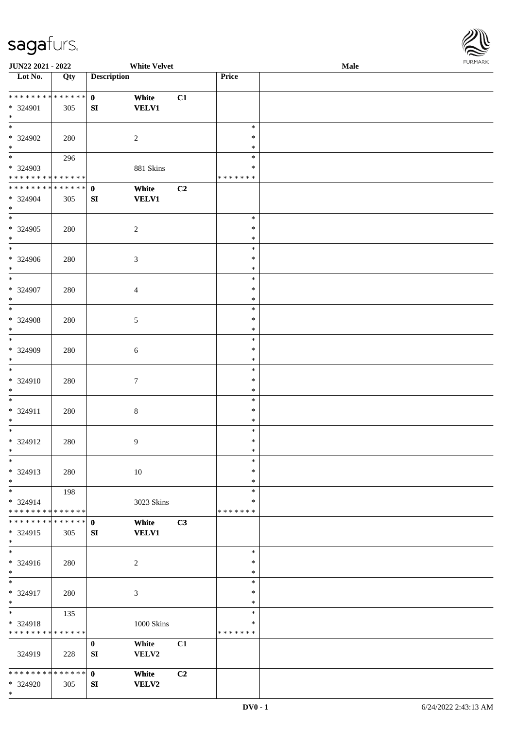JUN22 2021 - 2022 | White Velvet | Male

| Lot No. | Qty | Description | | | Price | |
|---|---|---|---|---|---|---|
| * * * * * * * * * * * * * * | | 0 | White | C1 | | |
| * 324901 | 305 | SI | VELV1 | | | |
| * | | | | | | |
| * | | | | | * | |
| * 324902 | 280 | | 2 | | * | |
| * | | | | | * | |
| * | 296 | | | | * | |
| * 324903 | | | 881 Skins | | * | |
| * * * * * * * * * * * * * * | | | | | * * * * * * * | |
| * * * * * * * * * * * * * * | | 0 | White | C2 | | |
| * 324904 | 305 | SI | VELV1 | | | |
| * | | | | | | |
| * | | | | | * | |
| * 324905 | 280 | | 2 | | * | |
| * | | | | | * | |
| * | | | | | * | |
| * 324906 | 280 | | 3 | | * | |
| * | | | | | * | |
| * | | | | | * | |
| * 324907 | 280 | | 4 | | * | |
| * | | | | | * | |
| * | | | | | * | |
| * 324908 | 280 | | 5 | | * | |
| * | | | | | * | |
| * | | | | | * | |
| * 324909 | 280 | | 6 | | * | |
| * | | | | | * | |
| * | | | | | * | |
| * 324910 | 280 | | 7 | | * | |
| * | | | | | * | |
| * | | | | | * | |
| * 324911 | 280 | | 8 | | * | |
| * | | | | | * | |
| * | | | | | * | |
| * 324912 | 280 | | 9 | | * | |
| * | | | | | * | |
| * | | | | | * | |
| * 324913 | 280 | | 10 | | * | |
| * | | | | | * | |
| * | 198 | | | | * | |
| * 324914 | | | 3023 Skins | | * | |
| * * * * * * * * * * * * * * | | | | | * * * * * * * | |
| * * * * * * * * * * * * * * | | 0 | White | C3 | | |
| * 324915 | 305 | SI | VELV1 | | | |
| * | | | | | | |
| * | | | | | * | |
| * 324916 | 280 | | 2 | | * | |
| * | | | | | * | |
| * | | | | | * | |
| * 324917 | 280 | | 3 | | * | |
| * | | | | | * | |
| * | 135 | | | | * | |
| * 324918 | | | 1000 Skins | | * | |
| * * * * * * * * * * * * * * | | | | | * * * * * * * | |
| | | 0 | White | C1 | | |
| 324919 | 228 | SI | VELV2 | | | |
| * * * * * * * * * * * * * * | | 0 | White | C2 | | |
| * 324920 | 305 | SI | VELV2 | | | |
| * | | | | | | |

DV0 - 1 | 6/24/2022 2:43:13 AM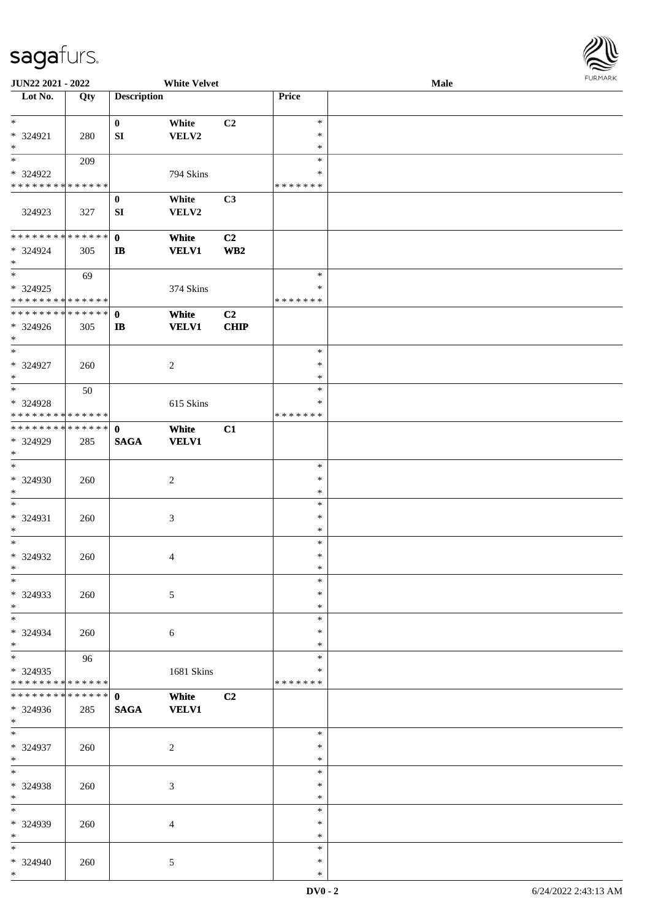| Lot No. | Qty | Description | | | Price | |
|---|---|---|---|---|---|---|
| *<br>* 324921<br>* | 280 | 0<br>SI | White<br>VELV2 | C2 | *<br>*<br>* | |
| *<br>* 324922<br>* * * * * * * * * * * * * * | 209 | | 794 Skins | | *<br>*<br>* * * * * * * | |
| 324923 | 327 | 0<br>SI | White<br>VELV2 | C3 | | |
| * * * * * * * * * * * * * *<br>* 324924<br>* | 305 | 0<br>IB | White<br>VELV1 | C2<br>WB2 | | |
| *<br>* 324925<br>* * * * * * * * * * * * * * | 69 | | 374 Skins | | *<br>*<br>* * * * * * * | |
| * * * * * * * * * * * * * *<br>* 324926<br>* | 305 | 0<br>IB | White<br>VELV1 | C2<br>CHIP | | |
| *<br>* 324927<br>* | 260 | | 2 | | *<br>*<br>* | |
| *<br>* 324928<br>* * * * * * * * * * * * * * | 50 | | 615 Skins | | *<br>*<br>* * * * * * * | |
| * * * * * * * * * * * * * *<br>* 324929<br>* | 285 | 0<br>SAGA | White<br>VELV1 | C1 | | |
| *<br>* 324930<br>* | 260 | | 2 | | *<br>*<br>* | |
| *<br>* 324931<br>* | 260 | | 3 | | *<br>*<br>* | |
| *<br>* 324932<br>* | 260 | | 4 | | *<br>*<br>* | |
| *<br>* 324933<br>* | 260 | | 5 | | *<br>*<br>* | |
| *<br>* 324934<br>* | 260 | | 6 | | *<br>*<br>* | |
| *<br>* 324935<br>* * * * * * * * * * * * * * | 96 | | 1681 Skins | | *<br>*<br>* * * * * * * | |
| * * * * * * * * * * * * * *<br>* 324936<br>* | 285 | 0<br>SAGA | White<br>VELV1 | C2 | | |
| *<br>* 324937<br>* | 260 | | 2 | | *<br>*<br>* | |
| *<br>* 324938<br>* | 260 | | 3 | | *<br>*<br>* | |
| *<br>* 324939<br>* | 260 | | 4 | | *<br>*<br>* | |
| *<br>* 324940<br>* | 260 | | 5 | | *<br>*<br>* | |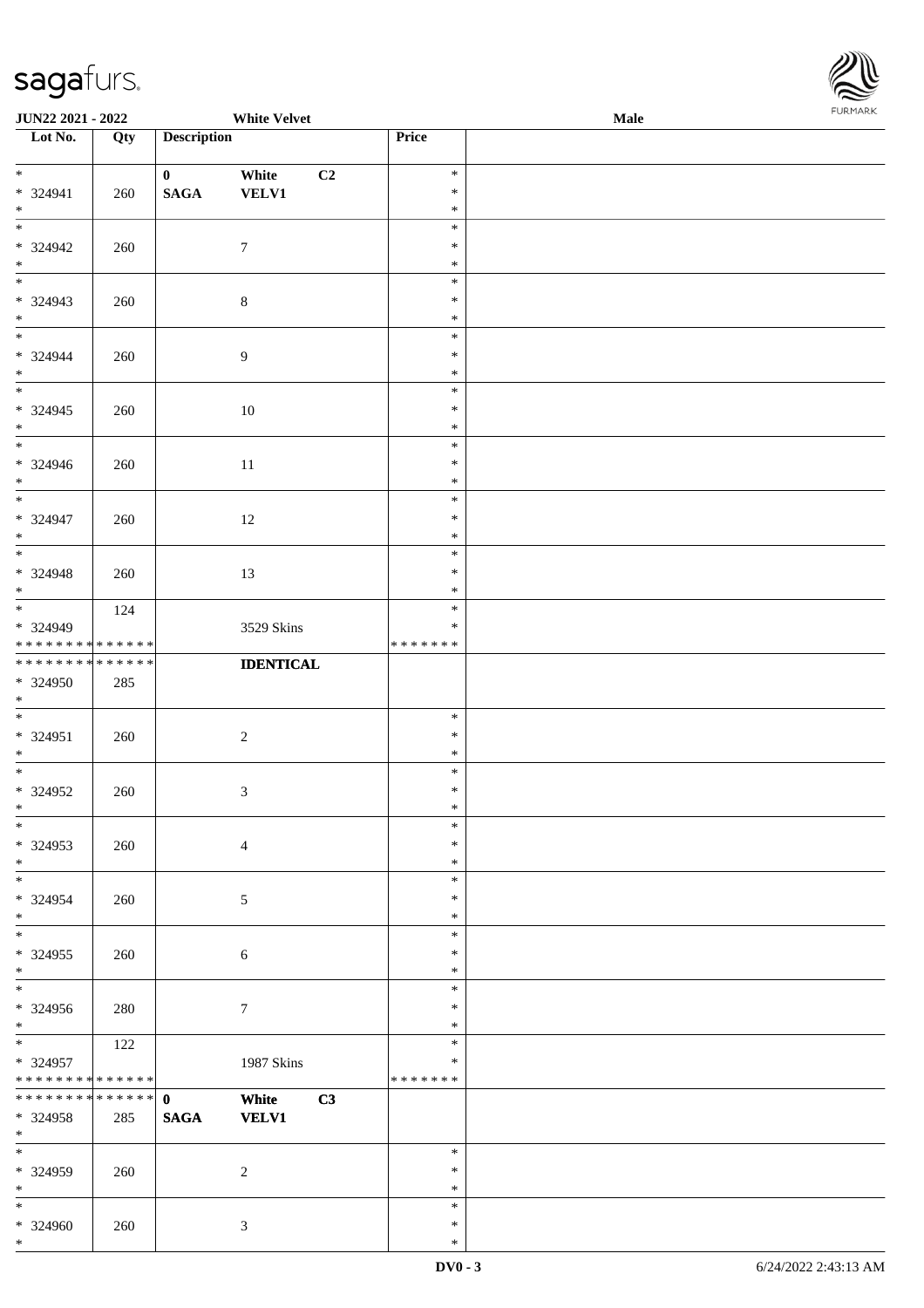| Lot No. | Qty | Description | | | Price | |
|---|---|---|---|---|---|---|
| * 324941 * | 260 | 0 SAGA | White VELV1 | C2 | * * * | |
| * 324942 * | 260 | | 7 | | * * * | |
| * 324943 * | 260 | | 8 | | * * * | |
| * 324944 * | 260 | | 9 | | * * * | |
| * 324945 * | 260 | | 10 | | * * * | |
| * 324946 * | 260 | | 11 | | * * * | |
| * 324947 * | 260 | | 12 | | * * * | |
| * 324948 * | 260 | | 13 | | * * * | |
| * 324949 * * * * * * * * * * * * * * | 124 | | 3529 Skins | | * * * * * * * * * | |
| * * * * * * * * * * * * * * 324950 * | 285 | | **IDENTICAL** | | | |
| * 324951 * | 260 | | 2 | | * * * | |
| * 324952 * | 260 | | 3 | | * * * | |
| * 324953 * | 260 | | 4 | | * * * | |
| * 324954 * | 260 | | 5 | | * * * | |
| * 324955 * | 260 | | 6 | | * * * | |
| * 324956 * | 280 | | 7 | | * * * | |
| * 324957 * * * * * * * * * * * * * * | 122 | | 1987 Skins | | * * * * * * * * * | |
| * * * * * * * * * * * * * * 324958 * | 285 | **0 SAGA** | **White VELV1** | **C3** | | |
| * 324959 * | 260 | | 2 | | * * * | |
| * 324960 * | 260 | | 3 | | * * * | |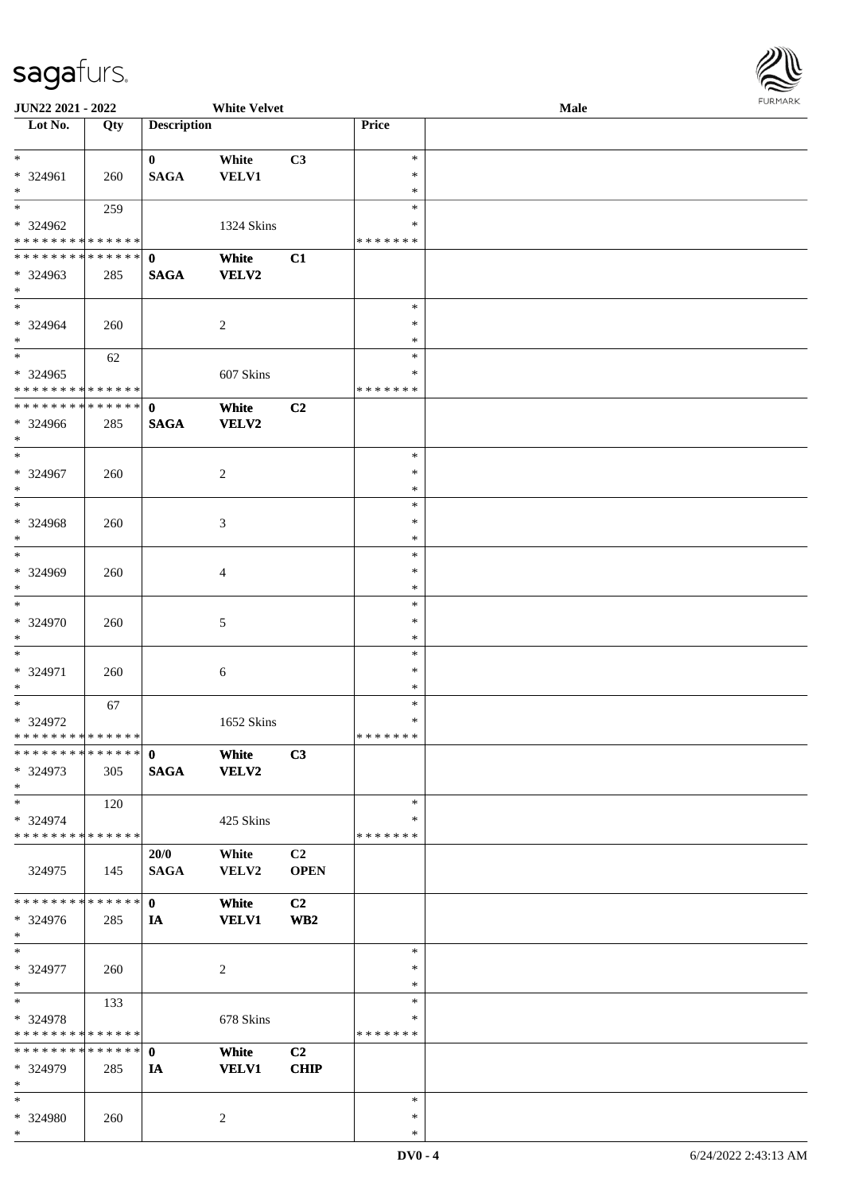| Lot No. | Qty | Description | | | Price | |
|---|---|---|---|---|---|---|
| * <br>* 324961 <br>* | 260 | 0 <br>SAGA | White <br>VELV1 | C3 | * <br>* <br>* | |
| * <br>* 324962 <br>* * * * * * * * * * * * * * | 259 | | 1324 Skins | | * <br>* <br>* * * * * * * | |
| * * * * * * * * * * * * * * <br>* 324963 <br>* | 285 | **0** <br>**SAGA** | **White** <br>**VELV2** | **C1** | | |
| * <br>* 324964 <br>* | 260 | | 2 | | * <br>* <br>* | |
| * <br>* 324965 <br>* * * * * * * * * * * * * * | 62 | | 607 Skins | | * <br>* <br>* * * * * * * | |
| * * * * * * * * * * * * * * <br>* 324966 <br>* | 285 | **0** <br>**SAGA** | **White** <br>**VELV2** | **C2** | | |
| * <br>* 324967 <br>* | 260 | | 2 | | * <br>* <br>* | |
| * <br>* 324968 <br>* | 260 | | 3 | | * <br>* <br>* | |
| * <br>* 324969 <br>* | 260 | | 4 | | * <br>* <br>* | |
| * <br>* 324970 <br>* | 260 | | 5 | | * <br>* <br>* | |
| * <br>* 324971 <br>* | 260 | | 6 | | * <br>* <br>* | |
| * <br>* 324972 <br>* * * * * * * * * * * * * * | 67 | | 1652 Skins | | * <br>* <br>* * * * * * * | |
| * * * * * * * * * * * * * * <br>* 324973 <br>* | 305 | **0** <br>**SAGA** | **White** <br>**VELV2** | **C3** | | |
| * <br>* 324974 <br>* * * * * * * * * * * * * * | 120 | | 425 Skins | | * <br>* <br>* * * * * * * | |
| 324975 | 145 | **20/0** <br>**SAGA** | **White** <br>**VELV2** | **C2** <br>**OPEN** | | |
| * * * * * * * * * * * * * * <br>* 324976 <br>* | 285 | **0** <br>**IA** | **White** <br>**VELV1** | **C2** <br>**WB2** | | |
| * <br>* 324977 <br>* | 260 | | 2 | | * <br>* <br>* | |
| * <br>* 324978 <br>* * * * * * * * * * * * * * | 133 | | 678 Skins | | * <br>* <br>* * * * * * * | |
| * * * * * * * * * * * * * * <br>* 324979 <br>* | 285 | **0** <br>**IA** | **White** <br>**VELV1** | **C2** <br>**CHIP** | | |
| * <br>* 324980 <br>* | 260 | | 2 | | * <br>* <br>* | |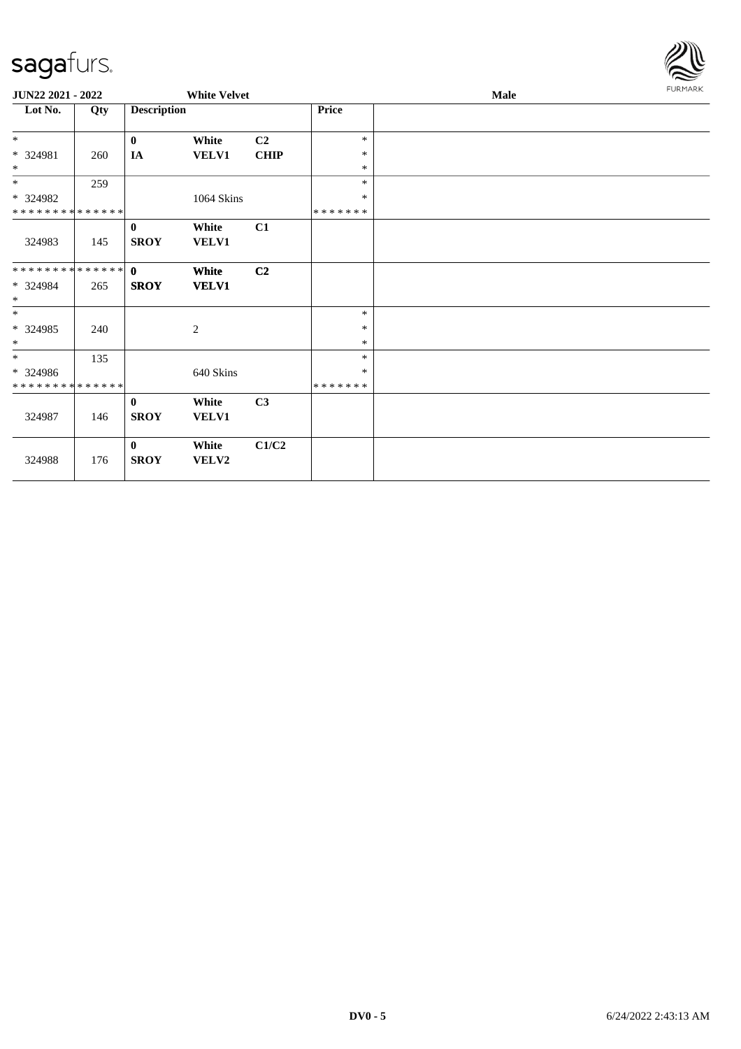| Lot No. | Qty | Description | | | Price | |
|---|---|---|---|---|---|---|
| * | | 0 | White | C2 | * | |
| * 324981 | 260 | IA | VELV1 | CHIP | * | |
| * | | | | | * | |
| * | 259 | | | | * | |
| * 324982 | | | 1064 Skins | | * | |
| * * * * * * * * * * * * * * | | | | | * * * * * * * | |
| | | 0 | White | C1 | | |
| 324983 | 145 | SROY | VELV1 | | | |
| * * * * * * * * * * * * * * | | 0 | White | C2 | | |
| * 324984 | 265 | SROY | VELV1 | | | |
| * | | | | | | |
| * | | | | | * | |
| * 324985 | 240 | | 2 | | * | |
| * | | | | | * | |
| * | 135 | | | | * | |
| * 324986 | | | 640 Skins | | * | |
| * * * * * * * * * * * * * * | | | | | * * * * * * * | |
| | | 0 | White | C3 | | |
| 324987 | 146 | SROY | VELV1 | | | |
| | | 0 | White | C1/C2 | | |
| 324988 | 176 | SROY | VELV2 | | | |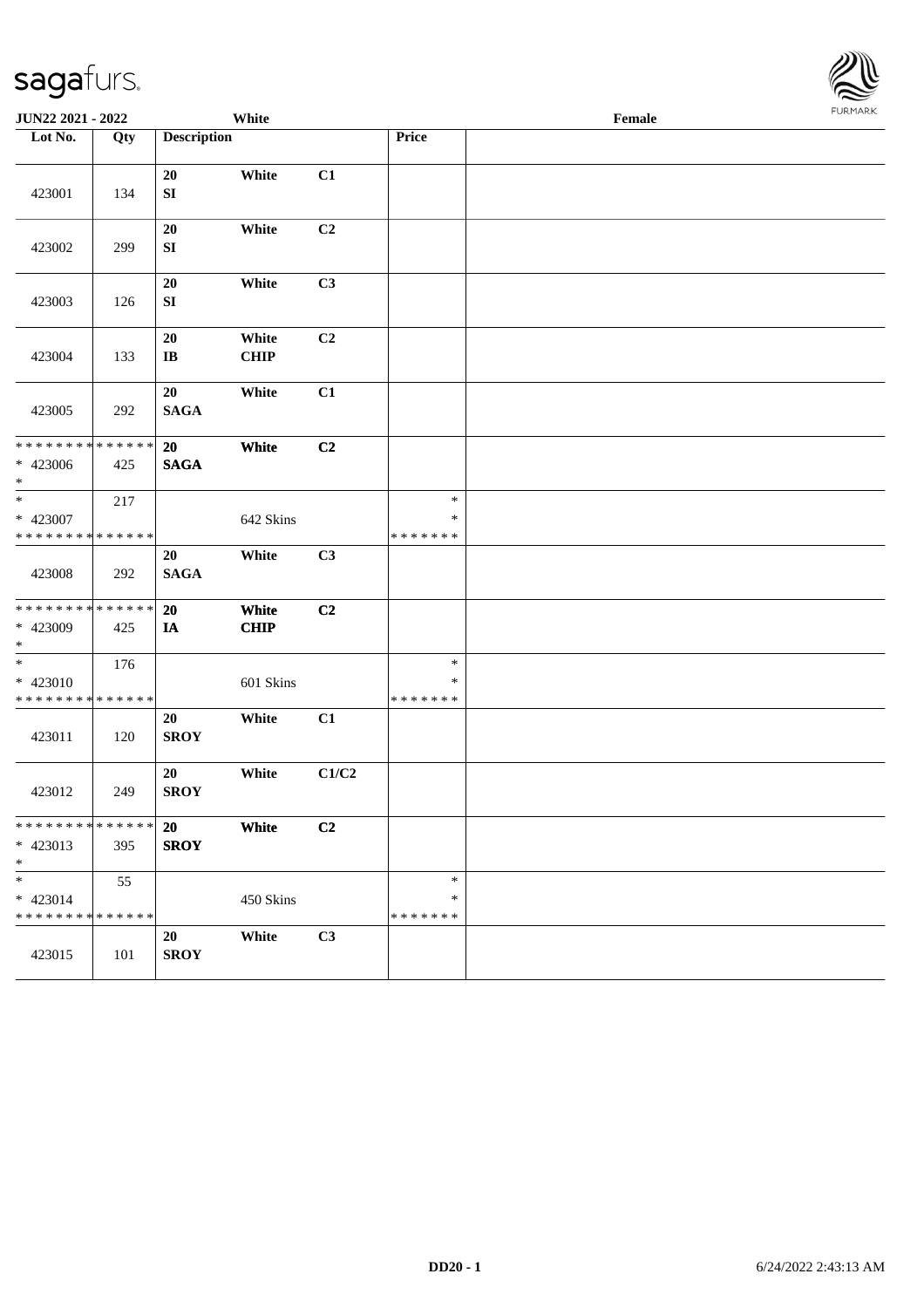**JUN22 2021 - 2022** | **White** | **Female**

| Lot No. | Qty | Description | | | Price | |
|---|---|---|---|---|---|---|
| 423001 | 134 | 20 SI | White | C1 | | |
| 423002 | 299 | 20 SI | White | C2 | | |
| 423003 | 126 | 20 SI | White | C3 | | |
| 423004 | 133 | 20 IB | White CHIP | C2 | | |
| 423005 | 292 | 20 SAGA | White | C1 | | |
| * * * * * * * * * * * * * * * 423006 * | 425 | 20 SAGA | White | C2 | | |
| * * 423007 * * * * * * * * * * * * * * | 217 | | 642 Skins | | * * * * * * * * * | |
| 423008 | 292 | 20 SAGA | White | C3 | | |
| * * * * * * * * * * * * * * * 423009 * | 425 | 20 IA | White CHIP | C2 | | |
| * * 423010 * * * * * * * * * * * * * * | 176 | | 601 Skins | | * * * * * * * * * | |
| 423011 | 120 | 20 SROY | White | C1 | | |
| 423012 | 249 | 20 SROY | White | C1/C2 | | |
| * * * * * * * * * * * * * * * 423013 * | 395 | 20 SROY | White | C2 | | |
| * * 423014 * * * * * * * * * * * * * * | 55 | | 450 Skins | | * * * * * * * * * | |
| 423015 | 101 | 20 SROY | White | C3 | | |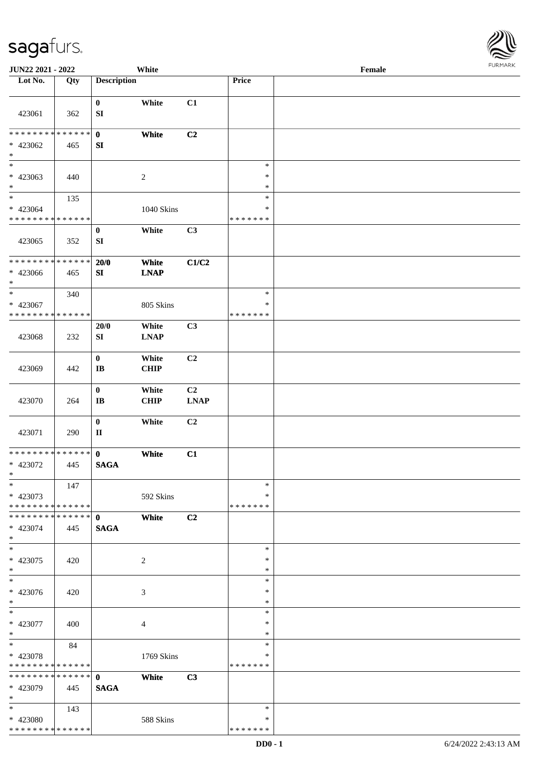| Lot No. | Qty | Description | | | Price | |
|---|---|---|---|---|---|---|
| 423061 | 362 | 0<br>SI | White | C1 | | |
| * * * * * * * * * * * * * *<br>* 423062<br>* | 465 | 0<br>SI | White | C2 | | |
| *<br>* 423063<br>* | 440 | | 2 | | *<br>*<br>* | |
| *<br>* 423064<br>* * * * * * * * * * * * * * | 135 | | 1040 Skins | | *<br>*<br>* * * * * * * | |
| 423065 | 352 | 0<br>SI | White | C3 | | |
| * * * * * * * * * * * * * *<br>* 423066<br>* | 465 | 20/0<br>SI | White<br>LNAP | C1/C2 | | |
| *<br>* 423067<br>* * * * * * * * * * * * * * | 340 | | 805 Skins | | *<br>*<br>* * * * * * * | |
| 423068 | 232 | 20/0<br>SI | White<br>LNAP | C3 | | |
| 423069 | 442 | 0<br>IB | White<br>CHIP | C2 | | |
| 423070 | 264 | 0<br>IB | White<br>CHIP | C2<br>LNAP | | |
| 423071 | 290 | 0<br>II | White | C2 | | |
| * * * * * * * * * * * * * *<br>* 423072<br>* | 445 | 0<br>SAGA | White | C1 | | |
| *<br>* 423073<br>* * * * * * * * * * * * * * | 147 | | 592 Skins | | *<br>*<br>* * * * * * * | |
| * * * * * * * * * * * * * *<br>* 423074<br>* | 445 | 0<br>SAGA | White | C2 | | |
| *<br>* 423075<br>* | 420 | | 2 | | *<br>*<br>* | |
| *<br>* 423076<br>* | 420 | | 3 | | *<br>*<br>* | |
| *<br>* 423077<br>* | 400 | | 4 | | *<br>*<br>* | |
| *<br>* 423078<br>* * * * * * * * * * * * * * | 84 | | 1769 Skins | | *<br>*<br>* * * * * * * | |
| * * * * * * * * * * * * * *<br>* 423079<br>* | 445 | 0<br>SAGA | White | C3 | | |
| *<br>* 423080<br>* * * * * * * * * * * * * * | 143 | | 588 Skins | | *<br>*<br>* * * * * * * | |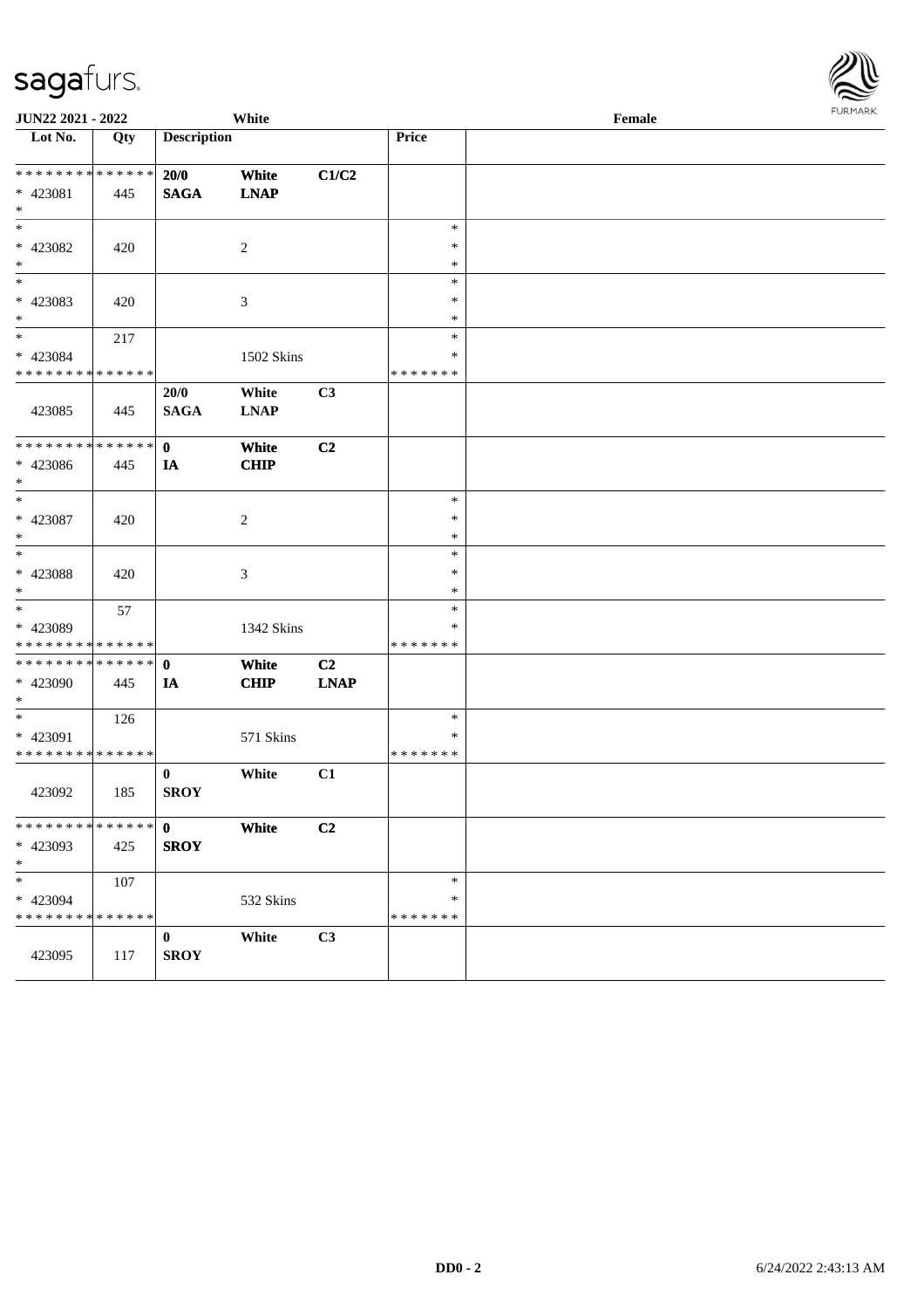sagafurs.

JUN22 2021 - 2022 | White | Female

| Lot No. | Qty | Description | | | Price | |
|---|---|---|---|---|---|---|
| * * * * * * * * * * * * * * | | 20/0 | White | C1/C2 | | |
| * 423081 | 445 | SAGA | LNAP | | | |
| * | | | | | | |
| * | | | | | * | |
| * 423082 | 420 | | 2 | | * | |
| * | | | | | * | |
| * | | | | | * | |
| * 423083 | 420 | | 3 | | * | |
| * | | | | | * | |
| * | 217 | | | | * | |
| * 423084 | | | 1502 Skins | | * | |
| * * * * * * * * * * * * * * | | | | | * * * * * * * | |
| | | 20/0 | White | C3 | | |
| 423085 | 445 | SAGA | LNAP | | | |
| * * * * * * * * * * * * * * | | 0 | White | C2 | | |
| * 423086 | 445 | IA | CHIP | | | |
| * | | | | | | |
| * | | | | | * | |
| * 423087 | 420 | | 2 | | * | |
| * | | | | | * | |
| * | | | | | * | |
| * 423088 | 420 | | 3 | | * | |
| * | | | | | * | |
| * | 57 | | | | * | |
| * 423089 | | | 1342 Skins | | * | |
| * * * * * * * * * * * * * * | | | | | * * * * * * * | |
| * * * * * * * * * * * * * * | | 0 | White | C2 | | |
| * 423090 | 445 | IA | CHIP | LNAP | | |
| * | | | | | | |
| * | 126 | | | | * | |
| * 423091 | | | 571 Skins | | * | |
| * * * * * * * * * * * * * * | | | | | * * * * * * * | |
| | | 0 | White | C1 | | |
| 423092 | 185 | SROY | | | | |
| * * * * * * * * * * * * * * | | 0 | White | C2 | | |
| * 423093 | 425 | SROY | | | | |
| * | | | | | | |
| * | 107 | | | | * | |
| * 423094 | | | 532 Skins | | * | |
| * * * * * * * * * * * * * * | | | | | * * * * * * * | |
| | | 0 | White | C3 | | |
| 423095 | 117 | SROY | | | | |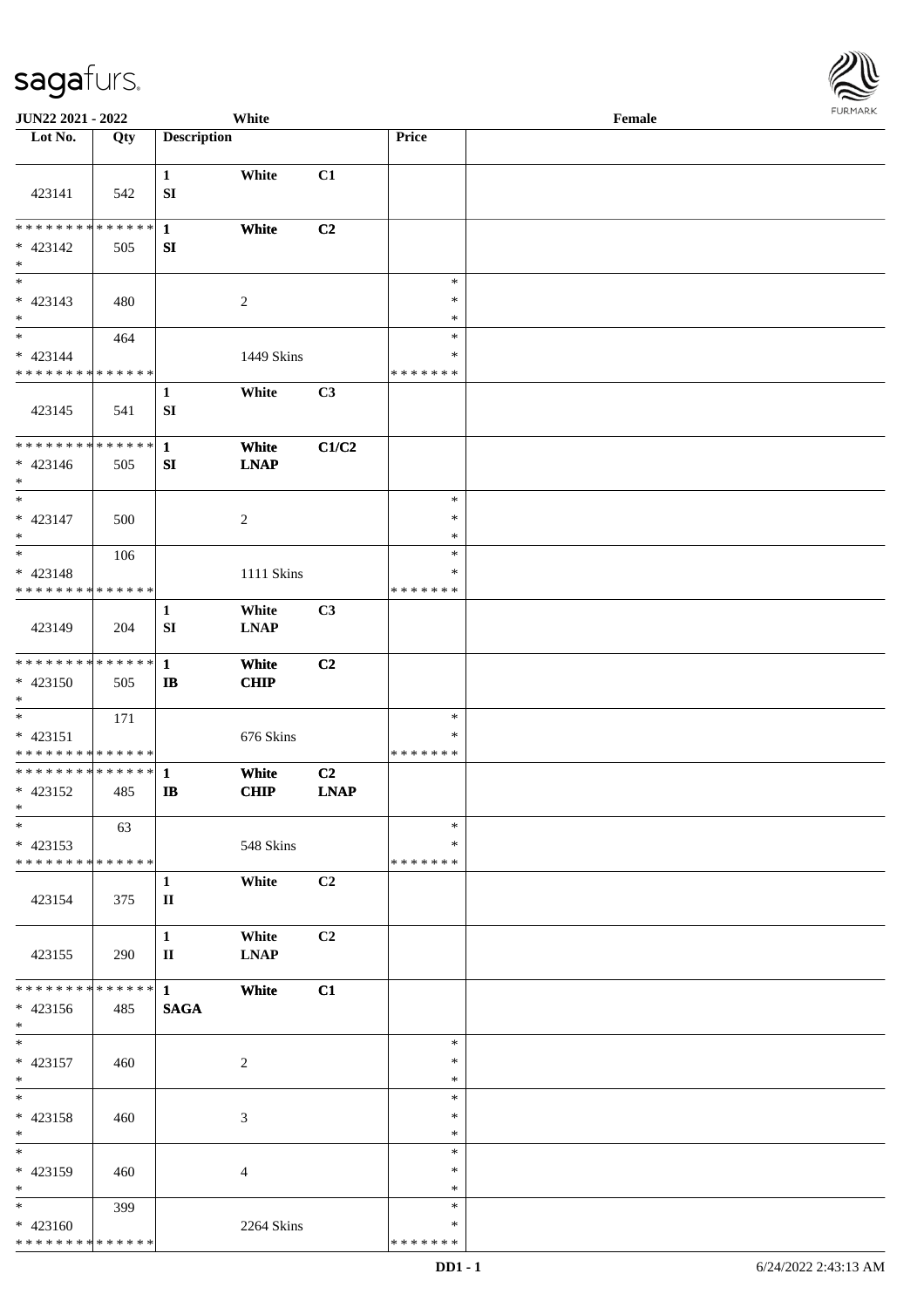| Lot No. | Qty | Description | | | Price | |
|---|---|---|---|---|---|---|
| 423141 | 542 | 1 SI | White | C1 | | |
| * * * * * * * * * * * * * * * 423142 * | 505 | 1 SI | White | C2 | | |
| * * 423143 * | 480 | | 2 | | * * * | |
| * * 423144 * * * * * * * * * * * * * * | 464 | | 1449 Skins | | * * * * * * * * * | |
| 423145 | 541 | 1 SI | White | C3 | | |
| * * * * * * * * * * * * * * * 423146 * | 505 | 1 SI | White LNAP | C1/C2 | | |
| * * 423147 * | 500 | | 2 | | * * * | |
| * * 423148 * * * * * * * * * * * * * * | 106 | | 1111 Skins | | * * * * * * * * * | |
| 423149 | 204 | 1 SI | White LNAP | C3 | | |
| * * * * * * * * * * * * * * * 423150 * | 505 | 1 IB | White CHIP | C2 | | |
| * * 423151 * * * * * * * * * * * * * * | 171 | | 676 Skins | | * * * * * * * * * | |
| * * * * * * * * * * * * * * * 423152 * | 485 | 1 IB | White CHIP | C2 LNAP | | |
| * * 423153 * * * * * * * * * * * * * * | 63 | | 548 Skins | | * * * * * * * * * | |
| 423154 | 375 | 1 II | White | C2 | | |
| 423155 | 290 | 1 II | White LNAP | C2 | | |
| * * * * * * * * * * * * * * * 423156 * | 485 | 1 SAGA | White | C1 | | |
| * * 423157 * | 460 | | 2 | | * * * | |
| * * 423158 * | 460 | | 3 | | * * * | |
| * * 423159 * | 460 | | 4 | | * * * | |
| * * 423160 * * * * * * * * * * * * * * | 399 | | 2264 Skins | | * * * * * * * * * | |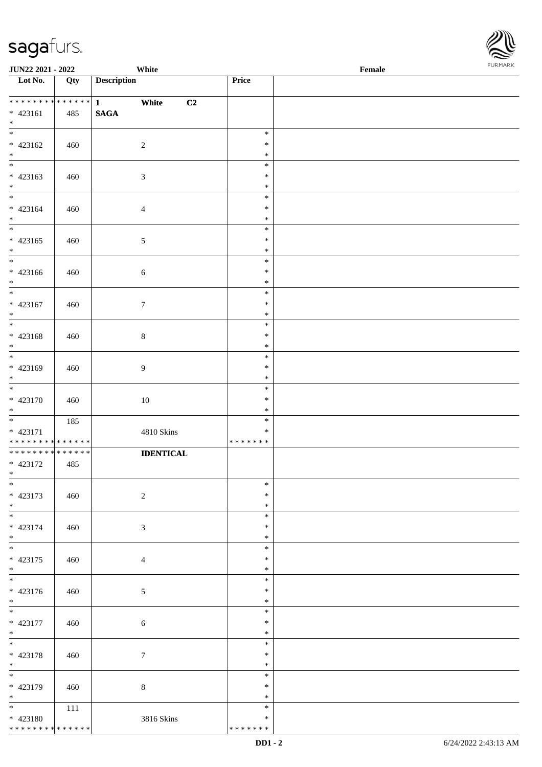| Lot No. | Qty | Description | Price | |
|---|---|---|---|---|
| * * * * * * * * * * * * * * | | 1 White C2 | | |
| * 423161 | 485 | **SAGA** | | |
| * | | | | |
| * 423162 | 460 | 2 | * | |
| * 423163 | 460 | 3 | * | |
| * 423164 | 460 | 4 | * | |
| * 423165 | 460 | 5 | * | |
| * 423166 | 460 | 6 | * | |
| * 423167 | 460 | 7 | * | |
| * 423168 | 460 | 8 | * | |
| * 423169 | 460 | 9 | * | |
| * 423170 | 460 | 10 | * | |
| * | 185 | | * | |
| * 423171 | | 4810 Skins | * | |
| * * * * * * * * * * * * * * | | | * * * * * * * | |
| * * * * * * * * * * * * * * | | **IDENTICAL** | | |
| * 423172 | 485 | | | |
| * 423173 | 460 | 2 | * | |
| * 423174 | 460 | 3 | * | |
| * 423175 | 460 | 4 | * | |
| * 423176 | 460 | 5 | * | |
| * 423177 | 460 | 6 | * | |
| * 423178 | 460 | 7 | * | |
| * 423179 | 460 | 8 | * | |
| * | 111 | | * | |
| * 423180 | | 3816 Skins | * | |
| * * * * * * * * * * * * * * | | | * * * * * * * | |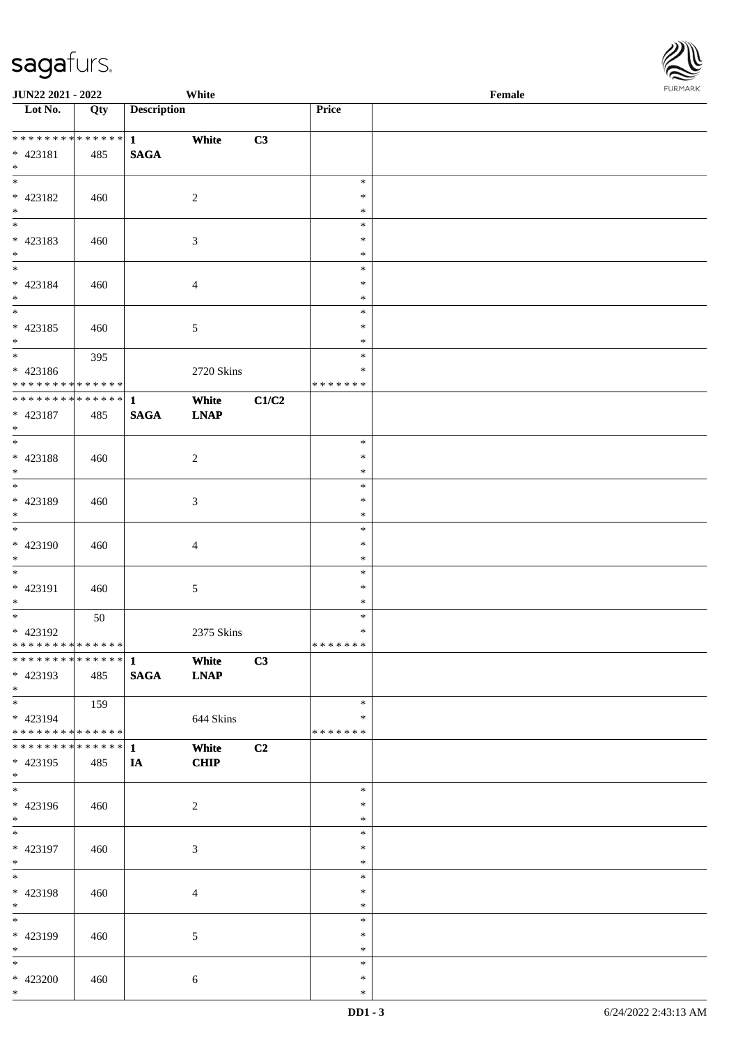| Lot No. | Qty | Description | | | Price | |
|---|---|---|---|---|---|---|
| * * * * * * * * * * * * * * | | 1 | White | C3 | | |
| * 423181 | 485 | SAGA | | | | |
| * | | | | | | |
| * 423182 | 460 | | 2 | | * * * | |
| * 423183 | 460 | | 3 | | * * * | |
| * 423184 | 460 | | 4 | | * * * | |
| * 423185 | 460 | | 5 | | * * * | |
| * 423186 | 395 | | 2720 Skins | | * * * * * * * * * | |
| * * * * * * * * * * * * * * | | 1 | White | C1/C2 | | |
| * 423187 | 485 | SAGA | LNAP | | | |
| * 423188 | 460 | | 2 | | * * * | |
| * 423189 | 460 | | 3 | | * * * | |
| * 423190 | 460 | | 4 | | * * * | |
| * 423191 | 460 | | 5 | | * * * | |
| * 423192 | 50 | | 2375 Skins | | * * * * * * * * * | |
| * * * * * * * * * * * * * * | | 1 | White | C3 | | |
| * 423193 | 485 | SAGA | LNAP | | | |
| * 423194 | 159 | | 644 Skins | | * * * * * * * * * | |
| * * * * * * * * * * * * * * | | 1 | White | C2 | | |
| * 423195 | 485 | IA | CHIP | | | |
| * 423196 | 460 | | 2 | | * * * | |
| * 423197 | 460 | | 3 | | * * * | |
| * 423198 | 460 | | 4 | | * * * | |
| * 423199 | 460 | | 5 | | * * * | |
| * 423200 | 460 | | 6 | | * * * | |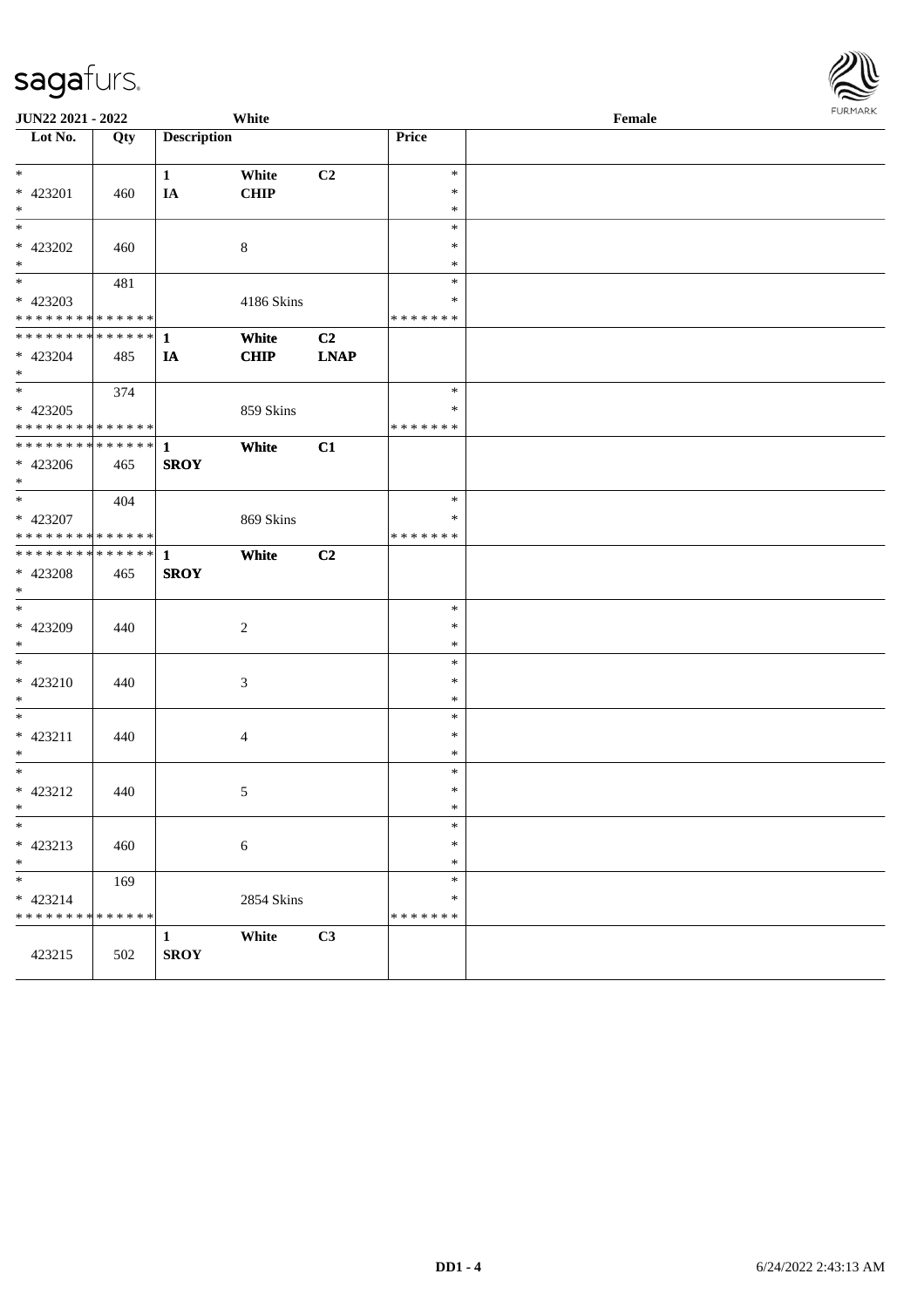| Lot No. | Qty | Description | | | Price | |
|---|---|---|---|---|---|---|
| * | | 1 | White | C2 | * | |
| * 423201 | 460 | IA | CHIP | | * | |
| * | | | | | * | |
| * | | | | | * | |
| * 423202 | 460 | | 8 | | * | |
| * | | | | | * | |
| * | 481 | | | | * | |
| * 423203 | | | 4186 Skins | | * | |
| * * * * * * * * * * * * * * | | | | | * * * * * * * | |
| * * * * * * * * * * * * * * | | 1 | White | C2 | | |
| * 423204 | 485 | IA | CHIP | LNAP | | |
| * | | | | | | |
| * | 374 | | | | * | |
| * 423205 | | | 859 Skins | | * | |
| * * * * * * * * * * * * * * | | | | | * * * * * * * | |
| * * * * * * * * * * * * * * | | 1 | White | C1 | | |
| * 423206 | 465 | SROY | | | | |
| * | | | | | | |
| * | 404 | | | | * | |
| * 423207 | | | 869 Skins | | * | |
| * * * * * * * * * * * * * * | | | | | * * * * * * * | |
| * * * * * * * * * * * * * * | | 1 | White | C2 | | |
| * 423208 | 465 | SROY | | | | |
| * | | | | | | |
| * | | | | | * | |
| * 423209 | 440 | | 2 | | * | |
| * | | | | | * | |
| * | | | | | * | |
| * 423210 | 440 | | 3 | | * | |
| * | | | | | * | |
| * | | | | | * | |
| * 423211 | 440 | | 4 | | * | |
| * | | | | | * | |
| * | | | | | * | |
| * 423212 | 440 | | 5 | | * | |
| * | | | | | * | |
| * | | | | | * | |
| * 423213 | 460 | | 6 | | * | |
| * | | | | | * | |
| * | 169 | | | | * | |
| * 423214 | | | 2854 Skins | | * | |
| * * * * * * * * * * * * * * | | | | | * * * * * * * | |
| | | 1 | White | C3 | | |
| 423215 | 502 | SROY | | | | |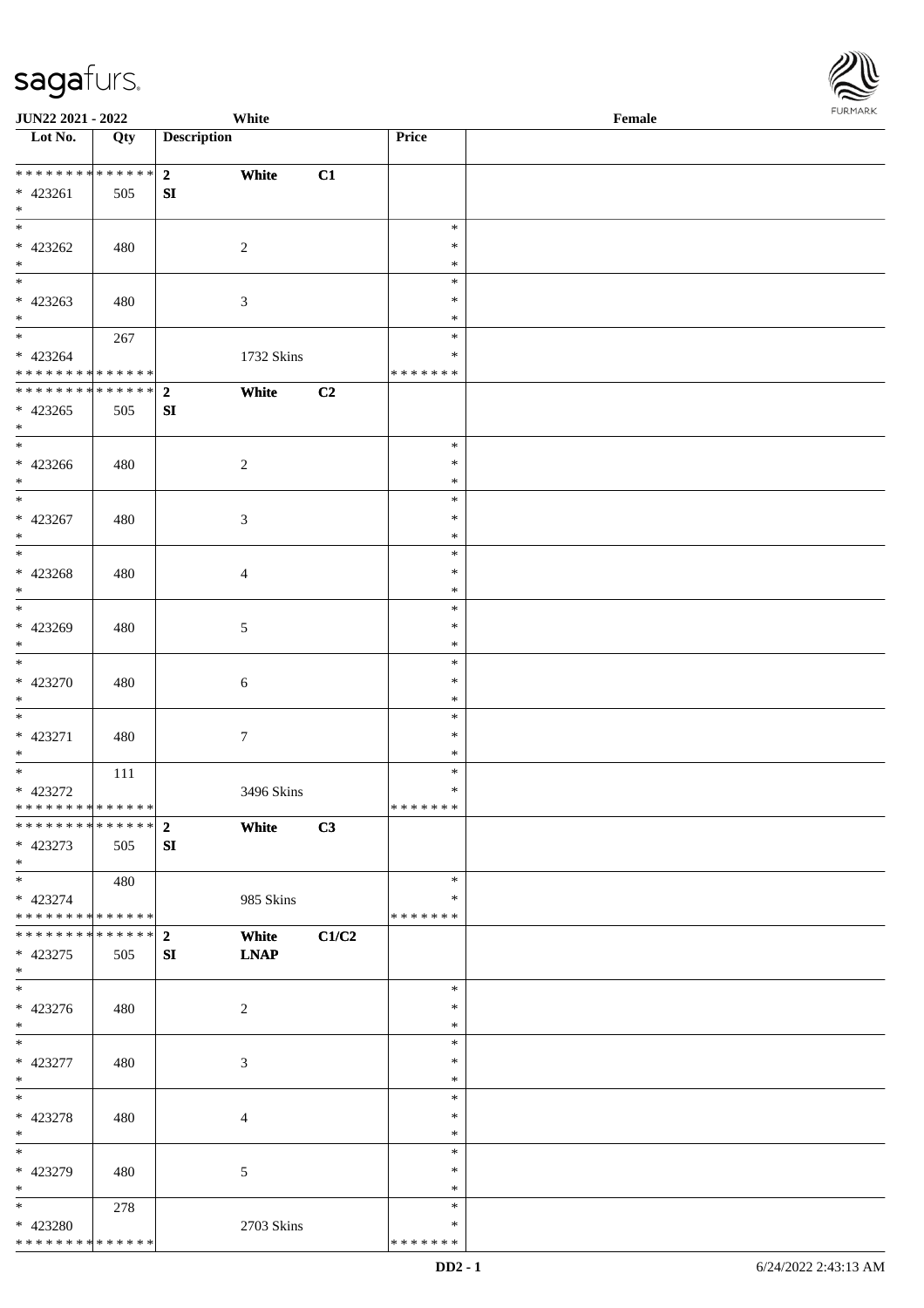JUN22 2021 - 2022 White Female

| Lot No. | Qty | Description | | | Price | |
|---|---|---|---|---|---|---|
| * * * * * * * * * * * * * * | | 2 | White | C1 | | |
| * 423261 | 505 | SI | | | | |
| * | | | | | | |
| * | | | | | * | |
| * 423262 | 480 | | 2 | | * | |
| * | | | | | * | |
| * | | | | | * | |
| * 423263 | 480 | | 3 | | * | |
| * | | | | | * | |
| * | 267 | | | | * | |
| * 423264 | | | 1732 Skins | | * | |
| * * * * * * * * * * * * * * | | | | | * * * * * * * | |
| * * * * * * * * * * * * * * | | 2 | White | C2 | | |
| * 423265 | 505 | SI | | | | |
| * | | | | | | |
| * | | | | | * | |
| * 423266 | 480 | | 2 | | * | |
| * | | | | | * | |
| * | | | | | * | |
| * 423267 | 480 | | 3 | | * | |
| * | | | | | * | |
| * | | | | | * | |
| * 423268 | 480 | | 4 | | * | |
| * | | | | | * | |
| * | | | | | * | |
| * 423269 | 480 | | 5 | | * | |
| * | | | | | * | |
| * | | | | | * | |
| * 423270 | 480 | | 6 | | * | |
| * | | | | | * | |
| * | | | | | * | |
| * 423271 | 480 | | 7 | | * | |
| * | | | | | * | |
| * | 111 | | | | * | |
| * 423272 | | | 3496 Skins | | * | |
| * * * * * * * * * * * * * * | | | | | * * * * * * * | |
| * * * * * * * * * * * * * * | | 2 | White | C3 | | |
| * 423273 | 505 | SI | | | | |
| * | | | | | | |
| * | 480 | | | | * | |
| * 423274 | | | 985 Skins | | * | |
| * * * * * * * * * * * * * * | | | | | * * * * * * * | |
| * * * * * * * * * * * * * * | | 2 | White | C1/C2 | | |
| * 423275 | 505 | SI | LNAP | | | |
| * | | | | | | |
| * | | | | | * | |
| * 423276 | 480 | | 2 | | * | |
| * | | | | | * | |
| * | | | | | * | |
| * 423277 | 480 | | 3 | | * | |
| * | | | | | * | |
| * | | | | | * | |
| * 423278 | 480 | | 4 | | * | |
| * | | | | | * | |
| * | | | | | * | |
| * 423279 | 480 | | 5 | | * | |
| * | | | | | * | |
| * | 278 | | | | * | |
| * 423280 | | | 2703 Skins | | * | |
| * * * * * * * * * * * * * * | | | | | * * * * * * * | |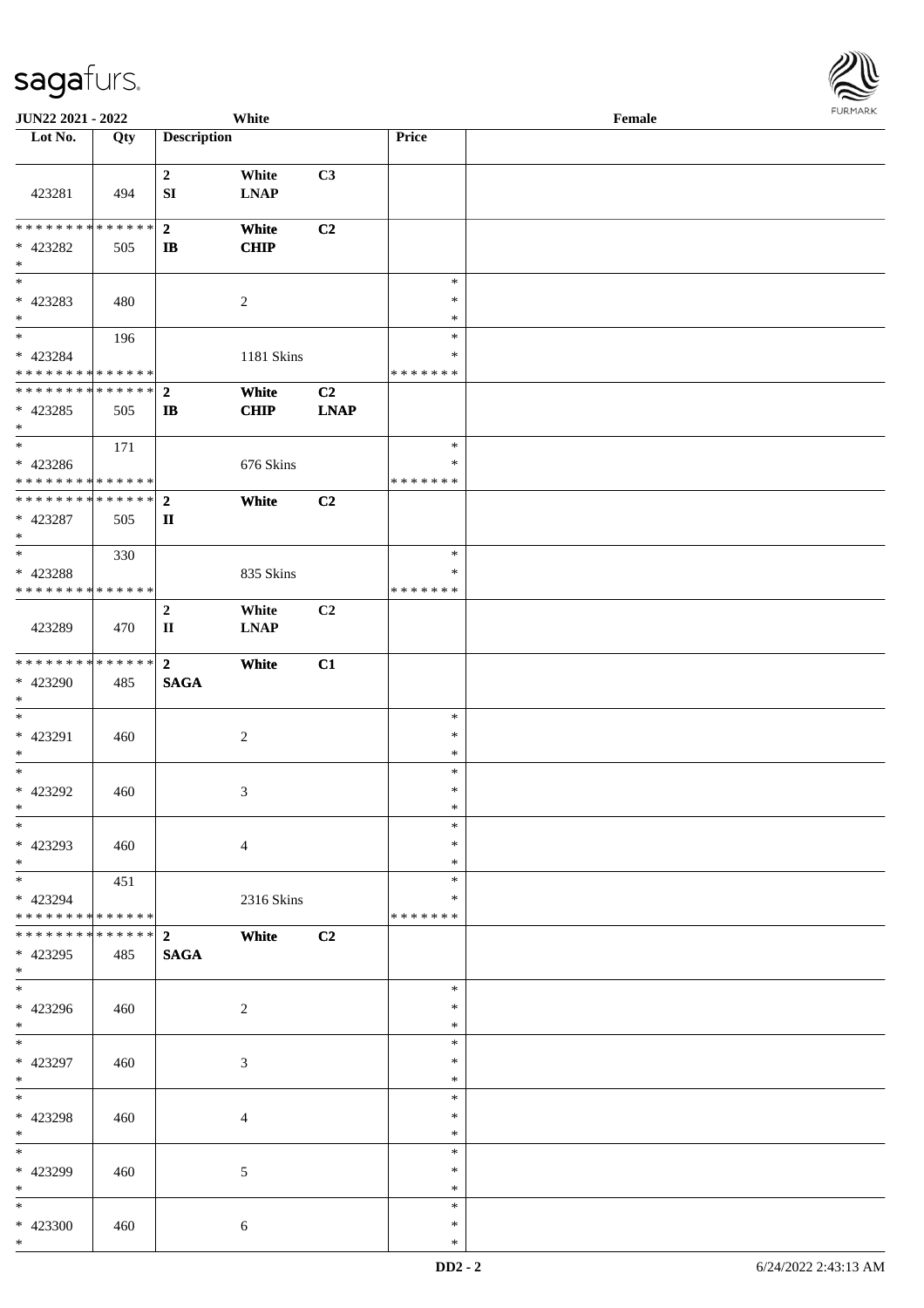JUN22 2021 - 2022 | White | Female

| Lot No. | Qty | Description | | | Price | |
|---|---|---|---|---|---|---|
| 423281 | 494 | 2<br>SI | White<br>LNAP | C3 | | |
| * * * * * * * * * * * * * *<br>* 423282<br>* | 505 | 2<br>IB | White<br>CHIP | C2 | | |
| *<br>* 423283<br>* | 480 | | 2 | | *<br>*<br>* | |
| *<br>* 423284<br>* * * * * * * * * * * * * * | 196 | | 1181 Skins | | *<br>*<br>* * * * * * * | |
| * * * * * * * * * * * * * *<br>* 423285<br>* | 505 | 2<br>IB | White<br>CHIP | C2<br>LNAP | | |
| *<br>* 423286<br>* * * * * * * * * * * * * * | 171 | | 676 Skins | | *<br>*<br>* * * * * * * | |
| * * * * * * * * * * * * * *<br>* 423287<br>* | 505 | 2<br>II | White | C2 | | |
| *<br>* 423288<br>* * * * * * * * * * * * * * | 330 | | 835 Skins | | *<br>*<br>* * * * * * * | |
| 423289 | 470 | 2<br>II | White<br>LNAP | C2 | | |
| * * * * * * * * * * * * * *<br>* 423290<br>* | 485 | 2<br>SAGA | White | C1 | | |
| *<br>* 423291<br>* | 460 | | 2 | | *<br>*<br>* | |
| *<br>* 423292<br>* | 460 | | 3 | | *<br>*<br>* | |
| *<br>* 423293<br>* | 460 | | 4 | | *<br>*<br>* | |
| *<br>* 423294<br>* * * * * * * * * * * * * * | 451 | | 2316 Skins | | *<br>*<br>* * * * * * * | |
| * * * * * * * * * * * * * *<br>* 423295<br>* | 485 | 2<br>SAGA | White | C2 | | |
| *<br>* 423296<br>* | 460 | | 2 | | *<br>*<br>* | |
| *<br>* 423297<br>* | 460 | | 3 | | *<br>*<br>* | |
| *<br>* 423298<br>* | 460 | | 4 | | *<br>*<br>* | |
| *<br>* 423299<br>* | 460 | | 5 | | *<br>*<br>* | |
| *<br>* 423300<br>* | 460 | | 6 | | *<br>*<br>* | |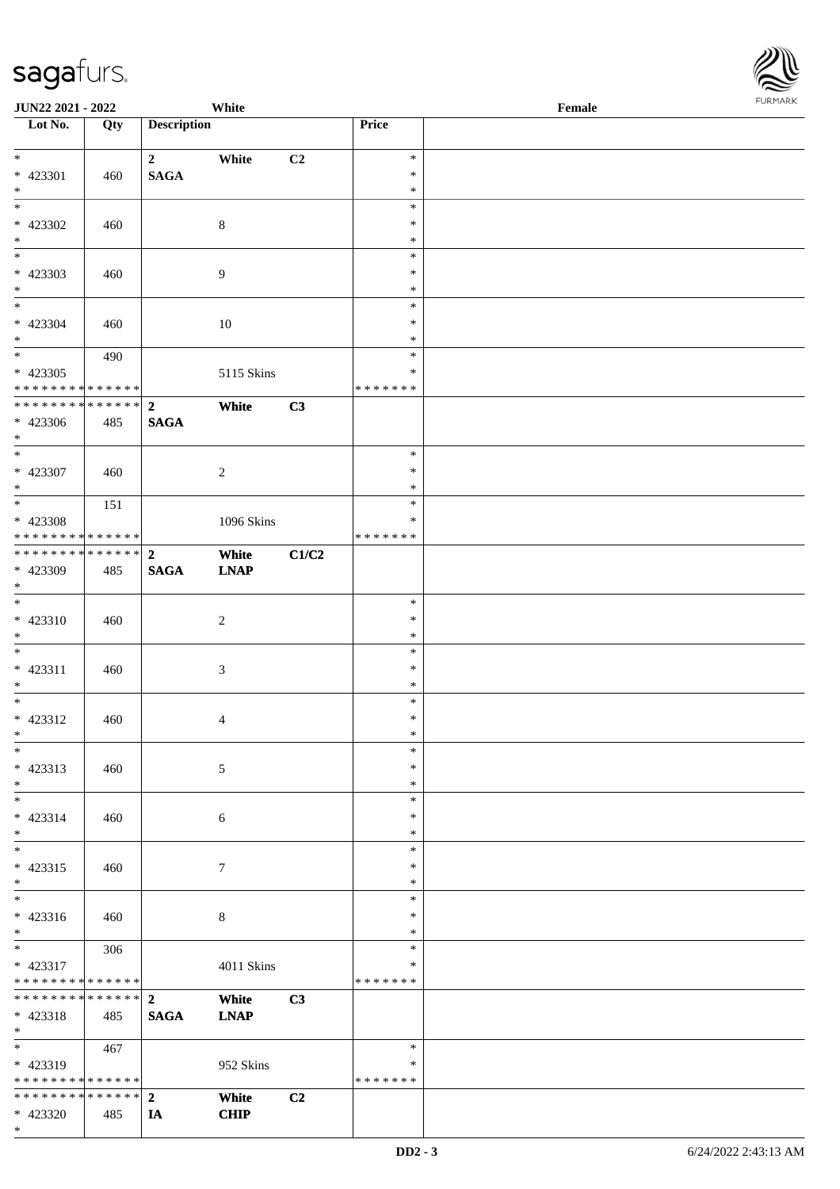**JUN22 2021 - 2022** White **Female**

| Lot No. | Qty | Description | | | Price | |
|---|---|---|---|---|---|---|
| * 423301 * | 460 | **2** **SAGA** | **White** | **C2** | * * * | |
| * 423302 * | 460 | | 8 | | * * * | |
| * 423303 * | 460 | | 9 | | * * * | |
| * 423304 * | 460 | | 10 | | * * * | |
| * 423305 * * * * * * * * * * * * * * | 490 | | 5115 Skins | | * * * * * * * * | |
| * * * * * * * * * * * * * * 423306 * | 485 | **2** **SAGA** | **White** | **C3** | | |
| * 423307 * | 460 | | 2 | | * * * | |
| * 423308 * * * * * * * * * * * * * * | 151 | | 1096 Skins | | * * * * * * * * | |
| * * * * * * * * * * * * * * 423309 * | 485 | **2** **SAGA** | **White** **LNAP** | **C1/C2** | | |
| * 423310 * | 460 | | 2 | | * * * | |
| * 423311 * | 460 | | 3 | | * * * | |
| * 423312 * | 460 | | 4 | | * * * | |
| * 423313 * | 460 | | 5 | | * * * | |
| * 423314 * | 460 | | 6 | | * * * | |
| * 423315 * | 460 | | 7 | | * * * | |
| * 423316 * | 460 | | 8 | | * * * | |
| * 423317 * * * * * * * * * * * * * * | 306 | | 4011 Skins | | * * * * * * * * | |
| * * * * * * * * * * * * * * 423318 * | 485 | **2** **SAGA** | **White** **LNAP** | **C3** | | |
| * 423319 * * * * * * * * * * * * * * | 467 | | 952 Skins | | * * * * * * * * | |
| * * * * * * * * * * * * * * 423320 * | 485 | **2** **IA** | **White** **CHIP** | **C2** | | |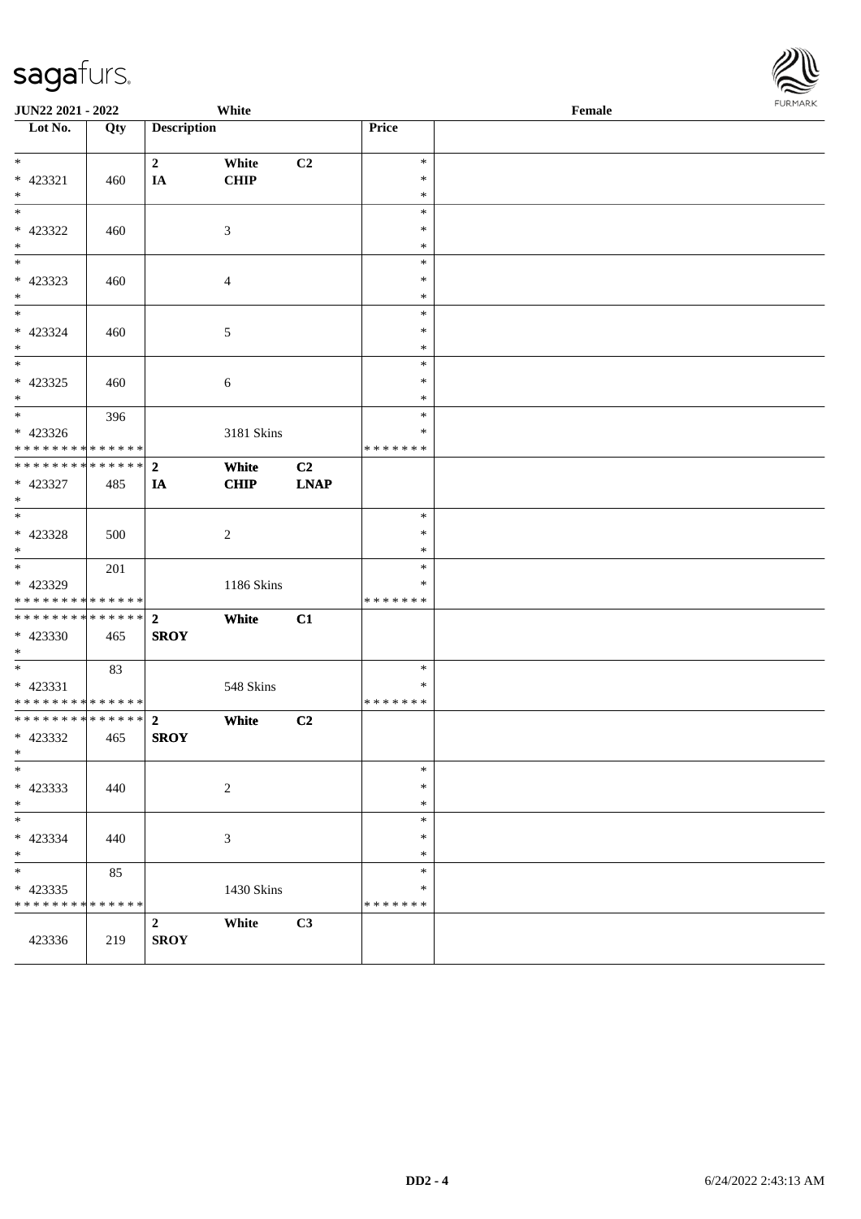**JUN22 2021 - 2022** White **Female**

| Lot No. | Qty | Description | | | Price | |
|---|---|---|---|---|---|---|
| * | | **2** | **White** | **C2** | * | |
| * 423321 | 460 | **IA** | **CHIP** | | * | |
| * | | | | | * | |
| * | | | | | * | |
| * 423322 | 460 | | 3 | | * | |
| * | | | | | * | |
| * | | | | | * | |
| * 423323 | 460 | | 4 | | * | |
| * | | | | | * | |
| * | | | | | * | |
| * 423324 | 460 | | 5 | | * | |
| * | | | | | * | |
| * | | | | | * | |
| * 423325 | 460 | | 6 | | * | |
| * | | | | | * | |
| * | 396 | | | | * | |
| * 423326 | | | 3181 Skins | | * | |
| * * * * * * * * * * * * * * | | | | | * * * * * * * | |
| * * * * * * * * * * * * * * | | **2** | **White** | **C2** | | |
| * 423327 | 485 | **IA** | **CHIP** | **LNAP** | | |
| * | | | | | | |
| * | | | | | * | |
| * 423328 | 500 | | 2 | | * | |
| * | | | | | * | |
| * | 201 | | | | * | |
| * 423329 | | | 1186 Skins | | * | |
| * * * * * * * * * * * * * * | | | | | * * * * * * * | |
| * * * * * * * * * * * * * * | | **2** | **White** | **C1** | | |
| * 423330 | 465 | **SROY** | | | | |
| * | | | | | | |
| * | 83 | | | | * | |
| * 423331 | | | 548 Skins | | * | |
| * * * * * * * * * * * * * * | | | | | * * * * * * * | |
| * * * * * * * * * * * * * * | | **2** | **White** | **C2** | | |
| * 423332 | 465 | **SROY** | | | | |
| * | | | | | | |
| * | | | | | * | |
| * 423333 | 440 | | 2 | | * | |
| * | | | | | * | |
| * | | | | | * | |
| * 423334 | 440 | | 3 | | * | |
| * | | | | | * | |
| * | 85 | | | | * | |
| * 423335 | | | 1430 Skins | | * | |
| * * * * * * * * * * * * * * | | | | | * * * * * * * | |
| | | **2** | **White** | **C3** | | |
| 423336 | 219 | **SROY** | | | | |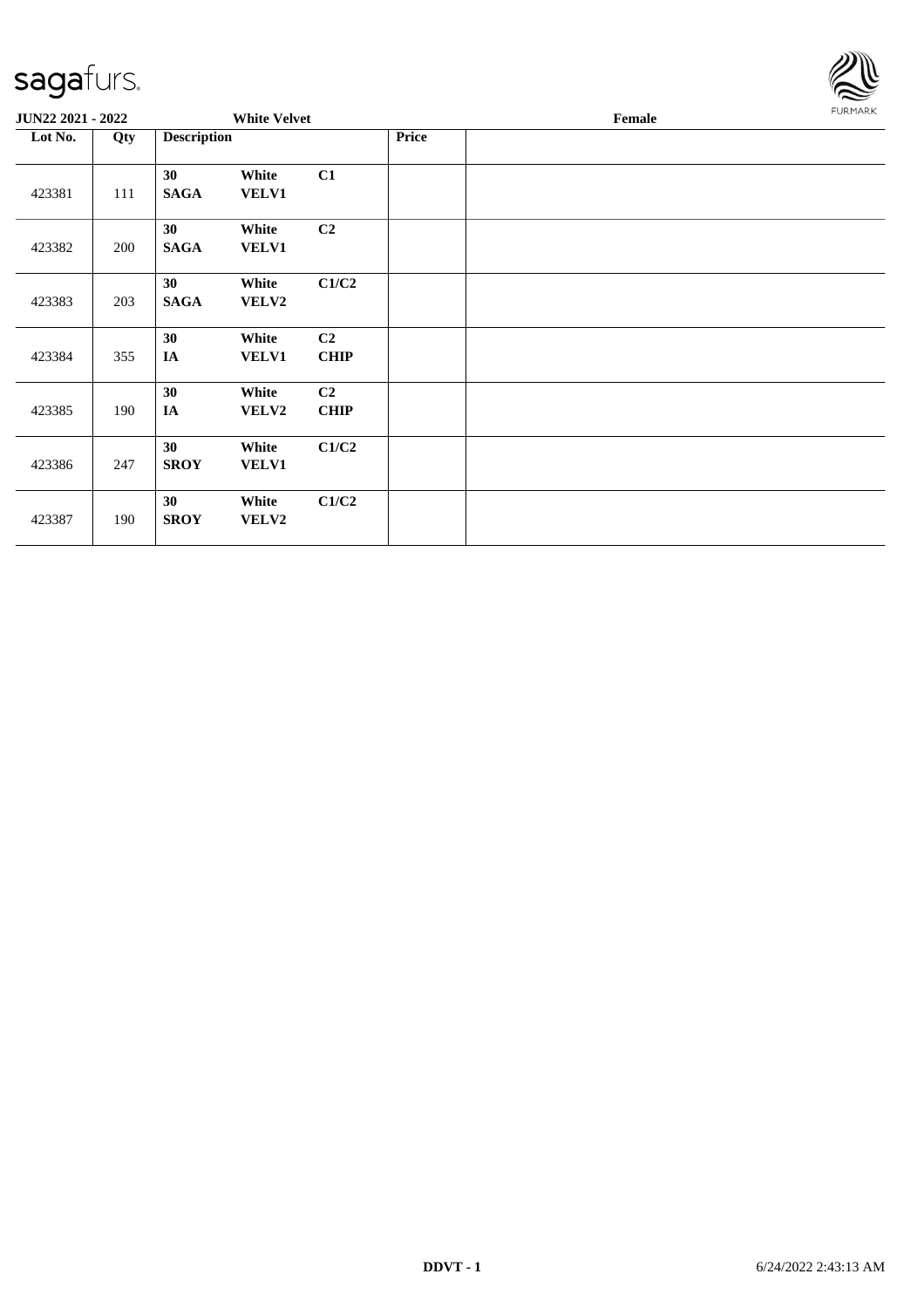**JUN22 2021 - 2022** **White Velvet** **Female**

| Lot No. | Qty | Description | | | Price | |
|---|---|---|---|---|---|---|
| 423381 | 111 | **30** **SAGA** | **White** **VELV1** | **C1** | | |
| 423382 | 200 | **30** **SAGA** | **White** **VELV1** | **C2** | | |
| 423383 | 203 | **30** **SAGA** | **White** **VELV2** | **C1/C2** | | |
| 423384 | 355 | **30** **IA** | **White** **VELV1** | **C2** **CHIP** | | |
| 423385 | 190 | **30** **IA** | **White** **VELV2** | **C2** **CHIP** | | |
| 423386 | 247 | **30** **SROY** | **White** **VELV1** | **C1/C2** | | |
| 423387 | 190 | **30** **SROY** | **White** **VELV2** | **C1/C2** | | |

**DDVT - 1** 6/24/2022 2:43:13 AM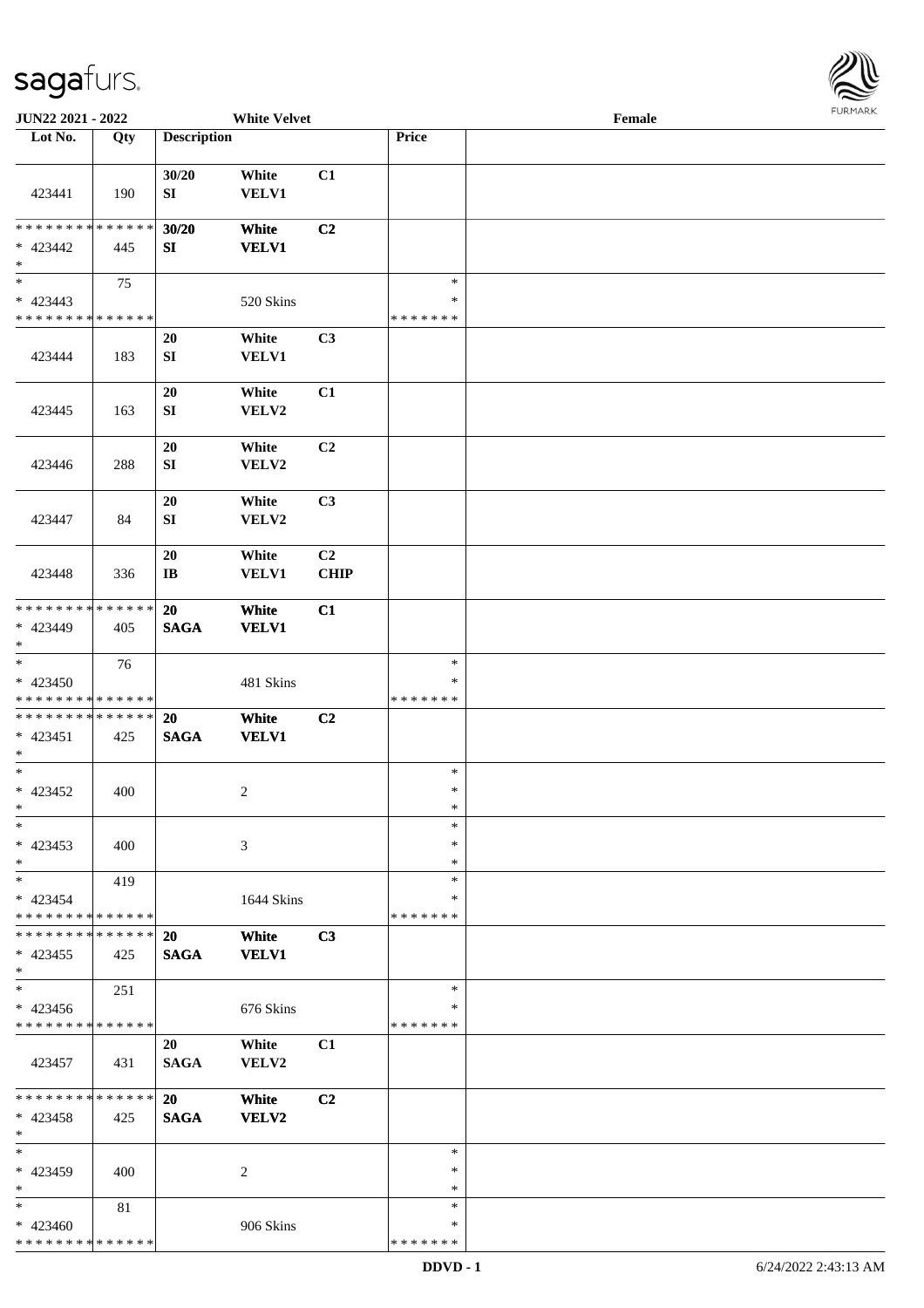**JUN22 2021 - 2022** **White Velvet** **Female**

| Lot No. | Qty | Description | | | Price | |
|---|---|---|---|---|---|---|
| 423441 | 190 | 30/20 SI | White VELV1 | C1 | | |
| * * * * * * * * * * * * * * * 423442 * | 445 | 30/20 SI | White VELV1 | C2 | | |
| * * 423443 * * * * * * * * * * * * * * | 75 | | 520 Skins | | * * * * * * * * * | |
| 423444 | 183 | 20 SI | White VELV1 | C3 | | |
| 423445 | 163 | 20 SI | White VELV2 | C1 | | |
| 423446 | 288 | 20 SI | White VELV2 | C2 | | |
| 423447 | 84 | 20 SI | White VELV2 | C3 | | |
| 423448 | 336 | 20 IB | White VELV1 | C2 CHIP | | |
| * * * * * * * * * * * * * * * 423449 * | 405 | 20 SAGA | White VELV1 | C1 | | |
| * * 423450 * * * * * * * * * * * * * * | 76 | | 481 Skins | | * * * * * * * * * | |
| * * * * * * * * * * * * * * * 423451 * | 425 | 20 SAGA | White VELV1 | C2 | | |
| * * 423452 * | 400 | | 2 | | * * * | |
| * * 423453 * | 400 | | 3 | | * * * | |
| * * 423454 * * * * * * * * * * * * * * | 419 | | 1644 Skins | | * * * * * * * * * | |
| * * * * * * * * * * * * * * * 423455 * | 425 | 20 SAGA | White VELV1 | C3 | | |
| * * 423456 * * * * * * * * * * * * * * | 251 | | 676 Skins | | * * * * * * * * * | |
| 423457 | 431 | 20 SAGA | White VELV2 | C1 | | |
| * * * * * * * * * * * * * * * 423458 * | 425 | 20 SAGA | White VELV2 | C2 | | |
| * * 423459 * | 400 | | 2 | | * * * | |
| * * 423460 * * * * * * * * * * * * * * | 81 | | 906 Skins | | * * * * * * * * * | |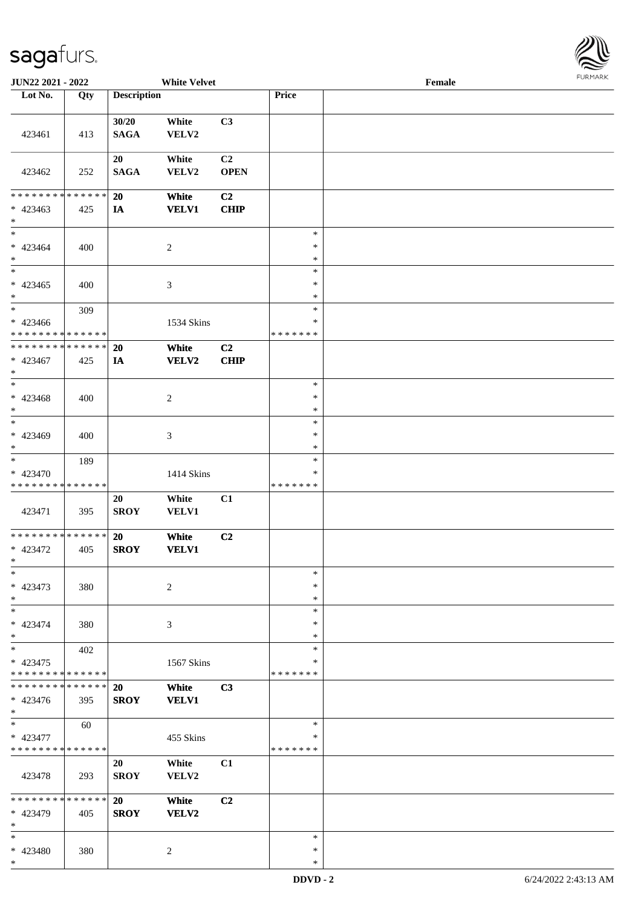JUN22 2021 - 2022 White Velvet Female

| Lot No. | Qty | Description | | | Price | |
|---|---|---|---|---|---|---|
| 423461 | 413 | 30/20 SAGA | White VELV2 | C3 | | |
| 423462 | 252 | 20 SAGA | White VELV2 | C2 OPEN | | |
| * * * * * * * * * * * * * * * 423463 * | 425 | 20 IA | White VELV1 | C2 CHIP | | |
| * 423464 * | 400 | | 2 | | * * * | |
| * 423465 * | 400 | | 3 | | * * * | |
| * 423466 * * * * * * * * * * * * * * | 309 | | 1534 Skins | | * * * * * * * * * | |
| * * * * * * * * * * * * * * * 423467 * | 425 | 20 IA | White VELV2 | C2 CHIP | | |
| * 423468 * | 400 | | 2 | | * * * | |
| * 423469 * | 400 | | 3 | | * * * | |
| * 423470 * * * * * * * * * * * * * * | 189 | | 1414 Skins | | * * * * * * * * * | |
| 423471 | 395 | 20 SROY | White VELV1 | C1 | | |
| * * * * * * * * * * * * * * * 423472 * | 405 | 20 SROY | White VELV1 | C2 | | |
| * 423473 * | 380 | | 2 | | * * * | |
| * 423474 * | 380 | | 3 | | * * * | |
| * 423475 * * * * * * * * * * * * * * | 402 | | 1567 Skins | | * * * * * * * * * | |
| * * * * * * * * * * * * * * * 423476 * | 395 | 20 SROY | White VELV1 | C3 | | |
| * 423477 * * * * * * * * * * * * * * | 60 | | 455 Skins | | * * * * * * * * | |
| 423478 | 293 | 20 SROY | White VELV2 | C1 | | |
| * * * * * * * * * * * * * * * 423479 * | 405 | 20 SROY | White VELV2 | C2 | | |
| * 423480 * | 380 | | 2 | | * * * | |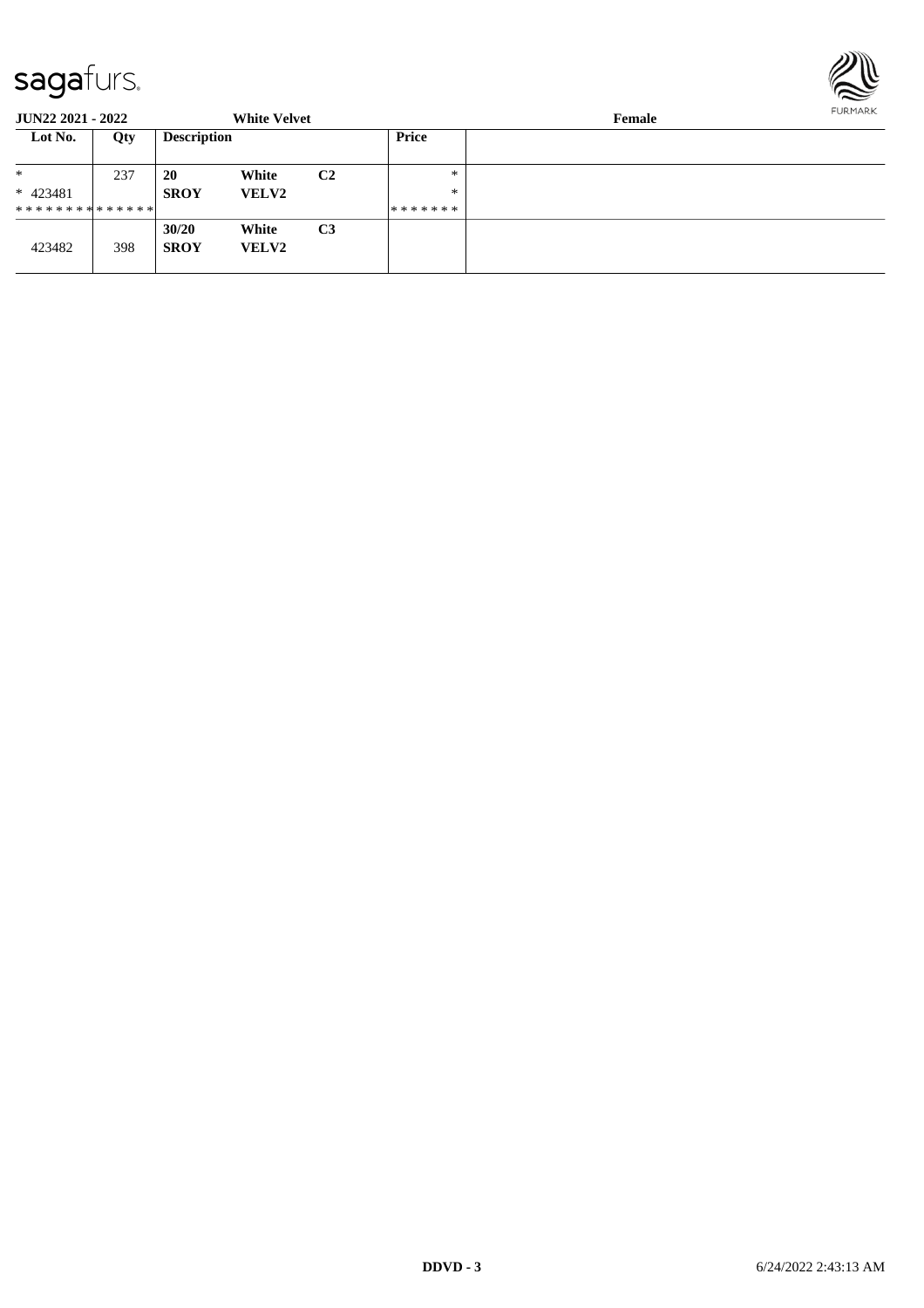**JUN22 2021 - 2022** **White Velvet** **Female**

| Lot No. | Qty | Description | | | Price |
|---|---|---|---|---|---|
| * | 237 | **20** | **White** | **C2** | * |
| * 423481 | | **SROY** | **VELV2** | | * |
| * * * * * * * * * * * * * * | | | | | * * * * * * * |
| 423482 | 398 | **30/20** | **White** | **C3** | |
| | | **SROY** | **VELV2** | | |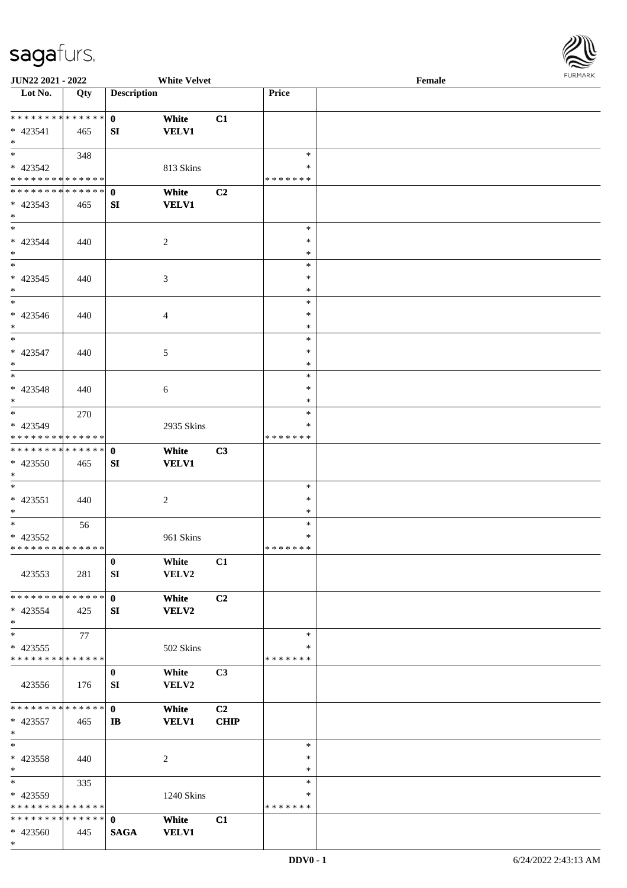JUN22 2021 - 2022 | White Velvet | Female

| Lot No. | Qty | Description | | | Price | |
|---|---|---|---|---|---|---|
| * * * * * * * * * * * * * * | | 0 | White | C1 | | |
| * 423541 | 465 | SI | VELV1 | | | |
| * | | | | | | |
| * | 348 | | | | * | |
| * 423542 | | | 813 Skins | | * | |
| * * * * * * * * * * * * * * | | | | | * * * * * * * | |
| * * * * * * * * * * * * * * | | 0 | White | C2 | | |
| * 423543 | 465 | SI | VELV1 | | | |
| * | | | | | | |
| * | | | | | * | |
| * 423544 | 440 | | 2 | | * | |
| * | | | | | * | |
| * | | | | | * | |
| * 423545 | 440 | | 3 | | * | |
| * | | | | | * | |
| * | | | | | * | |
| * 423546 | 440 | | 4 | | * | |
| * | | | | | * | |
| * | | | | | * | |
| * 423547 | 440 | | 5 | | * | |
| * | | | | | * | |
| * | | | | | * | |
| * 423548 | 440 | | 6 | | * | |
| * | | | | | * | |
| * | 270 | | | | * | |
| * 423549 | | | 2935 Skins | | * | |
| * * * * * * * * * * * * * * | | | | | * * * * * * * | |
| * * * * * * * * * * * * * * | | 0 | White | C3 | | |
| * 423550 | 465 | SI | VELV1 | | | |
| * | | | | | | |
| * | | | | | * | |
| * 423551 | 440 | | 2 | | * | |
| * | | | | | * | |
| * | 56 | | | | * | |
| * 423552 | | | 961 Skins | | * | |
| * * * * * * * * * * * * * * | | | | | * * * * * * * | |
| | | 0 | White | C1 | | |
| 423553 | 281 | SI | VELV2 | | | |
| * * * * * * * * * * * * * * | | 0 | White | C2 | | |
| * 423554 | 425 | SI | VELV2 | | | |
| * | | | | | | |
| * | 77 | | | | * | |
| * 423555 | | | 502 Skins | | * | |
| * * * * * * * * * * * * * * | | | | | * * * * * * * | |
| | | 0 | White | C3 | | |
| 423556 | 176 | SI | VELV2 | | | |
| * * * * * * * * * * * * * * | | 0 | White | C2 | | |
| * 423557 | 465 | IB | VELV1 | CHIP | | |
| * | | | | | | |
| * | | | | | * | |
| * 423558 | 440 | | 2 | | * | |
| * | | | | | * | |
| * | 335 | | | | * | |
| * 423559 | | | 1240 Skins | | * | |
| * * * * * * * * * * * * * * | | | | | * * * * * * * | |
| * * * * * * * * * * * * * * | | 0 | White | C1 | | |
| * 423560 | 445 | SAGA | VELV1 | | | |
| * | | | | | | |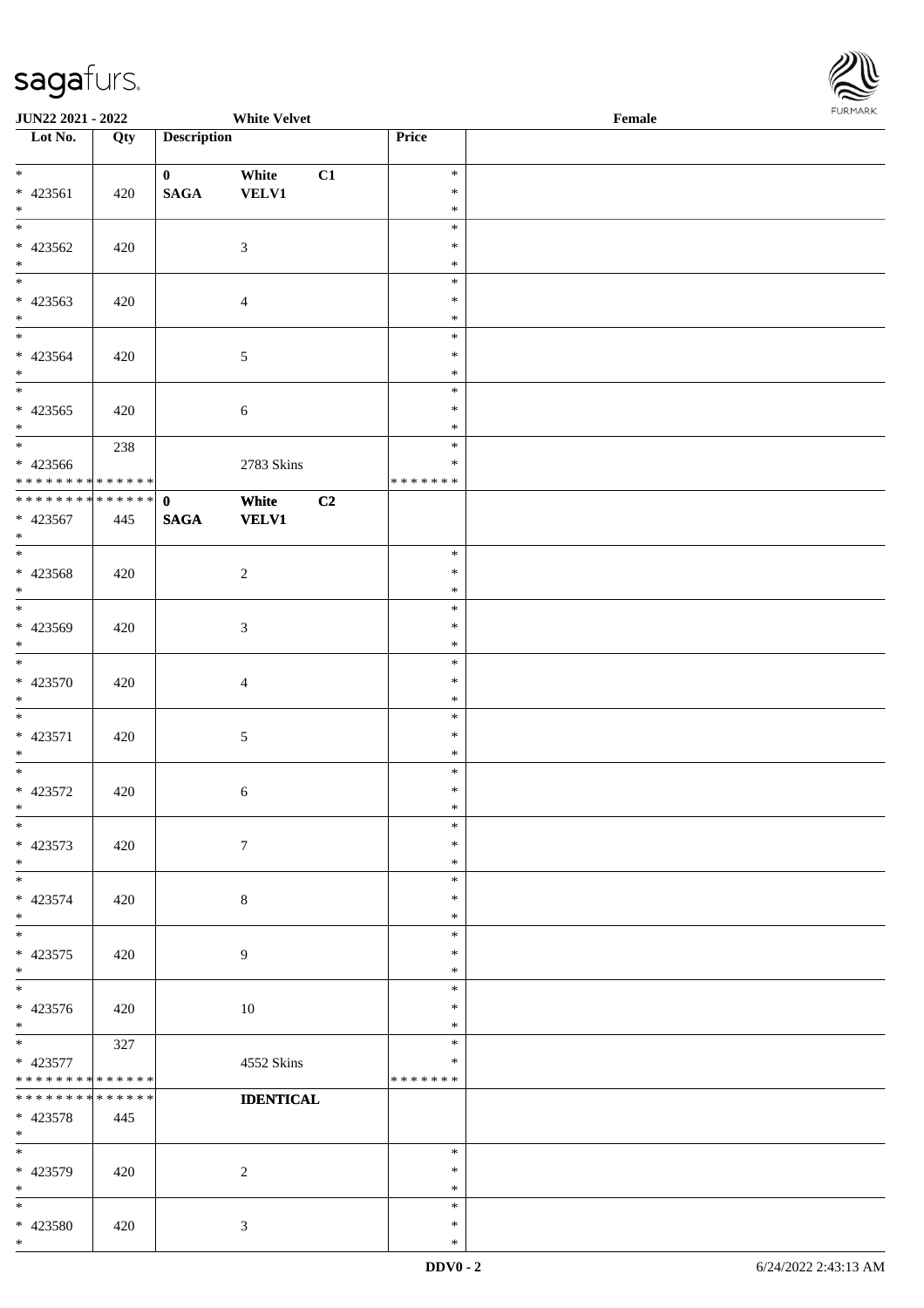JUN22 2021 - 2022 White Velvet Female

| Lot No. | Qty | Description | | | Price | |
|---|---|---|---|---|---|---|
| * <br> * 423561 <br> * | 420 | 0 <br> **SAGA** | White <br> **VELV1** | C1 | * <br> * <br> * | |
| * <br> * 423562 <br> * | 420 | | 3 | | * <br> * <br> * | |
| * <br> * 423563 <br> * | 420 | | 4 | | * <br> * <br> * | |
| * <br> * 423564 <br> * | 420 | | 5 | | * <br> * <br> * | |
| * <br> * 423565 <br> * | 420 | | 6 | | * <br> * <br> * | |
| * <br> * 423566 <br> * * * * * * * * * * * * * * | 238 | | 2783 Skins | | * <br> * <br> * * * * * * * | |
| * * * * * * * * * * * * * * <br> * 423567 <br> * | 445 | **0** <br> **SAGA** | **White** <br> **VELV1** | **C2** | | |
| * <br> * 423568 <br> * | 420 | | 2 | | * <br> * <br> * | |
| * <br> * 423569 <br> * | 420 | | 3 | | * <br> * <br> * | |
| * <br> * 423570 <br> * | 420 | | 4 | | * <br> * <br> * | |
| * <br> * 423571 <br> * | 420 | | 5 | | * <br> * <br> * | |
| * <br> * 423572 <br> * | 420 | | 6 | | * <br> * <br> * | |
| * <br> * 423573 <br> * | 420 | | 7 | | * <br> * <br> * | |
| * <br> * 423574 <br> * | 420 | | 8 | | * <br> * <br> * | |
| * <br> * 423575 <br> * | 420 | | 9 | | * <br> * <br> * | |
| * <br> * 423576 <br> * | 420 | | 10 | | * <br> * <br> * | |
| * <br> * 423577 <br> * * * * * * * * * * * * * * | 327 | | 4552 Skins | | * <br> * <br> * * * * * * * | |
| * * * * * * * * * * * * * * <br> * 423578 <br> * | 445 | | **IDENTICAL** | | | |
| * <br> * 423579 <br> * | 420 | | 2 | | * <br> * <br> * | |
| * <br> * 423580 <br> * | 420 | | 3 | | * <br> * <br> * | |

DDV0 - 2 6/24/2022 2:43:13 AM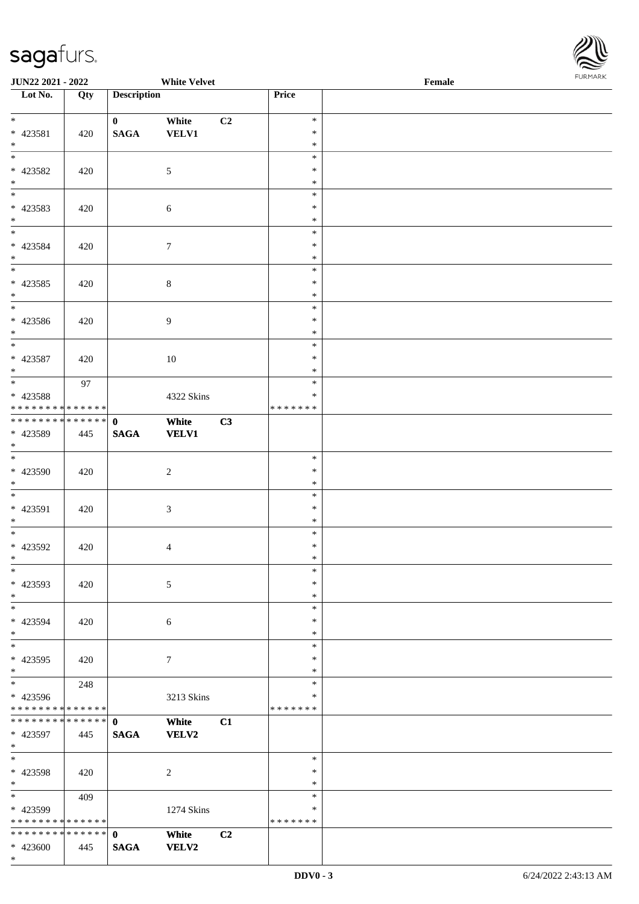**JUN22 2021 - 2022** **White Velvet** **Female**

| Lot No. | Qty | Description | | | Price |
|---|---|---|---|---|---|
| * | | 0 | White | C2 | * |
| * 423581 | 420 | SAGA | VELV1 | | * |
| * | | | | | * |
| * | | | | | * |
| * 423582 | 420 | | 5 | | * |
| * | | | | | * |
| * | | | | | * |
| * 423583 | 420 | | 6 | | * |
| * | | | | | * |
| * | | | | | * |
| * 423584 | 420 | | 7 | | * |
| * | | | | | * |
| * | | | | | * |
| * 423585 | 420 | | 8 | | * |
| * | | | | | * |
| * | | | | | * |
| * 423586 | 420 | | 9 | | * |
| * | | | | | * |
| * | | | | | * |
| * 423587 | 420 | | 10 | | * |
| * | | | | | * |
| * | 97 | | | | * |
| * 423588 | | | 4322 Skins | | * |
| * * * * * * * * * * * * * * | | | | | * * * * * * * |
| * * * * * * * * * * * * * * | | 0 | White | C3 | |
| * 423589 | 445 | SAGA | VELV1 | | |
| * | | | | | |
| * | | | | | * |
| * 423590 | 420 | | 2 | | * |
| * | | | | | * |
| * | | | | | * |
| * 423591 | 420 | | 3 | | * |
| * | | | | | * |
| * | | | | | * |
| * 423592 | 420 | | 4 | | * |
| * | | | | | * |
| * | | | | | * |
| * 423593 | 420 | | 5 | | * |
| * | | | | | * |
| * | | | | | * |
| * 423594 | 420 | | 6 | | * |
| * | | | | | * |
| * | | | | | * |
| * 423595 | 420 | | 7 | | * |
| * | | | | | * |
| * | 248 | | | | * |
| * 423596 | | | 3213 Skins | | * |
| * * * * * * * * * * * * * * | | | | | * * * * * * * |
| * * * * * * * * * * * * * * | | 0 | White | C1 | |
| * 423597 | 445 | SAGA | VELV2 | | |
| * | | | | | |
| * | | | | | * |
| * 423598 | 420 | | 2 | | * |
| * | | | | | * |
| * | 409 | | | | * |
| * 423599 | | | 1274 Skins | | * |
| * * * * * * * * * * * * * * | | | | | * * * * * * * |
| * * * * * * * * * * * * * * | | 0 | White | C2 | |
| * 423600 | 445 | SAGA | VELV2 | | |
| * | | | | | |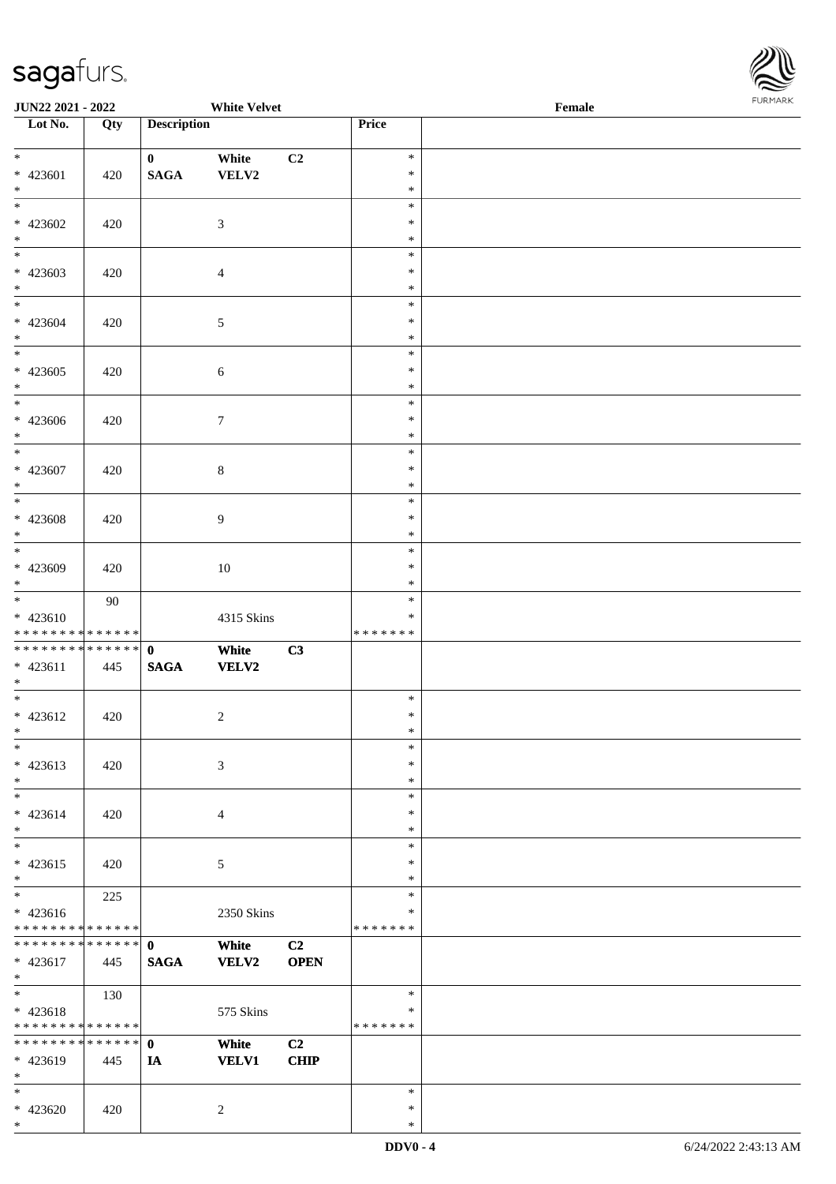**JUN22 2021 - 2022** **White Velvet** **Female**

| Lot No. | Qty | Description | | | Price | |
|---|---|---|---|---|---|---|
| * | | **0** | **White** | **C2** | * | |
| * 423601 | 420 | **SAGA** | **VELV2** | | * | |
| * | | | | | * | |
| * | | | | | * | |
| * 423602 | 420 | | 3 | | * | |
| * | | | | | * | |
| * | | | | | * | |
| * 423603 | 420 | | 4 | | * | |
| * | | | | | * | |
| * | | | | | * | |
| * 423604 | 420 | | 5 | | * | |
| * | | | | | * | |
| * | | | | | * | |
| * 423605 | 420 | | 6 | | * | |
| * | | | | | * | |
| * | | | | | * | |
| * 423606 | 420 | | 7 | | * | |
| * | | | | | * | |
| * | | | | | * | |
| * 423607 | 420 | | 8 | | * | |
| * | | | | | * | |
| * | | | | | * | |
| * 423608 | 420 | | 9 | | * | |
| * | | | | | * | |
| * | | | | | * | |
| * 423609 | 420 | | 10 | | * | |
| * | | | | | * | |
| * | 90 | | | | * | |
| * 423610 | | | 4315 Skins | | * | |
| * * * * * * * * * * * * * * | | | | | * * * * * * * | |
| * * * * * * * * * * * * * * | | **0** | **White** | **C3** | | |
| * 423611 | 445 | **SAGA** | **VELV2** | | | |
| * | | | | | | |
| * | | | | | * | |
| * 423612 | 420 | | 2 | | * | |
| * | | | | | * | |
| * | | | | | * | |
| * 423613 | 420 | | 3 | | * | |
| * | | | | | * | |
| * | | | | | * | |
| * 423614 | 420 | | 4 | | * | |
| * | | | | | * | |
| * | | | | | * | |
| * 423615 | 420 | | 5 | | * | |
| * | | | | | * | |
| * | 225 | | | | * | |
| * 423616 | | | 2350 Skins | | * | |
| * * * * * * * * * * * * * * | | | | | * * * * * * * | |
| * * * * * * * * * * * * * * | | **0** | **White** | **C2** | | |
| * 423617 | 445 | **SAGA** | **VELV2** | **OPEN** | | |
| * | | | | | | |
| * | 130 | | | | * | |
| * 423618 | | | 575 Skins | | * | |
| * * * * * * * * * * * * * * | | | | | * * * * * * * | |
| * * * * * * * * * * * * * * | | **0** | **White** | **C2** | | |
| * 423619 | 445 | **IA** | **VELV1** | **CHIP** | | |
| * | | | | | | |
| * | | | | | * | |
| * 423620 | 420 | | 2 | | * | |
| * | | | | | * | |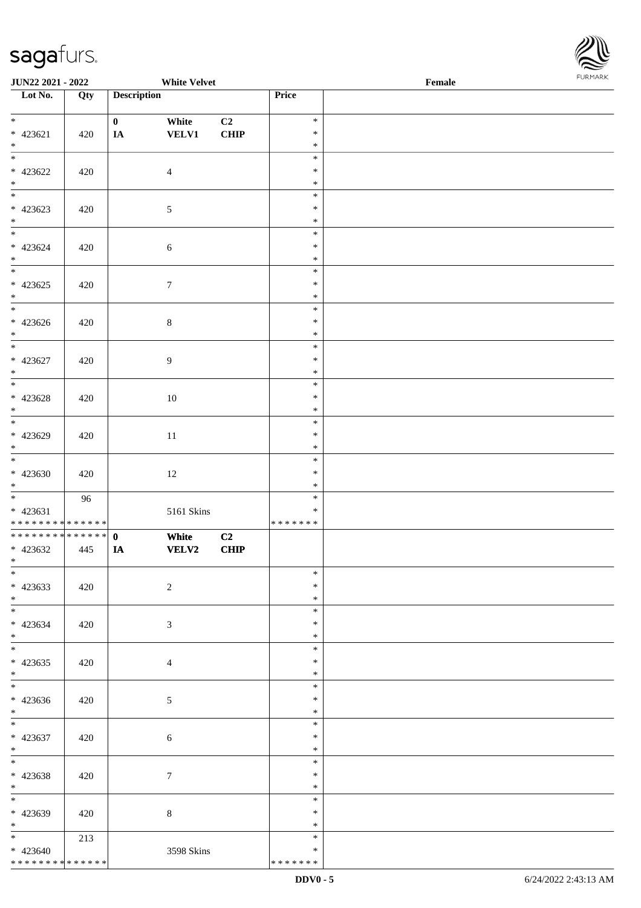| Lot No. | Qty | Description | | | Price | |
|---|---|---|---|---|---|---|
| * 423621 * | 420 | 0 IA | White VELV1 | C2 CHIP | * * * | |
| * 423622 * | 420 | | 4 | | * * * | |
| * 423623 * | 420 | | 5 | | * * * | |
| * 423624 * | 420 | | 6 | | * * * | |
| * 423625 * | 420 | | 7 | | * * * | |
| * 423626 * | 420 | | 8 | | * * * | |
| * 423627 * | 420 | | 9 | | * * * | |
| * 423628 * | 420 | | 10 | | * * * | |
| * 423629 * | 420 | | 11 | | * * * | |
| * 423630 * | 420 | | 12 | | * * * | |
| * 423631 ************** | 96 | | 5161 Skins | | * * ******* | |
| ************** 423632 * | 445 | 0 IA | White VELV2 | C2 CHIP | | |
| * 423633 * | 420 | | 2 | | * * * | |
| * 423634 * | 420 | | 3 | | * * * | |
| * 423635 * | 420 | | 4 | | * * * | |
| * 423636 * | 420 | | 5 | | * * * | |
| * 423637 * | 420 | | 6 | | * * * | |
| * 423638 * | 420 | | 7 | | * * * | |
| * 423639 * | 420 | | 8 | | * * * | |
| * 423640 ************** | 213 | | 3598 Skins | | * * ******* | |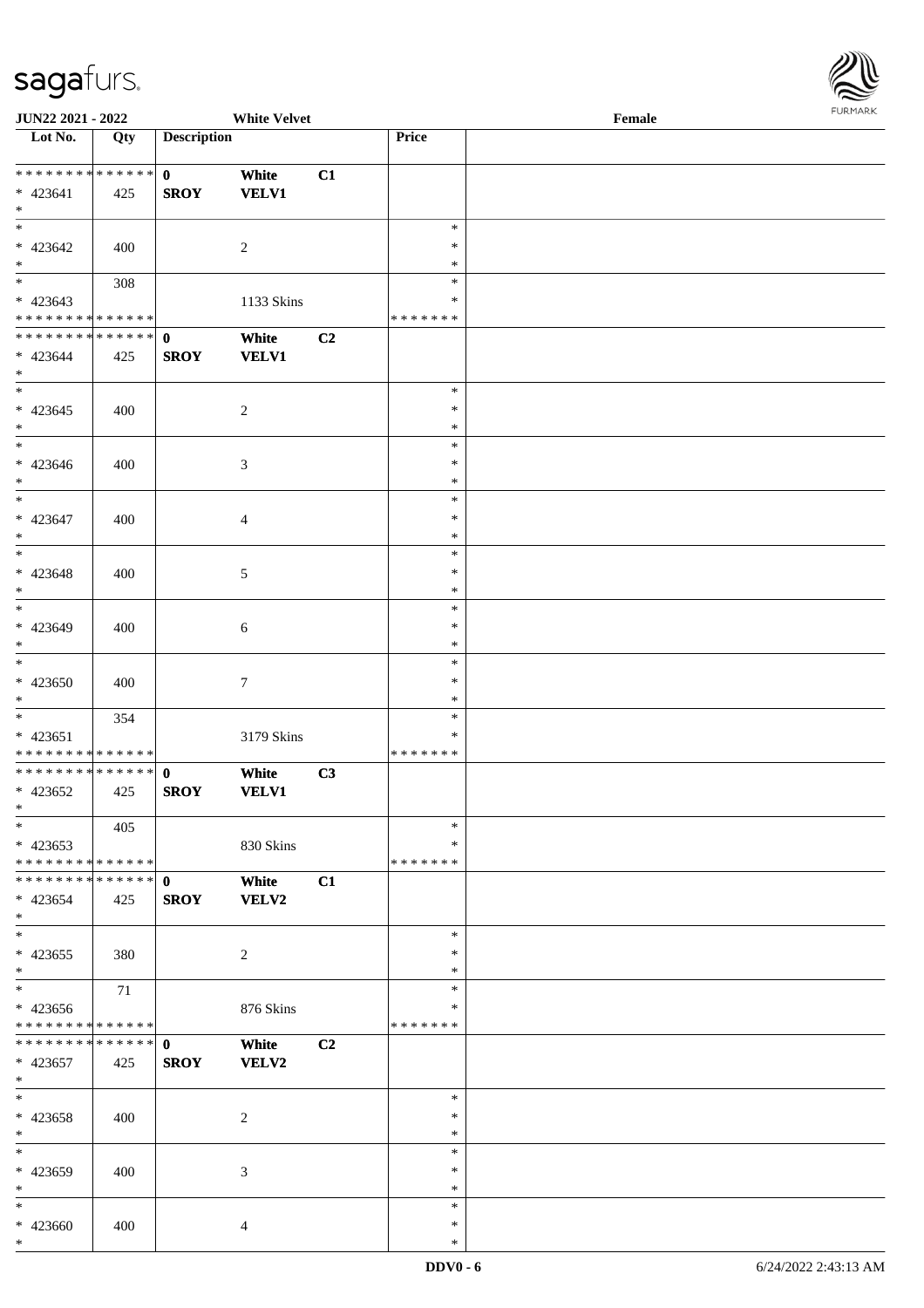JUN22 2021 - 2022 White Velvet Female

| Lot No. | Qty | Description | | | Price | |
|---|---|---|---|---|---|---|
| * * * * * * * * * * * * * * | | 0 | White | C1 | | |
| * 423641 | 425 | SROY | VELV1 | | | |
| * | | | | | | |
| * | | | | | * | |
| * 423642 | 400 | | 2 | | * | |
| * | | | | | * | |
| * | 308 | | | | * | |
| * 423643 | | | 1133 Skins | | * | |
| * * * * * * * * * * * * * * | | | | | * * * * * * * | |
| * * * * * * * * * * * * * * | | 0 | White | C2 | | |
| * 423644 | 425 | SROY | VELV1 | | | |
| * | | | | | | |
| * | | | | | * | |
| * 423645 | 400 | | 2 | | * | |
| * | | | | | * | |
| * | | | | | * | |
| * 423646 | 400 | | 3 | | * | |
| * | | | | | * | |
| * | | | | | * | |
| * 423647 | 400 | | 4 | | * | |
| * | | | | | * | |
| * | | | | | * | |
| * 423648 | 400 | | 5 | | * | |
| * | | | | | * | |
| * | | | | | * | |
| * 423649 | 400 | | 6 | | * | |
| * | | | | | * | |
| * | | | | | * | |
| * 423650 | 400 | | 7 | | * | |
| * | | | | | * | |
| * | 354 | | | | * | |
| * 423651 | | | 3179 Skins | | * | |
| * * * * * * * * * * * * * * | | | | | * * * * * * * | |
| * * * * * * * * * * * * * * | | 0 | White | C3 | | |
| * 423652 | 425 | SROY | VELV1 | | | |
| * | | | | | | |
| * | 405 | | | | * | |
| * 423653 | | | 830 Skins | | * | |
| * * * * * * * * * * * * * * | | | | | * * * * * * * | |
| * * * * * * * * * * * * * * | | 0 | White | C1 | | |
| * 423654 | 425 | SROY | VELV2 | | | |
| * | | | | | | |
| * | | | | | * | |
| * 423655 | 380 | | 2 | | * | |
| * | | | | | * | |
| * | 71 | | | | * | |
| * 423656 | | | 876 Skins | | * | |
| * * * * * * * * * * * * * * | | | | | * * * * * * * | |
| * * * * * * * * * * * * * * | | 0 | White | C2 | | |
| * 423657 | 425 | SROY | VELV2 | | | |
| * | | | | | | |
| * | | | | | * | |
| * 423658 | 400 | | 2 | | * | |
| * | | | | | * | |
| * | | | | | * | |
| * 423659 | 400 | | 3 | | * | |
| * | | | | | * | |
| * | | | | | * | |
| * 423660 | 400 | | 4 | | * | |
| * | | | | | * | |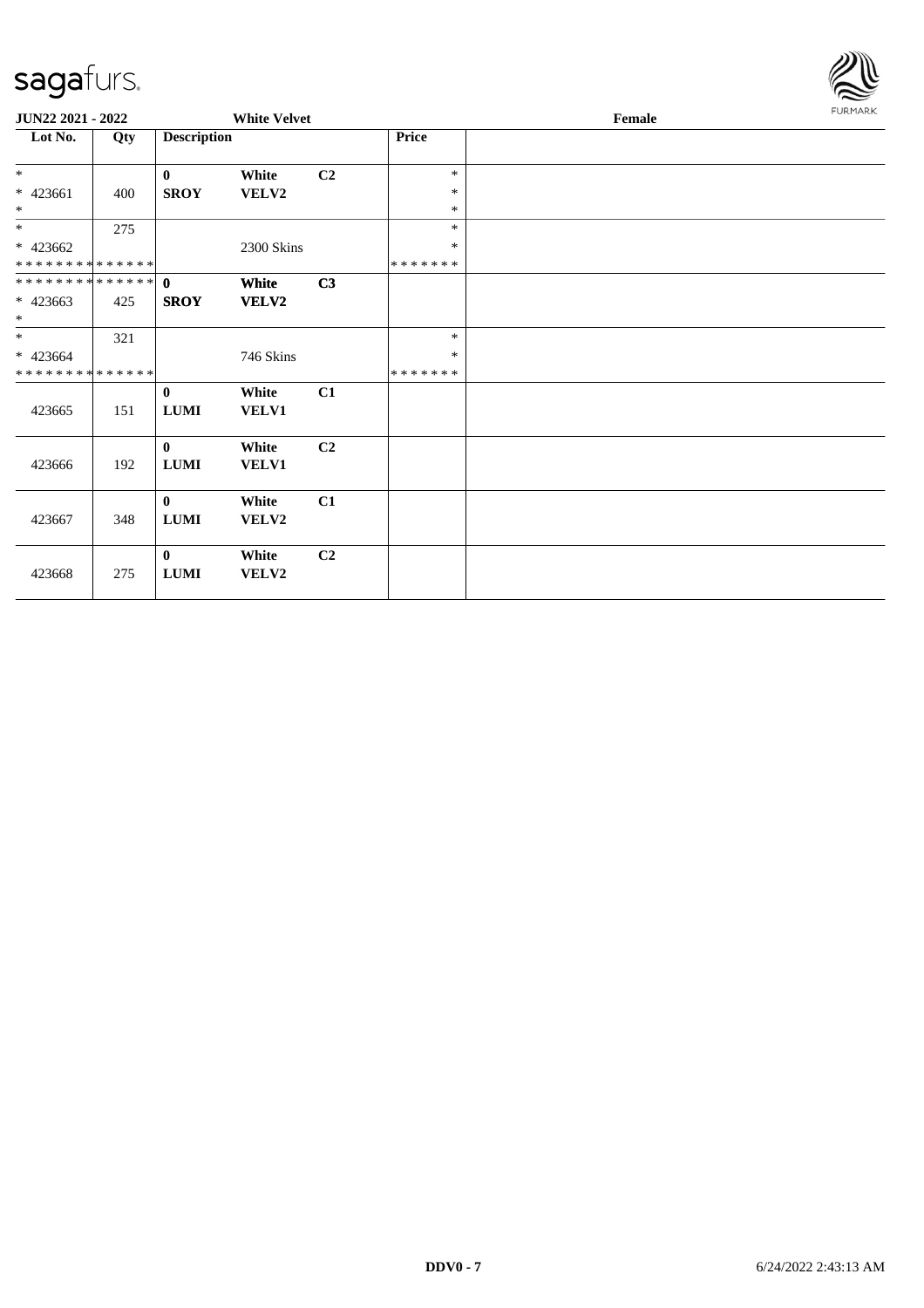sagafurs.

**JUN22 2021 - 2022** **White Velvet** **Female**

| Lot No. | Qty | Description | | | Price | |
|---|---|---|---|---|---|---|
| * | | **0** | **White** | **C2** | * | |
| * 423661 | 400 | **SROY** | **VELV2** | | * | |
| * | | | | | * | |
| * | 275 | | | | * | |
| * 423662 | | | 2300 Skins | | * | |
| * * * * * * * * * * * * * * | | | | | * * * * * * * | |
| * * * * * * * * * * * * * * | | **0** | **White** | **C3** | | |
| * 423663 | 425 | **SROY** | **VELV2** | | | |
| * | | | | | | |
| * | 321 | | | | * | |
| * 423664 | | | 746 Skins | | * | |
| * * * * * * * * * * * * * * | | | | | * * * * * * * | |
| 423665 | 151 | **0** **LUMI** | **White** **VELV1** | **C1** | | |
| 423666 | 192 | **0** **LUMI** | **White** **VELV1** | **C2** | | |
| 423667 | 348 | **0** **LUMI** | **White** **VELV2** | **C1** | | |
| 423668 | 275 | **0** **LUMI** | **White** **VELV2** | **C2** | | |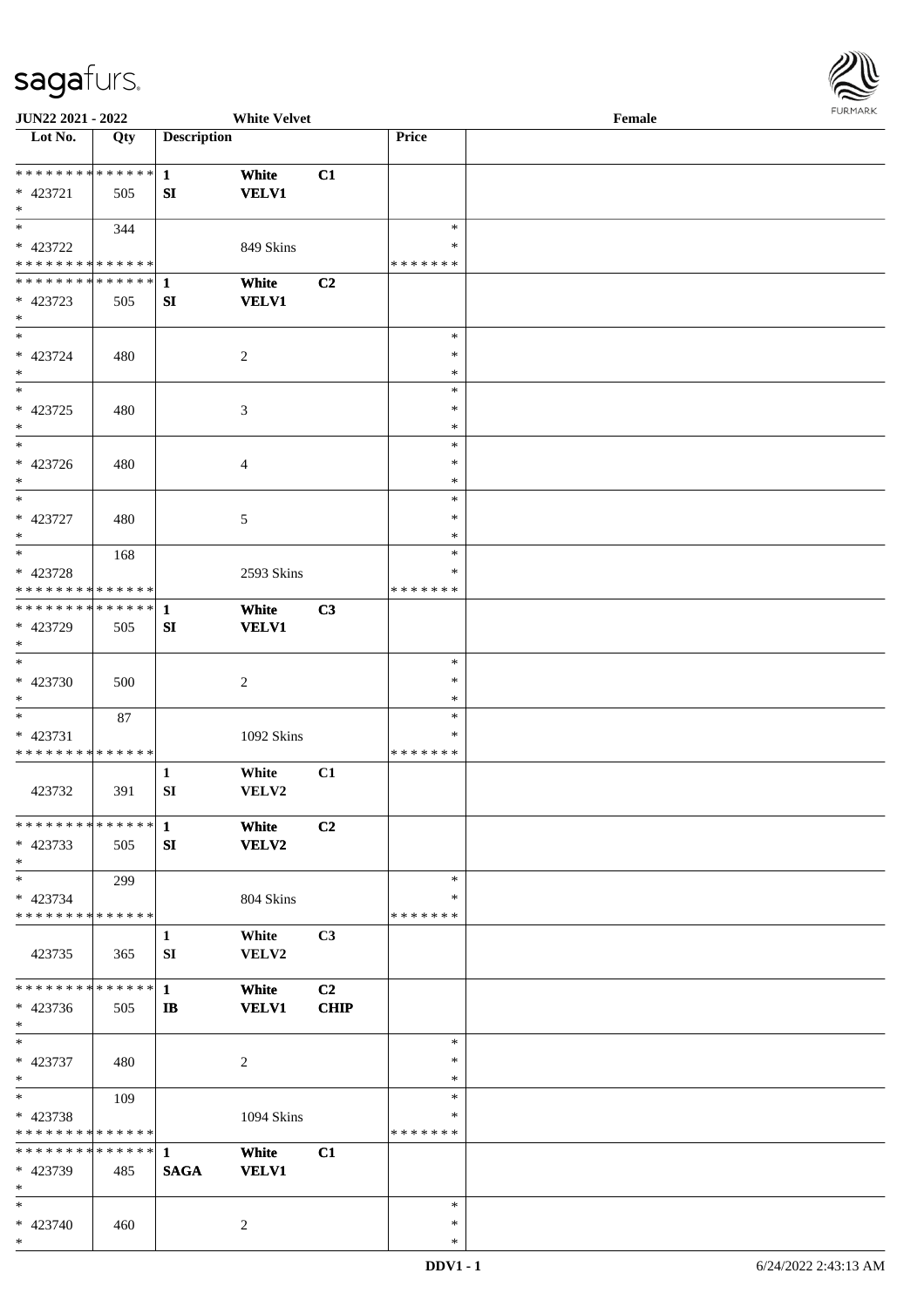**JUN22 2021 - 2022** **White Velvet** **Female**

| Lot No. | Qty | Description | | | Price | |
|---|---|---|---|---|---|---|
| * * * * * * * * * * * * * * | | **1** | **White** | **C1** | | |
| * 423721 | 505 | **SI** | **VELV1** | | | |
| * | | | | | | |
| * | 344 | | | | * | |
| * 423722 | | | 849 Skins | | * | |
| * * * * * * * * * * * * * * | | | | | * * * * * * * | |
| * * * * * * * * * * * * * * | | **1** | **White** | **C2** | | |
| * 423723 | 505 | **SI** | **VELV1** | | | |
| * | | | | | | |
| * 423724 | 480 | | 2 | | * | |
| * 423725 | 480 | | 3 | | * | |
| * 423726 | 480 | | 4 | | * | |
| * 423727 | 480 | | 5 | | * | |
| * | 168 | | | | * | |
| * 423728 | | | 2593 Skins | | * | |
| * * * * * * * * * * * * * * | | | | | * * * * * * * | |
| * * * * * * * * * * * * * * | | **1** | **White** | **C3** | | |
| * 423729 | 505 | **SI** | **VELV1** | | | |
| * 423730 | 500 | | 2 | | * | |
| * | 87 | | | | * | |
| * 423731 | | | 1092 Skins | | * | |
| * * * * * * * * * * * * * * | | | | | * * * * * * * | |
| | | 1 | White | C1 | | |
| 423732 | 391 | SI | VELV2 | | | |
| * * * * * * * * * * * * * * | | **1** | **White** | **C2** | | |
| * 423733 | 505 | **SI** | **VELV2** | | | |
| * | 299 | | | | * | |
| * 423734 | | | 804 Skins | | * | |
| * * * * * * * * * * * * * * | | | | | * * * * * * * | |
| | | 1 | White | C3 | | |
| 423735 | 365 | SI | VELV2 | | | |
| * * * * * * * * * * * * * * | | **1** | **White** | **C2** | | |
| * 423736 | 505 | **IB** | **VELV1** | **CHIP** | | |
| * 423737 | 480 | | 2 | | * | |
| * | 109 | | | | * | |
| * 423738 | | | 1094 Skins | | * | |
| * * * * * * * * * * * * * * | | | | | * * * * * * * | |
| * * * * * * * * * * * * * * | | **1** | **White** | **C1** | | |
| * 423739 | 485 | **SAGA** | **VELV1** | | | |
| * 423740 | 460 | | 2 | | * | |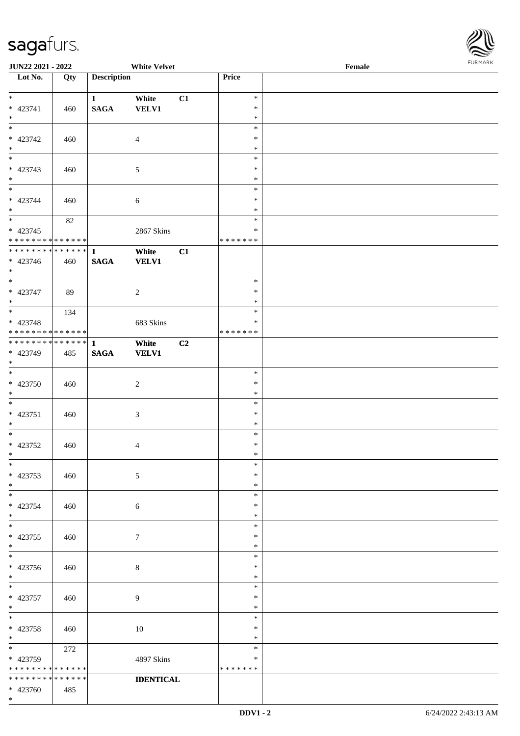JUN22 2021 - 2022 White Velvet Female

| Lot No. | Qty | Description | | | Price | |
|---|---|---|---|---|---|---|
| *<br>* 423741<br>* | 460 | 1<br>SAGA | White<br>VELV1 | C1 | *<br>*<br>* | |
| *<br>* 423742<br>* | 460 | | 4 | | *<br>*<br>* | |
| *<br>* 423743<br>* | 460 | | 5 | | *<br>*<br>* | |
| *<br>* 423744<br>* | 460 | | 6 | | *<br>*<br>* | |
| *<br>* 423745<br>* * * * * * * * * * * * * * | 82 | | 2867 Skins | | *<br>*<br>* * * * * * * | |
| * * * * * * * * * * * * * *<br>* 423746<br>* | 460 | 1<br>SAGA | White<br>VELV1 | C1 | | |
| *<br>* 423747<br>* | 89 | | 2 | | *<br>*<br>* | |
| *<br>* 423748<br>* * * * * * * * * * * * * * | 134 | | 683 Skins | | *<br>*<br>* * * * * * * | |
| * * * * * * * * * * * * * *<br>* 423749<br>* | 485 | 1<br>SAGA | White<br>VELV1 | C2 | | |
| *<br>* 423750<br>* | 460 | | 2 | | *<br>*<br>* | |
| *<br>* 423751<br>* | 460 | | 3 | | *<br>*<br>* | |
| *<br>* 423752<br>* | 460 | | 4 | | *<br>*<br>* | |
| *<br>* 423753<br>* | 460 | | 5 | | *<br>*<br>* | |
| *<br>* 423754<br>* | 460 | | 6 | | *<br>*<br>* | |
| *<br>* 423755<br>* | 460 | | 7 | | *<br>*<br>* | |
| *<br>* 423756<br>* | 460 | | 8 | | *<br>*<br>* | |
| *<br>* 423757<br>* | 460 | | 9 | | *<br>*<br>* | |
| *<br>* 423758<br>* | 460 | | 10 | | *<br>*<br>* | |
| *<br>* 423759<br>* * * * * * * * * * * * * * | 272 | | 4897 Skins | | *<br>*<br>* * * * * * * | |
| * * * * * * * * * * * * * *<br>* 423760<br>* | 485 | | IDENTICAL | | | |

DDV1 - 2 6/24/2022 2:43:13 AM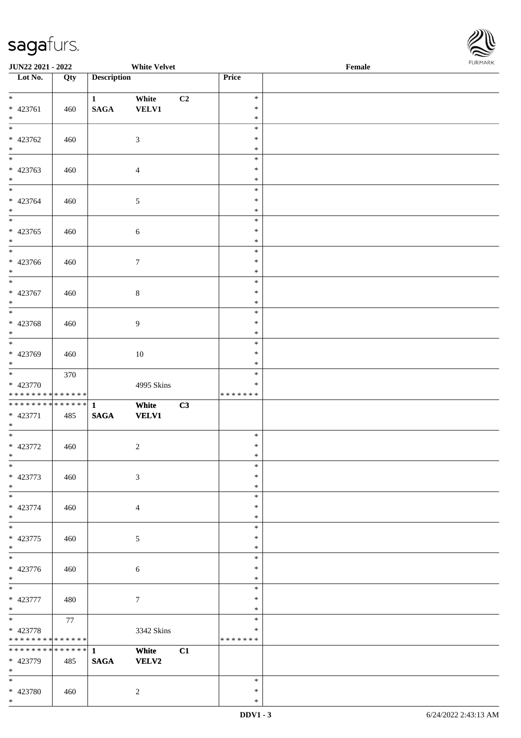**JUN22 2021 - 2022** **White Velvet** **Female**

| Lot No. | Qty | Description | | | Price | |
|---|---|---|---|---|---|---|
| * <br> * 423761 <br> * | 460 | 1 <br> SAGA | White <br> VELV1 | C2 | * <br> * <br> * | |
| * <br> * 423762 <br> * | 460 | | 3 | | * <br> * <br> * | |
| * <br> * 423763 <br> * | 460 | | 4 | | * <br> * <br> * | |
| * <br> * 423764 <br> * | 460 | | 5 | | * <br> * <br> * | |
| * <br> * 423765 <br> * | 460 | | 6 | | * <br> * <br> * | |
| * <br> * 423766 <br> * | 460 | | 7 | | * <br> * <br> * | |
| * <br> * 423767 <br> * | 460 | | 8 | | * <br> * <br> * | |
| * <br> * 423768 <br> * | 460 | | 9 | | * <br> * <br> * | |
| * <br> * 423769 <br> * | 460 | | 10 | | * <br> * <br> * | |
| * <br> * 423770 <br> * * * * * * * * * * * * * * | 370 | | 4995 Skins | | * <br> * <br> * * * * * * * | |
| * * * * * * * * * * * * * * <br> * 423771 <br> * | 485 | 1 <br> SAGA | White <br> VELV1 | C3 | | |
| * <br> * 423772 <br> * | 460 | | 2 | | * <br> * <br> * | |
| * <br> * 423773 <br> * | 460 | | 3 | | * <br> * <br> * | |
| * <br> * 423774 <br> * | 460 | | 4 | | * <br> * <br> * | |
| * <br> * 423775 <br> * | 460 | | 5 | | * <br> * <br> * | |
| * <br> * 423776 <br> * | 460 | | 6 | | * <br> * <br> * | |
| * <br> * 423777 <br> * | 480 | | 7 | | * <br> * <br> * | |
| * <br> * 423778 <br> * * * * * * * * * * * * * * | 77 | | 3342 Skins | | * <br> * <br> * * * * * * * | |
| * * * * * * * * * * * * * * <br> * 423779 <br> * | 485 | 1 <br> SAGA | White <br> VELV2 | C1 | | |
| * <br> * 423780 <br> * | 460 | | 2 | | * <br> * <br> * | |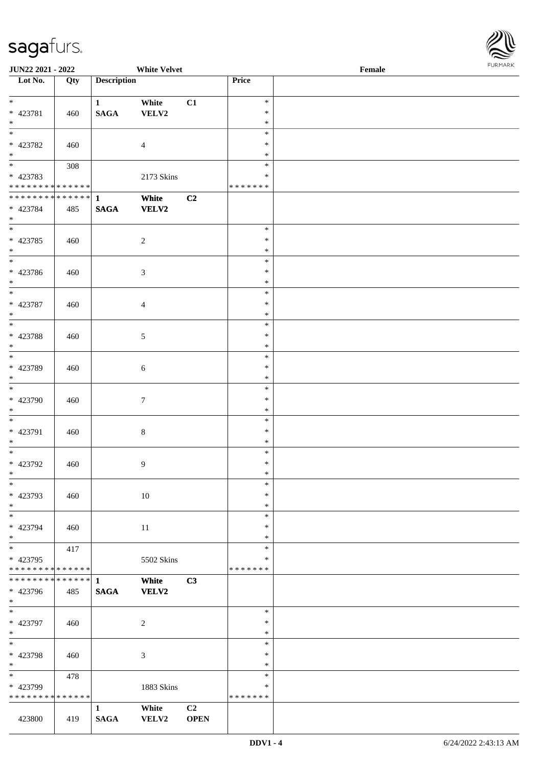| Lot No. | Qty | Description | | | Price | |
|---|---|---|---|---|---|---|
| * <br> * 423781 <br> * | 460 | 1 <br> **SAGA** | White <br> VELV2 | C1 | * <br> * <br> * | |
| * <br> * 423782 <br> * | 460 | | 4 | | * <br> * <br> * | |
| * <br> * 423783 <br> * * * * * * * * * * * * * * | 308 | | 2173 Skins | | * <br> * <br> * * * * * * * | |
| * * * * * * * * * * * * * * <br> * 423784 <br> * | 485 | **1** <br> **SAGA** | **White** <br> **VELV2** | **C2** | | |
| * <br> * 423785 <br> * | 460 | | 2 | | * <br> * <br> * | |
| * <br> * 423786 <br> * | 460 | | 3 | | * <br> * <br> * | |
| * <br> * 423787 <br> * | 460 | | 4 | | * <br> * <br> * | |
| * <br> * 423788 <br> * | 460 | | 5 | | * <br> * <br> * | |
| * <br> * 423789 <br> * | 460 | | 6 | | * <br> * <br> * | |
| * <br> * 423790 <br> * | 460 | | 7 | | * <br> * <br> * | |
| * <br> * 423791 <br> * | 460 | | 8 | | * <br> * <br> * | |
| * <br> * 423792 <br> * | 460 | | 9 | | * <br> * <br> * | |
| * <br> * 423793 <br> * | 460 | | 10 | | * <br> * <br> * | |
| * <br> * 423794 <br> * | 460 | | 11 | | * <br> * <br> * | |
| * <br> * 423795 <br> * * * * * * * * * * * * * * | 417 | | 5502 Skins | | * <br> * <br> * * * * * * * | |
| * * * * * * * * * * * * * * <br> * 423796 <br> * | 485 | **1** <br> **SAGA** | **White** <br> **VELV2** | **C3** | | |
| * <br> * 423797 <br> * | 460 | | 2 | | * <br> * <br> * | |
| * <br> * 423798 <br> * | 460 | | 3 | | * <br> * <br> * | |
| * <br> * 423799 <br> * * * * * * * * * * * * * * | 478 | | 1883 Skins | | * <br> * <br> * * * * * * * | |
| 423800 | 419 | **1** <br> **SAGA** | **White** <br> **VELV2** | **C2** <br> **OPEN** | | |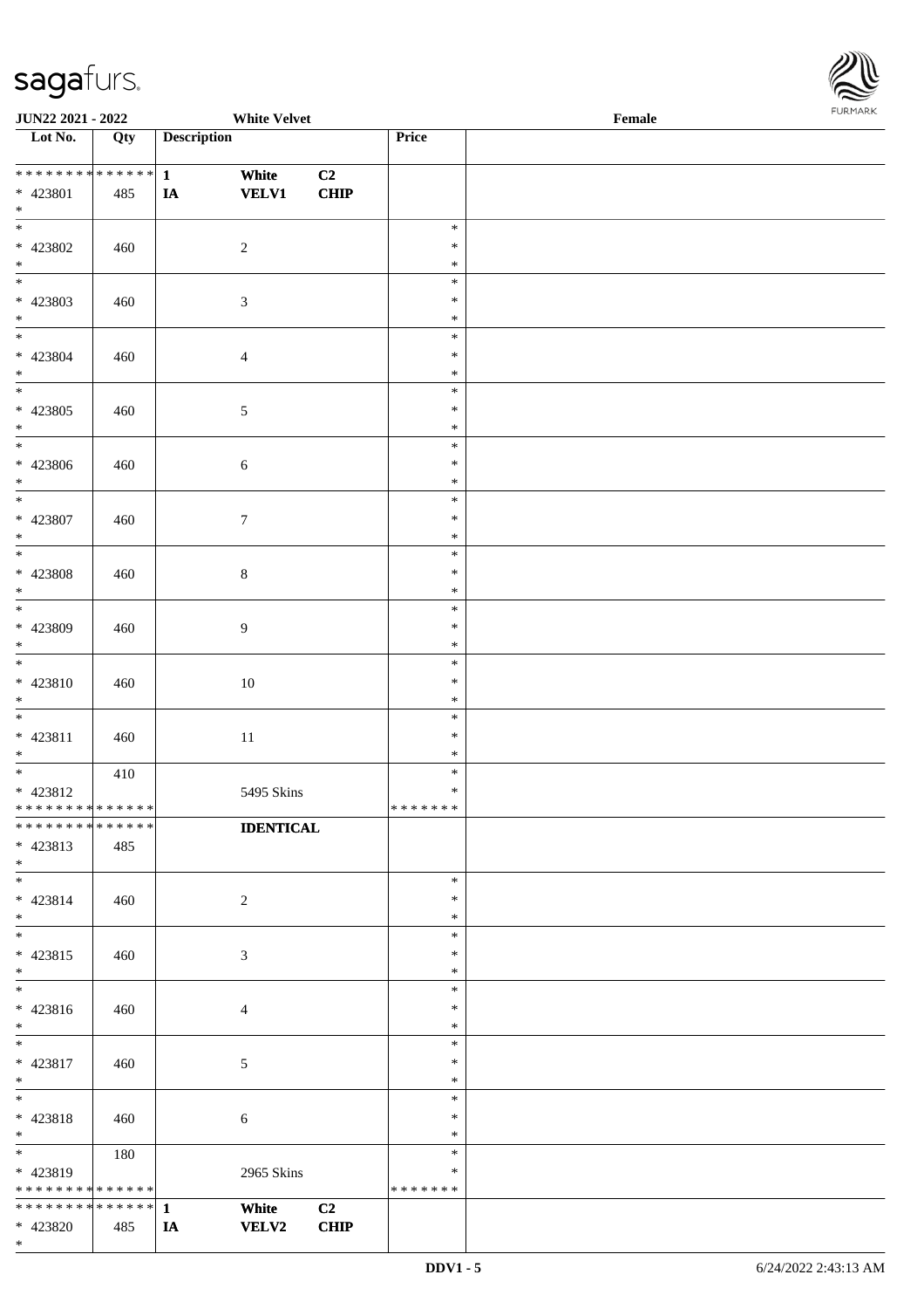| Lot No. | Qty | Description | | | Price | |
|---|---|---|---|---|---|---|
| * * * * * * * * * * * * * * | | 1 | White | C2 | | |
| * 423801 | 485 | IA | VELV1 | CHIP | | |
| * | | | | | | |
| * 423802 | 460 | | 2 | | * * * | |
| * 423803 | 460 | | 3 | | * * * | |
| * 423804 | 460 | | 4 | | * * * | |
| * 423805 | 460 | | 5 | | * * * | |
| * 423806 | 460 | | 6 | | * * * | |
| * 423807 | 460 | | 7 | | * * * | |
| * 423808 | 460 | | 8 | | * * * | |
| * 423809 | 460 | | 9 | | * * * | |
| * 423810 | 460 | | 10 | | * * * | |
| * 423811 | 460 | | 11 | | * * * | |
| * 423812 | 410 | | 5495 Skins | | * * * * * * * | |
| * * * * * * * * * * * * * * | | | IDENTICAL | | | |
| * 423813 | 485 | | | | | |
| * 423814 | 460 | | 2 | | * * * | |
| * 423815 | 460 | | 3 | | * * * | |
| * 423816 | 460 | | 4 | | * * * | |
| * 423817 | 460 | | 5 | | * * * | |
| * 423818 | 460 | | 6 | | * * * | |
| * 423819 | 180 | | 2965 Skins | | * * * * * * * | |
| * * * * * * * * * * * * * * | | 1 | White | C2 | | |
| * 423820 | 485 | IA | VELV2 | CHIP | | |
| * | | | | | | |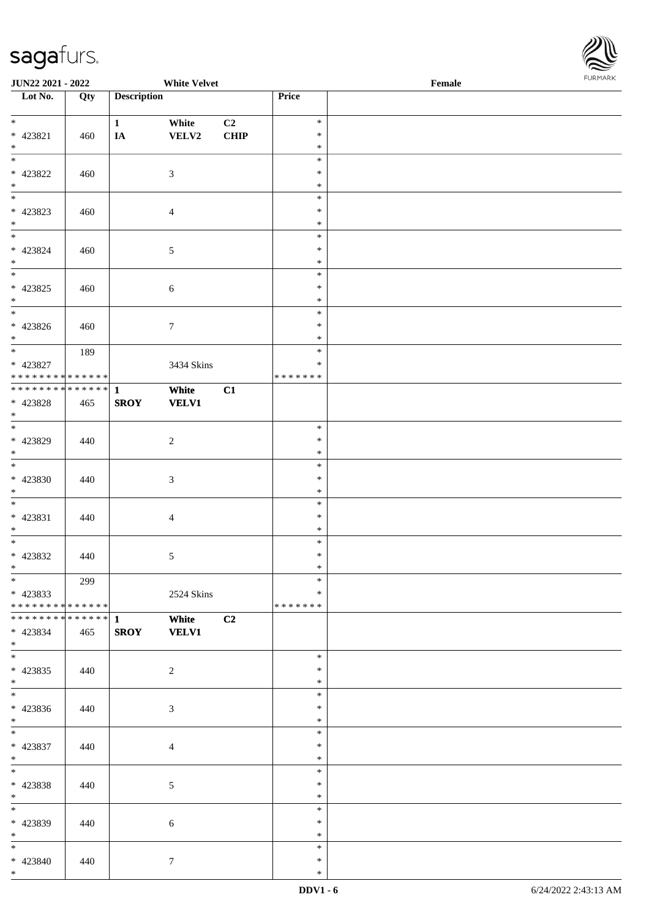**JUN22 2021 - 2022** **White Velvet** **Female**

| Lot No. | Qty | Description | | | Price | |
|---|---|---|---|---|---|---|
| * | | 1 | White | C2 | * | |
| * 423821 | 460 | IA | VELV2 | CHIP | * | |
| * | | | | | * | |
| * | | | | | * | |
| * 423822 | 460 | | 3 | | * | |
| * | | | | | * | |
| * | | | | | * | |
| * 423823 | 460 | | 4 | | * | |
| * | | | | | * | |
| * | | | | | * | |
| * 423824 | 460 | | 5 | | * | |
| * | | | | | * | |
| * | | | | | * | |
| * 423825 | 460 | | 6 | | * | |
| * | | | | | * | |
| * | | | | | * | |
| * 423826 | 460 | | 7 | | * | |
| * | | | | | * | |
| * | 189 | | | | * | |
| * 423827 | | | 3434 Skins | | * | |
| * * * * * * * * * * * * * * | | | | | * * * * * * * | |
| * * * * * * * * * * * * * * | | 1 | White | C1 | | |
| * 423828 | 465 | SROY | VELV1 | | | |
| * | | | | | | |
| * | | | | | * | |
| * 423829 | 440 | | 2 | | * | |
| * | | | | | * | |
| * | | | | | * | |
| * 423830 | 440 | | 3 | | * | |
| * | | | | | * | |
| * | | | | | * | |
| * 423831 | 440 | | 4 | | * | |
| * | | | | | * | |
| * | | | | | * | |
| * 423832 | 440 | | 5 | | * | |
| * | | | | | * | |
| * | 299 | | | | * | |
| * 423833 | | | 2524 Skins | | * | |
| * * * * * * * * * * * * * * | | | | | * * * * * * * | |
| * * * * * * * * * * * * * * | | 1 | White | C2 | | |
| * 423834 | 465 | SROY | VELV1 | | | |
| * | | | | | | |
| * | | | | | * | |
| * 423835 | 440 | | 2 | | * | |
| * | | | | | * | |
| * | | | | | * | |
| * 423836 | 440 | | 3 | | * | |
| * | | | | | * | |
| * | | | | | * | |
| * 423837 | 440 | | 4 | | * | |
| * | | | | | * | |
| * | | | | | * | |
| * 423838 | 440 | | 5 | | * | |
| * | | | | | * | |
| * | | | | | * | |
| * 423839 | 440 | | 6 | | * | |
| * | | | | | * | |
| * | | | | | * | |
| * 423840 | 440 | | 7 | | * | |
| * | | | | | * | |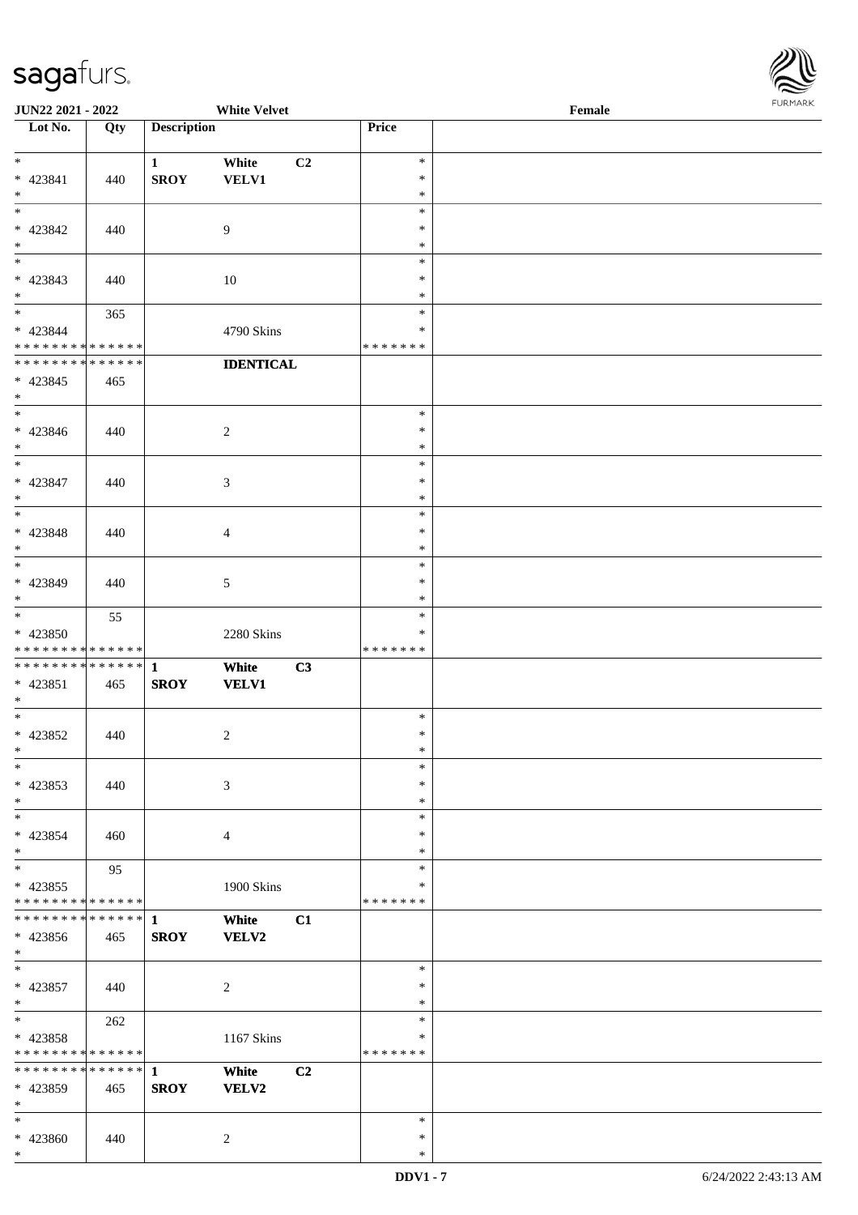JUN22 2021 - 2022 | White Velvet | Female

| Lot No. | Qty | Description | | | Price | |
|---|---|---|---|---|---|---|
| * <br> * 423841 <br> * | 440 | 1 <br> SROY | White <br> VELV1 | C2 | * <br> * <br> * | |
| * <br> * 423842 <br> * | 440 | | 9 | | * <br> * <br> * | |
| * <br> * 423843 <br> * | 440 | | 10 | | * <br> * <br> * | |
| * <br> * 423844 <br> * * * * * * * * * * * * * * | 365 | | 4790 Skins | | * <br> * <br> * * * * * * * | |
| * * * * * * * * * * * * * * <br> * 423845 <br> * | 465 | | IDENTICAL | | | |
| * <br> * 423846 <br> * | 440 | | 2 | | * <br> * <br> * | |
| * <br> * 423847 <br> * | 440 | | 3 | | * <br> * <br> * | |
| * <br> * 423848 <br> * | 440 | | 4 | | * <br> * <br> * | |
| * <br> * 423849 <br> * | 440 | | 5 | | * <br> * <br> * | |
| * <br> * 423850 <br> * * * * * * * * * * * * * * | 55 | | 2280 Skins | | * <br> * <br> * * * * * * * | |
| * * * * * * * * * * * * * * <br> * 423851 <br> * | 465 | 1 <br> SROY | White <br> VELV1 | C3 | | |
| * <br> * 423852 <br> * | 440 | | 2 | | * <br> * <br> * | |
| * <br> * 423853 <br> * | 440 | | 3 | | * <br> * <br> * | |
| * <br> * 423854 <br> * | 460 | | 4 | | * <br> * <br> * | |
| * <br> * 423855 <br> * * * * * * * * * * * * * * | 95 | | 1900 Skins | | * <br> * <br> * * * * * * * | |
| * * * * * * * * * * * * * * <br> * 423856 <br> * | 465 | 1 <br> SROY | White <br> VELV2 | C1 | | |
| * <br> * 423857 <br> * | 440 | | 2 | | * <br> * <br> * | |
| * <br> * 423858 <br> * * * * * * * * * * * * * * | 262 | | 1167 Skins | | * <br> * <br> * * * * * * * | |
| * * * * * * * * * * * * * * <br> * 423859 <br> * | 465 | 1 <br> SROY | White <br> VELV2 | C2 | | |
| * <br> * 423860 <br> * | 440 | | 2 | | * <br> * <br> * | |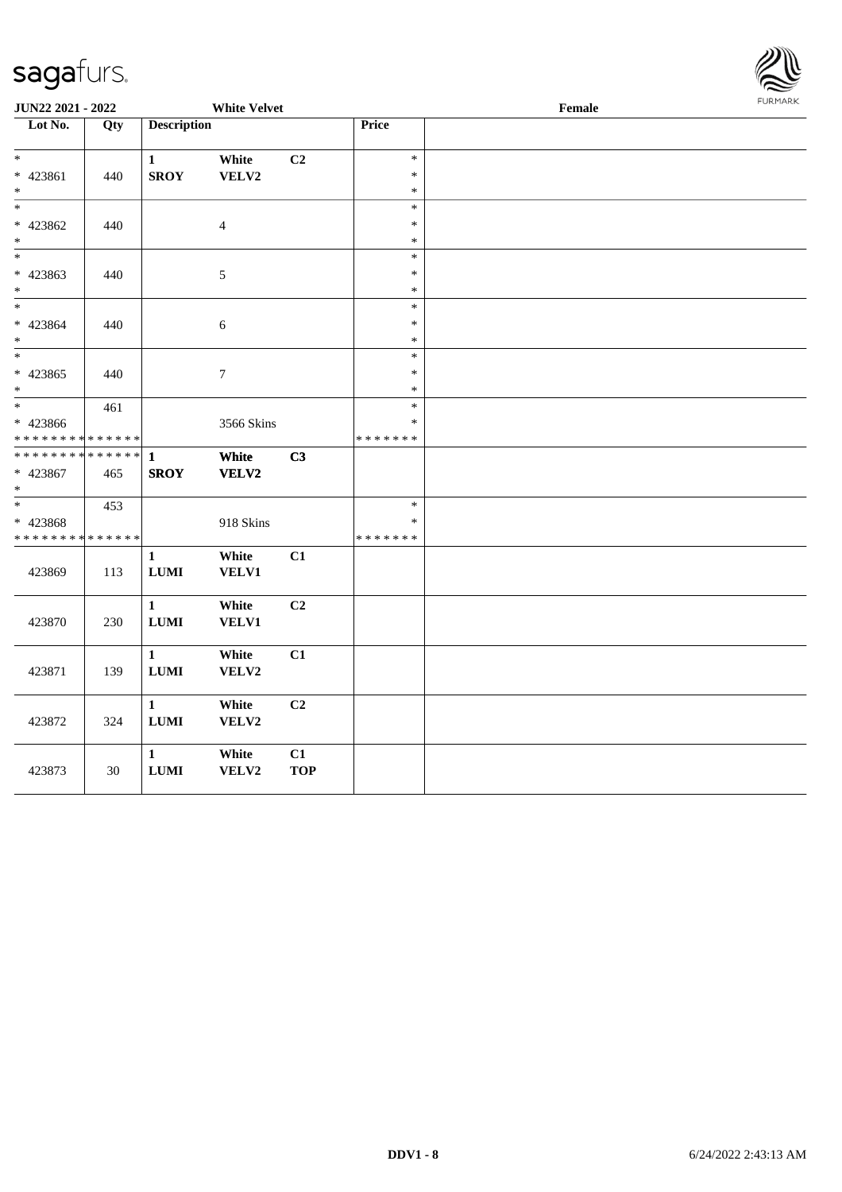JUN22 2021 - 2022 White Velvet Female

| Lot No. | Qty | Description | | | Price | |
|---|---|---|---|---|---|---|
| * | | 1 | White | C2 | * | |
| * 423861 | 440 | SROY | VELV2 | | * | |
| * | | | | | * | |
| * | | | | | * | |
| * 423862 | 440 | | 4 | | * | |
| * | | | | | * | |
| * | | | | | * | |
| * 423863 | 440 | | 5 | | * | |
| * | | | | | * | |
| * | | | | | * | |
| * 423864 | 440 | | 6 | | * | |
| * | | | | | * | |
| * | | | | | * | |
| * 423865 | 440 | | 7 | | * | |
| * | | | | | * | |
| * | 461 | | | | * | |
| * 423866 | | | 3566 Skins | | * | |
| * * * * * * * * * * * * * * | | | | | * * * * * * * | |
| * * * * * * * * * * * * * * | | 1 | White | C3 | | |
| * 423867 | 465 | SROY | VELV2 | | | |
| * | | | | | | |
| * | 453 | | | | * | |
| * 423868 | | | 918 Skins | | * | |
| * * * * * * * * * * * * * * | | | | | * * * * * * * | |
| 423869 | 113 | 1 LUMI | White VELV1 | C1 | | |
| 423870 | 230 | 1 LUMI | White VELV1 | C2 | | |
| 423871 | 139 | 1 LUMI | White VELV2 | C1 | | |
| 423872 | 324 | 1 LUMI | White VELV2 | C2 | | |
| 423873 | 30 | 1 LUMI | White VELV2 | C1 TOP | | |

DDV1 - 8 6/24/2022 2:43:13 AM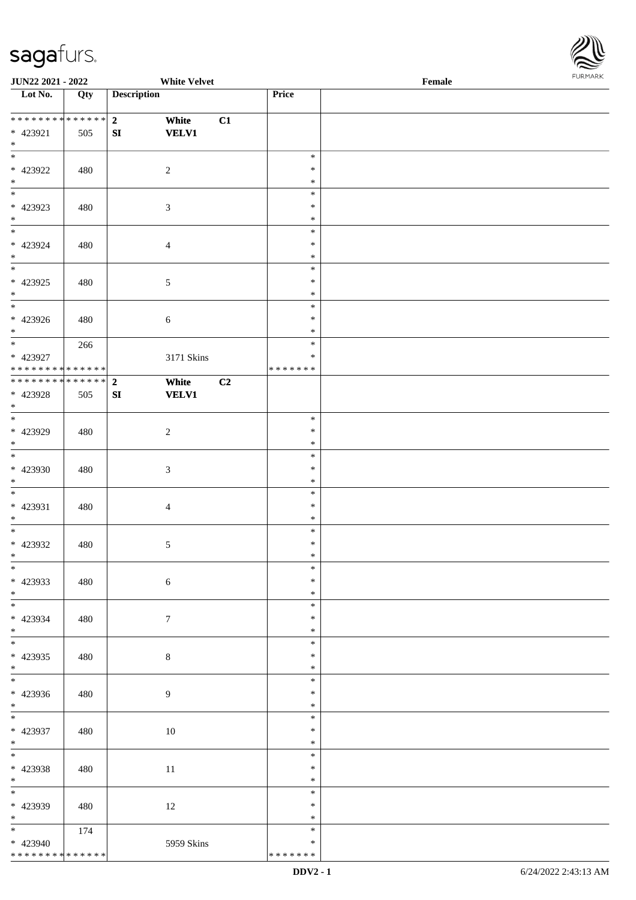JUN22 2021 - 2022 White Velvet Female

| Lot No. | Qty | Description | | | Price | |
|---|---|---|---|---|---|---|
| * * * * * * * * * * * * * * | | 2 | White | C1 | | |
| * 423921 | 505 | SI | VELV1 | | | |
| * | | | | | | |
| * 423922 | 480 | | 2 | | * * * | |
| * 423923 | 480 | | 3 | | * * * | |
| * 423924 | 480 | | 4 | | * * * | |
| * 423925 | 480 | | 5 | | * * * | |
| * 423926 | 480 | | 6 | | * * * | |
| * | 266 | | | | * | |
| * 423927 | | | 3171 Skins | | * | |
| * * * * * * * * * * * * * * | | | | | * * * * * * * | |
| * * * * * * * * * * * * * * | | 2 | White | C2 | | |
| * 423928 | 505 | SI | VELV1 | | | |
| * | | | | | | |
| * 423929 | 480 | | 2 | | * * * | |
| * 423930 | 480 | | 3 | | * * * | |
| * 423931 | 480 | | 4 | | * * * | |
| * 423932 | 480 | | 5 | | * * * | |
| * 423933 | 480 | | 6 | | * * * | |
| * 423934 | 480 | | 7 | | * * * | |
| * 423935 | 480 | | 8 | | * * * | |
| * 423936 | 480 | | 9 | | * * * | |
| * 423937 | 480 | | 10 | | * * * | |
| * 423938 | 480 | | 11 | | * * * | |
| * 423939 | 480 | | 12 | | * * * | |
| * | 174 | | | | * | |
| * 423940 | | | 5959 Skins | | * | |
| * * * * * * * * * * * * * * | | | | | * * * * * * * | |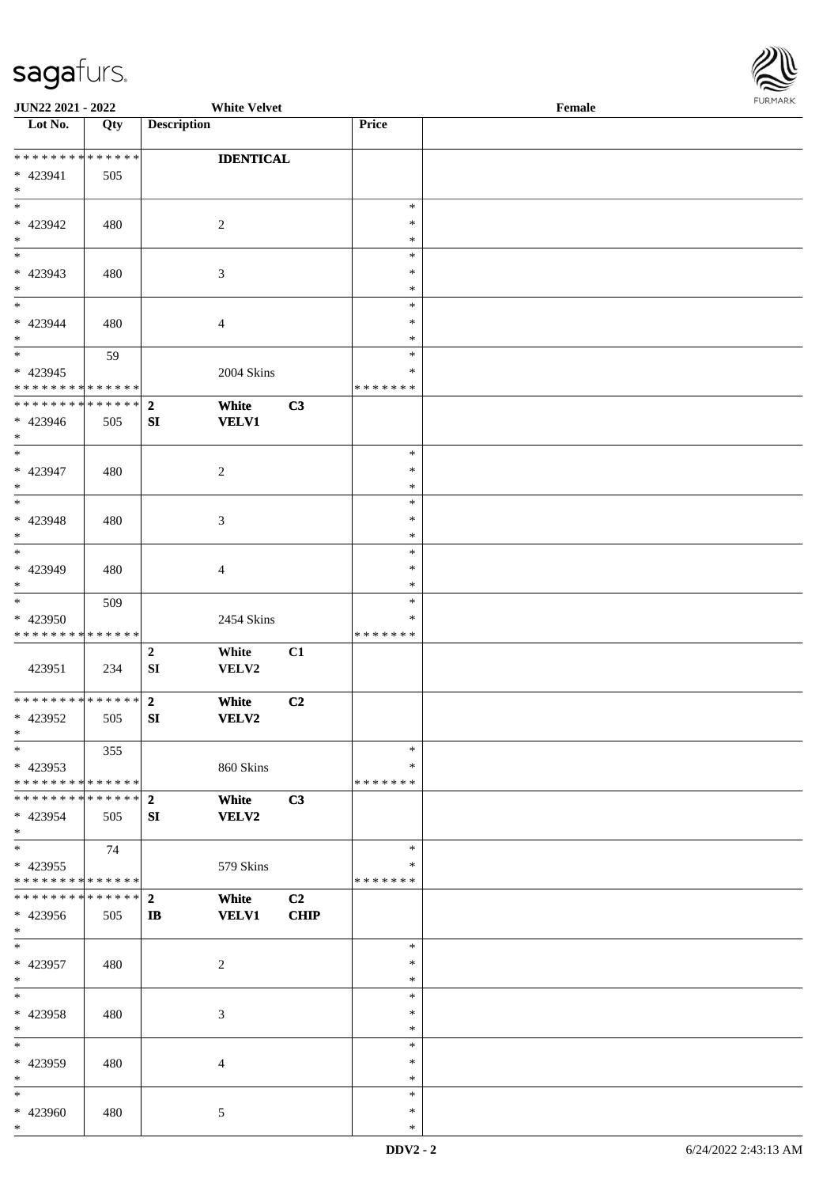| Lot No. | Qty | Description | | | Price | |
|---|---|---|---|---|---|---|
| * * * * * * * * * * * * * * | | | **IDENTICAL** | | | |
| * 423941 | 505 | | | | | |
| * | | | | | | |
| * 423942 | 480 | | 2 | | * * * | |
| * 423943 | 480 | | 3 | | * * * | |
| * 423944 | 480 | | 4 | | * * * | |
| * 423945 | 59 | | 2004 Skins | | * * * * * * * * * | |
| * * * * * * * * * * * * * * | | **2** | **White** | **C3** | | |
| * 423946 | 505 | **SI** | **VELV1** | | | |
| * 423947 | 480 | | 2 | | * * * | |
| * 423948 | 480 | | 3 | | * * * | |
| * 423949 | 480 | | 4 | | * * * | |
| * 423950 | 509 | | 2454 Skins | | * * * * * * * * * | |
| 423951 | 234 | **2** SI | **White** VELV2 | **C1** | | |
| * * * * * * * * * * * * * * | | **2** | **White** | **C2** | | |
| * 423952 | 505 | **SI** | **VELV2** | | | |
| * 423953 | 355 | | 860 Skins | | * * * * * * * * * | |
| * * * * * * * * * * * * * * | | **2** | **White** | **C3** | | |
| * 423954 | 505 | **SI** | **VELV2** | | | |
| * 423955 | 74 | | 579 Skins | | * * * * * * * * * | |
| * * * * * * * * * * * * * * | | **2** | **White** | **C2** | | |
| * 423956 | 505 | **IB** | **VELV1** | **CHIP** | | |
| * 423957 | 480 | | 2 | | * * * | |
| * 423958 | 480 | | 3 | | * * * | |
| * 423959 | 480 | | 4 | | * * * | |
| * 423960 | 480 | | 5 | | * * * | |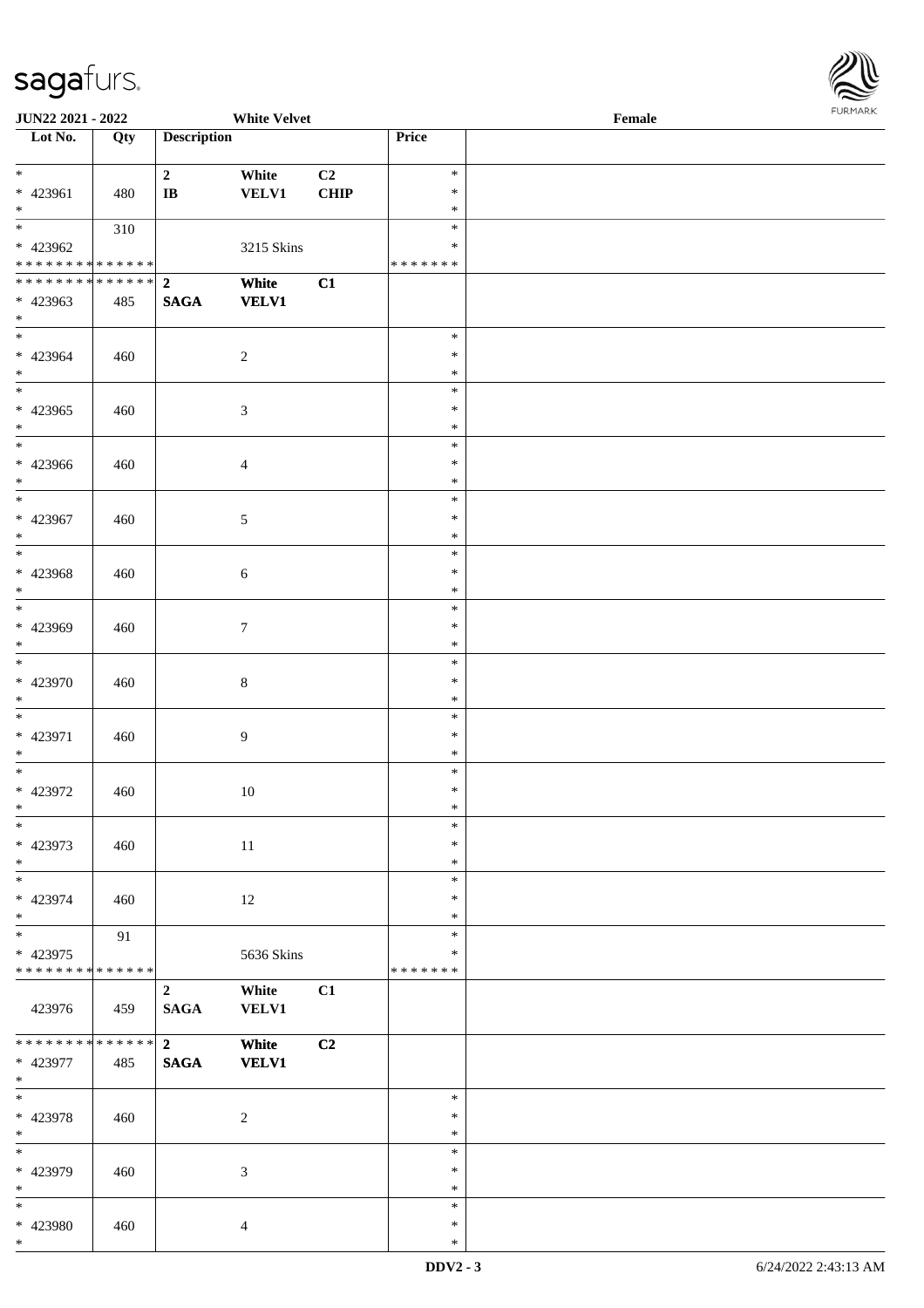JUN22 2021 - 2022 White Velvet Female

| Lot No. | Qty | Description | | | Price | |
|---|---|---|---|---|---|---|
| * | | 2 | White | C2 | * | |
| * 423961 | 480 | IB | VELV1 | CHIP | * | |
| * | | | | | * | |
| * | 310 | | | | * | |
| * 423962 | | | 3215 Skins | | * | |
| * * * * * * * * * * * * * * | | | | | * * * * * * * | |
| * * * * * * * * * * * * * * | | 2 | White | C1 | | |
| * 423963 | 485 | SAGA | VELV1 | | | |
| * | | | | | | |
| * | | | | | * | |
| * 423964 | 460 | | 2 | | * | |
| * | | | | | * | |
| * | | | | | * | |
| * 423965 | 460 | | 3 | | * | |
| * | | | | | * | |
| * | | | | | * | |
| * 423966 | 460 | | 4 | | * | |
| * | | | | | * | |
| * | | | | | * | |
| * 423967 | 460 | | 5 | | * | |
| * | | | | | * | |
| * | | | | | * | |
| * 423968 | 460 | | 6 | | * | |
| * | | | | | * | |
| * | | | | | * | |
| * 423969 | 460 | | 7 | | * | |
| * | | | | | * | |
| * | | | | | * | |
| * 423970 | 460 | | 8 | | * | |
| * | | | | | * | |
| * | | | | | * | |
| * 423971 | 460 | | 9 | | * | |
| * | | | | | * | |
| * | | | | | * | |
| * 423972 | 460 | | 10 | | * | |
| * | | | | | * | |
| * | | | | | * | |
| * 423973 | 460 | | 11 | | * | |
| * | | | | | * | |
| * | | | | | * | |
| * 423974 | 460 | | 12 | | * | |
| * | | | | | * | |
| * | 91 | | | | * | |
| * 423975 | | | 5636 Skins | | * | |
| * * * * * * * * * * * * * * | | | | | * * * * * * * | |
| | | 2 | White | C1 | | |
| 423976 | 459 | SAGA | VELV1 | | | |
| * * * * * * * * * * * * * * | | 2 | White | C2 | | |
| * 423977 | 485 | SAGA | VELV1 | | | |
| * | | | | | | |
| * | | | | | * | |
| * 423978 | 460 | | 2 | | * | |
| * | | | | | * | |
| * | | | | | * | |
| * 423979 | 460 | | 3 | | * | |
| * | | | | | * | |
| * | | | | | * | |
| * 423980 | 460 | | 4 | | * | |
| * | | | | | * | |

DDV2 - 3 6/24/2022 2:43:13 AM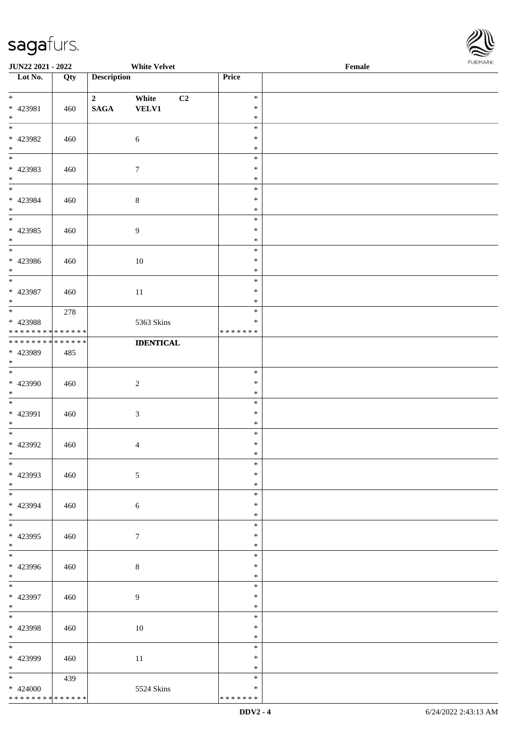| Lot No. | Qty | Description | | | Price | |
|---|---|---|---|---|---|---|
| * | | 2 | White | C2 | * | |
| * 423981 | 460 | SAGA | VELV1 | | * | |
| * | | | | | * | |
| * | | | | | * | |
| * 423982 | 460 | | 6 | | * | |
| * | | | | | * | |
| * | | | | | * | |
| * 423983 | 460 | | 7 | | * | |
| * | | | | | * | |
| * | | | | | * | |
| * 423984 | 460 | | 8 | | * | |
| * | | | | | * | |
| * | | | | | * | |
| * 423985 | 460 | | 9 | | * | |
| * | | | | | * | |
| * | | | | | * | |
| * 423986 | 460 | | 10 | | * | |
| * | | | | | * | |
| * | | | | | * | |
| * 423987 | 460 | | 11 | | * | |
| * | | | | | * | |
| * | 278 | | | | * | |
| * 423988 | | | 5363 Skins | | * | |
| * * * * * * * * * * * * * * | | | | | * * * * * * * | |
| * * * * * * * * * * * * * * | | | **IDENTICAL** | | | |
| * 423989 | 485 | | | | | |
| * | | | | | | |
| * | | | | | * | |
| * 423990 | 460 | | 2 | | * | |
| * | | | | | * | |
| * | | | | | * | |
| * 423991 | 460 | | 3 | | * | |
| * | | | | | * | |
| * | | | | | * | |
| * 423992 | 460 | | 4 | | * | |
| * | | | | | * | |
| * | | | | | * | |
| * 423993 | 460 | | 5 | | * | |
| * | | | | | * | |
| * | | | | | * | |
| * 423994 | 460 | | 6 | | * | |
| * | | | | | * | |
| * | | | | | * | |
| * 423995 | 460 | | 7 | | * | |
| * | | | | | * | |
| * | | | | | * | |
| * 423996 | 460 | | 8 | | * | |
| * | | | | | * | |
| * | | | | | * | |
| * 423997 | 460 | | 9 | | * | |
| * | | | | | * | |
| * | | | | | * | |
| * 423998 | 460 | | 10 | | * | |
| * | | | | | * | |
| * | | | | | * | |
| * 423999 | 460 | | 11 | | * | |
| * | | | | | * | |
| * | 439 | | | | * | |
| * 424000 | | | 5524 Skins | | * | |
| * * * * * * * * * * * * * * | | | | | * * * * * * * | |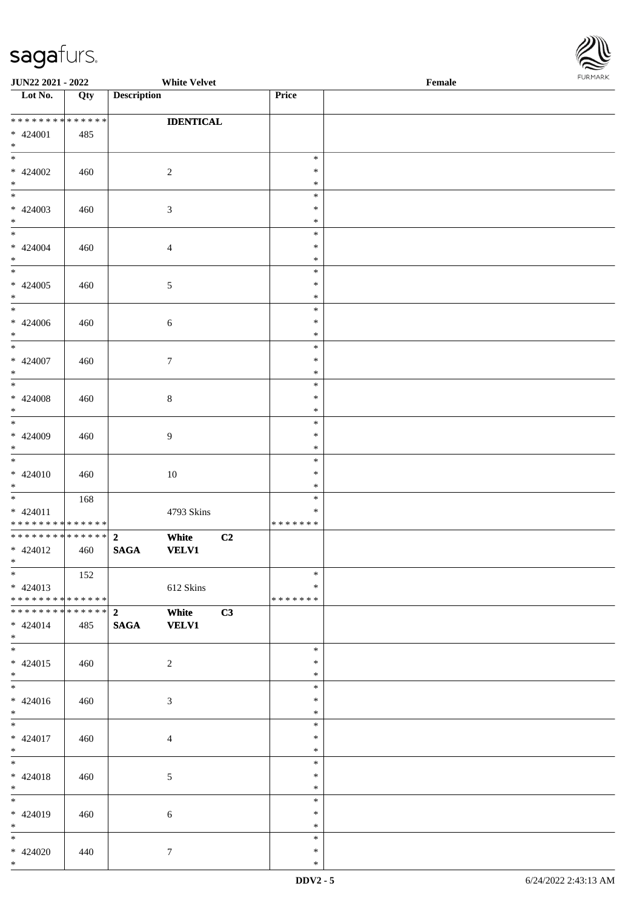JUN22 2021 - 2022 White Velvet Female

| Lot No. | Qty | Description | | | Price |
|---|---|---|---|---|---|
| * * * * * * * * * * * * * * | | | IDENTICAL | | |
| * 424001 | 485 | | | | |
| * 424002 | 460 | | 2 | | * |
| * 424003 | 460 | | 3 | | * |
| * 424004 | 460 | | 4 | | * |
| * 424005 | 460 | | 5 | | * |
| * 424006 | 460 | | 6 | | * |
| * 424007 | 460 | | 7 | | * |
| * 424008 | 460 | | 8 | | * |
| * 424009 | 460 | | 9 | | * |
| * 424010 | 460 | | 10 | | * |
| * 424011 | 168 | | 4793 Skins | | * * * * * * * |
| * * * * * * * * * * * * * * | | 2 | White | C2 | |
| * 424012 | 460 | SAGA | VELV1 | | |
| * 424013 | 152 | | 612 Skins | | * * * * * * * |
| * * * * * * * * * * * * * * | | 2 | White | C3 | |
| * 424014 | 485 | SAGA | VELV1 | | |
| * 424015 | 460 | | 2 | | * |
| * 424016 | 460 | | 3 | | * |
| * 424017 | 460 | | 4 | | * |
| * 424018 | 460 | | 5 | | * |
| * 424019 | 460 | | 6 | | * |
| * 424020 | 440 | | 7 | | * |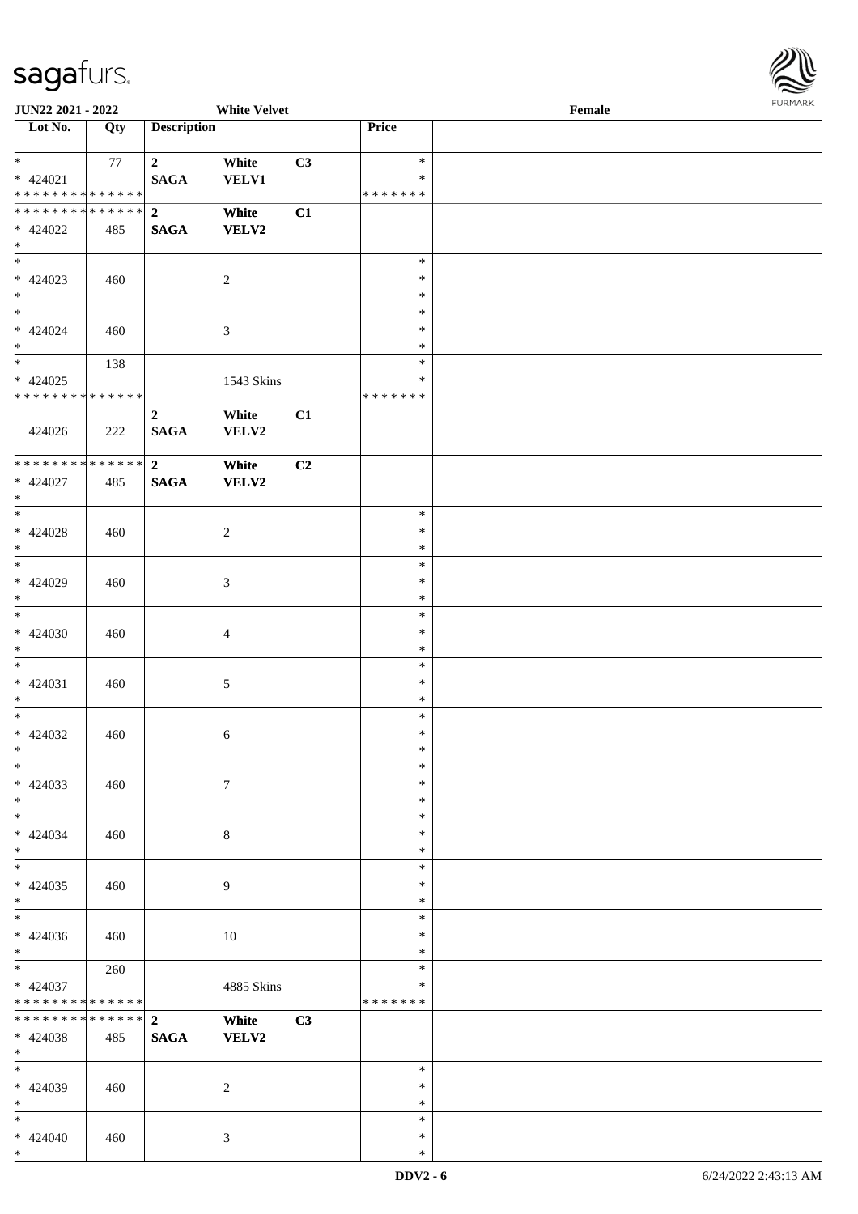**JUN22 2021 - 2022** **White Velvet** **Female**

| Lot No. | Qty | Description | | | Price | |
|---|---|---|---|---|---|---|
| * | 77 | 2 | White | C3 | * | |
| * 424021 | | SAGA | VELV1 | | * | |
| * * * * * * * * * * * * * * | | | | | * * * * * * * | |
| * * * * * * * * * * * * * * | | 2 | White | C1 | | |
| * 424022 | 485 | SAGA | VELV2 | | | |
| * | | | | | | |
| * | | | | | * | |
| * 424023 | 460 | | 2 | | * | |
| * | | | | | * | |
| * | | | | | * | |
| * 424024 | 460 | | 3 | | * | |
| * | | | | | * | |
| * | 138 | | | | * | |
| * 424025 | | | 1543 Skins | | * | |
| * * * * * * * * * * * * * * | | | | | * * * * * * * | |
| | | 2 | White | C1 | | |
| 424026 | 222 | SAGA | VELV2 | | | |
| * * * * * * * * * * * * * * | | 2 | White | C2 | | |
| * 424027 | 485 | SAGA | VELV2 | | | |
| * | | | | | | |
| * | | | | | * | |
| * 424028 | 460 | | 2 | | * | |
| * | | | | | * | |
| * | | | | | * | |
| * 424029 | 460 | | 3 | | * | |
| * | | | | | * | |
| * | | | | | * | |
| * 424030 | 460 | | 4 | | * | |
| * | | | | | * | |
| * | | | | | * | |
| * 424031 | 460 | | 5 | | * | |
| * | | | | | * | |
| * | | | | | * | |
| * 424032 | 460 | | 6 | | * | |
| * | | | | | * | |
| * | | | | | * | |
| * 424033 | 460 | | 7 | | * | |
| * | | | | | * | |
| * | | | | | * | |
| * 424034 | 460 | | 8 | | * | |
| * | | | | | * | |
| * | | | | | * | |
| * 424035 | 460 | | 9 | | * | |
| * | | | | | * | |
| * | | | | | * | |
| * 424036 | 460 | | 10 | | * | |
| * | | | | | * | |
| * | 260 | | | | * | |
| * 424037 | | | 4885 Skins | | * | |
| * * * * * * * * * * * * * * | | | | | * * * * * * * | |
| * * * * * * * * * * * * * * | | 2 | White | C3 | | |
| * 424038 | 485 | SAGA | VELV2 | | | |
| * | | | | | | |
| * | | | | | * | |
| * 424039 | 460 | | 2 | | * | |
| * | | | | | * | |
| * | | | | | * | |
| * 424040 | 460 | | 3 | | * | |
| * | | | | | * | |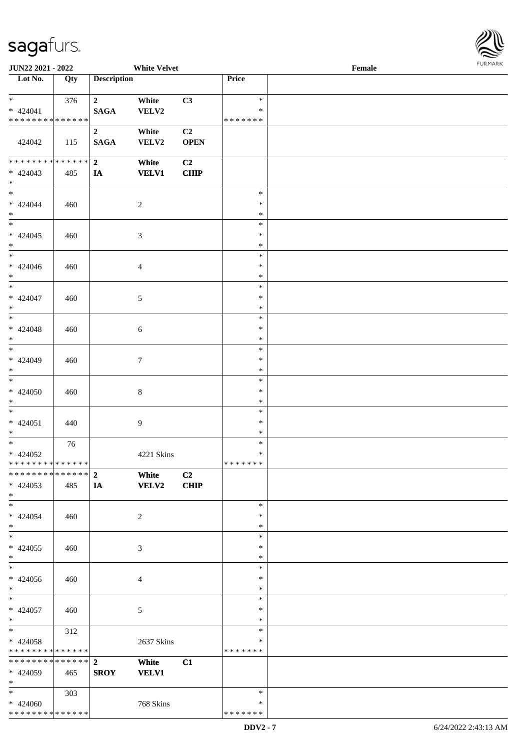| Lot No. | Qty | Description | | | Price | |
|---|---|---|---|---|---|---|
| * | 376 | 2 | White | C3 | * | |
| * 424041 | | SAGA | VELV2 | | * | |
| * * * * * * * * * * * * * * | | | | | * * * * * * * | |
| 424042 | 115 | 2 SAGA | White VELV2 | C2 OPEN | | |
| * * * * * * * * * * * * * * | | 2 | White | C2 | | |
| * 424043 | 485 | IA | VELV1 | CHIP | | |
| * | | | | | | |
| * 424044 | 460 | | 2 | | * | |
| * 424045 | 460 | | 3 | | * | |
| * 424046 | 460 | | 4 | | * | |
| * 424047 | 460 | | 5 | | * | |
| * 424048 | 460 | | 6 | | * | |
| * 424049 | 460 | | 7 | | * | |
| * 424050 | 460 | | 8 | | * | |
| * 424051 | 440 | | 9 | | * | |
| * | 76 | | | | * | |
| * 424052 | | | 4221 Skins | | * | |
| * * * * * * * * * * * * * * | | | | | * * * * * * * | |
| * * * * * * * * * * * * * * | | 2 | White | C2 | | |
| * 424053 | 485 | IA | VELV2 | CHIP | | |
| * | | | | | | |
| * 424054 | 460 | | 2 | | * | |
| * 424055 | 460 | | 3 | | * | |
| * 424056 | 460 | | 4 | | * | |
| * 424057 | 460 | | 5 | | * | |
| * | 312 | | | | * | |
| * 424058 | | | 2637 Skins | | * | |
| * * * * * * * * * * * * * * | | | | | * * * * * * * | |
| * * * * * * * * * * * * * * | | 2 | White | C1 | | |
| * 424059 | 465 | SROY | VELV1 | | | |
| * | 303 | | | | * | |
| * 424060 | | | 768 Skins | | * | |
| * * * * * * * * * * * * * * | | | | | * * * * * * * | |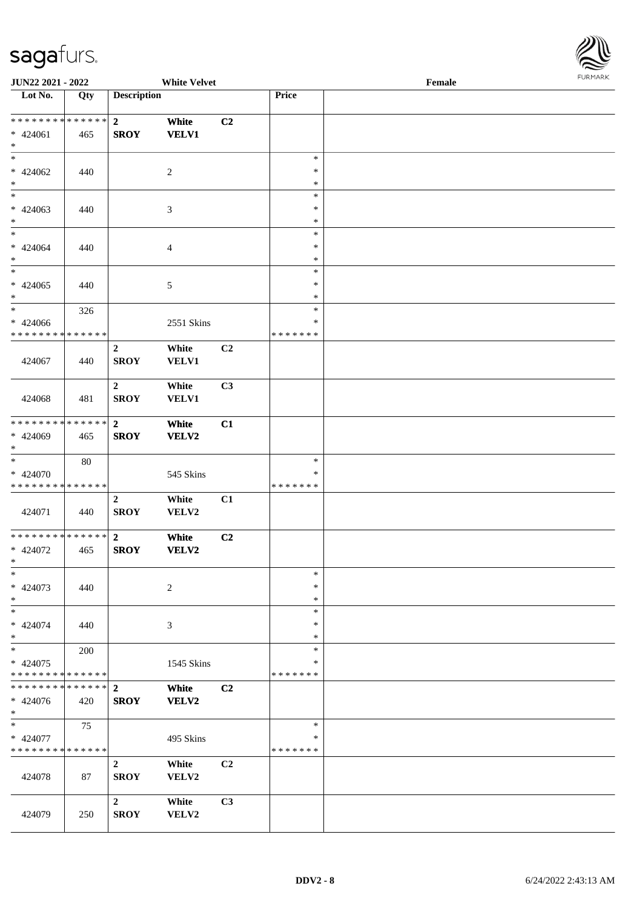| Lot No. | Qty | Description | | | Price | |
|---|---|---|---|---|---|---|
| * * * * * * * * * * * * * * | | 2 | White | C2 | | |
| * 424061 | 465 | SROY | VELV1 | | | |
| * | | | | | | |
| * | | | | | * | |
| * 424062 | 440 | | 2 | | * | |
| * | | | | | * | |
| * | | | | | * | |
| * 424063 | 440 | | 3 | | * | |
| * | | | | | * | |
| * | | | | | * | |
| * 424064 | 440 | | 4 | | * | |
| * | | | | | * | |
| * | | | | | * | |
| * 424065 | 440 | | 5 | | * | |
| * | | | | | * | |
| * | 326 | | | | * | |
| * 424066 | | | 2551 Skins | | * | |
| * * * * * * * * * * * * * * | | | | | * * * * * * * | |
| 424067 | 440 | 2 SROY | White VELV1 | C2 | | |
| 424068 | 481 | 2 SROY | White VELV1 | C3 | | |
| * * * * * * * * * * * * * * | | 2 | White | C1 | | |
| * 424069 | 465 | SROY | VELV2 | | | |
| * | | | | | | |
| * | 80 | | | | * | |
| * 424070 | | | 545 Skins | | * | |
| * * * * * * * * * * * * * * | | | | | * * * * * * * | |
| 424071 | 440 | 2 SROY | White VELV2 | C1 | | |
| * * * * * * * * * * * * * * | | 2 | White | C2 | | |
| * 424072 | 465 | SROY | VELV2 | | | |
| * | | | | | | |
| * | | | | | * | |
| * 424073 | 440 | | 2 | | * | |
| * | | | | | * | |
| * | | | | | * | |
| * 424074 | 440 | | 3 | | * | |
| * | | | | | * | |
| * | 200 | | | | * | |
| * 424075 | | | 1545 Skins | | * | |
| * * * * * * * * * * * * * * | | | | | * * * * * * * | |
| * * * * * * * * * * * * * * | | 2 | White | C2 | | |
| * 424076 | 420 | SROY | VELV2 | | | |
| * | | | | | | |
| * | 75 | | | | * | |
| * 424077 | | | 495 Skins | | * | |
| * * * * * * * * * * * * * * | | | | | * * * * * * * | |
| 424078 | 87 | 2 SROY | White VELV2 | C2 | | |
| 424079 | 250 | 2 SROY | White VELV2 | C3 | | |